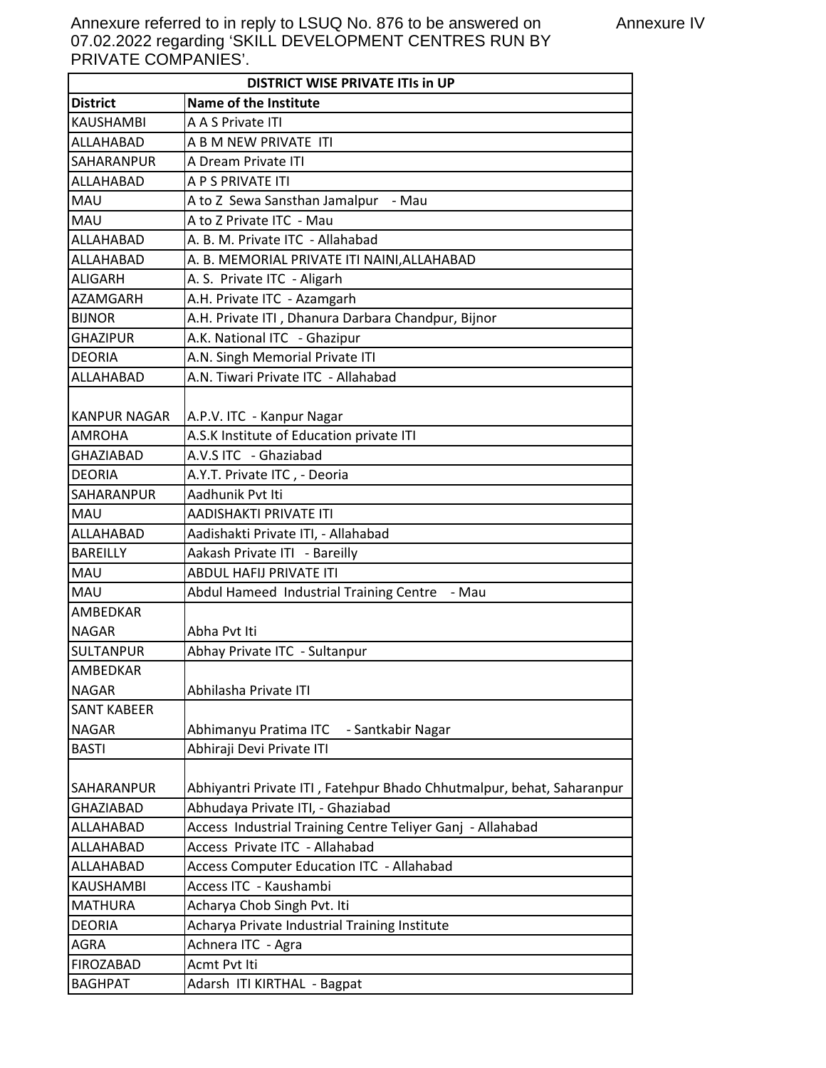Annexure referred to in reply to LSUQ No. 876 to be answered on 07.02.2022 regarding 'SKILL DEVELOPMENT CENTRES RUN BY PRIVATE COMPANIES'.

Annexure IV

| DISTRICT WISE PRIVATE ITIs in UP | |
|---|---|
| **District** | **Name of the Institute** |
| KAUSHAMBI | A A S Private ITI |
| ALLAHABAD | A B M NEW PRIVATE ITI |
| SAHARANPUR | A Dream Private ITI |
| ALLAHABAD | A P S PRIVATE ITI |
| MAU | A to Z Sewa Sansthan Jamalpur - Mau |
| MAU | A to Z Private ITC - Mau |
| ALLAHABAD | A. B. M. Private ITC - Allahabad |
| ALLAHABAD | A. B. MEMORIAL PRIVATE ITI NAINI,ALLAHABAD |
| ALIGARH | A. S. Private ITC - Aligarh |
| AZAMGARH | A.H. Private ITC - Azamgarh |
| BIJNOR | A.H. Private ITI , Dhanura Darbara Chandpur, Bijnor |
| GHAZIPUR | A.K. National ITC - Ghazipur |
| DEORIA | A.N. Singh Memorial Private ITI |
| ALLAHABAD | A.N. Tiwari Private ITC - Allahabad |
| KANPUR NAGAR | A.P.V. ITC - Kanpur Nagar |
| AMROHA | A.S.K Institute of Education private ITI |
| GHAZIABAD | A.V.S ITC - Ghaziabad |
| DEORIA | A.Y.T. Private ITC , - Deoria |
| SAHARANPUR | Aadhunik Pvt Iti |
| MAU | AADISHAKTI PRIVATE ITI |
| ALLAHABAD | Aadishakti Private ITI, - Allahabad |
| BAREILLY | Aakash Private ITI - Bareilly |
| MAU | ABDUL HAFIJ PRIVATE ITI |
| MAU | Abdul Hameed Industrial Training Centre - Mau |
| AMBEDKAR NAGAR | Abha Pvt Iti |
| SULTANPUR | Abhay Private ITC - Sultanpur |
| AMBEDKAR NAGAR | Abhilasha Private ITI |
| SANT KABEER NAGAR | Abhimanyu Pratima ITC - Santkabir Nagar |
| BASTI | Abhiraji Devi Private ITI |
| SAHARANPUR | Abhiyantri Private ITI , Fatehpur Bhado Chhutmalpur, behat, Saharanpur |
| GHAZIABAD | Abhudaya Private ITI, - Ghaziabad |
| ALLAHABAD | Access Industrial Training Centre Teliyer Ganj - Allahabad |
| ALLAHABAD | Access Private ITC - Allahabad |
| ALLAHABAD | Access Computer Education ITC - Allahabad |
| KAUSHAMBI | Access ITC - Kaushambi |
| MATHURA | Acharya Chob Singh Pvt. Iti |
| DEORIA | Acharya Private Industrial Training Institute |
| AGRA | Achnera ITC - Agra |
| FIROZABAD | Acmt Pvt Iti |
| BAGHPAT | Adarsh ITI KIRTHAL - Bagpat |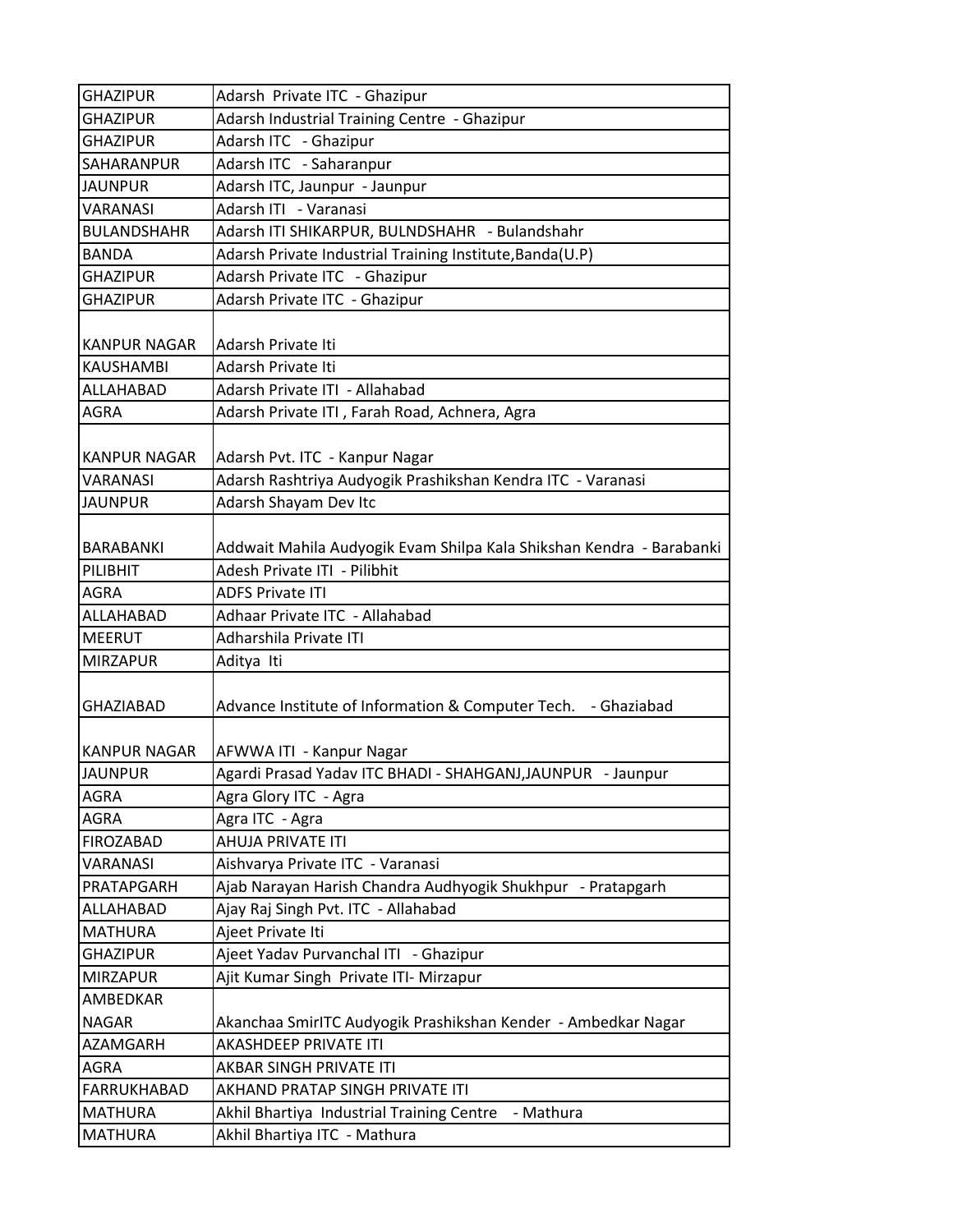| GHAZIPUR | Adarsh  Private ITC  - Ghazipur |
|---|---|
| GHAZIPUR | Adarsh Industrial Training Centre  - Ghazipur |
| GHAZIPUR | Adarsh ITC   - Ghazipur |
| SAHARANPUR | Adarsh ITC   - Saharanpur |
| JAUNPUR | Adarsh ITC, Jaunpur  - Jaunpur |
| VARANASI | Adarsh ITI   - Varanasi |
| BULANDSHAHR | Adarsh ITI SHIKARPUR, BULNDSHAHR   - Bulandshahr |
| BANDA | Adarsh Private Industrial Training Institute,Banda(U.P) |
| GHAZIPUR | Adarsh Private ITC   - Ghazipur |
| GHAZIPUR | Adarsh Private ITC  - Ghazipur |
| KANPUR NAGAR | Adarsh Private Iti |
| KAUSHAMBI | Adarsh Private Iti |
| ALLAHABAD | Adarsh Private ITI  - Allahabad |
| AGRA | Adarsh Private ITI , Farah Road, Achnera, Agra |
| KANPUR NAGAR | Adarsh Pvt. ITC  - Kanpur Nagar |
| VARANASI | Adarsh Rashtriya Audyogik Prashikshan Kendra ITC  - Varanasi |
| JAUNPUR | Adarsh Shayam Dev Itc |
| BARABANKI | Addwait Mahila Audyogik Evam Shilpa Kala Shikshan Kendra  - Barabanki |
| PILIBHIT | Adesh Private ITI  - Pilibhit |
| AGRA | ADFS Private ITI |
| ALLAHABAD | Adhaar Private ITC  - Allahabad |
| MEERUT | Adharshila Private ITI |
| MIRZAPUR | Aditya  Iti |
| GHAZIABAD | Advance Institute of Information & Computer Tech.    - Ghaziabad |
| KANPUR NAGAR | AFWWA ITI  - Kanpur Nagar |
| JAUNPUR | Agardi Prasad Yadav ITC BHADI - SHAHGANJ,JAUNPUR   - Jaunpur |
| AGRA | Agra Glory ITC  - Agra |
| AGRA | Agra ITC  - Agra |
| FIROZABAD | AHUJA PRIVATE ITI |
| VARANASI | Aishvarya Private ITC  - Varanasi |
| PRATAPGARH | Ajab Narayan Harish Chandra Audhyogik Shukhpur   - Pratapgarh |
| ALLAHABAD | Ajay Raj Singh Pvt. ITC  - Allahabad |
| MATHURA | Ajeet Private Iti |
| GHAZIPUR | Ajeet Yadav Purvanchal ITI   - Ghazipur |
| MIRZAPUR | Ajit Kumar Singh  Private ITI- Mirzapur |
| AMBEDKAR NAGAR | Akanchaa SmirITC Audyogik Prashikshan Kender  - Ambedkar Nagar |
| AZAMGARH | AKASHDEEP PRIVATE ITI |
| AGRA | AKBAR SINGH PRIVATE ITI |
| FARRUKHABAD | AKHAND PRATAP SINGH PRIVATE ITI |
| MATHURA | Akhil Bhartiya  Industrial Training Centre    - Mathura |
| MATHURA | Akhil Bhartiya ITC  - Mathura |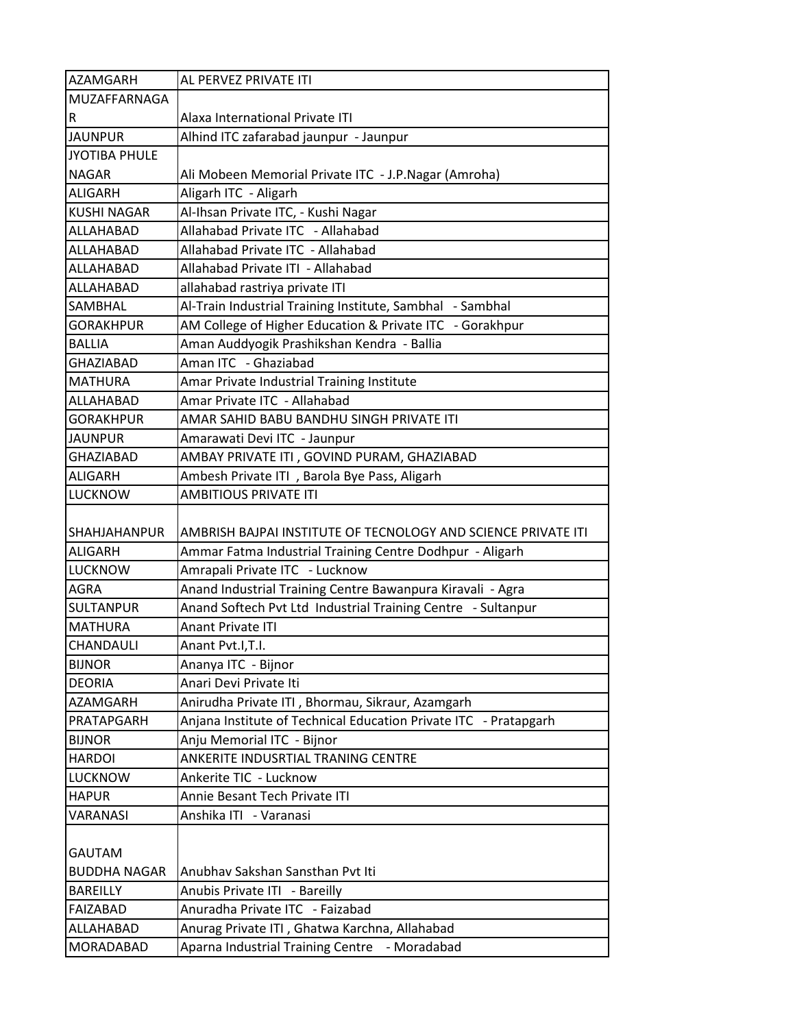| AZAMGARH | AL PERVEZ PRIVATE ITI |
|---|---|
| MUZAFFARNAGAR | Alaxa International Private ITI |
| JAUNPUR | Alhind ITC zafarabad jaunpur - Jaunpur |
| JYOTIBA PHULE NAGAR | Ali Mobeen Memorial Private ITC - J.P.Nagar (Amroha) |
| ALIGARH | Aligarh ITC - Aligarh |
| KUSHI NAGAR | Al-Ihsan Private ITC, - Kushi Nagar |
| ALLAHABAD | Allahabad Private ITC - Allahabad |
| ALLAHABAD | Allahabad Private ITC - Allahabad |
| ALLAHABAD | Allahabad Private ITI - Allahabad |
| ALLAHABAD | allahabad rastriya private ITI |
| SAMBHAL | Al-Train Industrial Training Institute, Sambhal - Sambhal |
| GORAKHPUR | AM College of Higher Education & Private ITC - Gorakhpur |
| BALLIA | Aman Auddyogik Prashikshan Kendra - Ballia |
| GHAZIABAD | Aman ITC - Ghaziabad |
| MATHURA | Amar Private Industrial Training Institute |
| ALLAHABAD | Amar Private ITC - Allahabad |
| GORAKHPUR | AMAR SAHID BABU BANDHU SINGH PRIVATE ITI |
| JAUNPUR | Amarawati Devi ITC - Jaunpur |
| GHAZIABAD | AMBAY PRIVATE ITI , GOVIND PURAM, GHAZIABAD |
| ALIGARH | Ambesh Private ITI , Barola Bye Pass, Aligarh |
| LUCKNOW | AMBITIOUS PRIVATE ITI |
| SHAHJAHANPUR | AMBRISH BAJPAI INSTITUTE OF TECNOLOGY AND SCIENCE PRIVATE ITI |
| ALIGARH | Ammar Fatma Industrial Training Centre Dodhpur - Aligarh |
| LUCKNOW | Amrapali Private ITC - Lucknow |
| AGRA | Anand Industrial Training Centre Bawanpura Kiravali - Agra |
| SULTANPUR | Anand Softech Pvt Ltd Industrial Training Centre - Sultanpur |
| MATHURA | Anant Private ITI |
| CHANDAULI | Anant Pvt.I,T.I. |
| BIJNOR | Ananya ITC - Bijnor |
| DEORIA | Anari Devi Private Iti |
| AZAMGARH | Anirudha Private ITI , Bhormau, Sikraur, Azamgarh |
| PRATAPGARH | Anjana Institute of Technical Education Private ITC - Pratapgarh |
| BIJNOR | Anju Memorial ITC - Bijnor |
| HARDOI | ANKERITE INDUSRTIAL TRANING CENTRE |
| LUCKNOW | Ankerite TIC - Lucknow |
| HAPUR | Annie Besant Tech Private ITI |
| VARANASI | Anshika ITI - Varanasi |
| GAUTAM BUDDHA NAGAR | Anubhav Sakshan Sansthan Pvt Iti |
| BAREILLY | Anubis Private ITI - Bareilly |
| FAIZABAD | Anuradha Private ITC - Faizabad |
| ALLAHABAD | Anurag Private ITI , Ghatwa Karchna, Allahabad |
| MORADABAD | Aparna Industrial Training Centre - Moradabad |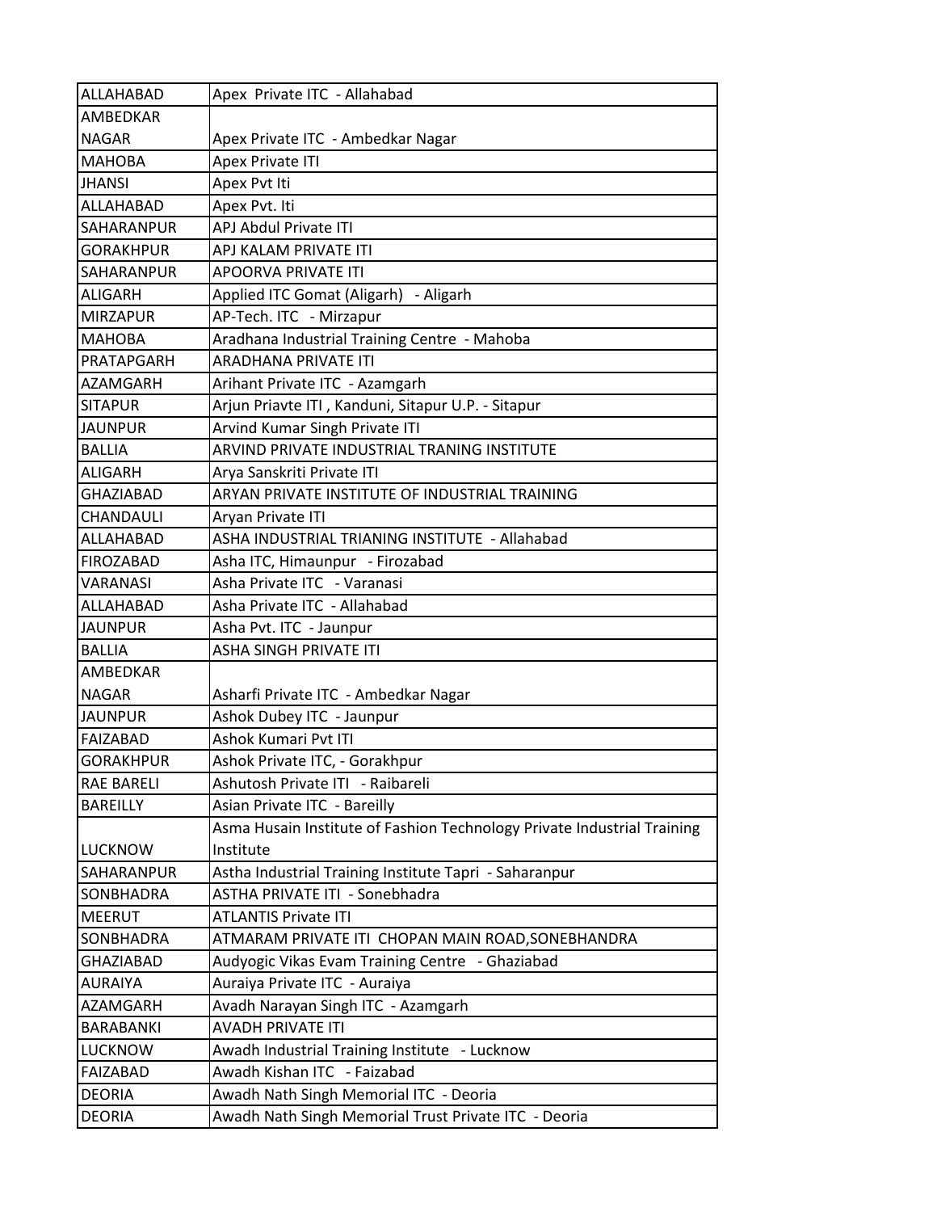| | |
|---|---|
| ALLAHABAD | Apex Private ITC - Allahabad |
| AMBEDKAR NAGAR | Apex Private ITC - Ambedkar Nagar |
| MAHOBA | Apex Private ITI |
| JHANSI | Apex Pvt Iti |
| ALLAHABAD | Apex Pvt. Iti |
| SAHARANPUR | APJ Abdul Private ITI |
| GORAKHPUR | APJ KALAM PRIVATE ITI |
| SAHARANPUR | APOORVA PRIVATE ITI |
| ALIGARH | Applied ITC Gomat (Aligarh) - Aligarh |
| MIRZAPUR | AP-Tech. ITC - Mirzapur |
| MAHOBA | Aradhana Industrial Training Centre - Mahoba |
| PRATAPGARH | ARADHANA PRIVATE ITI |
| AZAMGARH | Arihant Private ITC - Azamgarh |
| SITAPUR | Arjun Priavte ITI , Kanduni, Sitapur U.P. - Sitapur |
| JAUNPUR | Arvind Kumar Singh Private ITI |
| BALLIA | ARVIND PRIVATE INDUSTRIAL TRANING INSTITUTE |
| ALIGARH | Arya Sanskriti Private ITI |
| GHAZIABAD | ARYAN PRIVATE INSTITUTE OF INDUSTRIAL TRAINING |
| CHANDAULI | Aryan Private ITI |
| ALLAHABAD | ASHA INDUSTRIAL TRIANING INSTITUTE - Allahabad |
| FIROZABAD | Asha ITC, Himaunpur - Firozabad |
| VARANASI | Asha Private ITC - Varanasi |
| ALLAHABAD | Asha Private ITC - Allahabad |
| JAUNPUR | Asha Pvt. ITC - Jaunpur |
| BALLIA | ASHA SINGH PRIVATE ITI |
| AMBEDKAR NAGAR | Asharfi Private ITC - Ambedkar Nagar |
| JAUNPUR | Ashok Dubey ITC - Jaunpur |
| FAIZABAD | Ashok Kumari Pvt ITI |
| GORAKHPUR | Ashok Private ITC, - Gorakhpur |
| RAE BARELI | Ashutosh Private ITI - Raibareli |
| BAREILLY | Asian Private ITC - Bareilly |
| LUCKNOW | Asma Husain Institute of Fashion Technology Private Industrial Training Institute |
| SAHARANPUR | Astha Industrial Training Institute Tapri - Saharanpur |
| SONBHADRA | ASTHA PRIVATE ITI - Sonebhadra |
| MEERUT | ATLANTIS Private ITI |
| SONBHADRA | ATMARAM PRIVATE ITI CHOPAN MAIN ROAD,SONEBHANDRA |
| GHAZIABAD | Audyogic Vikas Evam Training Centre - Ghaziabad |
| AURAIYA | Auraiya Private ITC - Auraiya |
| AZAMGARH | Avadh Narayan Singh ITC - Azamgarh |
| BARABANKI | AVADH PRIVATE ITI |
| LUCKNOW | Awadh Industrial Training Institute - Lucknow |
| FAIZABAD | Awadh Kishan ITC - Faizabad |
| DEORIA | Awadh Nath Singh Memorial ITC - Deoria |
| DEORIA | Awadh Nath Singh Memorial Trust Private ITC - Deoria |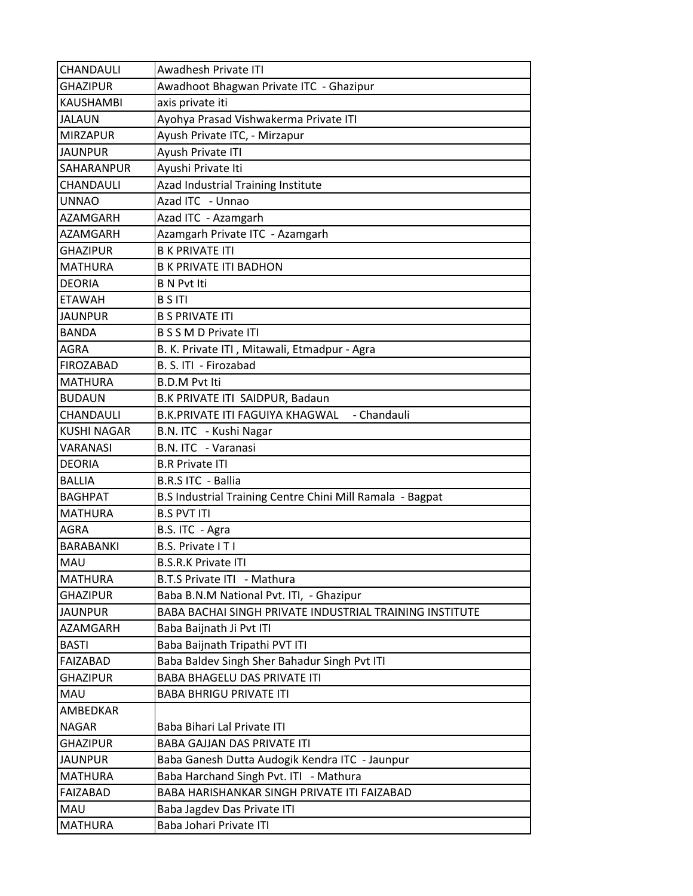| CHANDAULI | Awadhesh Private ITI |
|---|---|
| GHAZIPUR | Awadhoot Bhagwan Private ITC - Ghazipur |
| KAUSHAMBI | axis private iti |
| JALAUN | Ayohya Prasad Vishwakerma Private ITI |
| MIRZAPUR | Ayush Private ITC, - Mirzapur |
| JAUNPUR | Ayush Private ITI |
| SAHARANPUR | Ayushi Private Iti |
| CHANDAULI | Azad Industrial Training Institute |
| UNNAO | Azad ITC - Unnao |
| AZAMGARH | Azad ITC - Azamgarh |
| AZAMGARH | Azamgarh Private ITC - Azamgarh |
| GHAZIPUR | B K PRIVATE ITI |
| MATHURA | B K PRIVATE ITI BADHON |
| DEORIA | B N Pvt Iti |
| ETAWAH | B S ITI |
| JAUNPUR | B S PRIVATE ITI |
| BANDA | B S S M D Private ITI |
| AGRA | B. K. Private ITI , Mitawali, Etmadpur - Agra |
| FIROZABAD | B. S. ITI - Firozabad |
| MATHURA | B.D.M Pvt Iti |
| BUDAUN | B.K PRIVATE ITI SAIDPUR, Badaun |
| CHANDAULI | B.K.PRIVATE ITI FAGUIYA KHAGWAL - Chandauli |
| KUSHI NAGAR | B.N. ITC - Kushi Nagar |
| VARANASI | B.N. ITC - Varanasi |
| DEORIA | B.R Private ITI |
| BALLIA | B.R.S ITC - Ballia |
| BAGHPAT | B.S Industrial Training Centre Chini Mill Ramala - Bagpat |
| MATHURA | B.S PVT ITI |
| AGRA | B.S. ITC - Agra |
| BARABANKI | B.S. Private I T I |
| MAU | B.S.R.K Private ITI |
| MATHURA | B.T.S Private ITI - Mathura |
| GHAZIPUR | Baba B.N.M National Pvt. ITI, - Ghazipur |
| JAUNPUR | BABA BACHAI SINGH PRIVATE INDUSTRIAL TRAINING INSTITUTE |
| AZAMGARH | Baba Baijnath Ji Pvt ITI |
| BASTI | Baba Baijnath Tripathi PVT ITI |
| FAIZABAD | Baba Baldev Singh Sher Bahadur Singh Pvt ITI |
| GHAZIPUR | BABA BHAGELU DAS PRIVATE ITI |
| MAU | BABA BHRIGU PRIVATE ITI |
| AMBEDKAR NAGAR | Baba Bihari Lal Private ITI |
| GHAZIPUR | BABA GAJJAN DAS PRIVATE ITI |
| JAUNPUR | Baba Ganesh Dutta Audogik Kendra ITC - Jaunpur |
| MATHURA | Baba Harchand Singh Pvt. ITI - Mathura |
| FAIZABAD | BABA HARISHANKAR SINGH PRIVATE ITI FAIZABAD |
| MAU | Baba Jagdev Das Private ITI |
| MATHURA | Baba Johari Private ITI |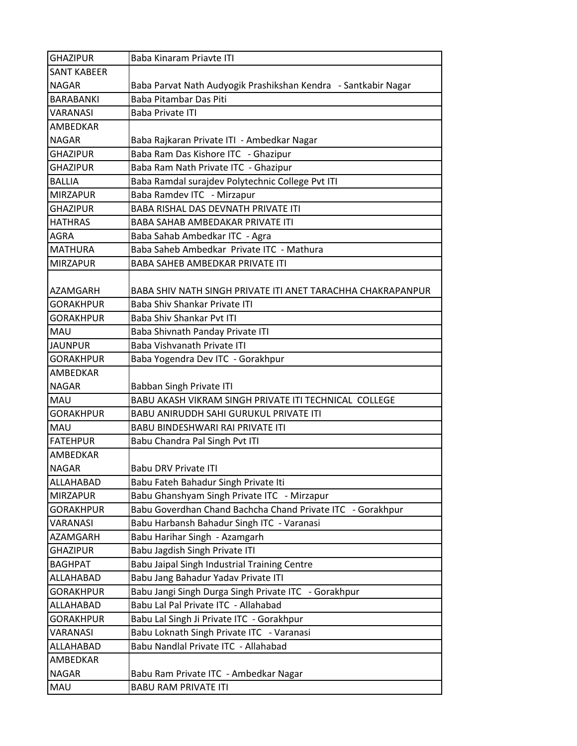| GHAZIPUR | Baba Kinaram Priavte ITI |
|---|---|
| SANT KABEER NAGAR | Baba Parvat Nath Audyogik Prashikshan Kendra - Santkabir Nagar |
| BARABANKI | Baba Pitambar Das Piti |
| VARANASI | Baba Private ITI |
| AMBEDKAR NAGAR | Baba Rajkaran Private ITI - Ambedkar Nagar |
| GHAZIPUR | Baba Ram Das Kishore ITC - Ghazipur |
| GHAZIPUR | Baba Ram Nath Private ITC - Ghazipur |
| BALLIA | Baba Ramdal surajdev Polytechnic College Pvt ITI |
| MIRZAPUR | Baba Ramdev ITC - Mirzapur |
| GHAZIPUR | BABA RISHAL DAS DEVNATH PRIVATE ITI |
| HATHRAS | BABA SAHAB AMBEDAKAR PRIVATE ITI |
| AGRA | Baba Sahab Ambedkar ITC - Agra |
| MATHURA | Baba Saheb Ambedkar Private ITC - Mathura |
| MIRZAPUR | BABA SAHEB AMBEDKAR PRIVATE ITI |
| AZAMGARH | BABA SHIV NATH SINGH PRIVATE ITI ANET TARACHHA CHAKRAPANPUR |
| GORAKHPUR | Baba Shiv Shankar Private ITI |
| GORAKHPUR | Baba Shiv Shankar Pvt ITI |
| MAU | Baba Shivnath Panday Private ITI |
| JAUNPUR | Baba Vishvanath Private ITI |
| GORAKHPUR | Baba Yogendra Dev ITC - Gorakhpur |
| AMBEDKAR NAGAR | Babban Singh Private ITI |
| MAU | BABU AKASH VIKRAM SINGH PRIVATE ITI TECHNICAL COLLEGE |
| GORAKHPUR | BABU ANIRUDDH SAHI GURUKUL PRIVATE ITI |
| MAU | BABU BINDESHWARI RAI PRIVATE ITI |
| FATEHPUR | Babu Chandra Pal Singh Pvt ITI |
| AMBEDKAR NAGAR | Babu DRV Private ITI |
| ALLAHABAD | Babu Fateh Bahadur Singh Private Iti |
| MIRZAPUR | Babu Ghanshyam Singh Private ITC - Mirzapur |
| GORAKHPUR | Babu Goverdhan Chand Bachcha Chand Private ITC - Gorakhpur |
| VARANASI | Babu Harbansh Bahadur Singh ITC - Varanasi |
| AZAMGARH | Babu Harihar Singh - Azamgarh |
| GHAZIPUR | Babu Jagdish Singh Private ITI |
| BAGHPAT | Babu Jaipal Singh Industrial Training Centre |
| ALLAHABAD | Babu Jang Bahadur Yadav Private ITI |
| GORAKHPUR | Babu Jangi Singh Durga Singh Private ITC - Gorakhpur |
| ALLAHABAD | Babu Lal Pal Private ITC - Allahabad |
| GORAKHPUR | Babu Lal Singh Ji Private ITC - Gorakhpur |
| VARANASI | Babu Loknath Singh Private ITC - Varanasi |
| ALLAHABAD | Babu Nandlal Private ITC - Allahabad |
| AMBEDKAR NAGAR | Babu Ram Private ITC - Ambedkar Nagar |
| MAU | BABU RAM PRIVATE ITI |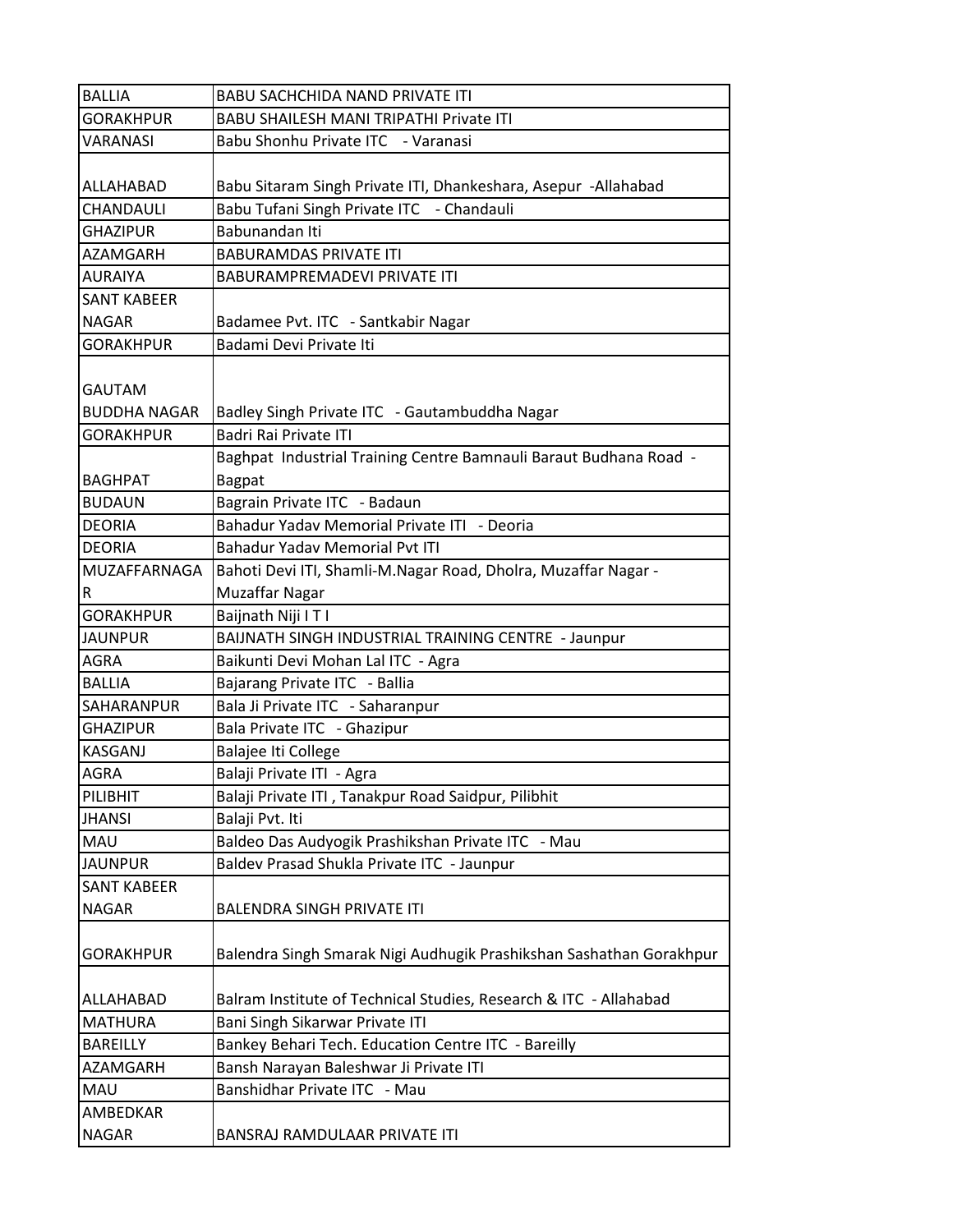| BALLIA | BABU SACHCHIDA NAND PRIVATE ITI |
|---|---|
| GORAKHPUR | BABU SHAILESH MANI TRIPATHI Private ITI |
| VARANASI | Babu Shonhu Private ITC - Varanasi |
| ALLAHABAD | Babu Sitaram Singh Private ITI, Dhankeshara, Asepur -Allahabad |
| CHANDAULI | Babu Tufani Singh Private ITC - Chandauli |
| GHAZIPUR | Babunandan Iti |
| AZAMGARH | BABURAMDAS PRIVATE ITI |
| AURAIYA | BABURAMPREMADEVI PRIVATE ITI |
| SANT KABEER NAGAR | Badamee Pvt. ITC - Santkabir Nagar |
| GORAKHPUR | Badami Devi Private Iti |
| GAUTAM BUDDHA NAGAR | Badley Singh Private ITC - Gautambuddha Nagar |
| GORAKHPUR | Badri Rai Private ITI |
| BAGHPAT | Baghpat Industrial Training Centre Bamnauli Baraut Budhana Road - Bagpat |
| BUDAUN | Bagrain Private ITC - Badaun |
| DEORIA | Bahadur Yadav Memorial Private ITI - Deoria |
| DEORIA | Bahadur Yadav Memorial Pvt ITI |
| MUZAFFARNAGAR | Bahoti Devi ITI, Shamli-M.Nagar Road, Dholra, Muzaffar Nagar - Muzaffar Nagar |
| GORAKHPUR | Baijnath Niji I T I |
| JAUNPUR | BAIJNATH SINGH INDUSTRIAL TRAINING CENTRE - Jaunpur |
| AGRA | Baikunti Devi Mohan Lal ITC - Agra |
| BALLIA | Bajarang Private ITC - Ballia |
| SAHARANPUR | Bala Ji Private ITC - Saharanpur |
| GHAZIPUR | Bala Private ITC - Ghazipur |
| KASGANJ | Balajee Iti College |
| AGRA | Balaji Private ITI - Agra |
| PILIBHIT | Balaji Private ITI , Tanakpur Road Saidpur, Pilibhit |
| JHANSI | Balaji Pvt. Iti |
| MAU | Baldeo Das Audyogik Prashikshan Private ITC - Mau |
| JAUNPUR | Baldev Prasad Shukla Private ITC - Jaunpur |
| SANT KABEER NAGAR | BALENDRA SINGH PRIVATE ITI |
| GORAKHPUR | Balendra Singh Smarak Nigi Audhugik Prashikshan Sashathan Gorakhpur |
| ALLAHABAD | Balram Institute of Technical Studies, Research & ITC - Allahabad |
| MATHURA | Bani Singh Sikarwar Private ITI |
| BAREILLY | Bankey Behari Tech. Education Centre ITC - Bareilly |
| AZAMGARH | Bansh Narayan Baleshwar Ji Private ITI |
| MAU | Banshidhar Private ITC - Mau |
| AMBEDKAR NAGAR | BANSRAJ RAMDULAAR PRIVATE ITI |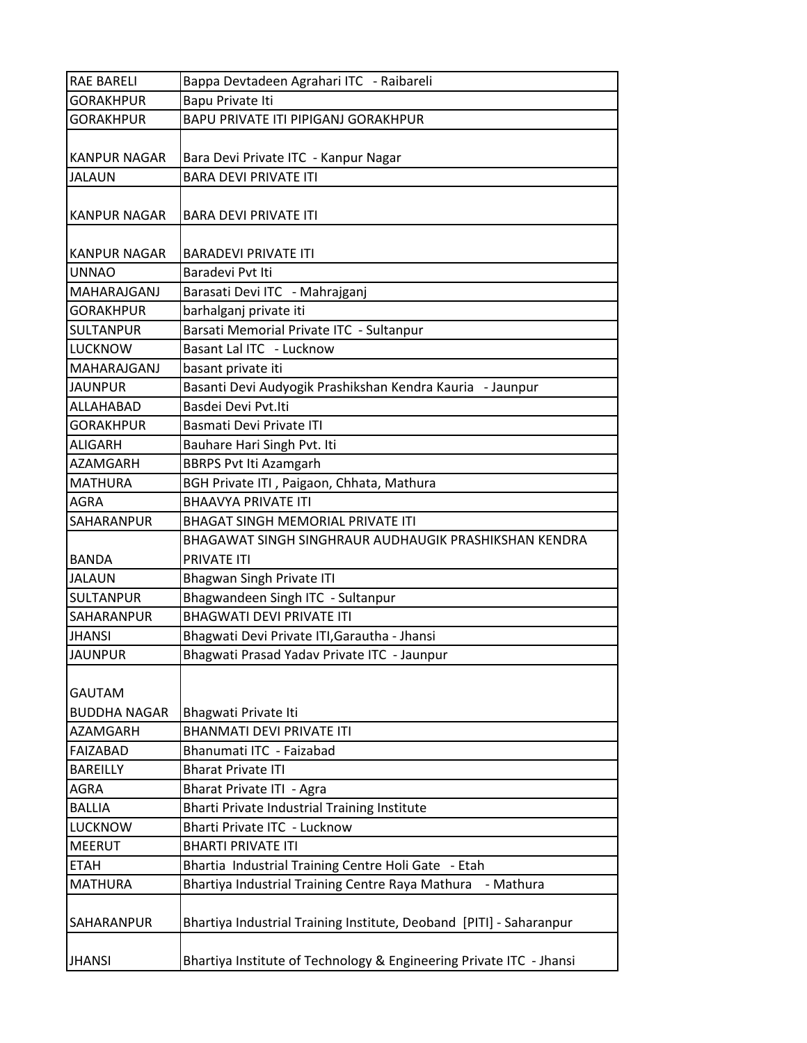| RAE BARELI | Bappa Devtadeen Agrahari ITC - Raibareli |
|---|---|
| GORAKHPUR | Bapu Private Iti |
| GORAKHPUR | BAPU PRIVATE ITI PIPIGANJ GORAKHPUR |
| KANPUR NAGAR | Bara Devi Private ITC - Kanpur Nagar |
| JALAUN | BARA DEVI PRIVATE ITI |
| KANPUR NAGAR | BARA DEVI PRIVATE ITI |
| KANPUR NAGAR | BARADEVI PRIVATE ITI |
| UNNAO | Baradevi Pvt Iti |
| MAHARAJGANJ | Barasati Devi ITC - Mahrajganj |
| GORAKHPUR | barhalganj private iti |
| SULTANPUR | Barsati Memorial Private ITC - Sultanpur |
| LUCKNOW | Basant Lal ITC - Lucknow |
| MAHARAJGANJ | basant private iti |
| JAUNPUR | Basanti Devi Audyogik Prashikshan Kendra Kauria - Jaunpur |
| ALLAHABAD | Basdei Devi Pvt.Iti |
| GORAKHPUR | Basmati Devi Private ITI |
| ALIGARH | Bauhare Hari Singh Pvt. Iti |
| AZAMGARH | BBRPS Pvt Iti Azamgarh |
| MATHURA | BGH Private ITI , Paigaon, Chhata, Mathura |
| AGRA | BHAAVYA PRIVATE ITI |
| SAHARANPUR | BHAGAT SINGH MEMORIAL PRIVATE ITI |
| BANDA | BHAGAWAT SINGH SINGHRAUR AUDHAUGIK PRASHIKSHAN KENDRA PRIVATE ITI |
| JALAUN | Bhagwan Singh Private ITI |
| SULTANPUR | Bhagwandeen Singh ITC - Sultanpur |
| SAHARANPUR | BHAGWATI DEVI PRIVATE ITI |
| JHANSI | Bhagwati Devi Private ITI,Garautha - Jhansi |
| JAUNPUR | Bhagwati Prasad Yadav Private ITC - Jaunpur |
| GAUTAM BUDDHA NAGAR | Bhagwati Private Iti |
| AZAMGARH | BHANMATI DEVI PRIVATE ITI |
| FAIZABAD | Bhanumati ITC - Faizabad |
| BAREILLY | Bharat Private ITI |
| AGRA | Bharat Private ITI - Agra |
| BALLIA | Bharti Private Industrial Training Institute |
| LUCKNOW | Bharti Private ITC - Lucknow |
| MEERUT | BHARTI PRIVATE ITI |
| ETAH | Bhartia Industrial Training Centre Holi Gate - Etah |
| MATHURA | Bhartiya Industrial Training Centre Raya Mathura - Mathura |
| SAHARANPUR | Bhartiya Industrial Training Institute, Deoband [PITI] - Saharanpur |
| JHANSI | Bhartiya Institute of Technology & Engineering Private ITC - Jhansi |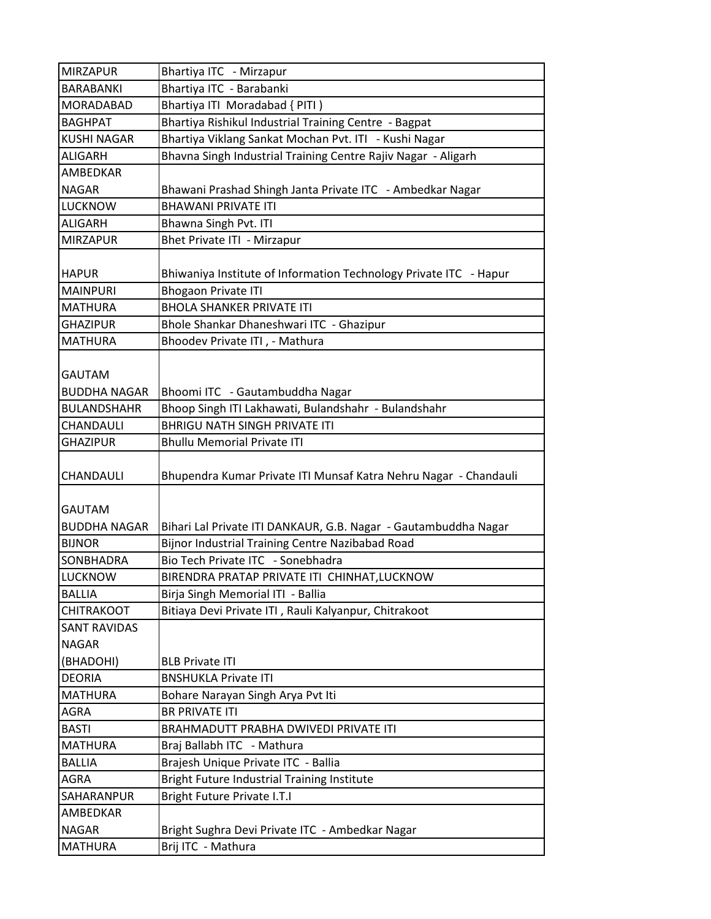| | |
|---|---|
| MIRZAPUR | Bhartiya ITC  - Mirzapur |
| BARABANKI | Bhartiya ITC  - Barabanki |
| MORADABAD | Bhartiya ITI  Moradabad { PITI ) |
| BAGHPAT | Bhartiya Rishikul Industrial Training Centre  - Bagpat |
| KUSHI NAGAR | Bhartiya Viklang Sankat Mochan Pvt. ITI  - Kushi Nagar |
| ALIGARH | Bhavna Singh Industrial Training Centre Rajiv Nagar  - Aligarh |
| AMBEDKAR NAGAR | Bhawani Prashad Shingh Janta Private ITC  - Ambedkar Nagar |
| LUCKNOW | BHAWANI PRIVATE ITI |
| ALIGARH | Bhawna Singh Pvt. ITI |
| MIRZAPUR | Bhet Private ITI  - Mirzapur |
| HAPUR | Bhiwaniya Institute of Information Technology Private ITC  - Hapur |
| MAINPURI | Bhogaon Private ITI |
| MATHURA | BHOLA SHANKER PRIVATE ITI |
| GHAZIPUR | Bhole Shankar Dhaneshwari ITC  - Ghazipur |
| MATHURA | Bhoodev Private ITI , - Mathura |
| GAUTAM BUDDHA NAGAR | Bhoomi ITC  - Gautambuddha Nagar |
| BULANDSHAHR | Bhoop Singh ITI Lakhawati, Bulandshahr  - Bulandshahr |
| CHANDAULI | BHRIGU NATH SINGH PRIVATE ITI |
| GHAZIPUR | Bhullu Memorial Private ITI |
| CHANDAULI | Bhupendra Kumar Private ITI Munsaf Katra Nehru Nagar  - Chandauli |
| GAUTAM BUDDHA NAGAR | Bihari Lal Private ITI DANKAUR, G.B. Nagar  - Gautambuddha Nagar |
| BIJNOR | Bijnor Industrial Training Centre Nazibabad Road |
| SONBHADRA | Bio Tech Private ITC  - Sonebhadra |
| LUCKNOW | BIRENDRA PRATAP PRIVATE ITI  CHINHAT,LUCKNOW |
| BALLIA | Birja Singh Memorial ITI  - Ballia |
| CHITRAKOOT | Bitiaya Devi Private ITI , Rauli Kalyanpur, Chitrakoot |
| SANT RAVIDAS NAGAR (BHADOHI) | BLB Private ITI |
| DEORIA | BNSHUKLA Private ITI |
| MATHURA | Bohare Narayan Singh Arya Pvt Iti |
| AGRA | BR PRIVATE ITI |
| BASTI | BRAHMADUTT PRABHA DWIVEDI PRIVATE ITI |
| MATHURA | Braj Ballabh ITC  - Mathura |
| BALLIA | Brajesh Unique Private ITC  - Ballia |
| AGRA | Bright Future Industrial Training Institute |
| SAHARANPUR | Bright Future Private I.T.I |
| AMBEDKAR NAGAR | Bright Sughra Devi Private ITC  - Ambedkar Nagar |
| MATHURA | Brij ITC  - Mathura |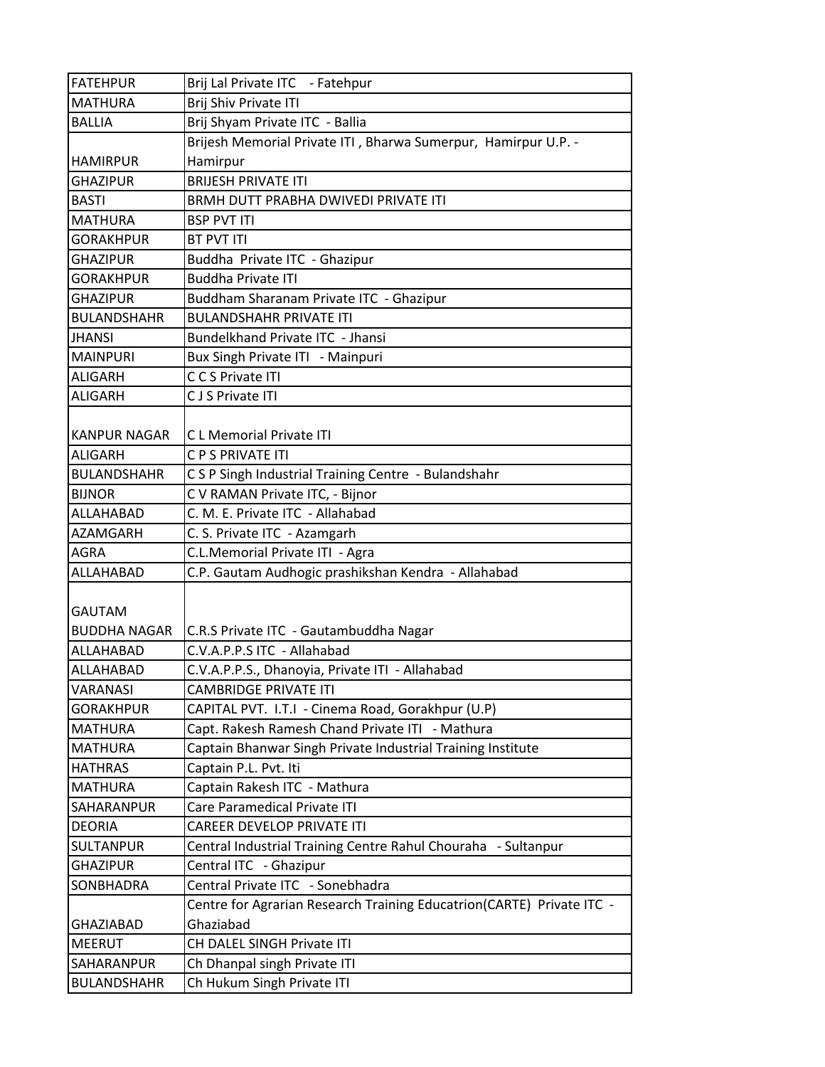| FATEHPUR | Brij Lal Private ITC - Fatehpur |
|---|---|
| MATHURA | Brij Shiv Private ITI |
| BALLIA | Brij Shyam Private ITC - Ballia |
| HAMIRPUR | Brijesh Memorial Private ITI , Bharwa Sumerpur, Hamirpur U.P. - Hamirpur |
| GHAZIPUR | BRIJESH PRIVATE ITI |
| BASTI | BRMH DUTT PRABHA DWIVEDI PRIVATE ITI |
| MATHURA | BSP PVT ITI |
| GORAKHPUR | BT PVT ITI |
| GHAZIPUR | Buddha Private ITC - Ghazipur |
| GORAKHPUR | Buddha Private ITI |
| GHAZIPUR | Buddham Sharanam Private ITC - Ghazipur |
| BULANDSHAHR | BULANDSHAHR PRIVATE ITI |
| JHANSI | Bundelkhand Private ITC - Jhansi |
| MAINPURI | Bux Singh Private ITI - Mainpuri |
| ALIGARH | C C S Private ITI |
| ALIGARH | C J S Private ITI |
| KANPUR NAGAR | C L Memorial Private ITI |
| ALIGARH | C P S PRIVATE ITI |
| BULANDSHAHR | C S P Singh Industrial Training Centre - Bulandshahr |
| BIJNOR | C V RAMAN Private ITC, - Bijnor |
| ALLAHABAD | C. M. E. Private ITC - Allahabad |
| AZAMGARH | C. S. Private ITC - Azamgarh |
| AGRA | C.L.Memorial Private ITI - Agra |
| ALLAHABAD | C.P. Gautam Audhogic prashikshan Kendra - Allahabad |
| GAUTAM BUDDHA NAGAR | C.R.S Private ITC - Gautambuddha Nagar |
| ALLAHABAD | C.V.A.P.P.S ITC - Allahabad |
| ALLAHABAD | C.V.A.P.P.S., Dhanoyia, Private ITI - Allahabad |
| VARANASI | CAMBRIDGE PRIVATE ITI |
| GORAKHPUR | CAPITAL PVT. I.T.I - Cinema Road, Gorakhpur (U.P) |
| MATHURA | Capt. Rakesh Ramesh Chand Private ITI - Mathura |
| MATHURA | Captain Bhanwar Singh Private Industrial Training Institute |
| HATHRAS | Captain P.L. Pvt. Iti |
| MATHURA | Captain Rakesh ITC - Mathura |
| SAHARANPUR | Care Paramedical Private ITI |
| DEORIA | CAREER DEVELOP PRIVATE ITI |
| SULTANPUR | Central Industrial Training Centre Rahul Chouraha - Sultanpur |
| GHAZIPUR | Central ITC - Ghazipur |
| SONBHADRA | Central Private ITC - Sonebhadra |
| GHAZIABAD | Centre for Agrarian Research Training Educatrion(CARTE) Private ITC - Ghaziabad |
| MEERUT | CH DALEL SINGH Private ITI |
| SAHARANPUR | Ch Dhanpal singh Private ITI |
| BULANDSHAHR | Ch Hukum Singh Private ITI |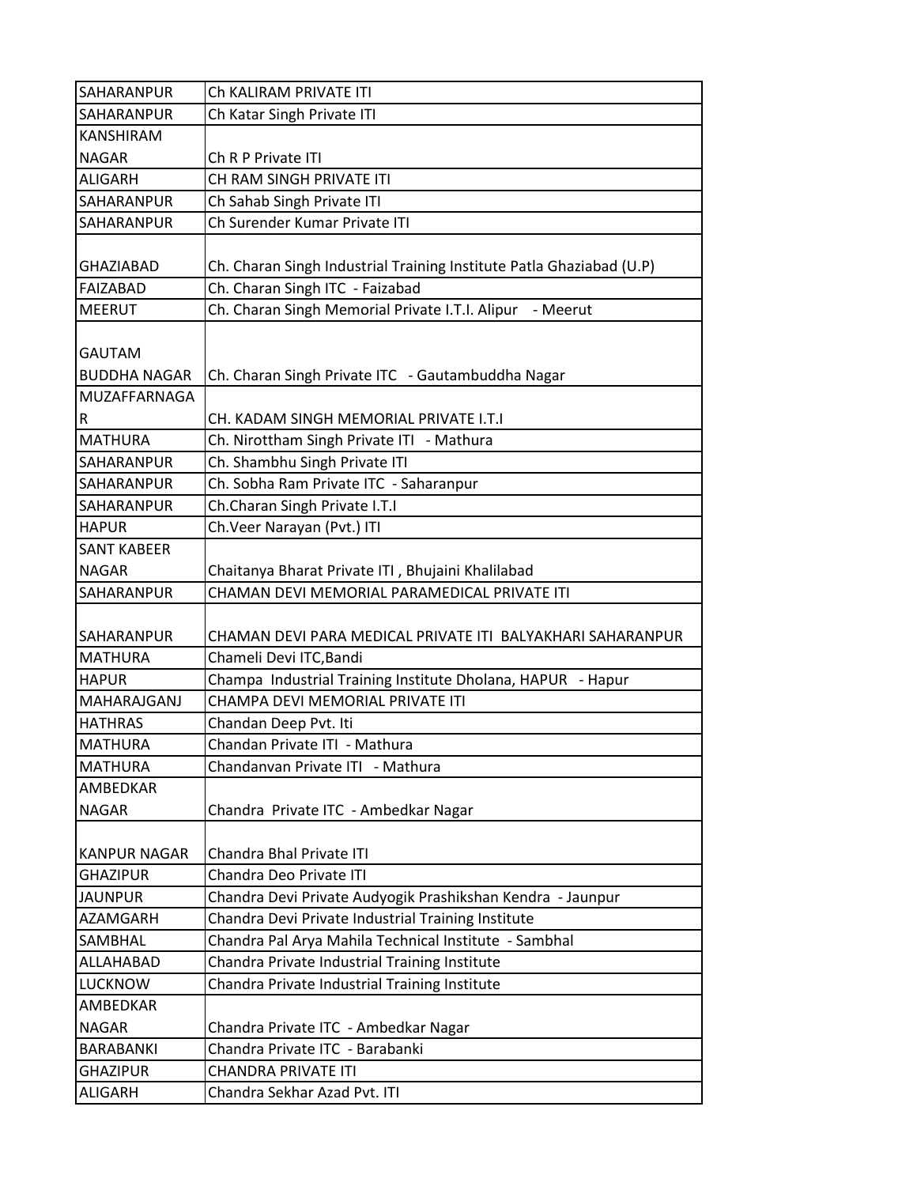| | |
|---|---|
| SAHARANPUR | Ch KALIRAM PRIVATE ITI |
| SAHARANPUR | Ch Katar Singh Private ITI |
| KANSHIRAM NAGAR | Ch R P Private ITI |
| ALIGARH | CH RAM SINGH PRIVATE ITI |
| SAHARANPUR | Ch Sahab Singh Private ITI |
| SAHARANPUR | Ch Surender Kumar Private ITI |
| GHAZIABAD | Ch. Charan Singh Industrial Training Institute Patla Ghaziabad (U.P) |
| FAIZABAD | Ch. Charan Singh ITC - Faizabad |
| MEERUT | Ch. Charan Singh Memorial Private I.T.I. Alipur - Meerut |
| GAUTAM BUDDHA NAGAR | Ch. Charan Singh Private ITC - Gautambuddha Nagar |
| MUZAFFARNAGAR | CH. KADAM SINGH MEMORIAL PRIVATE I.T.I |
| MATHURA | Ch. Nirottham Singh Private ITI - Mathura |
| SAHARANPUR | Ch. Shambhu Singh Private ITI |
| SAHARANPUR | Ch. Sobha Ram Private ITC - Saharanpur |
| SAHARANPUR | Ch.Charan Singh Private I.T.I |
| HAPUR | Ch.Veer Narayan (Pvt.) ITI |
| SANT KABEER NAGAR | Chaitanya Bharat Private ITI , Bhujaini Khalilabad |
| SAHARANPUR | CHAMAN DEVI MEMORIAL PARAMEDICAL PRIVATE ITI |
| SAHARANPUR | CHAMAN DEVI PARA MEDICAL PRIVATE ITI BALYAKHARI SAHARANPUR |
| MATHURA | Chameli Devi ITC,Bandi |
| HAPUR | Champa Industrial Training Institute Dholana, HAPUR - Hapur |
| MAHARAJGANJ | CHAMPA DEVI MEMORIAL PRIVATE ITI |
| HATHRAS | Chandan Deep Pvt. Iti |
| MATHURA | Chandan Private ITI - Mathura |
| MATHURA | Chandanvan Private ITI - Mathura |
| AMBEDKAR NAGAR | Chandra Private ITC - Ambedkar Nagar |
| KANPUR NAGAR | Chandra Bhal Private ITI |
| GHAZIPUR | Chandra Deo Private ITI |
| JAUNPUR | Chandra Devi Private Audyogik Prashikshan Kendra - Jaunpur |
| AZAMGARH | Chandra Devi Private Industrial Training Institute |
| SAMBHAL | Chandra Pal Arya Mahila Technical Institute - Sambhal |
| ALLAHABAD | Chandra Private Industrial Training Institute |
| LUCKNOW | Chandra Private Industrial Training Institute |
| AMBEDKAR NAGAR | Chandra Private ITC - Ambedkar Nagar |
| BARABANKI | Chandra Private ITC - Barabanki |
| GHAZIPUR | CHANDRA PRIVATE ITI |
| ALIGARH | Chandra Sekhar Azad Pvt. ITI |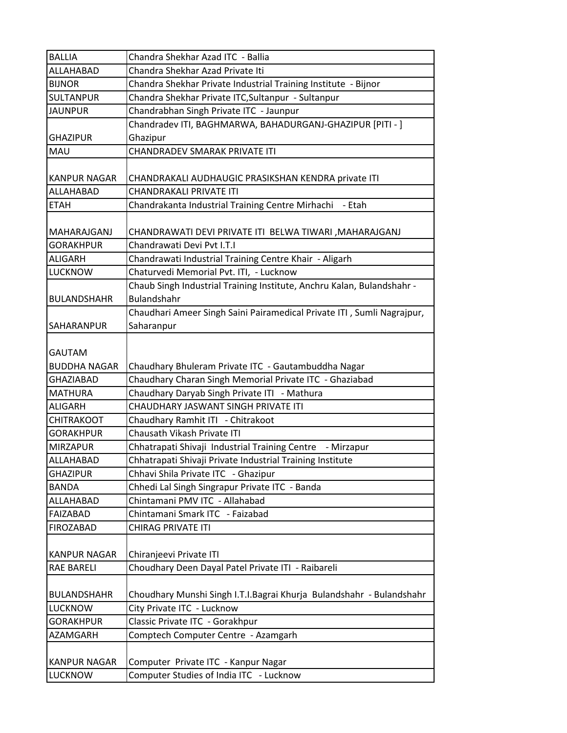| | |
|---|---|
| BALLIA | Chandra Shekhar Azad ITC - Ballia |
| ALLAHABAD | Chandra Shekhar Azad Private Iti |
| BIJNOR | Chandra Shekhar Private Industrial Training Institute - Bijnor |
| SULTANPUR | Chandra Shekhar Private ITC,Sultanpur - Sultanpur |
| JAUNPUR | Chandrabhan Singh Private ITC - Jaunpur |
| GHAZIPUR | Chandradev ITI, BAGHMARWA, BAHADURGANJ-GHAZIPUR [PITI - ] Ghazipur |
| MAU | CHANDRADEV SMARAK PRIVATE ITI |
| KANPUR NAGAR | CHANDRAKALI AUDHAUGIC PRASIKSHAN KENDRA private ITI |
| ALLAHABAD | CHANDRAKALI PRIVATE ITI |
| ETAH | Chandrakanta Industrial Training Centre Mirhachi - Etah |
| MAHARAJGANJ | CHANDRAWATI DEVI PRIVATE ITI BELWA TIWARI ,MAHARAJGANJ |
| GORAKHPUR | Chandrawati Devi Pvt I.T.I |
| ALIGARH | Chandrawati Industrial Training Centre Khair - Aligarh |
| LUCKNOW | Chaturvedi Memorial Pvt. ITI, - Lucknow |
| BULANDSHAHR | Chaub Singh Industrial Training Institute, Anchru Kalan, Bulandshahr - Bulandshahr |
| SAHARANPUR | Chaudhari Ameer Singh Saini Pairamedical Private ITI , Sumli Nagrajpur, Saharanpur |
| GAUTAM BUDDHA NAGAR | Chaudhary Bhuleram Private ITC - Gautambuddha Nagar |
| GHAZIABAD | Chaudhary Charan Singh Memorial Private ITC - Ghaziabad |
| MATHURA | Chaudhary Daryab Singh Private ITI - Mathura |
| ALIGARH | CHAUDHARY JASWANT SINGH PRIVATE ITI |
| CHITRAKOOT | Chaudhary Ramhit ITI - Chitrakoot |
| GORAKHPUR | Chausath Vikash Private ITI |
| MIRZAPUR | Chhatrapati Shivaji Industrial Training Centre - Mirzapur |
| ALLAHABAD | Chhatrapati Shivaji Private Industrial Training Institute |
| GHAZIPUR | Chhavi Shila Private ITC - Ghazipur |
| BANDA | Chhedi Lal Singh Singrapur Private ITC - Banda |
| ALLAHABAD | Chintamani PMV ITC - Allahabad |
| FAIZABAD | Chintamani Smark ITC - Faizabad |
| FIROZABAD | CHIRAG PRIVATE ITI |
| KANPUR NAGAR | Chiranjeevi Private ITI |
| RAE BARELI | Choudhary Deen Dayal Patel Private ITI - Raibareli |
| BULANDSHAHR | Choudhary Munshi Singh I.T.I.Bagrai Khurja Bulandshahr - Bulandshahr |
| LUCKNOW | City Private ITC - Lucknow |
| GORAKHPUR | Classic Private ITC - Gorakhpur |
| AZAMGARH | Comptech Computer Centre - Azamgarh |
| KANPUR NAGAR | Computer Private ITC - Kanpur Nagar |
| LUCKNOW | Computer Studies of India ITC - Lucknow |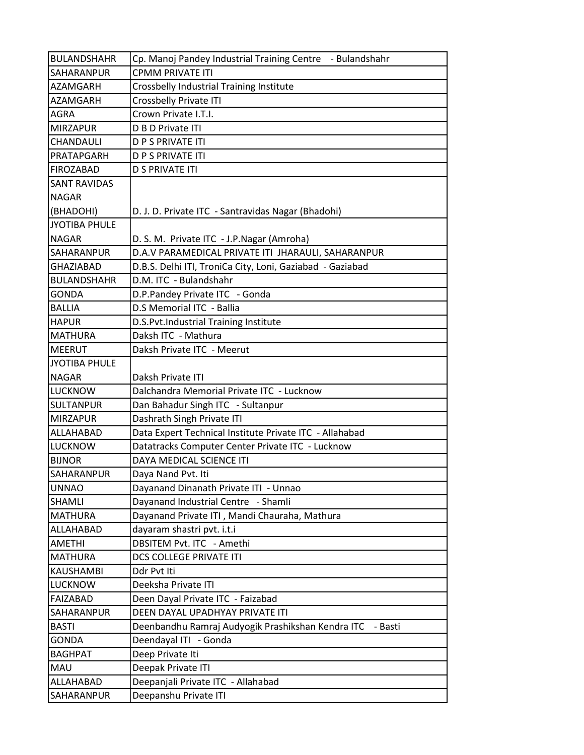| BULANDSHAHR | Cp. Manoj Pandey Industrial Training Centre - Bulandshahr |
|---|---|
| SAHARANPUR | CPMM PRIVATE ITI |
| AZAMGARH | Crossbelly Industrial Training Institute |
| AZAMGARH | Crossbelly Private ITI |
| AGRA | Crown Private I.T.I. |
| MIRZAPUR | D B D Private ITI |
| CHANDAULI | D P S PRIVATE ITI |
| PRATAPGARH | D P S PRIVATE ITI |
| FIROZABAD | D S PRIVATE ITI |
| SANT RAVIDAS NAGAR (BHADOHI) | D. J. D. Private ITC - Santravidas Nagar (Bhadohi) |
| JYOTIBA PHULE NAGAR | D. S. M. Private ITC - J.P.Nagar (Amroha) |
| SAHARANPUR | D.A.V PARAMEDICAL PRIVATE ITI JHARAULI, SAHARANPUR |
| GHAZIABAD | D.B.S. Delhi ITI, TroniCa City, Loni, Gaziabad - Gaziabad |
| BULANDSHAHR | D.M. ITC - Bulandshahr |
| GONDA | D.P.Pandey Private ITC - Gonda |
| BALLIA | D.S Memorial ITC - Ballia |
| HAPUR | D.S.Pvt.Industrial Training Institute |
| MATHURA | Daksh ITC - Mathura |
| MEERUT | Daksh Private ITC - Meerut |
| JYOTIBA PHULE NAGAR | Daksh Private ITI |
| LUCKNOW | Dalchandra Memorial Private ITC - Lucknow |
| SULTANPUR | Dan Bahadur Singh ITC - Sultanpur |
| MIRZAPUR | Dashrath Singh Private ITI |
| ALLAHABAD | Data Expert Technical Institute Private ITC - Allahabad |
| LUCKNOW | Datatracks Computer Center Private ITC - Lucknow |
| BIJNOR | DAYA MEDICAL SCIENCE ITI |
| SAHARANPUR | Daya Nand Pvt. Iti |
| UNNAO | Dayanand Dinanath Private ITI - Unnao |
| SHAMLI | Dayanand Industrial Centre - Shamli |
| MATHURA | Dayanand Private ITI , Mandi Chauraha, Mathura |
| ALLAHABAD | dayaram shastri pvt. i.t.i |
| AMETHI | DBSITEM Pvt. ITC - Amethi |
| MATHURA | DCS COLLEGE PRIVATE ITI |
| KAUSHAMBI | Ddr Pvt Iti |
| LUCKNOW | Deeksha Private ITI |
| FAIZABAD | Deen Dayal Private ITC - Faizabad |
| SAHARANPUR | DEEN DAYAL UPADHYAY PRIVATE ITI |
| BASTI | Deenbandhu Ramraj Audyogik Prashikshan Kendra ITC - Basti |
| GONDA | Deendayal ITI - Gonda |
| BAGHPAT | Deep Private Iti |
| MAU | Deepak Private ITI |
| ALLAHABAD | Deepanjali Private ITC - Allahabad |
| SAHARANPUR | Deepanshu Private ITI |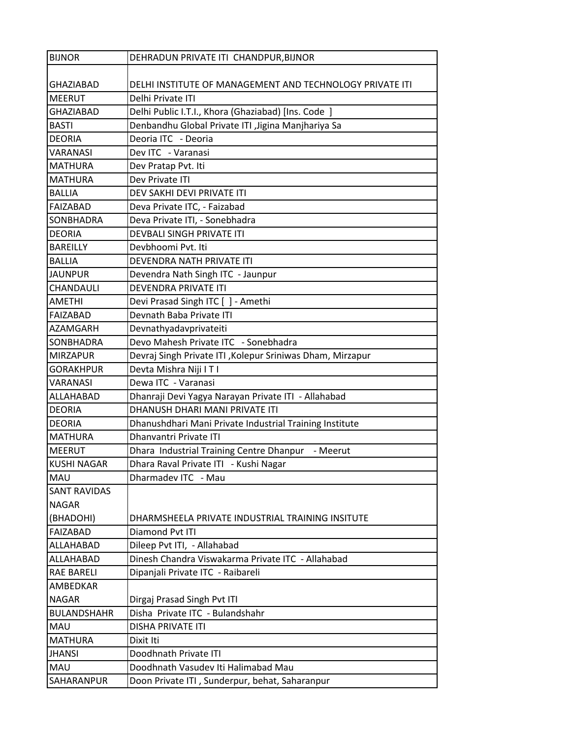| BIJNOR | DEHRADUN PRIVATE ITI CHANDPUR,BIJNOR |
|---|---|
| GHAZIABAD | DELHI INSTITUTE OF MANAGEMENT AND TECHNOLOGY PRIVATE ITI |
| MEERUT | Delhi Private ITI |
| GHAZIABAD | Delhi Public I.T.I., Khora (Ghaziabad) [Ins. Code ] |
| BASTI | Denbandhu Global Private ITI ,Jigina Manjhariya Sa |
| DEORIA | Deoria ITC - Deoria |
| VARANASI | Dev ITC - Varanasi |
| MATHURA | Dev Pratap Pvt. Iti |
| MATHURA | Dev Private ITI |
| BALLIA | DEV SAKHI DEVI PRIVATE ITI |
| FAIZABAD | Deva Private ITC, - Faizabad |
| SONBHADRA | Deva Private ITI, - Sonebhadra |
| DEORIA | DEVBALI SINGH PRIVATE ITI |
| BAREILLY | Devbhoomi Pvt. Iti |
| BALLIA | DEVENDRA NATH PRIVATE ITI |
| JAUNPUR | Devendra Nath Singh ITC - Jaunpur |
| CHANDAULI | DEVENDRA PRIVATE ITI |
| AMETHI | Devi Prasad Singh ITC [ ] - Amethi |
| FAIZABAD | Devnath Baba Private ITI |
| AZAMGARH | Devnathyadavprivateiti |
| SONBHADRA | Devo Mahesh Private ITC - Sonebhadra |
| MIRZAPUR | Devraj Singh Private ITI ,Kolepur Sriniwas Dham, Mirzapur |
| GORAKHPUR | Devta Mishra Niji I T I |
| VARANASI | Dewa ITC - Varanasi |
| ALLAHABAD | Dhanraji Devi Yagya Narayan Private ITI - Allahabad |
| DEORIA | DHANUSH DHARI MANI PRIVATE ITI |
| DEORIA | Dhanushdhari Mani Private Industrial Training Institute |
| MATHURA | Dhanvantri Private ITI |
| MEERUT | Dhara Industrial Training Centre Dhanpur - Meerut |
| KUSHI NAGAR | Dhara Raval Private ITI - Kushi Nagar |
| MAU | Dharmadev ITC - Mau |
| SANT RAVIDAS NAGAR (BHADOHI) | DHARMSHEELA PRIVATE INDUSTRIAL TRAINING INSITUTE |
| FAIZABAD | Diamond Pvt ITI |
| ALLAHABAD | Dileep Pvt ITI, - Allahabad |
| ALLAHABAD | Dinesh Chandra Viswakarma Private ITC - Allahabad |
| RAE BARELI | Dipanjali Private ITC - Raibareli |
| AMBEDKAR NAGAR | Dirgaj Prasad Singh Pvt ITI |
| BULANDSHAHR | Disha Private ITC - Bulandshahr |
| MAU | DISHA PRIVATE ITI |
| MATHURA | Dixit Iti |
| JHANSI | Doodhnath Private ITI |
| MAU | Doodhnath Vasudev Iti Halimabad Mau |
| SAHARANPUR | Doon Private ITI , Sunderpur, behat, Saharanpur |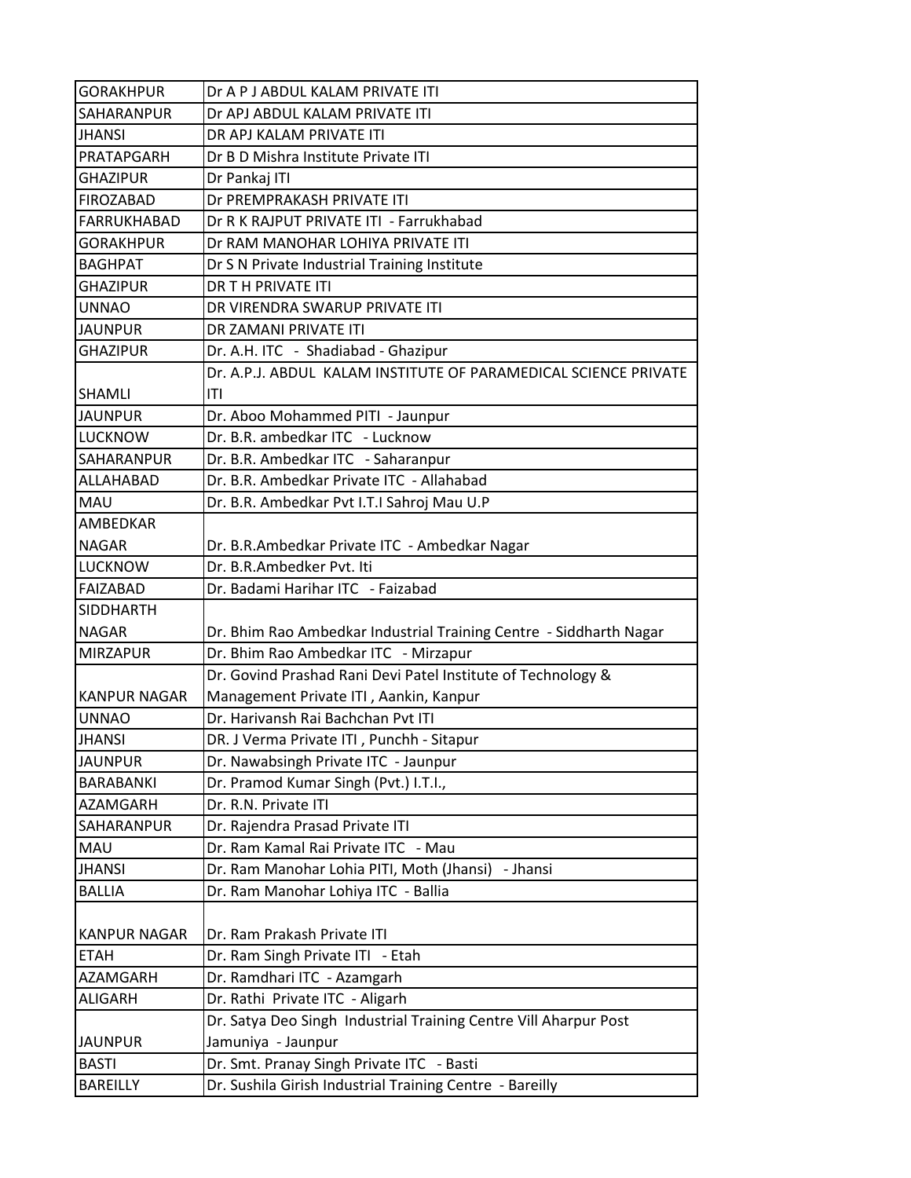| | |
|---|---|
| GORAKHPUR | Dr A P J ABDUL KALAM PRIVATE ITI |
| SAHARANPUR | Dr APJ ABDUL KALAM PRIVATE ITI |
| JHANSI | DR APJ KALAM PRIVATE ITI |
| PRATAPGARH | Dr B D Mishra Institute Private ITI |
| GHAZIPUR | Dr Pankaj ITI |
| FIROZABAD | Dr PREMPRAKASH PRIVATE ITI |
| FARRUKHABAD | Dr R K RAJPUT PRIVATE ITI - Farrukhabad |
| GORAKHPUR | Dr RAM MANOHAR LOHIYA PRIVATE ITI |
| BAGHPAT | Dr S N Private Industrial Training Institute |
| GHAZIPUR | DR T H PRIVATE ITI |
| UNNAO | DR VIRENDRA SWARUP PRIVATE ITI |
| JAUNPUR | DR ZAMANI PRIVATE ITI |
| GHAZIPUR | Dr. A.H. ITC - Shadiabad - Ghazipur |
| SHAMLI | Dr. A.P.J. ABDUL KALAM INSTITUTE OF PARAMEDICAL SCIENCE PRIVATE ITI |
| JAUNPUR | Dr. Aboo Mohammed PITI - Jaunpur |
| LUCKNOW | Dr. B.R. ambedkar ITC - Lucknow |
| SAHARANPUR | Dr. B.R. Ambedkar ITC - Saharanpur |
| ALLAHABAD | Dr. B.R. Ambedkar Private ITC - Allahabad |
| MAU | Dr. B.R. Ambedkar Pvt I.T.I Sahroj Mau U.P |
| AMBEDKAR NAGAR | Dr. B.R.Ambedkar Private ITC - Ambedkar Nagar |
| LUCKNOW | Dr. B.R.Ambedker Pvt. Iti |
| FAIZABAD | Dr. Badami Harihar ITC - Faizabad |
| SIDDHARTH NAGAR | Dr. Bhim Rao Ambedkar Industrial Training Centre - Siddharth Nagar |
| MIRZAPUR | Dr. Bhim Rao Ambedkar ITC - Mirzapur |
| KANPUR NAGAR | Dr. Govind Prashad Rani Devi Patel Institute of Technology & Management Private ITI , Aankin, Kanpur |
| UNNAO | Dr. Harivansh Rai Bachchan Pvt ITI |
| JHANSI | DR. J Verma Private ITI , Punchh - Sitapur |
| JAUNPUR | Dr. Nawabsingh Private ITC - Jaunpur |
| BARABANKI | Dr. Pramod Kumar Singh (Pvt.) I.T.I., |
| AZAMGARH | Dr. R.N. Private ITI |
| SAHARANPUR | Dr. Rajendra Prasad Private ITI |
| MAU | Dr. Ram Kamal Rai Private ITC - Mau |
| JHANSI | Dr. Ram Manohar Lohia PITI, Moth (Jhansi) - Jhansi |
| BALLIA | Dr. Ram Manohar Lohiya ITC - Ballia |
| KANPUR NAGAR | Dr. Ram Prakash Private ITI |
| ETAH | Dr. Ram Singh Private ITI - Etah |
| AZAMGARH | Dr. Ramdhari ITC - Azamgarh |
| ALIGARH | Dr. Rathi Private ITC - Aligarh |
| JAUNPUR | Dr. Satya Deo Singh Industrial Training Centre Vill Aharpur Post Jamuniya - Jaunpur |
| BASTI | Dr. Smt. Pranay Singh Private ITC - Basti |
| BAREILLY | Dr. Sushila Girish Industrial Training Centre - Bareilly |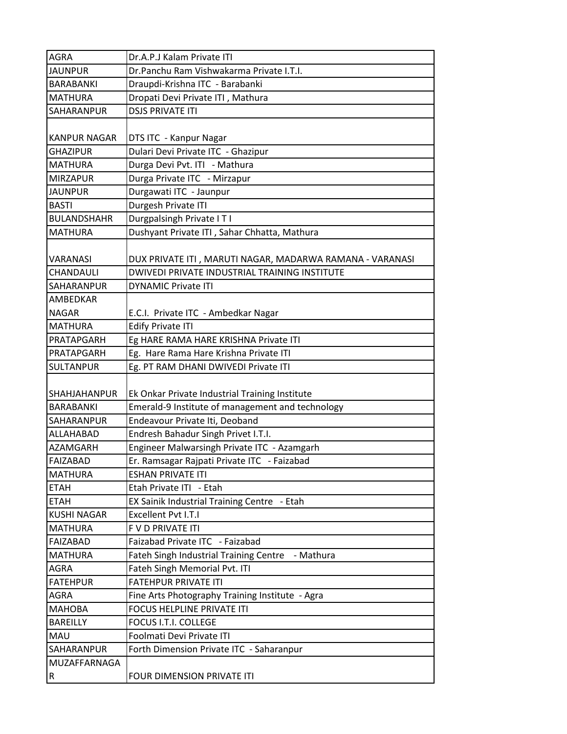| AGRA | Dr.A.P.J Kalam Private ITI |
|---|---|
| JAUNPUR | Dr.Panchu Ram Vishwakarma Private I.T.I. |
| BARABANKI | Draupdi-Krishna ITC - Barabanki |
| MATHURA | Dropati Devi Private ITI , Mathura |
| SAHARANPUR | DSJS PRIVATE ITI |
| KANPUR NAGAR | DTS ITC - Kanpur Nagar |
| GHAZIPUR | Dulari Devi Private ITC - Ghazipur |
| MATHURA | Durga Devi Pvt. ITI - Mathura |
| MIRZAPUR | Durga Private ITC - Mirzapur |
| JAUNPUR | Durgawati ITC - Jaunpur |
| BASTI | Durgesh Private ITI |
| BULANDSHAHR | Durgpalsingh Private I T I |
| MATHURA | Dushyant Private ITI , Sahar Chhatta, Mathura |
| VARANASI | DUX PRIVATE ITI , MARUTI NAGAR, MADARWA RAMANA - VARANASI |
| CHANDAULI | DWIVEDI PRIVATE INDUSTRIAL TRAINING INSTITUTE |
| SAHARANPUR | DYNAMIC Private ITI |
| AMBEDKAR NAGAR | E.C.I. Private ITC - Ambedkar Nagar |
| MATHURA | Edify Private ITI |
| PRATAPGARH | Eg HARE RAMA HARE KRISHNA Private ITI |
| PRATAPGARH | Eg. Hare Rama Hare Krishna Private ITI |
| SULTANPUR | Eg. PT RAM DHANI DWIVEDI Private ITI |
| SHAHJAHANPUR | Ek Onkar Private Industrial Training Institute |
| BARABANKI | Emerald-9 Institute of management and technology |
| SAHARANPUR | Endeavour Private Iti, Deoband |
| ALLAHABAD | Endresh Bahadur Singh Privet I.T.I. |
| AZAMGARH | Engineer Malwarsingh Private ITC - Azamgarh |
| FAIZABAD | Er. Ramsagar Rajpati Private ITC - Faizabad |
| MATHURA | ESHAN PRIVATE ITI |
| ETAH | Etah Private ITI - Etah |
| ETAH | EX Sainik Industrial Training Centre - Etah |
| KUSHI NAGAR | Excellent Pvt I.T.I |
| MATHURA | F V D PRIVATE ITI |
| FAIZABAD | Faizabad Private ITC - Faizabad |
| MATHURA | Fateh Singh Industrial Training Centre - Mathura |
| AGRA | Fateh Singh Memorial Pvt. ITI |
| FATEHPUR | FATEHPUR PRIVATE ITI |
| AGRA | Fine Arts Photography Training Institute - Agra |
| MAHOBA | FOCUS HELPLINE PRIVATE ITI |
| BAREILLY | FOCUS I.T.I. COLLEGE |
| MAU | Foolmati Devi Private ITI |
| SAHARANPUR | Forth Dimension Private ITC - Saharanpur |
| MUZAFFARNAGAR | FOUR DIMENSION PRIVATE ITI |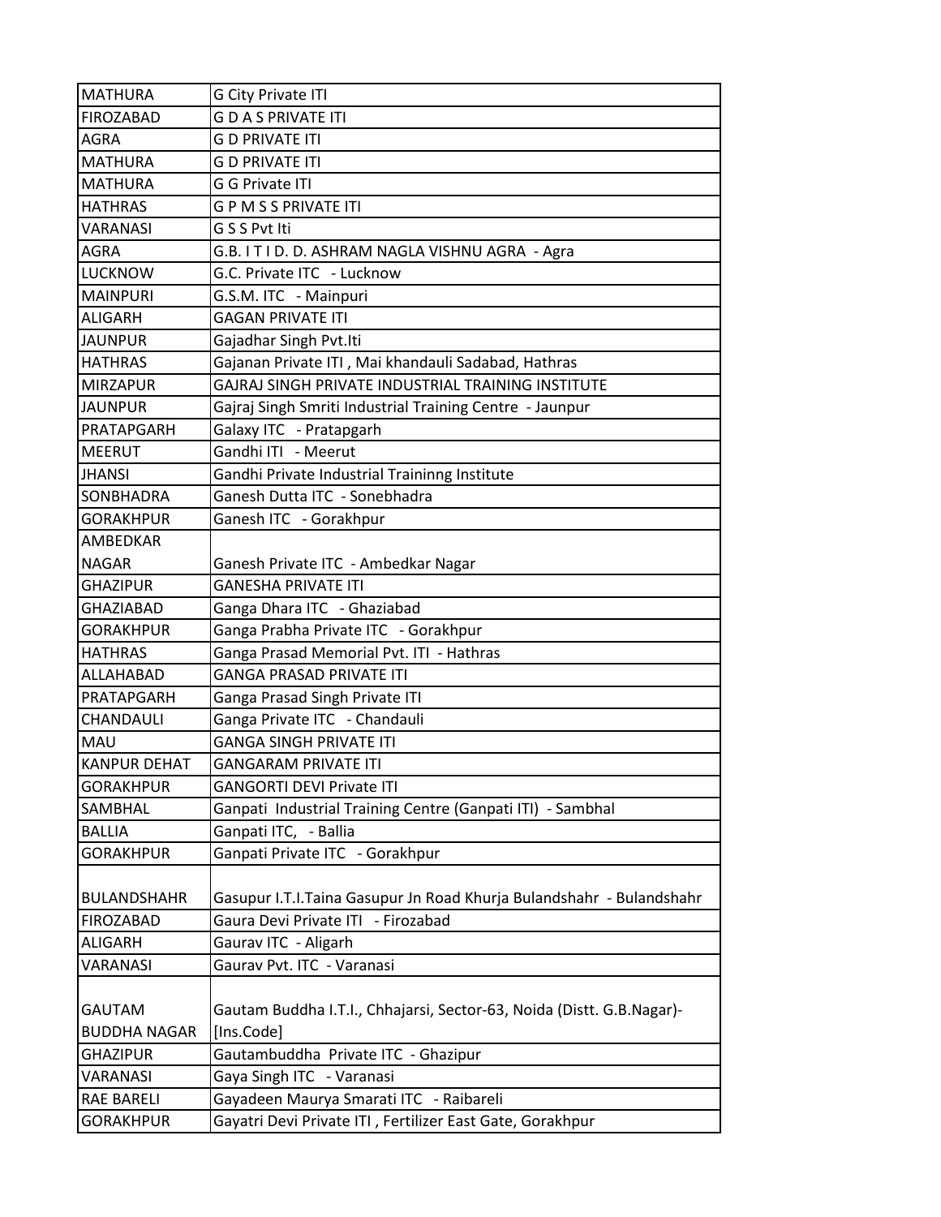| MATHURA | G City Private ITI |
|---|---|
| FIROZABAD | G D A S PRIVATE ITI |
| AGRA | G D PRIVATE ITI |
| MATHURA | G D PRIVATE ITI |
| MATHURA | G G Private ITI |
| HATHRAS | G P M S S PRIVATE ITI |
| VARANASI | G S S Pvt Iti |
| AGRA | G.B. I T I D. D. ASHRAM NAGLA VISHNU AGRA - Agra |
| LUCKNOW | G.C. Private ITC - Lucknow |
| MAINPURI | G.S.M. ITC - Mainpuri |
| ALIGARH | GAGAN PRIVATE ITI |
| JAUNPUR | Gajadhar Singh Pvt.Iti |
| HATHRAS | Gajanan Private ITI , Mai khandauli Sadabad, Hathras |
| MIRZAPUR | GAJRAJ SINGH PRIVATE INDUSTRIAL TRAINING INSTITUTE |
| JAUNPUR | Gajraj Singh Smriti Industrial Training Centre - Jaunpur |
| PRATAPGARH | Galaxy ITC - Pratapgarh |
| MEERUT | Gandhi ITI - Meerut |
| JHANSI | Gandhi Private Industrial Traininng Institute |
| SONBHADRA | Ganesh Dutta ITC - Sonebhadra |
| GORAKHPUR | Ganesh ITC - Gorakhpur |
| AMBEDKAR NAGAR | Ganesh Private ITC - Ambedkar Nagar |
| GHAZIPUR | GANESHA PRIVATE ITI |
| GHAZIABAD | Ganga Dhara ITC - Ghaziabad |
| GORAKHPUR | Ganga Prabha Private ITC - Gorakhpur |
| HATHRAS | Ganga Prasad Memorial Pvt. ITI - Hathras |
| ALLAHABAD | GANGA PRASAD PRIVATE ITI |
| PRATAPGARH | Ganga Prasad Singh Private ITI |
| CHANDAULI | Ganga Private ITC - Chandauli |
| MAU | GANGA SINGH PRIVATE ITI |
| KANPUR DEHAT | GANGARAM PRIVATE ITI |
| GORAKHPUR | GANGORTI DEVI Private ITI |
| SAMBHAL | Ganpati Industrial Training Centre (Ganpati ITI) - Sambhal |
| BALLIA | Ganpati ITC, - Ballia |
| GORAKHPUR | Ganpati Private ITC - Gorakhpur |
| BULANDSHAHR | Gasupur I.T.I.Taina Gasupur Jn Road Khurja Bulandshahr - Bulandshahr |
| FIROZABAD | Gaura Devi Private ITI - Firozabad |
| ALIGARH | Gaurav ITC - Aligarh |
| VARANASI | Gaurav Pvt. ITC - Varanasi |
| GAUTAM BUDDHA NAGAR | Gautam Buddha I.T.I., Chhajarsi, Sector-63, Noida (Distt. G.B.Nagar)-[Ins.Code] |
| GHAZIPUR | Gautambuddha Private ITC - Ghazipur |
| VARANASI | Gaya Singh ITC - Varanasi |
| RAE BARELI | Gayadeen Maurya Smarati ITC - Raibareli |
| GORAKHPUR | Gayatri Devi Private ITI , Fertilizer East Gate, Gorakhpur |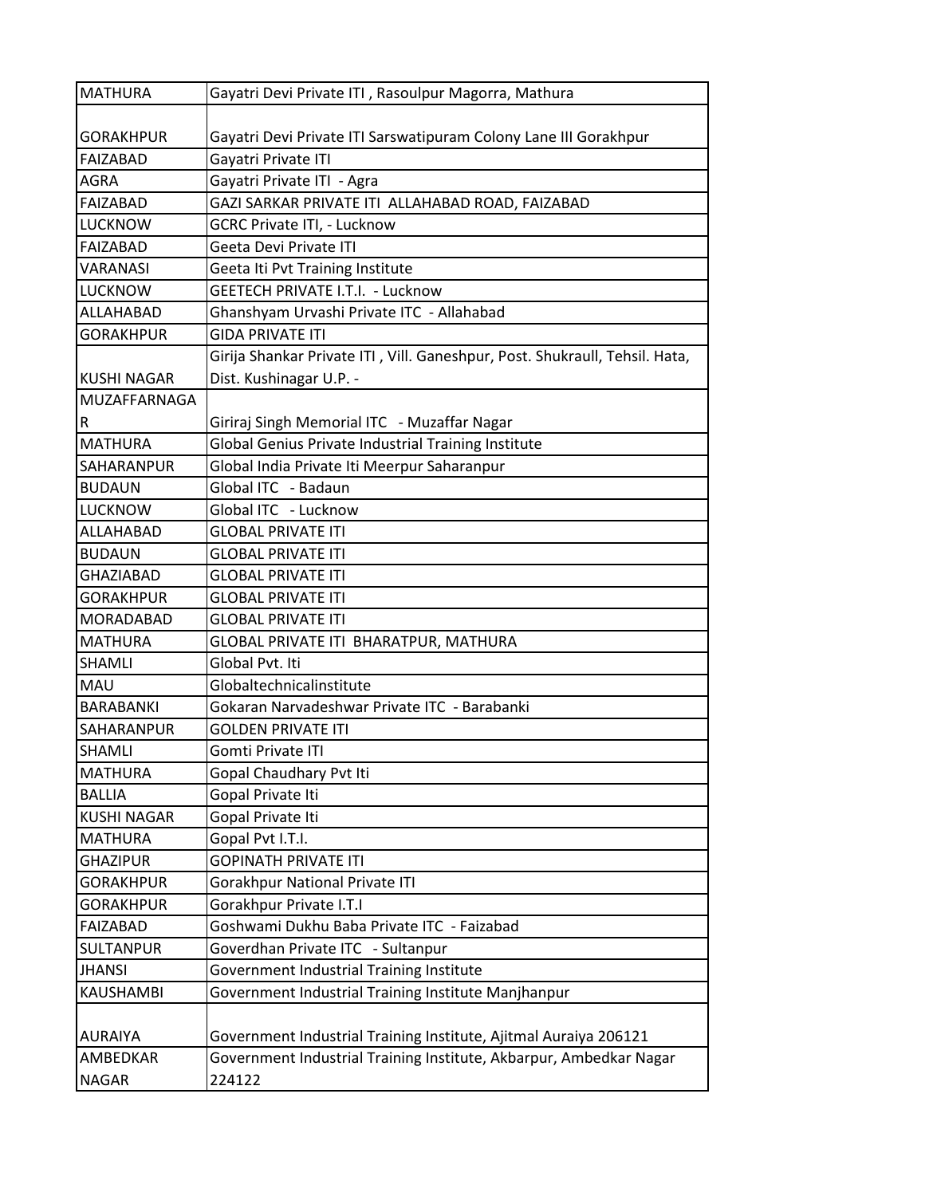| MATHURA | Gayatri Devi Private ITI , Rasoulpur Magorra, Mathura |
|---|---|
| GORAKHPUR | Gayatri Devi Private ITI Sarswatipuram Colony Lane III Gorakhpur |
| FAIZABAD | Gayatri Private ITI |
| AGRA | Gayatri Private ITI - Agra |
| FAIZABAD | GAZI SARKAR PRIVATE ITI ALLAHABAD ROAD, FAIZABAD |
| LUCKNOW | GCRC Private ITI, - Lucknow |
| FAIZABAD | Geeta Devi Private ITI |
| VARANASI | Geeta Iti Pvt Training Institute |
| LUCKNOW | GEETECH PRIVATE I.T.I. - Lucknow |
| ALLAHABAD | Ghanshyam Urvashi Private ITC - Allahabad |
| GORAKHPUR | GIDA PRIVATE ITI |
| KUSHI NAGAR | Girija Shankar Private ITI , Vill. Ganeshpur, Post. Shukraull, Tehsil. Hata, Dist. Kushinagar U.P. - |
| MUZAFFARNAGAR | Giriraj Singh Memorial ITC - Muzaffar Nagar |
| MATHURA | Global Genius Private Industrial Training Institute |
| SAHARANPUR | Global India Private Iti Meerpur Saharanpur |
| BUDAUN | Global ITC - Badaun |
| LUCKNOW | Global ITC - Lucknow |
| ALLAHABAD | GLOBAL PRIVATE ITI |
| BUDAUN | GLOBAL PRIVATE ITI |
| GHAZIABAD | GLOBAL PRIVATE ITI |
| GORAKHPUR | GLOBAL PRIVATE ITI |
| MORADABAD | GLOBAL PRIVATE ITI |
| MATHURA | GLOBAL PRIVATE ITI BHARATPUR, MATHURA |
| SHAMLI | Global Pvt. Iti |
| MAU | Globaltechnicalinstitute |
| BARABANKI | Gokaran Narvadeshwar Private ITC - Barabanki |
| SAHARANPUR | GOLDEN PRIVATE ITI |
| SHAMLI | Gomti Private ITI |
| MATHURA | Gopal Chaudhary Pvt Iti |
| BALLIA | Gopal Private Iti |
| KUSHI NAGAR | Gopal Private Iti |
| MATHURA | Gopal Pvt I.T.I. |
| GHAZIPUR | GOPINATH PRIVATE ITI |
| GORAKHPUR | Gorakhpur National Private ITI |
| GORAKHPUR | Gorakhpur Private I.T.I |
| FAIZABAD | Goshwami Dukhu Baba Private ITC - Faizabad |
| SULTANPUR | Goverdhan Private ITC - Sultanpur |
| JHANSI | Government Industrial Training Institute |
| KAUSHAMBI | Government Industrial Training Institute Manjhanpur |
| AURAIYA | Government Industrial Training Institute, Ajitmal Auraiya 206121 |
| AMBEDKAR NAGAR | Government Industrial Training Institute, Akbarpur, Ambedkar Nagar 224122 |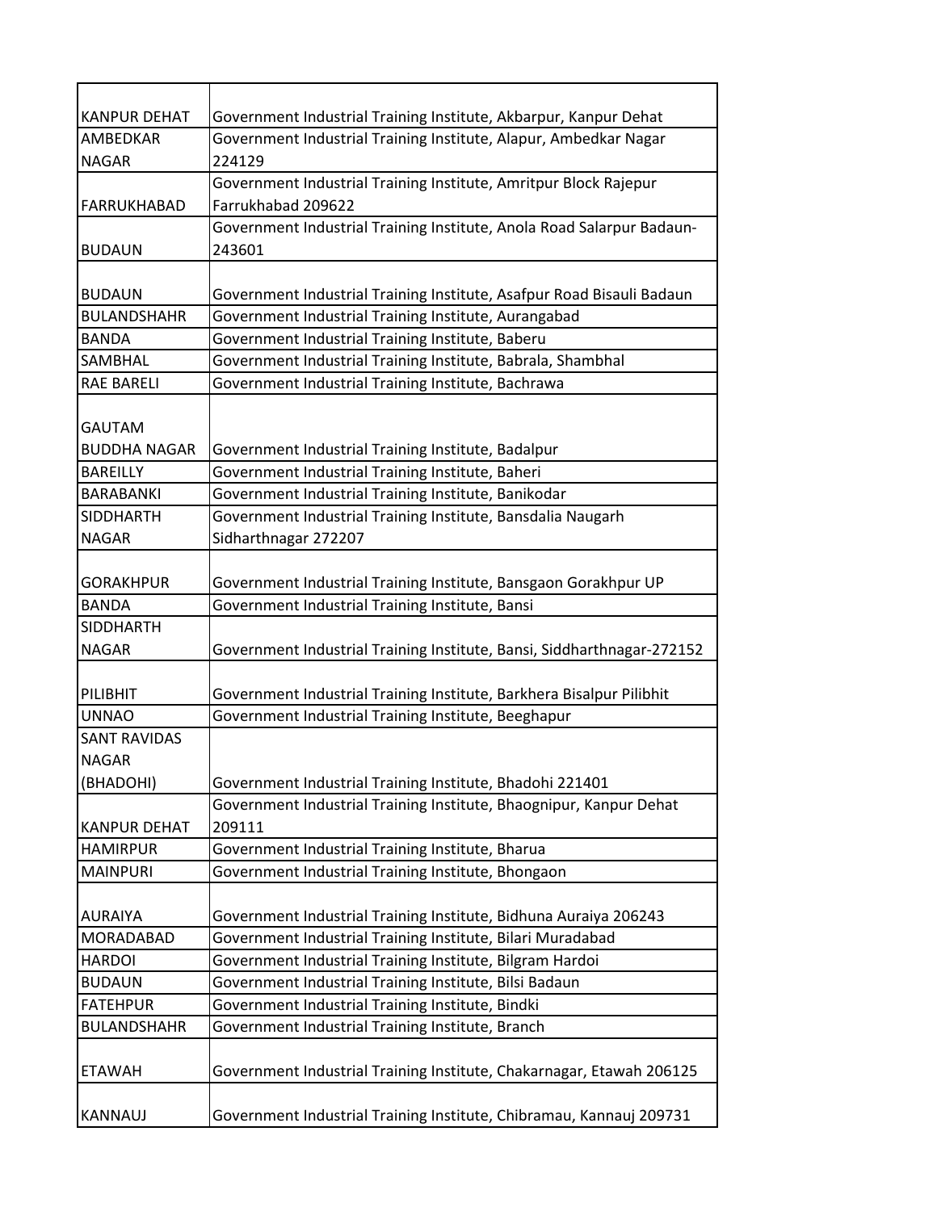| | |
|---|---|
| KANPUR DEHAT | Government Industrial Training Institute, Akbarpur, Kanpur Dehat |
| AMBEDKAR NAGAR | Government Industrial Training Institute, Alapur, Ambedkar Nagar 224129 |
| FARRUKHABAD | Government Industrial Training Institute, Amritpur Block Rajepur Farrukhabad 209622 |
| BUDAUN | Government Industrial Training Institute, Anola Road Salarpur Badaun-243601 |
| BUDAUN | Government Industrial Training Institute, Asafpur Road Bisauli Badaun |
| BULANDSHAHR | Government Industrial Training Institute, Aurangabad |
| BANDA | Government Industrial Training Institute, Baberu |
| SAMBHAL | Government Industrial Training Institute, Babrala, Shambhal |
| RAE BARELI | Government Industrial Training Institute, Bachrawa |
| GAUTAM BUDDHA NAGAR | Government Industrial Training Institute, Badalpur |
| BAREILLY | Government Industrial Training Institute, Baheri |
| BARABANKI | Government Industrial Training Institute, Banikodar |
| SIDDHARTH NAGAR | Government Industrial Training Institute, Bansdalia Naugarh Sidharthnagar 272207 |
| GORAKHPUR | Government Industrial Training Institute, Bansgaon Gorakhpur UP |
| BANDA | Government Industrial Training Institute, Bansi |
| SIDDHARTH NAGAR | Government Industrial Training Institute, Bansi, Siddharthnagar-272152 |
| PILIBHIT | Government Industrial Training Institute, Barkhera Bisalpur Pilibhit |
| UNNAO | Government Industrial Training Institute, Beeghapur |
| SANT RAVIDAS NAGAR (BHADOHI) | Government Industrial Training Institute, Bhadohi 221401 |
| KANPUR DEHAT | Government Industrial Training Institute, Bhaognipur, Kanpur Dehat 209111 |
| HAMIRPUR | Government Industrial Training Institute, Bharua |
| MAINPURI | Government Industrial Training Institute, Bhongaon |
| AURAIYA | Government Industrial Training Institute, Bidhuna Auraiya 206243 |
| MORADABAD | Government Industrial Training Institute, Bilari Muradabad |
| HARDOI | Government Industrial Training Institute, Bilgram Hardoi |
| BUDAUN | Government Industrial Training Institute, Bilsi Badaun |
| FATEHPUR | Government Industrial Training Institute, Bindki |
| BULANDSHAHR | Government Industrial Training Institute, Branch |
| ETAWAH | Government Industrial Training Institute, Chakarnagar, Etawah 206125 |
| KANNAUJ | Government Industrial Training Institute, Chibramau, Kannauj 209731 |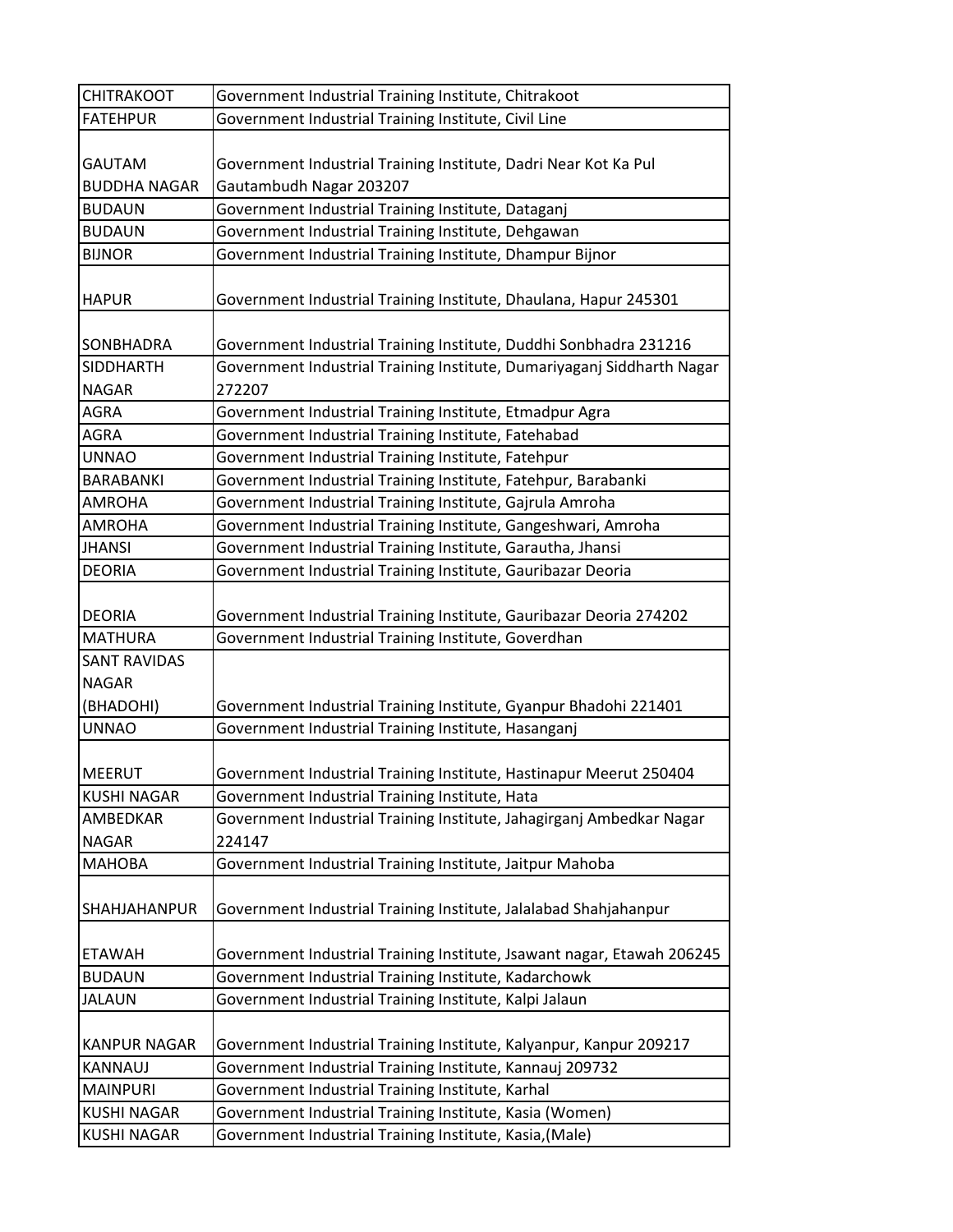| CHITRAKOOT | Government Industrial Training Institute, Chitrakoot |
|---|---|
| FATEHPUR | Government Industrial Training Institute, Civil Line |
| GAUTAM BUDDHA NAGAR | Government Industrial Training Institute, Dadri Near Kot Ka Pul Gautambudh Nagar 203207 |
| BUDAUN | Government Industrial Training Institute, Dataganj |
| BUDAUN | Government Industrial Training Institute, Dehgawan |
| BIJNOR | Government Industrial Training Institute, Dhampur Bijnor |
| HAPUR | Government Industrial Training Institute, Dhaulana, Hapur 245301 |
| SONBHADRA | Government Industrial Training Institute, Duddhi Sonbhadra 231216 |
| SIDDHARTH NAGAR | Government Industrial Training Institute, Dumariyaganj Siddharth Nagar 272207 |
| AGRA | Government Industrial Training Institute, Etmadpur Agra |
| AGRA | Government Industrial Training Institute, Fatehabad |
| UNNAO | Government Industrial Training Institute, Fatehpur |
| BARABANKI | Government Industrial Training Institute, Fatehpur, Barabanki |
| AMROHA | Government Industrial Training Institute, Gajrula Amroha |
| AMROHA | Government Industrial Training Institute, Gangeshwari, Amroha |
| JHANSI | Government Industrial Training Institute, Garautha, Jhansi |
| DEORIA | Government Industrial Training Institute, Gauribazar Deoria |
| DEORIA | Government Industrial Training Institute, Gauribazar Deoria 274202 |
| MATHURA | Government Industrial Training Institute, Goverdhan |
| SANT RAVIDAS NAGAR (BHADOHI) | Government Industrial Training Institute, Gyanpur Bhadohi 221401 |
| UNNAO | Government Industrial Training Institute, Hasanganj |
| MEERUT | Government Industrial Training Institute, Hastinapur Meerut 250404 |
| KUSHI NAGAR | Government Industrial Training Institute, Hata |
| AMBEDKAR NAGAR | Government Industrial Training Institute, Jahagirganj Ambedkar Nagar 224147 |
| MAHOBA | Government Industrial Training Institute, Jaitpur Mahoba |
| SHAHJAHANPUR | Government Industrial Training Institute, Jalalabad Shahjahanpur |
| ETAWAH | Government Industrial Training Institute, Jsawant nagar, Etawah 206245 |
| BUDAUN | Government Industrial Training Institute, Kadarchowk |
| JALAUN | Government Industrial Training Institute, Kalpi Jalaun |
| KANPUR NAGAR | Government Industrial Training Institute, Kalyanpur, Kanpur 209217 |
| KANNAUJ | Government Industrial Training Institute, Kannauj 209732 |
| MAINPURI | Government Industrial Training Institute, Karhal |
| KUSHI NAGAR | Government Industrial Training Institute, Kasia (Women) |
| KUSHI NAGAR | Government Industrial Training Institute, Kasia,(Male) |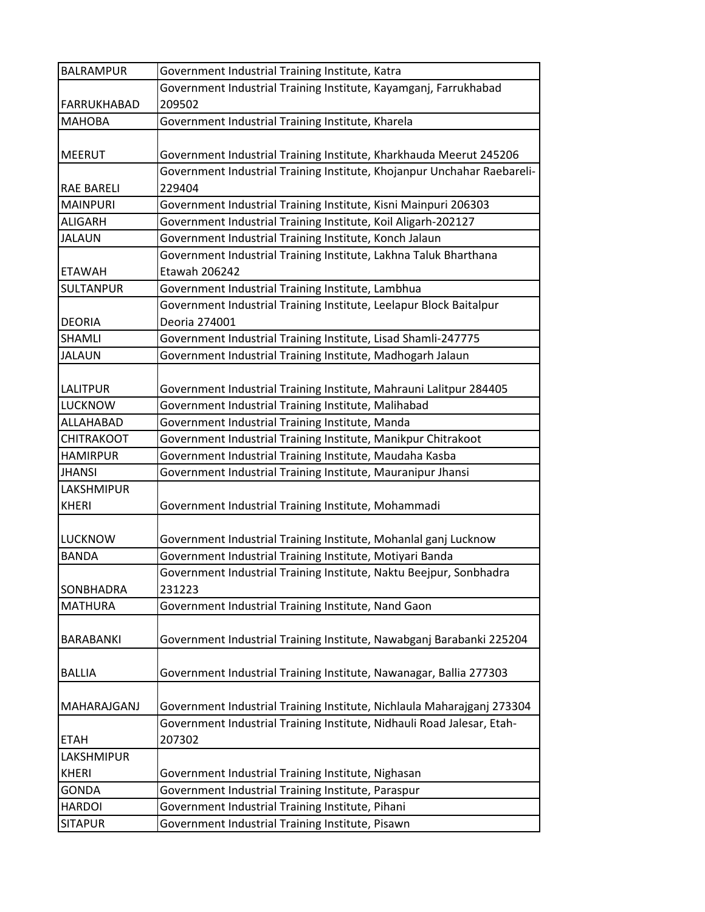| BALRAMPUR | Government Industrial Training Institute, Katra |
|---|---|
| FARRUKHABAD | Government Industrial Training Institute, Kayamganj, Farrukhabad 209502 |
| MAHOBA | Government Industrial Training Institute, Kharela |
| MEERUT | Government Industrial Training Institute, Kharkhauda Meerut 245206 |
| RAE BARELI | Government Industrial Training Institute, Khojanpur Unchahar Raebareli-229404 |
| MAINPURI | Government Industrial Training Institute, Kisni Mainpuri 206303 |
| ALIGARH | Government Industrial Training Institute, Koil Aligarh-202127 |
| JALAUN | Government Industrial Training Institute, Konch Jalaun |
| ETAWAH | Government Industrial Training Institute, Lakhna Taluk Bharthana Etawah 206242 |
| SULTANPUR | Government Industrial Training Institute, Lambhua |
| DEORIA | Government Industrial Training Institute, Leelapur Block Baitalpur Deoria 274001 |
| SHAMLI | Government Industrial Training Institute, Lisad Shamli-247775 |
| JALAUN | Government Industrial Training Institute, Madhogarh Jalaun |
| LALITPUR | Government Industrial Training Institute, Mahrauni Lalitpur 284405 |
| LUCKNOW | Government Industrial Training Institute, Malihabad |
| ALLAHABAD | Government Industrial Training Institute, Manda |
| CHITRAKOOT | Government Industrial Training Institute, Manikpur Chitrakoot |
| HAMIRPUR | Government Industrial Training Institute, Maudaha Kasba |
| JHANSI | Government Industrial Training Institute, Mauranipur Jhansi |
| LAKSHMIPUR KHERI | Government Industrial Training Institute, Mohammadi |
| LUCKNOW | Government Industrial Training Institute, Mohanlal ganj Lucknow |
| BANDA | Government Industrial Training Institute, Motiyari Banda |
| SONBHADRA | Government Industrial Training Institute, Naktu Beejpur, Sonbhadra 231223 |
| MATHURA | Government Industrial Training Institute, Nand Gaon |
| BARABANKI | Government Industrial Training Institute, Nawabganj Barabanki 225204 |
| BALLIA | Government Industrial Training Institute, Nawanagar, Ballia 277303 |
| MAHARAJGANJ | Government Industrial Training Institute, Nichlaula Maharajganj 273304 |
| ETAH | Government Industrial Training Institute, Nidhauli Road Jalesar, Etah-207302 |
| LAKSHMIPUR KHERI | Government Industrial Training Institute, Nighasan |
| GONDA | Government Industrial Training Institute, Paraspur |
| HARDOI | Government Industrial Training Institute, Pihani |
| SITAPUR | Government Industrial Training Institute, Pisawn |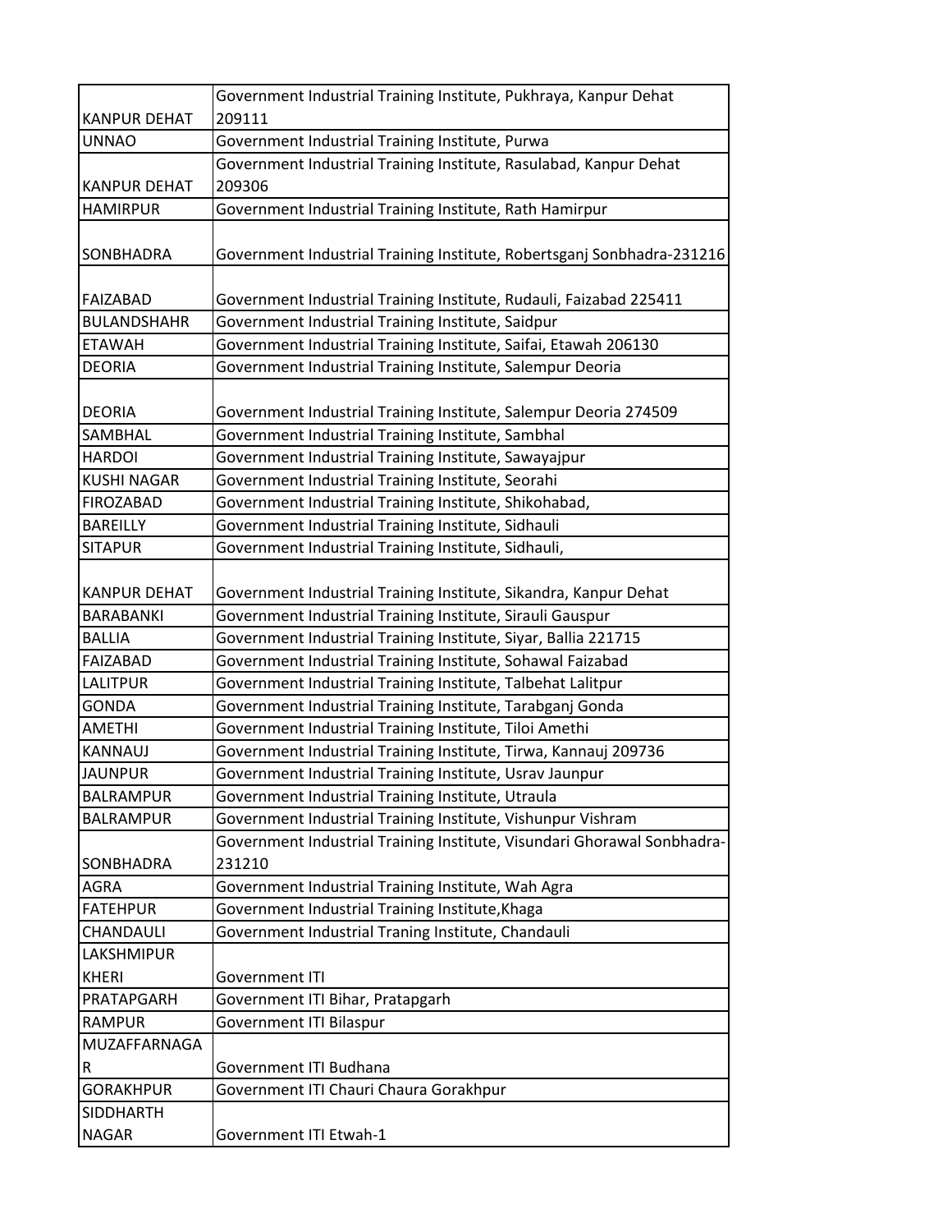| | |
|---|---|
| KANPUR DEHAT | Government Industrial Training Institute, Pukhraya, Kanpur Dehat 209111 |
| UNNAO | Government Industrial Training Institute, Purwa |
| KANPUR DEHAT | Government Industrial Training Institute, Rasulabad, Kanpur Dehat 209306 |
| HAMIRPUR | Government Industrial Training Institute, Rath Hamirpur |
| SONBHADRA | Government Industrial Training Institute, Robertsganj Sonbhadra-231216 |
| FAIZABAD | Government Industrial Training Institute, Rudauli, Faizabad 225411 |
| BULANDSHAHR | Government Industrial Training Institute, Saidpur |
| ETAWAH | Government Industrial Training Institute, Saifai, Etawah 206130 |
| DEORIA | Government Industrial Training Institute, Salempur Deoria |
| DEORIA | Government Industrial Training Institute, Salempur Deoria 274509 |
| SAMBHAL | Government Industrial Training Institute, Sambhal |
| HARDOI | Government Industrial Training Institute, Sawayajpur |
| KUSHI NAGAR | Government Industrial Training Institute, Seorahi |
| FIROZABAD | Government Industrial Training Institute, Shikohabad, |
| BAREILLY | Government Industrial Training Institute, Sidhauli |
| SITAPUR | Government Industrial Training Institute, Sidhauli, |
| KANPUR DEHAT | Government Industrial Training Institute, Sikandra, Kanpur Dehat |
| BARABANKI | Government Industrial Training Institute, Sirauli Gauspur |
| BALLIA | Government Industrial Training Institute, Siyar, Ballia 221715 |
| FAIZABAD | Government Industrial Training Institute, Sohawal Faizabad |
| LALITPUR | Government Industrial Training Institute, Talbehat Lalitpur |
| GONDA | Government Industrial Training Institute, Tarabganj Gonda |
| AMETHI | Government Industrial Training Institute, Tiloi Amethi |
| KANNAUJ | Government Industrial Training Institute, Tirwa, Kannauj 209736 |
| JAUNPUR | Government Industrial Training Institute, Usrav Jaunpur |
| BALRAMPUR | Government Industrial Training Institute, Utraula |
| BALRAMPUR | Government Industrial Training Institute, Vishunpur Vishram |
| SONBHADRA | Government Industrial Training Institute, Visundari Ghorawal Sonbhadra-231210 |
| AGRA | Government Industrial Training Institute, Wah Agra |
| FATEHPUR | Government Industrial Training Institute,Khaga |
| CHANDAULI | Government Industrial Traning Institute, Chandauli |
| LAKSHMIPUR KHERI | Government ITI |
| PRATAPGARH | Government ITI Bihar, Pratapgarh |
| RAMPUR | Government ITI Bilaspur |
| MUZAFFARNAGAR | Government ITI Budhana |
| GORAKHPUR | Government ITI Chauri Chaura Gorakhpur |
| SIDDHARTH NAGAR | Government ITI Etwah-1 |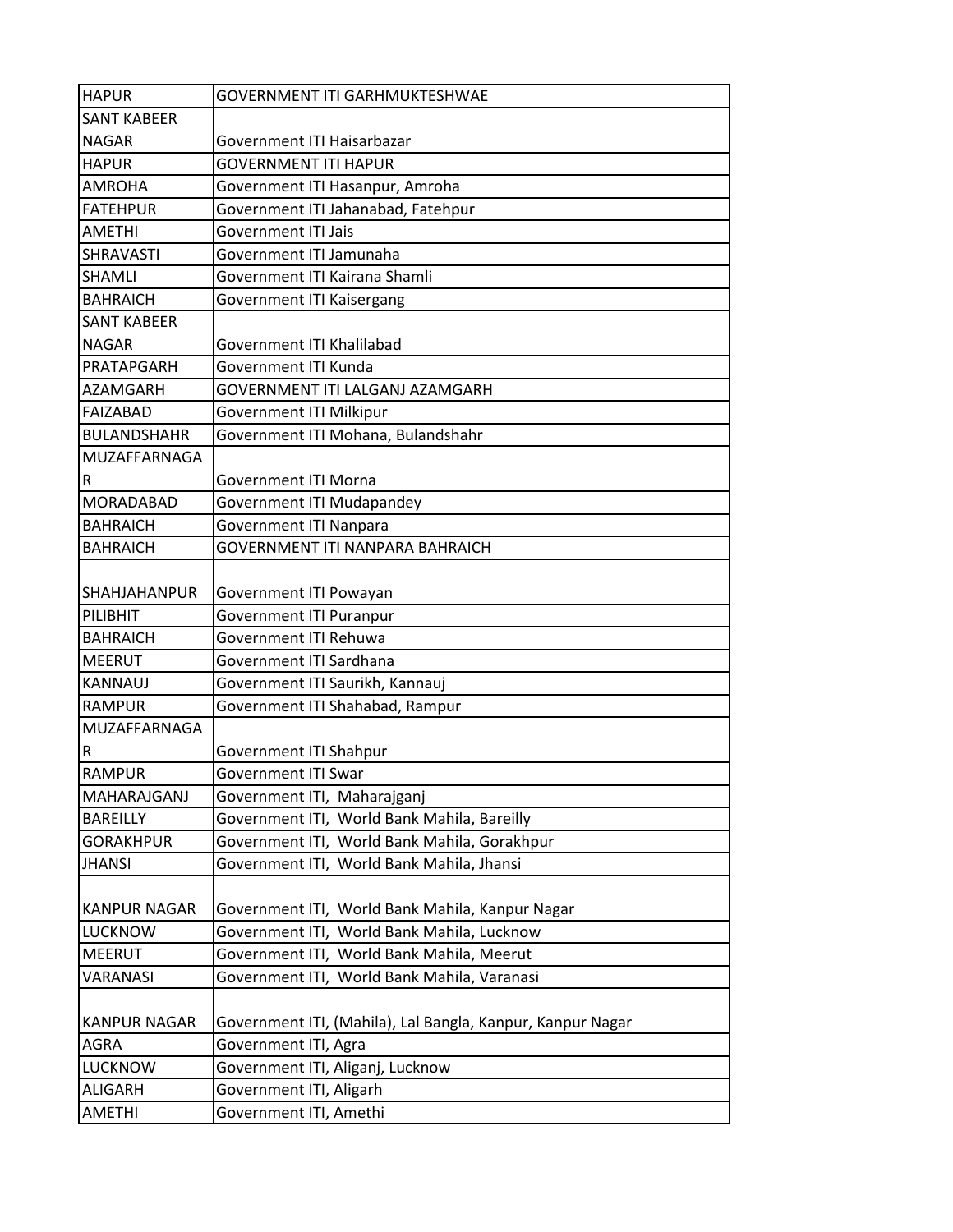| HAPUR | GOVERNMENT ITI GARHMUKTESHWAE |
|---|---|
| SANT KABEER NAGAR | Government ITI Haisarbazar |
| HAPUR | GOVERNMENT ITI HAPUR |
| AMROHA | Government ITI Hasanpur, Amroha |
| FATEHPUR | Government ITI Jahanabad, Fatehpur |
| AMETHI | Government ITI Jais |
| SHRAVASTI | Government ITI Jamunaha |
| SHAMLI | Government ITI Kairana Shamli |
| BAHRAICH | Government ITI Kaisergang |
| SANT KABEER NAGAR | Government ITI Khalilabad |
| PRATAPGARH | Government ITI Kunda |
| AZAMGARH | GOVERNMENT ITI LALGANJ AZAMGARH |
| FAIZABAD | Government ITI Milkipur |
| BULANDSHAHR | Government ITI Mohana, Bulandshahr |
| MUZAFFARNAGAR | Government ITI Morna |
| MORADABAD | Government ITI Mudapandey |
| BAHRAICH | Government ITI Nanpara |
| BAHRAICH | GOVERNMENT ITI NANPARA BAHRAICH |
| SHAHJAHANPUR | Government ITI Powayan |
| PILIBHIT | Government ITI Puranpur |
| BAHRAICH | Government ITI Rehuwa |
| MEERUT | Government ITI Sardhana |
| KANNAUJ | Government ITI Saurikh, Kannauj |
| RAMPUR | Government ITI Shahabad, Rampur |
| MUZAFFARNAGAR | Government ITI Shahpur |
| RAMPUR | Government ITI Swar |
| MAHARAJGANJ | Government ITI, Maharajganj |
| BAREILLY | Government ITI, World Bank Mahila, Bareilly |
| GORAKHPUR | Government ITI, World Bank Mahila, Gorakhpur |
| JHANSI | Government ITI, World Bank Mahila, Jhansi |
| KANPUR NAGAR | Government ITI, World Bank Mahila, Kanpur Nagar |
| LUCKNOW | Government ITI, World Bank Mahila, Lucknow |
| MEERUT | Government ITI, World Bank Mahila, Meerut |
| VARANASI | Government ITI, World Bank Mahila, Varanasi |
| KANPUR NAGAR | Government ITI, (Mahila), Lal Bangla, Kanpur, Kanpur Nagar |
| AGRA | Government ITI, Agra |
| LUCKNOW | Government ITI, Aliganj, Lucknow |
| ALIGARH | Government ITI, Aligarh |
| AMETHI | Government ITI, Amethi |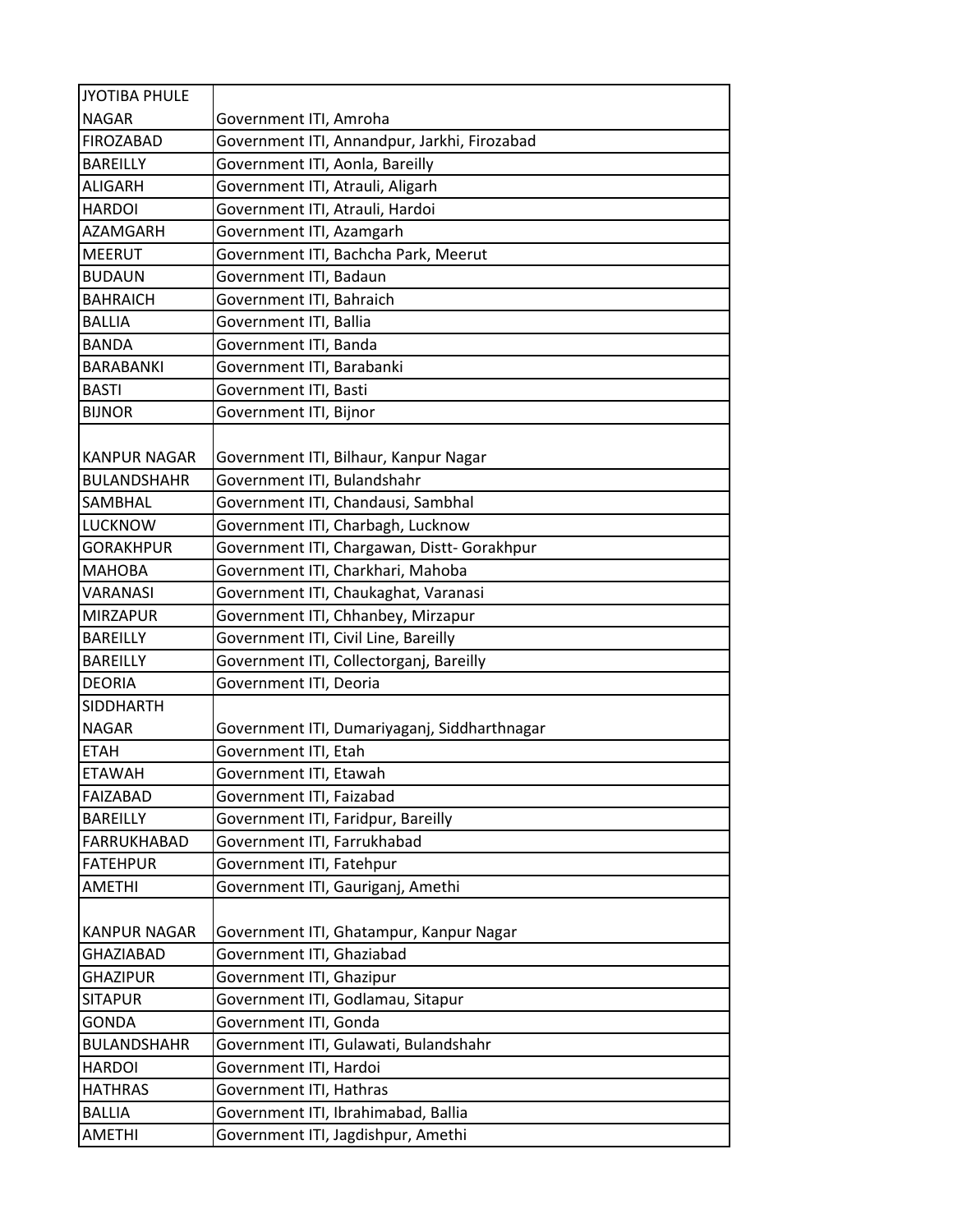| JYOTIBA PHULE NAGAR | Government ITI, Amroha |
|---|---|
| FIROZABAD | Government ITI, Annandpur, Jarkhi, Firozabad |
| BAREILLY | Government ITI, Aonla, Bareilly |
| ALIGARH | Government ITI, Atrauli, Aligarh |
| HARDOI | Government ITI, Atrauli, Hardoi |
| AZAMGARH | Government ITI, Azamgarh |
| MEERUT | Government ITI, Bachcha Park, Meerut |
| BUDAUN | Government ITI, Badaun |
| BAHRAICH | Government ITI, Bahraich |
| BALLIA | Government ITI, Ballia |
| BANDA | Government ITI, Banda |
| BARABANKI | Government ITI, Barabanki |
| BASTI | Government ITI, Basti |
| BIJNOR | Government ITI, Bijnor |
| KANPUR NAGAR | Government ITI, Bilhaur, Kanpur Nagar |
| BULANDSHAHR | Government ITI, Bulandshahr |
| SAMBHAL | Government ITI, Chandausi, Sambhal |
| LUCKNOW | Government ITI, Charbagh, Lucknow |
| GORAKHPUR | Government ITI, Chargawan, Distt- Gorakhpur |
| MAHOBA | Government ITI, Charkhari, Mahoba |
| VARANASI | Government ITI, Chaukaghat, Varanasi |
| MIRZAPUR | Government ITI, Chhanbey, Mirzapur |
| BAREILLY | Government ITI, Civil Line, Bareilly |
| BAREILLY | Government ITI, Collectorganj, Bareilly |
| DEORIA | Government ITI, Deoria |
| SIDDHARTH NAGAR | Government ITI, Dumariyaganj, Siddharthnagar |
| ETAH | Government ITI, Etah |
| ETAWAH | Government ITI, Etawah |
| FAIZABAD | Government ITI, Faizabad |
| BAREILLY | Government ITI, Faridpur, Bareilly |
| FARRUKHABAD | Government ITI, Farrukhabad |
| FATEHPUR | Government ITI, Fatehpur |
| AMETHI | Government ITI, Gauriganj, Amethi |
| KANPUR NAGAR | Government ITI, Ghatampur, Kanpur Nagar |
| GHAZIABAD | Government ITI, Ghaziabad |
| GHAZIPUR | Government ITI, Ghazipur |
| SITAPUR | Government ITI, Godlamau, Sitapur |
| GONDA | Government ITI, Gonda |
| BULANDSHAHR | Government ITI, Gulawati, Bulandshahr |
| HARDOI | Government ITI, Hardoi |
| HATHRAS | Government ITI, Hathras |
| BALLIA | Government ITI, Ibrahimabad, Ballia |
| AMETHI | Government ITI, Jagdishpur, Amethi |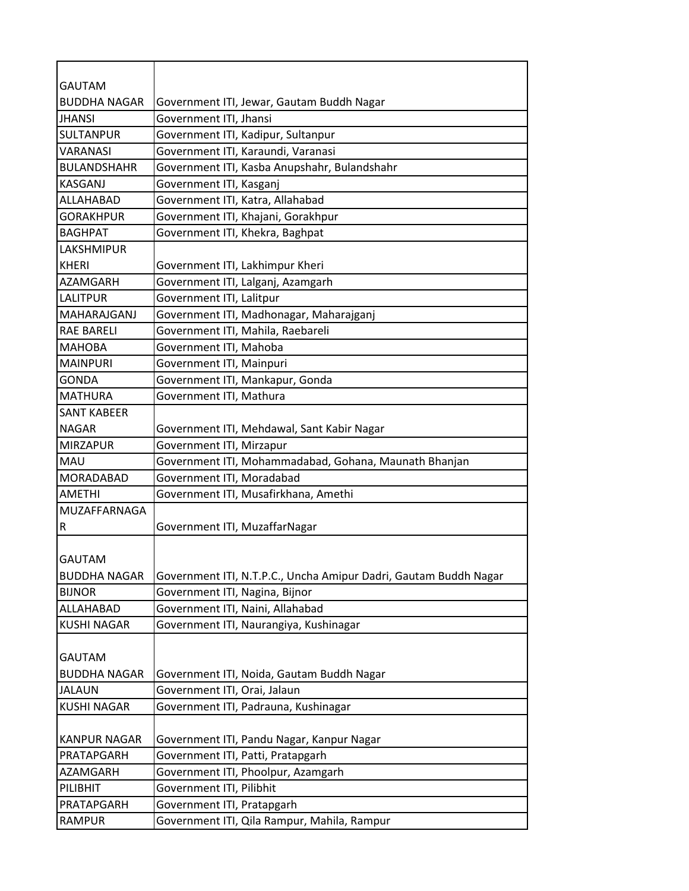| | |
|---|---|
| GAUTAM BUDDHA NAGAR | Government ITI, Jewar, Gautam Buddh Nagar |
| JHANSI | Government ITI, Jhansi |
| SULTANPUR | Government ITI, Kadipur, Sultanpur |
| VARANASI | Government ITI, Karaundi, Varanasi |
| BULANDSHAHR | Government ITI, Kasba Anupshahr, Bulandshahr |
| KASGANJ | Government ITI, Kasganj |
| ALLAHABAD | Government ITI, Katra, Allahabad |
| GORAKHPUR | Government ITI, Khajani, Gorakhpur |
| BAGHPAT | Government ITI, Khekra, Baghpat |
| LAKSHMIPUR KHERI | Government ITI, Lakhimpur Kheri |
| AZAMGARH | Government ITI, Lalganj, Azamgarh |
| LALITPUR | Government ITI, Lalitpur |
| MAHARAJGANJ | Government ITI, Madhonagar, Maharajganj |
| RAE BARELI | Government ITI, Mahila, Raebareli |
| MAHOBA | Government ITI, Mahoba |
| MAINPURI | Government ITI, Mainpuri |
| GONDA | Government ITI, Mankapur, Gonda |
| MATHURA | Government ITI, Mathura |
| SANT KABEER NAGAR | Government ITI, Mehdawal, Sant Kabir Nagar |
| MIRZAPUR | Government ITI, Mirzapur |
| MAU | Government ITI, Mohammadabad, Gohana, Maunath Bhanjan |
| MORADABAD | Government ITI, Moradabad |
| AMETHI | Government ITI, Musafirkhana, Amethi |
| MUZAFFARNAGAR | Government ITI, MuzaffarNagar |
| GAUTAM BUDDHA NAGAR | Government ITI, N.T.P.C., Uncha Amipur Dadri, Gautam Buddh Nagar |
| BIJNOR | Government ITI, Nagina, Bijnor |
| ALLAHABAD | Government ITI, Naini, Allahabad |
| KUSHI NAGAR | Government ITI, Naurangiya, Kushinagar |
| GAUTAM BUDDHA NAGAR | Government ITI, Noida, Gautam Buddh Nagar |
| JALAUN | Government ITI, Orai, Jalaun |
| KUSHI NAGAR | Government ITI, Padrauna, Kushinagar |
| KANPUR NAGAR | Government ITI, Pandu Nagar, Kanpur Nagar |
| PRATAPGARH | Government ITI, Patti, Pratapgarh |
| AZAMGARH | Government ITI, Phoolpur, Azamgarh |
| PILIBHIT | Government ITI, Pilibhit |
| PRATAPGARH | Government ITI, Pratapgarh |
| RAMPUR | Government ITI, Qila Rampur, Mahila, Rampur |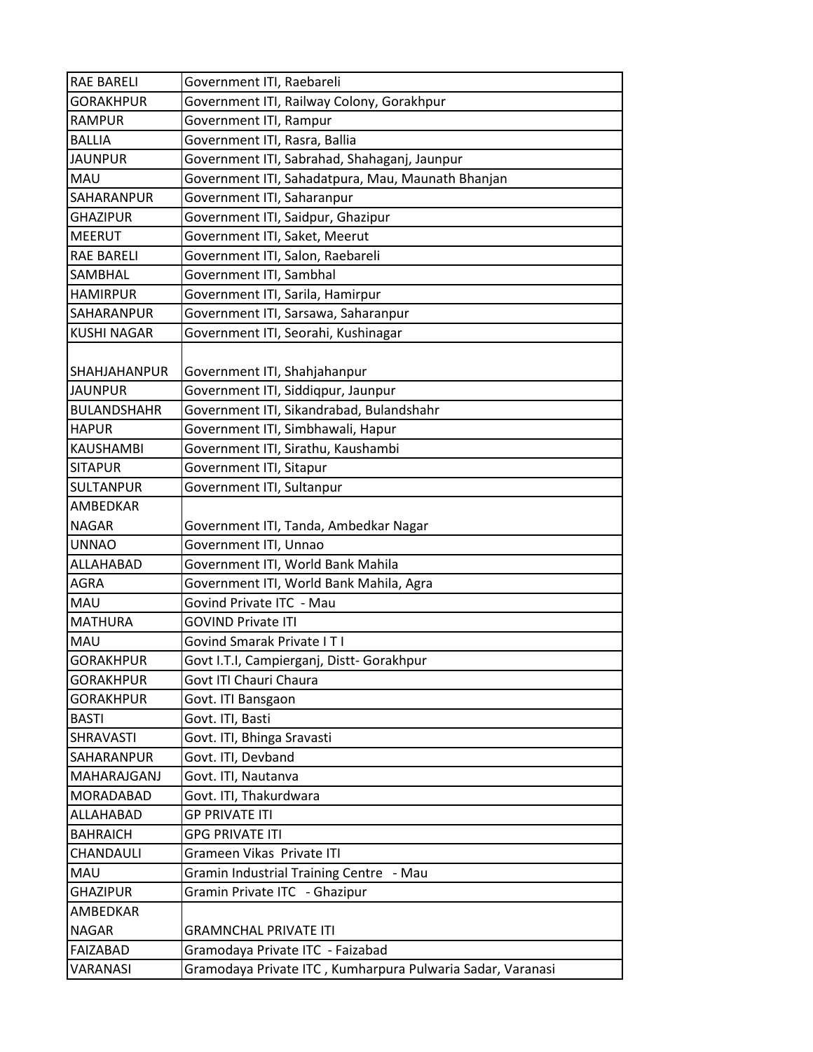| RAE BARELI | Government ITI, Raebareli |
|---|---|
| GORAKHPUR | Government ITI, Railway Colony, Gorakhpur |
| RAMPUR | Government ITI, Rampur |
| BALLIA | Government ITI, Rasra, Ballia |
| JAUNPUR | Government ITI, Sabrahad, Shahaganj, Jaunpur |
| MAU | Government ITI, Sahadatpura, Mau, Maunath Bhanjan |
| SAHARANPUR | Government ITI, Saharanpur |
| GHAZIPUR | Government ITI, Saidpur, Ghazipur |
| MEERUT | Government ITI, Saket, Meerut |
| RAE BARELI | Government ITI, Salon, Raebareli |
| SAMBHAL | Government ITI, Sambhal |
| HAMIRPUR | Government ITI, Sarila, Hamirpur |
| SAHARANPUR | Government ITI, Sarsawa, Saharanpur |
| KUSHI NAGAR | Government ITI, Seorahi, Kushinagar |
| SHAHJAHANPUR | Government ITI, Shahjahanpur |
| JAUNPUR | Government ITI, Siddiqpur, Jaunpur |
| BULANDSHAHR | Government ITI, Sikandrabad, Bulandshahr |
| HAPUR | Government ITI, Simbhawali, Hapur |
| KAUSHAMBI | Government ITI, Sirathu, Kaushambi |
| SITAPUR | Government ITI, Sitapur |
| SULTANPUR | Government ITI, Sultanpur |
| AMBEDKAR NAGAR | Government ITI, Tanda, Ambedkar Nagar |
| UNNAO | Government ITI, Unnao |
| ALLAHABAD | Government ITI, World Bank Mahila |
| AGRA | Government ITI, World Bank Mahila, Agra |
| MAU | Govind Private ITC - Mau |
| MATHURA | GOVIND Private ITI |
| MAU | Govind Smarak Private I T I |
| GORAKHPUR | Govt I.T.I, Campierganj, Distt- Gorakhpur |
| GORAKHPUR | Govt ITI Chauri Chaura |
| GORAKHPUR | Govt. ITI Bansgaon |
| BASTI | Govt. ITI, Basti |
| SHRAVASTI | Govt. ITI, Bhinga Sravasti |
| SAHARANPUR | Govt. ITI, Devband |
| MAHARAJGANJ | Govt. ITI, Nautanva |
| MORADABAD | Govt. ITI, Thakurdwara |
| ALLAHABAD | GP PRIVATE ITI |
| BAHRAICH | GPG PRIVATE ITI |
| CHANDAULI | Grameen Vikas Private ITI |
| MAU | Gramin Industrial Training Centre - Mau |
| GHAZIPUR | Gramin Private ITC - Ghazipur |
| AMBEDKAR NAGAR | GRAMNCHAL PRIVATE ITI |
| FAIZABAD | Gramodaya Private ITC - Faizabad |
| VARANASI | Gramodaya Private ITC , Kumharpura Pulwaria Sadar, Varanasi |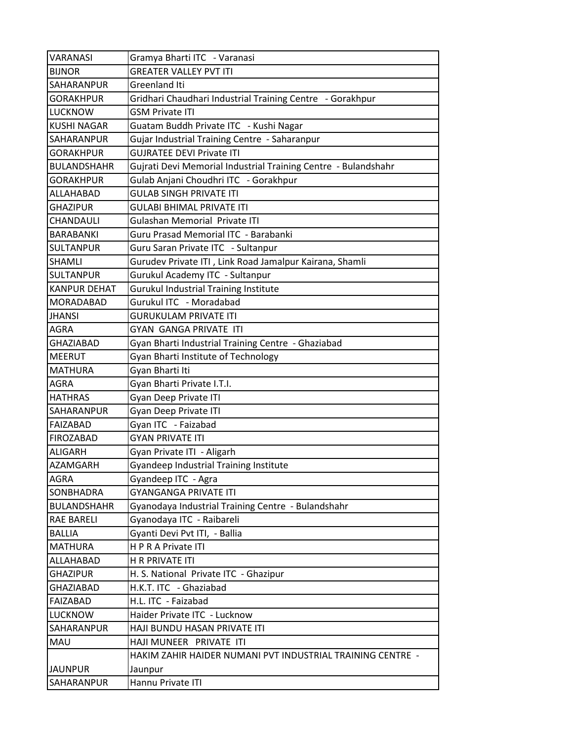| VARANASI | Gramya Bharti ITC - Varanasi |
|---|---|
| BIJNOR | GREATER VALLEY PVT ITI |
| SAHARANPUR | Greenland Iti |
| GORAKHPUR | Gridhari Chaudhari Industrial Training Centre - Gorakhpur |
| LUCKNOW | GSM Private ITI |
| KUSHI NAGAR | Guatam Buddh Private ITC - Kushi Nagar |
| SAHARANPUR | Gujar Industrial Training Centre - Saharanpur |
| GORAKHPUR | GUJRATEE DEVI Private ITI |
| BULANDSHAHR | Gujrati Devi Memorial Industrial Training Centre - Bulandshahr |
| GORAKHPUR | Gulab Anjani Choudhri ITC - Gorakhpur |
| ALLAHABAD | GULAB SINGH PRIVATE ITI |
| GHAZIPUR | GULABI BHIMAL PRIVATE ITI |
| CHANDAULI | Gulashan Memorial Private ITI |
| BARABANKI | Guru Prasad Memorial ITC - Barabanki |
| SULTANPUR | Guru Saran Private ITC - Sultanpur |
| SHAMLI | Gurudev Private ITI , Link Road Jamalpur Kairana, Shamli |
| SULTANPUR | Gurukul Academy ITC - Sultanpur |
| KANPUR DEHAT | Gurukul Industrial Training Institute |
| MORADABAD | Gurukul ITC - Moradabad |
| JHANSI | GURUKULAM PRIVATE ITI |
| AGRA | GYAN GANGA PRIVATE ITI |
| GHAZIABAD | Gyan Bharti Industrial Training Centre - Ghaziabad |
| MEERUT | Gyan Bharti Institute of Technology |
| MATHURA | Gyan Bharti Iti |
| AGRA | Gyan Bharti Private I.T.I. |
| HATHRAS | Gyan Deep Private ITI |
| SAHARANPUR | Gyan Deep Private ITI |
| FAIZABAD | Gyan ITC - Faizabad |
| FIROZABAD | GYAN PRIVATE ITI |
| ALIGARH | Gyan Private ITI - Aligarh |
| AZAMGARH | Gyandeep Industrial Training Institute |
| AGRA | Gyandeep ITC - Agra |
| SONBHADRA | GYANGANGA PRIVATE ITI |
| BULANDSHAHR | Gyanodaya Industrial Training Centre - Bulandshahr |
| RAE BARELI | Gyanodaya ITC - Raibareli |
| BALLIA | Gyanti Devi Pvt ITI, - Ballia |
| MATHURA | H P R A Private ITI |
| ALLAHABAD | H R PRIVATE ITI |
| GHAZIPUR | H. S. National Private ITC - Ghazipur |
| GHAZIABAD | H.K.T. ITC - Ghaziabad |
| FAIZABAD | H.L. ITC - Faizabad |
| LUCKNOW | Haider Private ITC - Lucknow |
| SAHARANPUR | HAJI BUNDU HASAN PRIVATE ITI |
| MAU | HAJI MUNEER PRIVATE ITI |
| JAUNPUR | HAKIM ZAHIR HAIDER NUMANI PVT INDUSTRIAL TRAINING CENTRE - Jaunpur |
| SAHARANPUR | Hannu Private ITI |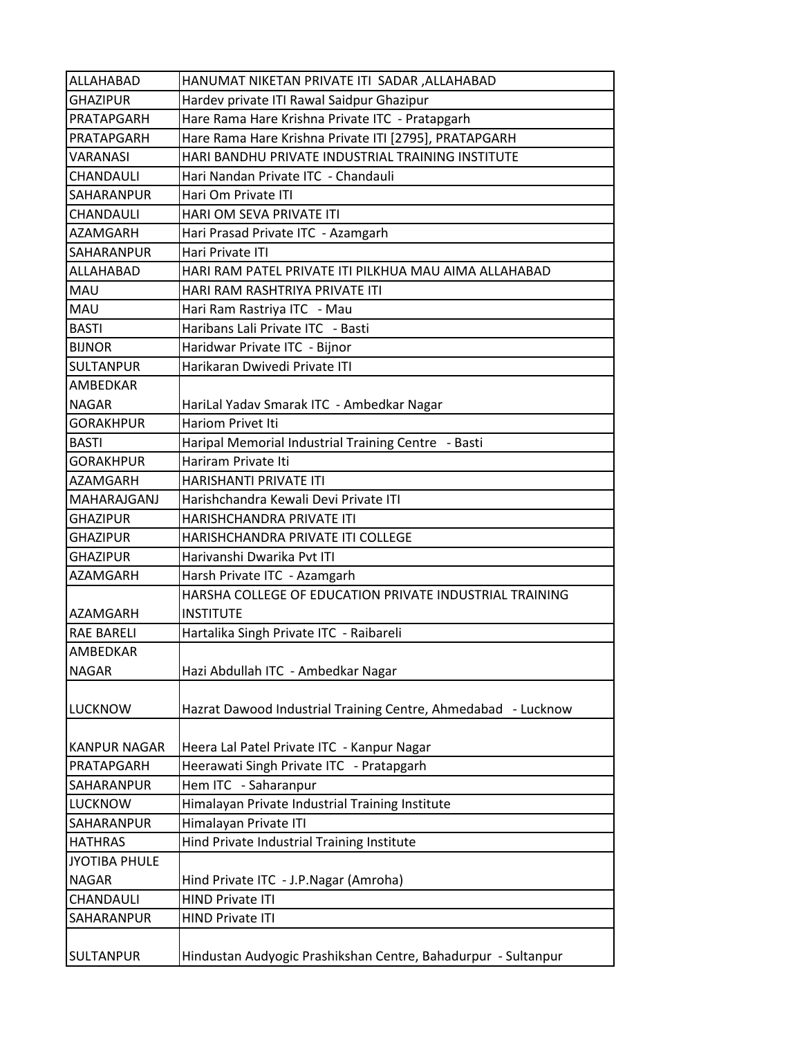| ALLAHABAD | HANUMAT NIKETAN PRIVATE ITI SADAR ,ALLAHABAD |
|---|---|
| GHAZIPUR | Hardev private ITI Rawal Saidpur Ghazipur |
| PRATAPGARH | Hare Rama Hare Krishna Private ITC - Pratapgarh |
| PRATAPGARH | Hare Rama Hare Krishna Private ITI [2795], PRATAPGARH |
| VARANASI | HARI BANDHU PRIVATE INDUSTRIAL TRAINING INSTITUTE |
| CHANDAULI | Hari Nandan Private ITC - Chandauli |
| SAHARANPUR | Hari Om Private ITI |
| CHANDAULI | HARI OM SEVA PRIVATE ITI |
| AZAMGARH | Hari Prasad Private ITC - Azamgarh |
| SAHARANPUR | Hari Private ITI |
| ALLAHABAD | HARI RAM PATEL PRIVATE ITI PILKHUA MAU AIMA ALLAHABAD |
| MAU | HARI RAM RASHTRIYA PRIVATE ITI |
| MAU | Hari Ram Rastriya ITC - Mau |
| BASTI | Haribans Lali Private ITC - Basti |
| BIJNOR | Haridwar Private ITC - Bijnor |
| SULTANPUR | Harikaran Dwivedi Private ITI |
| AMBEDKAR NAGAR | HariLal Yadav Smarak ITC - Ambedkar Nagar |
| GORAKHPUR | Hariom Privet Iti |
| BASTI | Haripal Memorial Industrial Training Centre - Basti |
| GORAKHPUR | Hariram Private Iti |
| AZAMGARH | HARISHANTI PRIVATE ITI |
| MAHARAJGANJ | Harishchandra Kewali Devi Private ITI |
| GHAZIPUR | HARISHCHANDRA PRIVATE ITI |
| GHAZIPUR | HARISHCHANDRA PRIVATE ITI COLLEGE |
| GHAZIPUR | Harivanshi Dwarika Pvt ITI |
| AZAMGARH | Harsh Private ITC - Azamgarh |
| AZAMGARH | HARSHA COLLEGE OF EDUCATION PRIVATE INDUSTRIAL TRAINING INSTITUTE |
| RAE BARELI | Hartalika Singh Private ITC - Raibareli |
| AMBEDKAR NAGAR | Hazi Abdullah ITC - Ambedkar Nagar |
| LUCKNOW | Hazrat Dawood Industrial Training Centre, Ahmedabad - Lucknow |
| KANPUR NAGAR | Heera Lal Patel Private ITC - Kanpur Nagar |
| PRATAPGARH | Heerawati Singh Private ITC - Pratapgarh |
| SAHARANPUR | Hem ITC - Saharanpur |
| LUCKNOW | Himalayan Private Industrial Training Institute |
| SAHARANPUR | Himalayan Private ITI |
| HATHRAS | Hind Private Industrial Training Institute |
| JYOTIBA PHULE NAGAR | Hind Private ITC - J.P.Nagar (Amroha) |
| CHANDAULI | HIND Private ITI |
| SAHARANPUR | HIND Private ITI |
| SULTANPUR | Hindustan Audyogic Prashikshan Centre, Bahadurpur - Sultanpur |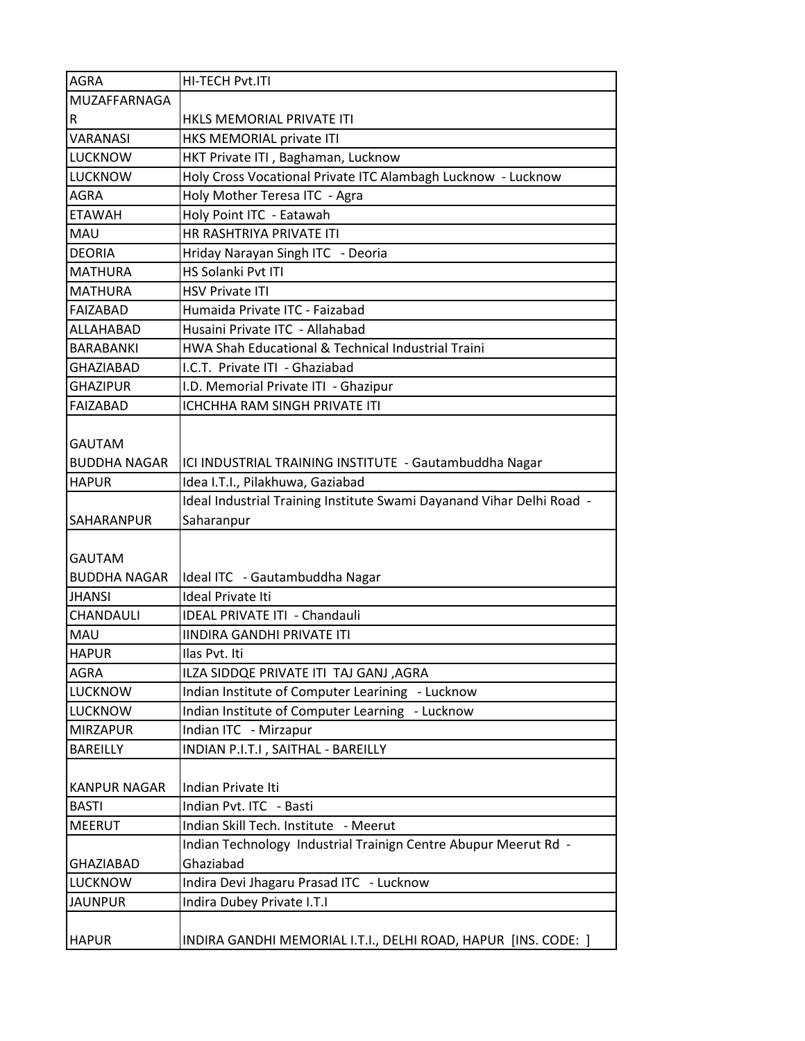| AGRA | HI-TECH Pvt.ITI |
|---|---|
| MUZAFFARNAGAR | HKLS MEMORIAL PRIVATE ITI |
| VARANASI | HKS MEMORIAL private ITI |
| LUCKNOW | HKT Private ITI , Baghaman, Lucknow |
| LUCKNOW | Holy Cross Vocational Private ITC Alambagh Lucknow - Lucknow |
| AGRA | Holy Mother Teresa ITC - Agra |
| ETAWAH | Holy Point ITC - Eatawah |
| MAU | HR RASHTRIYA PRIVATE ITI |
| DEORIA | Hriday Narayan Singh ITC - Deoria |
| MATHURA | HS Solanki Pvt ITI |
| MATHURA | HSV Private ITI |
| FAIZABAD | Humaida Private ITC - Faizabad |
| ALLAHABAD | Husaini Private ITC - Allahabad |
| BARABANKI | HWA Shah Educational & Technical Industrial Traini |
| GHAZIABAD | I.C.T. Private ITI - Ghaziabad |
| GHAZIPUR | I.D. Memorial Private ITI - Ghazipur |
| FAIZABAD | ICHCHHA RAM SINGH PRIVATE ITI |
| GAUTAM BUDDHA NAGAR | ICI INDUSTRIAL TRAINING INSTITUTE - Gautambuddha Nagar |
| HAPUR | Idea I.T.I., Pilakhuwa, Gaziabad |
| SAHARANPUR | Ideal Industrial Training Institute Swami Dayanand Vihar Delhi Road - Saharanpur |
| GAUTAM BUDDHA NAGAR | Ideal ITC - Gautambuddha Nagar |
| JHANSI | Ideal Private Iti |
| CHANDAULI | IDEAL PRIVATE ITI - Chandauli |
| MAU | IINDIRA GANDHI PRIVATE ITI |
| HAPUR | Ilas Pvt. Iti |
| AGRA | ILZA SIDDQE PRIVATE ITI TAJ GANJ ,AGRA |
| LUCKNOW | Indian Institute of Computer Learining - Lucknow |
| LUCKNOW | Indian Institute of Computer Learning - Lucknow |
| MIRZAPUR | Indian ITC - Mirzapur |
| BAREILLY | INDIAN P.I.T.I , SAITHAL - BAREILLY |
| KANPUR NAGAR | Indian Private Iti |
| BASTI | Indian Pvt. ITC - Basti |
| MEERUT | Indian Skill Tech. Institute - Meerut |
| GHAZIABAD | Indian Technology Industrial Trainign Centre Abupur Meerut Rd - Ghaziabad |
| LUCKNOW | Indira Devi Jhagaru Prasad ITC - Lucknow |
| JAUNPUR | Indira Dubey Private I.T.I |
| HAPUR | INDIRA GANDHI MEMORIAL I.T.I., DELHI ROAD, HAPUR [INS. CODE: ] |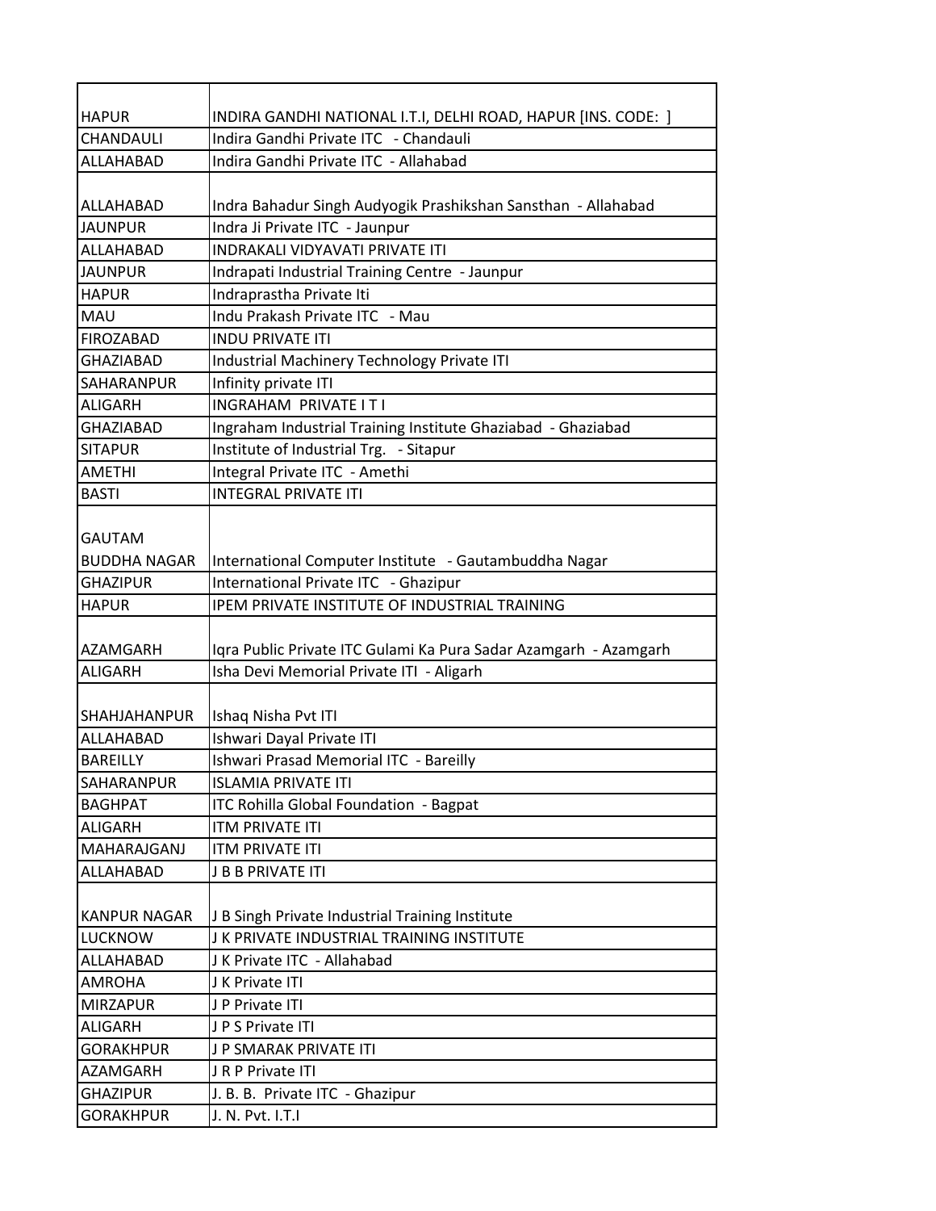| | |
|---|---|
| HAPUR | INDIRA GANDHI NATIONAL I.T.I, DELHI ROAD, HAPUR [INS. CODE: ] |
| CHANDAULI | Indira Gandhi Private ITC - Chandauli |
| ALLAHABAD | Indira Gandhi Private ITC - Allahabad |
| ALLAHABAD | Indra Bahadur Singh Audyogik Prashikshan Sansthan - Allahabad |
| JAUNPUR | Indra Ji Private ITC - Jaunpur |
| ALLAHABAD | INDRAKALI VIDYAVATI PRIVATE ITI |
| JAUNPUR | Indrapati Industrial Training Centre - Jaunpur |
| HAPUR | Indraprastha Private Iti |
| MAU | Indu Prakash Private ITC - Mau |
| FIROZABAD | INDU PRIVATE ITI |
| GHAZIABAD | Industrial Machinery Technology Private ITI |
| SAHARANPUR | Infinity private ITI |
| ALIGARH | INGRAHAM PRIVATE I T I |
| GHAZIABAD | Ingraham Industrial Training Institute Ghaziabad - Ghaziabad |
| SITAPUR | Institute of Industrial Trg. - Sitapur |
| AMETHI | Integral Private ITC - Amethi |
| BASTI | INTEGRAL PRIVATE ITI |
| GAUTAM BUDDHA NAGAR | International Computer Institute - Gautambuddha Nagar |
| GHAZIPUR | International Private ITC - Ghazipur |
| HAPUR | IPEM PRIVATE INSTITUTE OF INDUSTRIAL TRAINING |
| AZAMGARH | Iqra Public Private ITC Gulami Ka Pura Sadar Azamgarh - Azamgarh |
| ALIGARH | Isha Devi Memorial Private ITI - Aligarh |
| SHAHJAHANPUR | Ishaq Nisha Pvt ITI |
| ALLAHABAD | Ishwari Dayal Private ITI |
| BAREILLY | Ishwari Prasad Memorial ITC - Bareilly |
| SAHARANPUR | ISLAMIA PRIVATE ITI |
| BAGHPAT | ITC Rohilla Global Foundation - Bagpat |
| ALIGARH | ITM PRIVATE ITI |
| MAHARAJGANJ | ITM PRIVATE ITI |
| ALLAHABAD | J B B PRIVATE ITI |
| KANPUR NAGAR | J B Singh Private Industrial Training Institute |
| LUCKNOW | J K PRIVATE INDUSTRIAL TRAINING INSTITUTE |
| ALLAHABAD | J K Private ITC - Allahabad |
| AMROHA | J K Private ITI |
| MIRZAPUR | J P Private ITI |
| ALIGARH | J P S Private ITI |
| GORAKHPUR | J P SMARAK PRIVATE ITI |
| AZAMGARH | J R P Private ITI |
| GHAZIPUR | J. B. B. Private ITC - Ghazipur |
| GORAKHPUR | J. N. Pvt. I.T.I |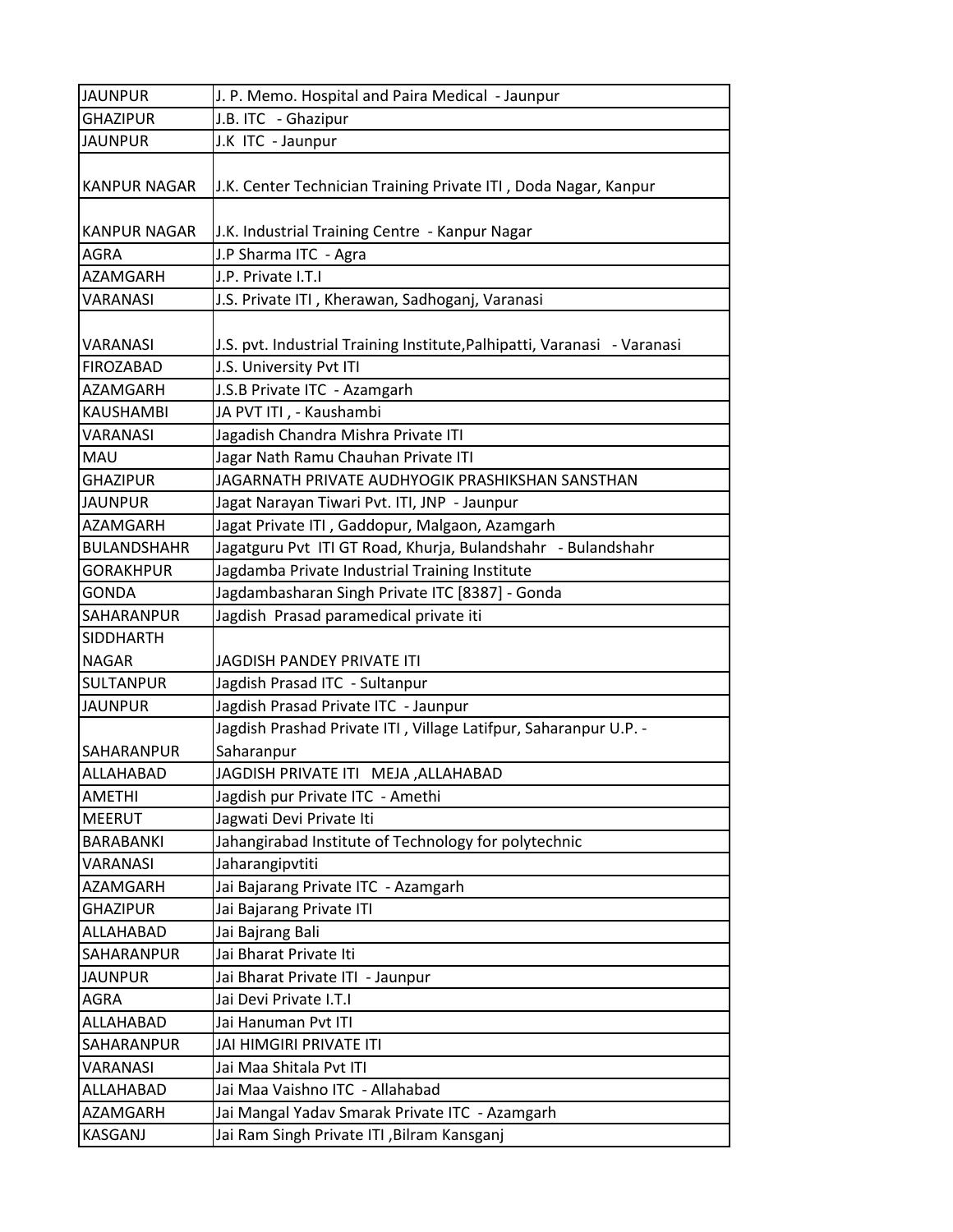| JAUNPUR | J. P. Memo. Hospital and Paira Medical - Jaunpur |
|---|---|
| GHAZIPUR | J.B. ITC - Ghazipur |
| JAUNPUR | J.K ITC - Jaunpur |
| KANPUR NAGAR | J.K. Center Technician Training Private ITI , Doda Nagar, Kanpur |
| KANPUR NAGAR | J.K. Industrial Training Centre - Kanpur Nagar |
| AGRA | J.P Sharma ITC - Agra |
| AZAMGARH | J.P. Private I.T.I |
| VARANASI | J.S. Private ITI , Kherawan, Sadhoganj, Varanasi |
| VARANASI | J.S. pvt. Industrial Training Institute,Palhipatti, Varanasi - Varanasi |
| FIROZABAD | J.S. University Pvt ITI |
| AZAMGARH | J.S.B Private ITC - Azamgarh |
| KAUSHAMBI | JA PVT ITI , - Kaushambi |
| VARANASI | Jagadish Chandra Mishra Private ITI |
| MAU | Jagar Nath Ramu Chauhan Private ITI |
| GHAZIPUR | JAGARNATH PRIVATE AUDHYOGIK PRASHIKSHAN SANSTHAN |
| JAUNPUR | Jagat Narayan Tiwari Pvt. ITI, JNP - Jaunpur |
| AZAMGARH | Jagat Private ITI , Gaddopur, Malgaon, Azamgarh |
| BULANDSHAHR | Jagatguru Pvt ITI GT Road, Khurja, Bulandshahr - Bulandshahr |
| GORAKHPUR | Jagdamba Private Industrial Training Institute |
| GONDA | Jagdambasharan Singh Private ITC [8387] - Gonda |
| SAHARANPUR | Jagdish Prasad paramedical private iti |
| SIDDHARTH NAGAR | JAGDISH PANDEY PRIVATE ITI |
| SULTANPUR | Jagdish Prasad ITC - Sultanpur |
| JAUNPUR | Jagdish Prasad Private ITC - Jaunpur |
| SAHARANPUR | Jagdish Prashad Private ITI , Village Latifpur, Saharanpur U.P. - Saharanpur |
| ALLAHABAD | JAGDISH PRIVATE ITI MEJA ,ALLAHABAD |
| AMETHI | Jagdish pur Private ITC - Amethi |
| MEERUT | Jagwati Devi Private Iti |
| BARABANKI | Jahangirabad Institute of Technology for polytechnic |
| VARANASI | Jaharangipvtiti |
| AZAMGARH | Jai Bajarang Private ITC - Azamgarh |
| GHAZIPUR | Jai Bajarang Private ITI |
| ALLAHABAD | Jai Bajrang Bali |
| SAHARANPUR | Jai Bharat Private Iti |
| JAUNPUR | Jai Bharat Private ITI - Jaunpur |
| AGRA | Jai Devi Private I.T.I |
| ALLAHABAD | Jai Hanuman Pvt ITI |
| SAHARANPUR | JAI HIMGIRI PRIVATE ITI |
| VARANASI | Jai Maa Shitala Pvt ITI |
| ALLAHABAD | Jai Maa Vaishno ITC - Allahabad |
| AZAMGARH | Jai Mangal Yadav Smarak Private ITC - Azamgarh |
| KASGANJ | Jai Ram Singh Private ITI ,Bilram Kansganj |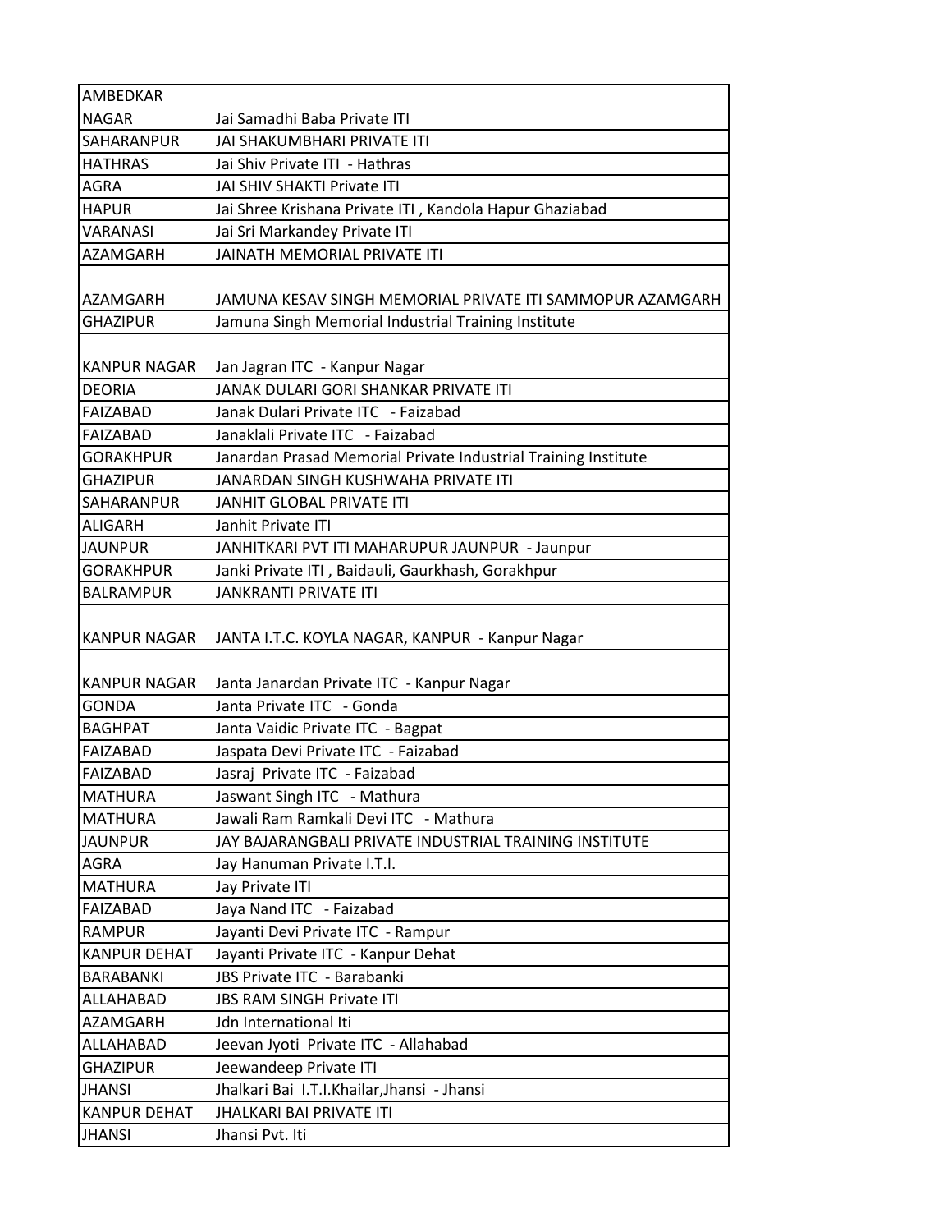| AMBEDKAR NAGAR | Jai Samadhi Baba Private ITI |
|---|---|
| SAHARANPUR | JAI SHAKUMBHARI PRIVATE ITI |
| HATHRAS | Jai Shiv Private ITI - Hathras |
| AGRA | JAI SHIV SHAKTI Private ITI |
| HAPUR | Jai Shree Krishana Private ITI , Kandola Hapur Ghaziabad |
| VARANASI | Jai Sri Markandey Private ITI |
| AZAMGARH | JAINATH MEMORIAL PRIVATE ITI |
| AZAMGARH | JAMUNA KESAV SINGH MEMORIAL PRIVATE ITI SAMMOPUR AZAMGARH |
| GHAZIPUR | Jamuna Singh Memorial Industrial Training Institute |
| KANPUR NAGAR | Jan Jagran ITC - Kanpur Nagar |
| DEORIA | JANAK DULARI GORI SHANKAR PRIVATE ITI |
| FAIZABAD | Janak Dulari Private ITC - Faizabad |
| FAIZABAD | Janaklali Private ITC - Faizabad |
| GORAKHPUR | Janardan Prasad Memorial Private Industrial Training Institute |
| GHAZIPUR | JANARDAN SINGH KUSHWAHA PRIVATE ITI |
| SAHARANPUR | JANHIT GLOBAL PRIVATE ITI |
| ALIGARH | Janhit Private ITI |
| JAUNPUR | JANHITKARI PVT ITI MAHARUPUR JAUNPUR - Jaunpur |
| GORAKHPUR | Janki Private ITI , Baidauli, Gaurkhash, Gorakhpur |
| BALRAMPUR | JANKRANTI PRIVATE ITI |
| KANPUR NAGAR | JANTA I.T.C. KOYLA NAGAR, KANPUR - Kanpur Nagar |
| KANPUR NAGAR | Janta Janardan Private ITC - Kanpur Nagar |
| GONDA | Janta Private ITC - Gonda |
| BAGHPAT | Janta Vaidic Private ITC - Bagpat |
| FAIZABAD | Jaspata Devi Private ITC - Faizabad |
| FAIZABAD | Jasraj Private ITC - Faizabad |
| MATHURA | Jaswant Singh ITC - Mathura |
| MATHURA | Jawali Ram Ramkali Devi ITC - Mathura |
| JAUNPUR | JAY BAJARANGBALI PRIVATE INDUSTRIAL TRAINING INSTITUTE |
| AGRA | Jay Hanuman Private I.T.I. |
| MATHURA | Jay Private ITI |
| FAIZABAD | Jaya Nand ITC - Faizabad |
| RAMPUR | Jayanti Devi Private ITC - Rampur |
| KANPUR DEHAT | Jayanti Private ITC - Kanpur Dehat |
| BARABANKI | JBS Private ITC - Barabanki |
| ALLAHABAD | JBS RAM SINGH Private ITI |
| AZAMGARH | Jdn International Iti |
| ALLAHABAD | Jeevan Jyoti Private ITC - Allahabad |
| GHAZIPUR | Jeewandeep Private ITI |
| JHANSI | Jhalkari Bai I.T.I.Khailar,Jhansi - Jhansi |
| KANPUR DEHAT | JHALKARI BAI PRIVATE ITI |
| JHANSI | Jhansi Pvt. Iti |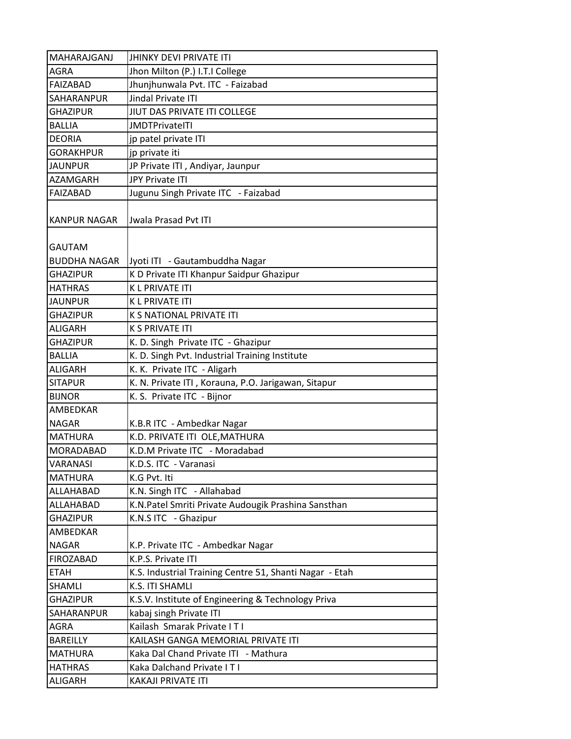| | |
|---|---|
| MAHARAJGANJ | JHINKY DEVI PRIVATE ITI |
| AGRA | Jhon Milton (P.) I.T.I College |
| FAIZABAD | Jhunjhunwala Pvt. ITC - Faizabad |
| SAHARANPUR | Jindal Private ITI |
| GHAZIPUR | JIUT DAS PRIVATE ITI COLLEGE |
| BALLIA | JMDTPrivateITI |
| DEORIA | jp patel private ITI |
| GORAKHPUR | jp private iti |
| JAUNPUR | JP Private ITI , Andiyar, Jaunpur |
| AZAMGARH | JPY Private ITI |
| FAIZABAD | Jugunu Singh Private ITC - Faizabad |
| KANPUR NAGAR | Jwala Prasad Pvt ITI |
| GAUTAM BUDDHA NAGAR | Jyoti ITI - Gautambuddha Nagar |
| GHAZIPUR | K D Private ITI Khanpur Saidpur Ghazipur |
| HATHRAS | K L PRIVATE ITI |
| JAUNPUR | K L PRIVATE ITI |
| GHAZIPUR | K S NATIONAL PRIVATE ITI |
| ALIGARH | K S PRIVATE ITI |
| GHAZIPUR | K. D. Singh Private ITC - Ghazipur |
| BALLIA | K. D. Singh Pvt. Industrial Training Institute |
| ALIGARH | K. K. Private ITC - Aligarh |
| SITAPUR | K. N. Private ITI , Korauna, P.O. Jarigawan, Sitapur |
| BIJNOR | K. S. Private ITC - Bijnor |
| AMBEDKAR NAGAR | K.B.R ITC - Ambedkar Nagar |
| MATHURA | K.D. PRIVATE ITI OLE,MATHURA |
| MORADABAD | K.D.M Private ITC - Moradabad |
| VARANASI | K.D.S. ITC - Varanasi |
| MATHURA | K.G Pvt. Iti |
| ALLAHABAD | K.N. Singh ITC - Allahabad |
| ALLAHABAD | K.N.Patel Smriti Private Audougik Prashina Sansthan |
| GHAZIPUR | K.N.S ITC - Ghazipur |
| AMBEDKAR NAGAR | K.P. Private ITC - Ambedkar Nagar |
| FIROZABAD | K.P.S. Private ITI |
| ETAH | K.S. Industrial Training Centre 51, Shanti Nagar - Etah |
| SHAMLI | K.S. ITI SHAMLI |
| GHAZIPUR | K.S.V. Institute of Engineering & Technology Priva |
| SAHARANPUR | kabaj singh Private ITI |
| AGRA | Kailash Smarak Private I T I |
| BAREILLY | KAILASH GANGA MEMORIAL PRIVATE ITI |
| MATHURA | Kaka Dal Chand Private ITI - Mathura |
| HATHRAS | Kaka Dalchand Private I T I |
| ALIGARH | KAKAJI PRIVATE ITI |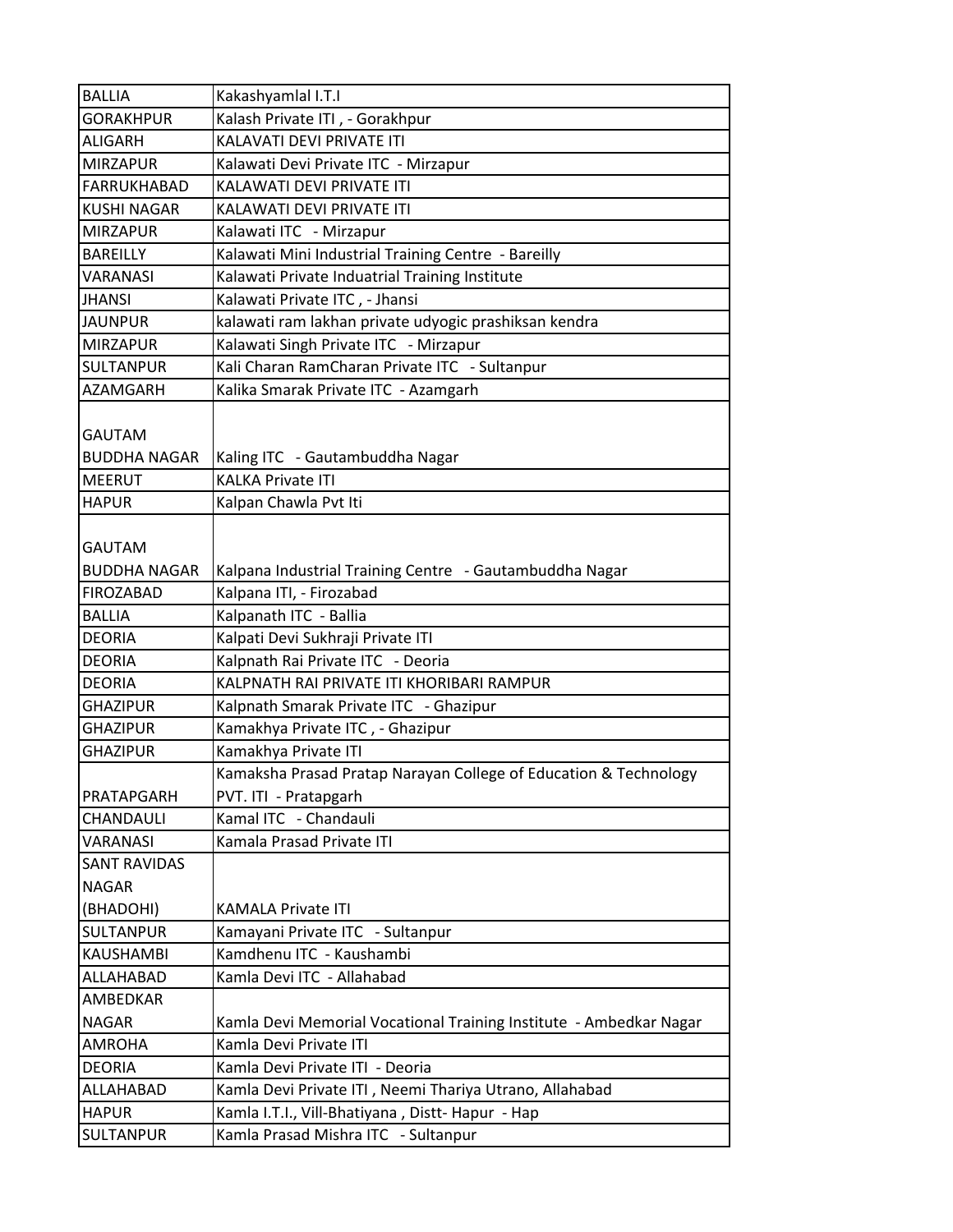| BALLIA | Kakashyamlal I.T.I |
|---|---|
| GORAKHPUR | Kalash Private ITI , - Gorakhpur |
| ALIGARH | KALAVATI DEVI PRIVATE ITI |
| MIRZAPUR | Kalawati Devi Private ITC - Mirzapur |
| FARRUKHABAD | KALAWATI DEVI PRIVATE ITI |
| KUSHI NAGAR | KALAWATI DEVI PRIVATE ITI |
| MIRZAPUR | Kalawati ITC - Mirzapur |
| BAREILLY | Kalawati Mini Industrial Training Centre - Bareilly |
| VARANASI | Kalawati Private Induatrial Training Institute |
| JHANSI | Kalawati Private ITC , - Jhansi |
| JAUNPUR | kalawati ram lakhan private udyogic prashiksan kendra |
| MIRZAPUR | Kalawati Singh Private ITC - Mirzapur |
| SULTANPUR | Kali Charan RamCharan Private ITC - Sultanpur |
| AZAMGARH | Kalika Smarak Private ITC - Azamgarh |
| GAUTAM BUDDHA NAGAR | Kaling ITC - Gautambuddha Nagar |
| MEERUT | KALKA Private ITI |
| HAPUR | Kalpan Chawla Pvt Iti |
| GAUTAM BUDDHA NAGAR | Kalpana Industrial Training Centre - Gautambuddha Nagar |
| FIROZABAD | Kalpana ITI, - Firozabad |
| BALLIA | Kalpanath ITC - Ballia |
| DEORIA | Kalpati Devi Sukhraji Private ITI |
| DEORIA | Kalpnath Rai Private ITC - Deoria |
| DEORIA | KALPNATH RAI PRIVATE ITI KHORIBARI RAMPUR |
| GHAZIPUR | Kalpnath Smarak Private ITC - Ghazipur |
| GHAZIPUR | Kamakhya Private ITC , - Ghazipur |
| GHAZIPUR | Kamakhya Private ITI |
| PRATAPGARH | Kamaksha Prasad Pratap Narayan College of Education & Technology PVT. ITI - Pratapgarh |
| CHANDAULI | Kamal ITC - Chandauli |
| VARANASI | Kamala Prasad Private ITI |
| SANT RAVIDAS NAGAR (BHADOHI) | KAMALA Private ITI |
| SULTANPUR | Kamayani Private ITC - Sultanpur |
| KAUSHAMBI | Kamdhenu ITC - Kaushambi |
| ALLAHABAD | Kamla Devi ITC - Allahabad |
| AMBEDKAR NAGAR | Kamla Devi Memorial Vocational Training Institute - Ambedkar Nagar |
| AMROHA | Kamla Devi Private ITI |
| DEORIA | Kamla Devi Private ITI - Deoria |
| ALLAHABAD | Kamla Devi Private ITI , Neemi Thariya Utrano, Allahabad |
| HAPUR | Kamla I.T.I., Vill-Bhatiyana , Distt- Hapur - Hap |
| SULTANPUR | Kamla Prasad Mishra ITC - Sultanpur |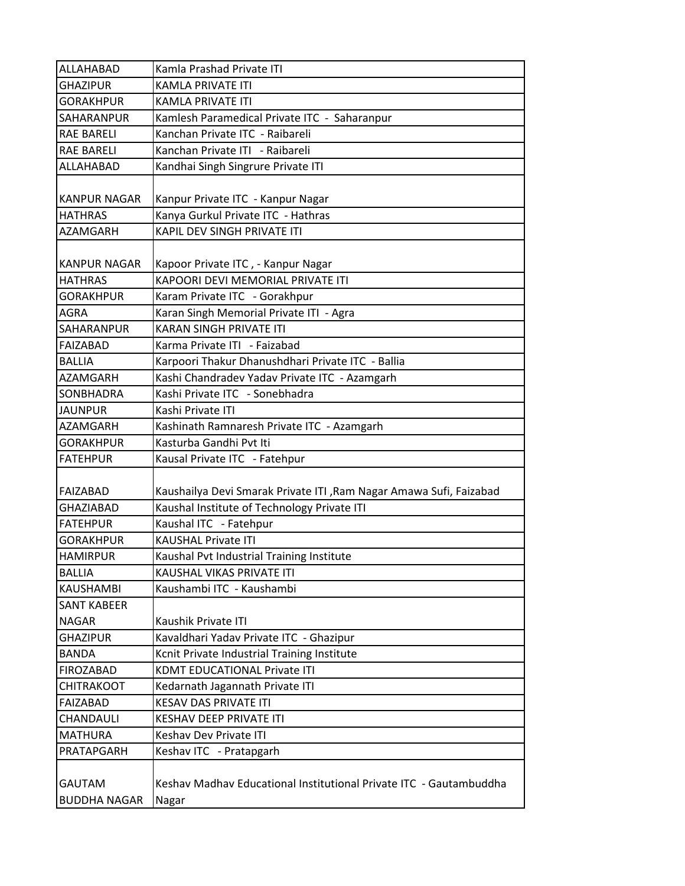| ALLAHABAD | Kamla Prashad Private ITI |
|---|---|
| GHAZIPUR | KAMLA PRIVATE ITI |
| GORAKHPUR | KAMLA PRIVATE ITI |
| SAHARANPUR | Kamlesh Paramedical Private ITC - Saharanpur |
| RAE BARELI | Kanchan Private ITC - Raibareli |
| RAE BARELI | Kanchan Private ITI - Raibareli |
| ALLAHABAD | Kandhai Singh Singrure Private ITI |
| KANPUR NAGAR | Kanpur Private ITC - Kanpur Nagar |
| HATHRAS | Kanya Gurkul Private ITC - Hathras |
| AZAMGARH | KAPIL DEV SINGH PRIVATE ITI |
| KANPUR NAGAR | Kapoor Private ITC , - Kanpur Nagar |
| HATHRAS | KAPOORI DEVI MEMORIAL PRIVATE ITI |
| GORAKHPUR | Karam Private ITC - Gorakhpur |
| AGRA | Karan Singh Memorial Private ITI - Agra |
| SAHARANPUR | KARAN SINGH PRIVATE ITI |
| FAIZABAD | Karma Private ITI - Faizabad |
| BALLIA | Karpoori Thakur Dhanushdhari Private ITC - Ballia |
| AZAMGARH | Kashi Chandradev Yadav Private ITC - Azamgarh |
| SONBHADRA | Kashi Private ITC - Sonebhadra |
| JAUNPUR | Kashi Private ITI |
| AZAMGARH | Kashinath Ramnaresh Private ITC - Azamgarh |
| GORAKHPUR | Kasturba Gandhi Pvt Iti |
| FATEHPUR | Kausal Private ITC - Fatehpur |
| FAIZABAD | Kaushailya Devi Smarak Private ITI ,Ram Nagar Amawa Sufi, Faizabad |
| GHAZIABAD | Kaushal Institute of Technology Private ITI |
| FATEHPUR | Kaushal ITC - Fatehpur |
| GORAKHPUR | KAUSHAL Private ITI |
| HAMIRPUR | Kaushal Pvt Industrial Training Institute |
| BALLIA | KAUSHAL VIKAS PRIVATE ITI |
| KAUSHAMBI | Kaushambi ITC - Kaushambi |
| SANT KABEER NAGAR | Kaushik Private ITI |
| GHAZIPUR | Kavaldhari Yadav Private ITC - Ghazipur |
| BANDA | Kcnit Private Industrial Training Institute |
| FIROZABAD | KDMT EDUCATIONAL Private ITI |
| CHITRAKOOT | Kedarnath Jagannath Private ITI |
| FAIZABAD | KESAV DAS PRIVATE ITI |
| CHANDAULI | KESHAV DEEP PRIVATE ITI |
| MATHURA | Keshav Dev Private ITI |
| PRATAPGARH | Keshav ITC - Pratapgarh |
| GAUTAM BUDDHA NAGAR | Keshav Madhav Educational Institutional Private ITC - Gautambuddha Nagar |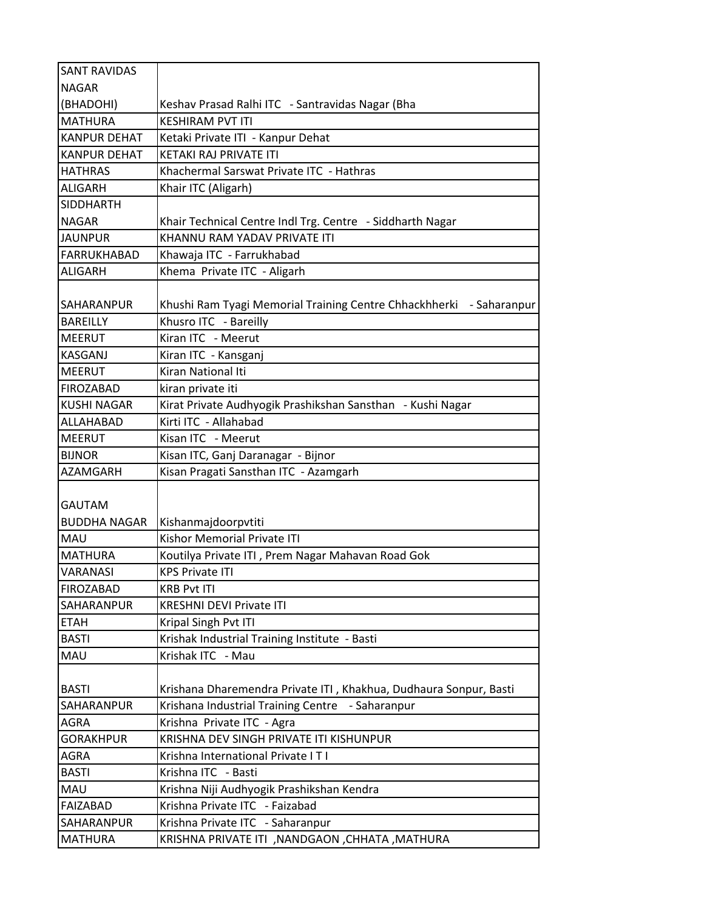| SANT RAVIDAS NAGAR (BHADOHI) | Keshav Prasad Ralhi ITC - Santravidas Nagar (Bha |
|---|---|
| MATHURA | KESHIRAM PVT ITI |
| KANPUR DEHAT | Ketaki Private ITI - Kanpur Dehat |
| KANPUR DEHAT | KETAKI RAJ PRIVATE ITI |
| HATHRAS | Khachermal Sarswat Private ITC - Hathras |
| ALIGARH | Khair ITC (Aligarh) |
| SIDDHARTH NAGAR | Khair Technical Centre Indl Trg. Centre - Siddharth Nagar |
| JAUNPUR | KHANNU RAM YADAV PRIVATE ITI |
| FARRUKHABAD | Khawaja ITC - Farrukhabad |
| ALIGARH | Khema Private ITC - Aligarh |
| SAHARANPUR | Khushi Ram Tyagi Memorial Training Centre Chhackhherki - Saharanpur |
| BAREILLY | Khusro ITC - Bareilly |
| MEERUT | Kiran ITC - Meerut |
| KASGANJ | Kiran ITC - Kansganj |
| MEERUT | Kiran National Iti |
| FIROZABAD | kiran private iti |
| KUSHI NAGAR | Kirat Private Audhyogik Prashikshan Sansthan - Kushi Nagar |
| ALLAHABAD | Kirti ITC - Allahabad |
| MEERUT | Kisan ITC - Meerut |
| BIJNOR | Kisan ITC, Ganj Daranagar - Bijnor |
| AZAMGARH | Kisan Pragati Sansthan ITC - Azamgarh |
| GAUTAM BUDDHA NAGAR | Kishanmajdoorpvtiti |
| MAU | Kishor Memorial Private ITI |
| MATHURA | Koutilya Private ITI , Prem Nagar Mahavan Road Gok |
| VARANASI | KPS Private ITI |
| FIROZABAD | KRB Pvt ITI |
| SAHARANPUR | KRESHNI DEVI Private ITI |
| ETAH | Kripal Singh Pvt ITI |
| BASTI | Krishak Industrial Training Institute - Basti |
| MAU | Krishak ITC - Mau |
| BASTI | Krishana Dharemendra Private ITI , Khakhua, Dudhaura Sonpur, Basti |
| SAHARANPUR | Krishana Industrial Training Centre - Saharanpur |
| AGRA | Krishna Private ITC - Agra |
| GORAKHPUR | KRISHNA DEV SINGH PRIVATE ITI KISHUNPUR |
| AGRA | Krishna International Private I T I |
| BASTI | Krishna ITC - Basti |
| MAU | Krishna Niji Audhyogik Prashikshan Kendra |
| FAIZABAD | Krishna Private ITC - Faizabad |
| SAHARANPUR | Krishna Private ITC - Saharanpur |
| MATHURA | KRISHNA PRIVATE ITI ,NANDGAON ,CHHATA ,MATHURA |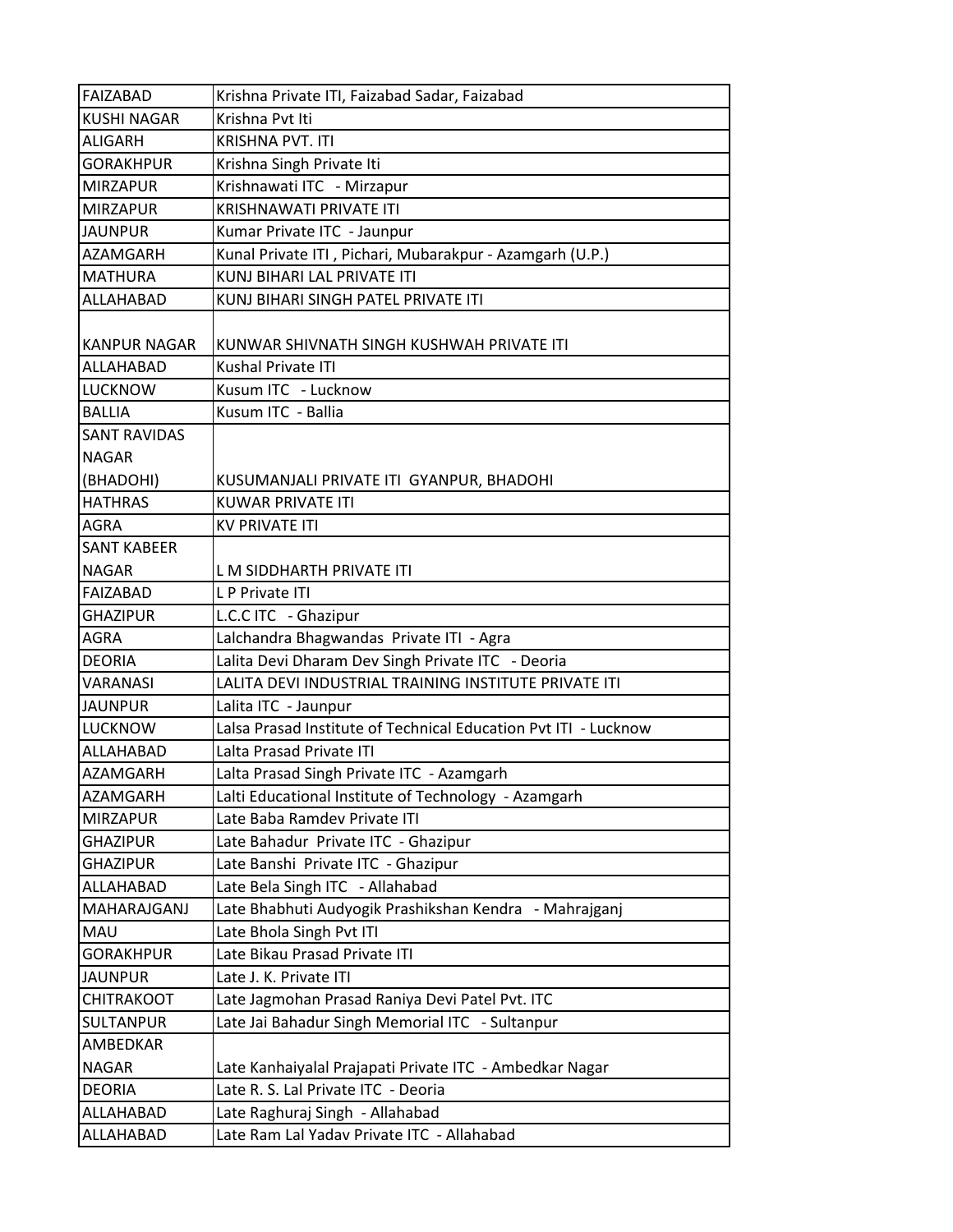| FAIZABAD | Krishna Private ITI, Faizabad Sadar, Faizabad |
|---|---|
| KUSHI NAGAR | Krishna Pvt Iti |
| ALIGARH | KRISHNA PVT. ITI |
| GORAKHPUR | Krishna Singh Private Iti |
| MIRZAPUR | Krishnawati ITC - Mirzapur |
| MIRZAPUR | KRISHNAWATI PRIVATE ITI |
| JAUNPUR | Kumar Private ITC - Jaunpur |
| AZAMGARH | Kunal Private ITI , Pichari, Mubarakpur - Azamgarh (U.P.) |
| MATHURA | KUNJ BIHARI LAL PRIVATE ITI |
| ALLAHABAD | KUNJ BIHARI SINGH PATEL PRIVATE ITI |
| KANPUR NAGAR | KUNWAR SHIVNATH SINGH KUSHWAH PRIVATE ITI |
| ALLAHABAD | Kushal Private ITI |
| LUCKNOW | Kusum ITC - Lucknow |
| BALLIA | Kusum ITC - Ballia |
| SANT RAVIDAS NAGAR (BHADOHI) | KUSUMANJALI PRIVATE ITI GYANPUR, BHADOHI |
| HATHRAS | KUWAR PRIVATE ITI |
| AGRA | KV PRIVATE ITI |
| SANT KABEER NAGAR | L M SIDDHARTH PRIVATE ITI |
| FAIZABAD | L P Private ITI |
| GHAZIPUR | L.C.C ITC - Ghazipur |
| AGRA | Lalchandra Bhagwandas Private ITI - Agra |
| DEORIA | Lalita Devi Dharam Dev Singh Private ITC - Deoria |
| VARANASI | LALITA DEVI INDUSTRIAL TRAINING INSTITUTE PRIVATE ITI |
| JAUNPUR | Lalita ITC - Jaunpur |
| LUCKNOW | Lalsa Prasad Institute of Technical Education Pvt ITI - Lucknow |
| ALLAHABAD | Lalta Prasad Private ITI |
| AZAMGARH | Lalta Prasad Singh Private ITC - Azamgarh |
| AZAMGARH | Lalti Educational Institute of Technology - Azamgarh |
| MIRZAPUR | Late Baba Ramdev Private ITI |
| GHAZIPUR | Late Bahadur Private ITC - Ghazipur |
| GHAZIPUR | Late Banshi Private ITC - Ghazipur |
| ALLAHABAD | Late Bela Singh ITC - Allahabad |
| MAHARAJGANJ | Late Bhabhuti Audyogik Prashikshan Kendra - Mahrajganj |
| MAU | Late Bhola Singh Pvt ITI |
| GORAKHPUR | Late Bikau Prasad Private ITI |
| JAUNPUR | Late J. K. Private ITI |
| CHITRAKOOT | Late Jagmohan Prasad Raniya Devi Patel Pvt. ITC |
| SULTANPUR | Late Jai Bahadur Singh Memorial ITC - Sultanpur |
| AMBEDKAR NAGAR | Late Kanhaiyalal Prajapati Private ITC - Ambedkar Nagar |
| DEORIA | Late R. S. Lal Private ITC - Deoria |
| ALLAHABAD | Late Raghuraj Singh - Allahabad |
| ALLAHABAD | Late Ram Lal Yadav Private ITC - Allahabad |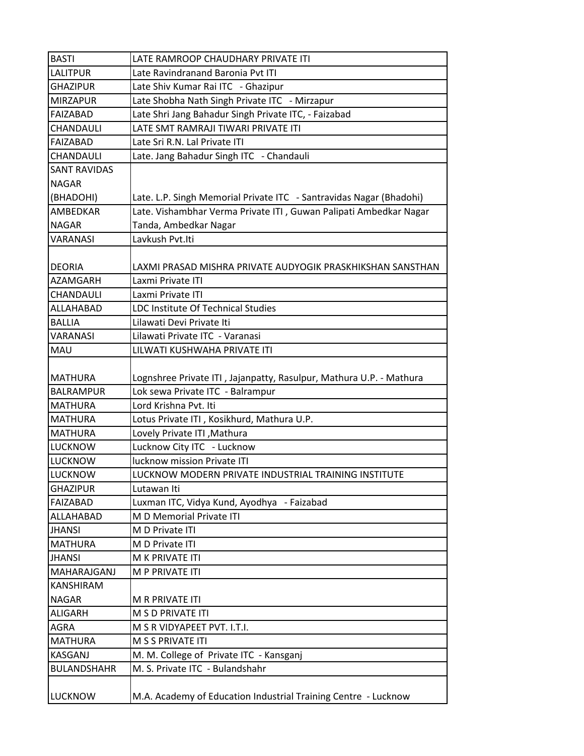| BASTI | LATE RAMROOP CHAUDHARY PRIVATE ITI |
|---|---|
| LALITPUR | Late Ravindranand Baronia Pvt ITI |
| GHAZIPUR | Late Shiv Kumar Rai ITC - Ghazipur |
| MIRZAPUR | Late Shobha Nath Singh Private ITC - Mirzapur |
| FAIZABAD | Late Shri Jang Bahadur Singh Private ITC, - Faizabad |
| CHANDAULI | LATE SMT RAMRAJI TIWARI PRIVATE ITI |
| FAIZABAD | Late Sri R.N. Lal Private ITI |
| CHANDAULI | Late. Jang Bahadur Singh ITC - Chandauli |
| SANT RAVIDAS NAGAR (BHADOHI) | Late. L.P. Singh Memorial Private ITC - Santravidas Nagar (Bhadohi) |
| AMBEDKAR NAGAR | Late. Vishambhar Verma Private ITI , Guwan Palipati Ambedkar Nagar Tanda, Ambedkar Nagar |
| VARANASI | Lavkush Pvt.Iti |
| DEORIA | LAXMI PRASAD MISHRA PRIVATE AUDYOGIK PRASKHIKSHAN SANSTHAN |
| AZAMGARH | Laxmi Private ITI |
| CHANDAULI | Laxmi Private ITI |
| ALLAHABAD | LDC Institute Of Technical Studies |
| BALLIA | Lilawati Devi Private Iti |
| VARANASI | Lilawati Private ITC - Varanasi |
| MAU | LILWATI KUSHWAHA PRIVATE ITI |
| MATHURA | Lognshree Private ITI , Jajanpatty, Rasulpur, Mathura U.P. - Mathura |
| BALRAMPUR | Lok sewa Private ITC - Balrampur |
| MATHURA | Lord Krishna Pvt. Iti |
| MATHURA | Lotus Private ITI , Kosikhurd, Mathura U.P. |
| MATHURA | Lovely Private ITI ,Mathura |
| LUCKNOW | Lucknow City ITC - Lucknow |
| LUCKNOW | lucknow mission Private ITI |
| LUCKNOW | LUCKNOW MODERN PRIVATE INDUSTRIAL TRAINING INSTITUTE |
| GHAZIPUR | Lutawan Iti |
| FAIZABAD | Luxman ITC, Vidya Kund, Ayodhya - Faizabad |
| ALLAHABAD | M D Memorial Private ITI |
| JHANSI | M D Private ITI |
| MATHURA | M D Private ITI |
| JHANSI | M K PRIVATE ITI |
| MAHARAJGANJ | M P PRIVATE ITI |
| KANSHIRAM NAGAR | M R PRIVATE ITI |
| ALIGARH | M S D PRIVATE ITI |
| AGRA | M S R VIDYAPEET PVT. I.T.I. |
| MATHURA | M S S PRIVATE ITI |
| KASGANJ | M. M. College of Private ITC - Kansganj |
| BULANDSHAHR | M. S. Private ITC - Bulandshahr |
| LUCKNOW | M.A. Academy of Education Industrial Training Centre - Lucknow |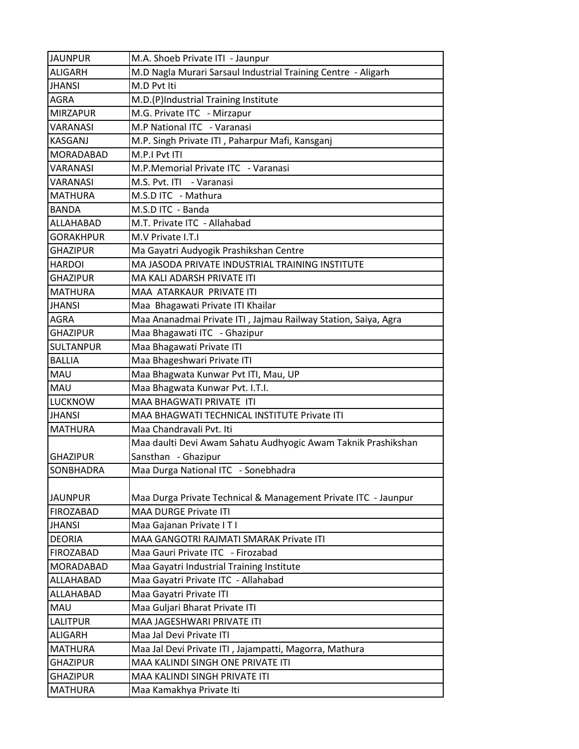| | |
|---|---|
| JAUNPUR | M.A. Shoeb Private ITI - Jaunpur |
| ALIGARH | M.D Nagla Murari Sarsaul Industrial Training Centre - Aligarh |
| JHANSI | M.D Pvt Iti |
| AGRA | M.D.(P)Industrial Training Institute |
| MIRZAPUR | M.G. Private ITC - Mirzapur |
| VARANASI | M.P National ITC - Varanasi |
| KASGANJ | M.P. Singh Private ITI , Paharpur Mafi, Kansganj |
| MORADABAD | M.P.I Pvt ITI |
| VARANASI | M.P.Memorial Private ITC - Varanasi |
| VARANASI | M.S. Pvt. ITI - Varanasi |
| MATHURA | M.S.D ITC - Mathura |
| BANDA | M.S.D ITC - Banda |
| ALLAHABAD | M.T. Private ITC - Allahabad |
| GORAKHPUR | M.V Private I.T.I |
| GHAZIPUR | Ma Gayatri Audyogik Prashikshan Centre |
| HARDOI | MA JASODA PRIVATE INDUSTRIAL TRAINING INSTITUTE |
| GHAZIPUR | MA KALI ADARSH PRIVATE ITI |
| MATHURA | MAA ATARKAUR PRIVATE ITI |
| JHANSI | Maa Bhagawati Private ITI Khailar |
| AGRA | Maa Ananadmai Private ITI , Jajmau Railway Station, Saiya, Agra |
| GHAZIPUR | Maa Bhagawati ITC - Ghazipur |
| SULTANPUR | Maa Bhagawati Private ITI |
| BALLIA | Maa Bhageshwari Private ITI |
| MAU | Maa Bhagwata Kunwar Pvt ITI, Mau, UP |
| MAU | Maa Bhagwata Kunwar Pvt. I.T.I. |
| LUCKNOW | MAA BHAGWATI PRIVATE ITI |
| JHANSI | MAA BHAGWATI TECHNICAL INSTITUTE Private ITI |
| MATHURA | Maa Chandravali Pvt. Iti |
| GHAZIPUR | Maa daulti Devi Awam Sahatu Audhyogic Awam Taknik Prashikshan Sansthan - Ghazipur |
| SONBHADRA | Maa Durga National ITC - Sonebhadra |
| JAUNPUR | Maa Durga Private Technical & Management Private ITC - Jaunpur |
| FIROZABAD | MAA DURGE Private ITI |
| JHANSI | Maa Gajanan Private I T I |
| DEORIA | MAA GANGOTRI RAJMATI SMARAK Private ITI |
| FIROZABAD | Maa Gauri Private ITC - Firozabad |
| MORADABAD | Maa Gayatri Industrial Training Institute |
| ALLAHABAD | Maa Gayatri Private ITC - Allahabad |
| ALLAHABAD | Maa Gayatri Private ITI |
| MAU | Maa Guljari Bharat Private ITI |
| LALITPUR | MAA JAGESHWARI PRIVATE ITI |
| ALIGARH | Maa Jal Devi Private ITI |
| MATHURA | Maa Jal Devi Private ITI , Jajampatti, Magorra, Mathura |
| GHAZIPUR | MAA KALINDI SINGH ONE PRIVATE ITI |
| GHAZIPUR | MAA KALINDI SINGH PRIVATE ITI |
| MATHURA | Maa Kamakhya Private Iti |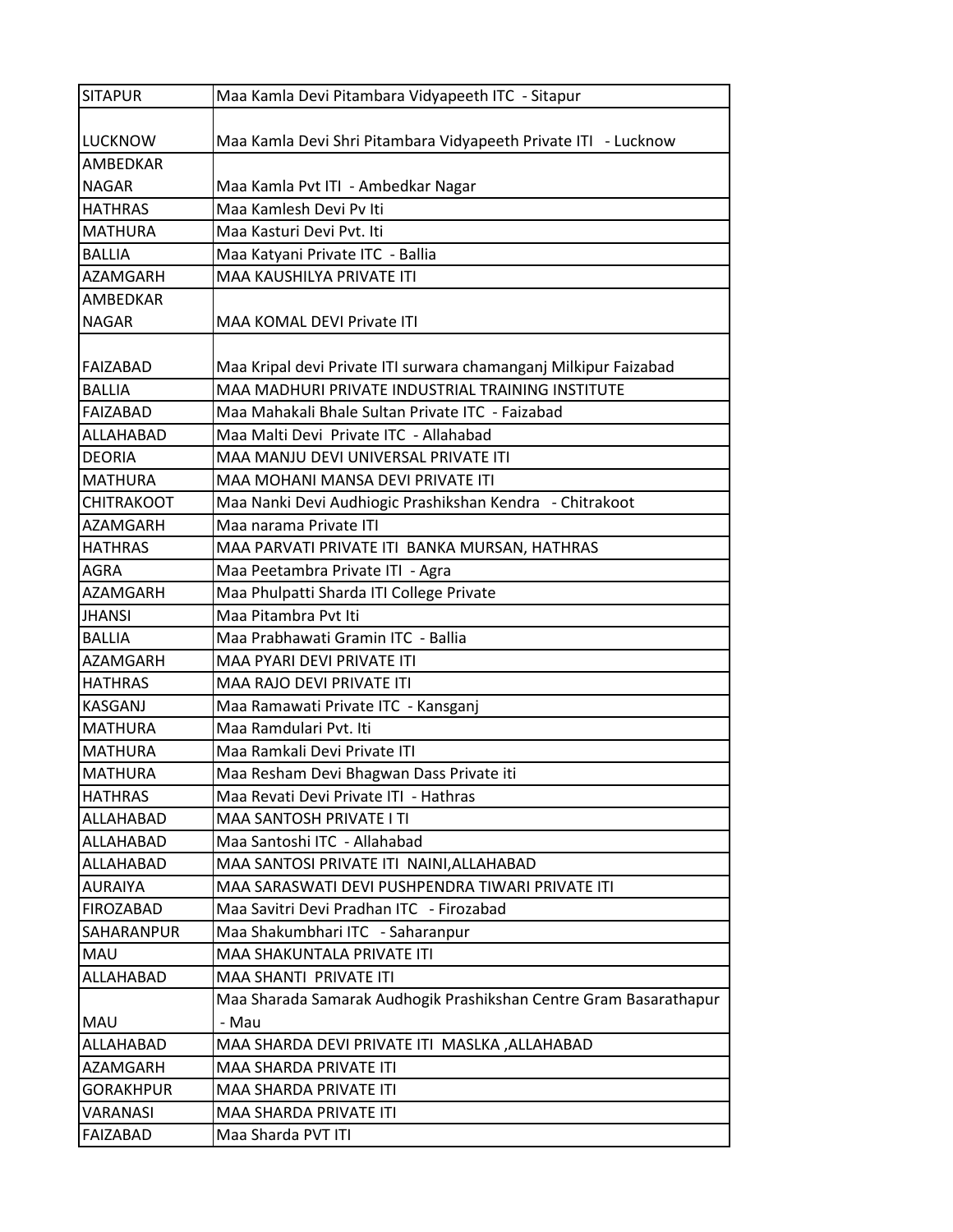| SITAPUR | Maa Kamla Devi Pitambara Vidyapeeth ITC - Sitapur |
|---|---|
| LUCKNOW | Maa Kamla Devi Shri Pitambara Vidyapeeth Private ITI - Lucknow |
| AMBEDKAR NAGAR | Maa Kamla Pvt ITI - Ambedkar Nagar |
| HATHRAS | Maa Kamlesh Devi Pv Iti |
| MATHURA | Maa Kasturi Devi Pvt. Iti |
| BALLIA | Maa Katyani Private ITC - Ballia |
| AZAMGARH | MAA KAUSHILYA PRIVATE ITI |
| AMBEDKAR NAGAR | MAA KOMAL DEVI Private ITI |
| FAIZABAD | Maa Kripal devi Private ITI surwara chamanganj Milkipur Faizabad |
| BALLIA | MAA MADHURI PRIVATE INDUSTRIAL TRAINING INSTITUTE |
| FAIZABAD | Maa Mahakali Bhale Sultan Private ITC - Faizabad |
| ALLAHABAD | Maa Malti Devi Private ITC - Allahabad |
| DEORIA | MAA MANJU DEVI UNIVERSAL PRIVATE ITI |
| MATHURA | MAA MOHANI MANSA DEVI PRIVATE ITI |
| CHITRAKOOT | Maa Nanki Devi Audhiogic Prashikshan Kendra - Chitrakoot |
| AZAMGARH | Maa narama Private ITI |
| HATHRAS | MAA PARVATI PRIVATE ITI BANKA MURSAN, HATHRAS |
| AGRA | Maa Peetambra Private ITI - Agra |
| AZAMGARH | Maa Phulpatti Sharda ITI College Private |
| JHANSI | Maa Pitambra Pvt Iti |
| BALLIA | Maa Prabhawati Gramin ITC - Ballia |
| AZAMGARH | MAA PYARI DEVI PRIVATE ITI |
| HATHRAS | MAA RAJO DEVI PRIVATE ITI |
| KASGANJ | Maa Ramawati Private ITC - Kansganj |
| MATHURA | Maa Ramdulari Pvt. Iti |
| MATHURA | Maa Ramkali Devi Private ITI |
| MATHURA | Maa Resham Devi Bhagwan Dass Private iti |
| HATHRAS | Maa Revati Devi Private ITI - Hathras |
| ALLAHABAD | MAA SANTOSH PRIVATE I TI |
| ALLAHABAD | Maa Santoshi ITC - Allahabad |
| ALLAHABAD | MAA SANTOSI PRIVATE ITI NAINI,ALLAHABAD |
| AURAIYA | MAA SARASWATI DEVI PUSHPENDRA TIWARI PRIVATE ITI |
| FIROZABAD | Maa Savitri Devi Pradhan ITC - Firozabad |
| SAHARANPUR | Maa Shakumbhari ITC - Saharanpur |
| MAU | MAA SHAKUNTALA PRIVATE ITI |
| ALLAHABAD | MAA SHANTI PRIVATE ITI |
| MAU | Maa Sharada Samarak Audhogik Prashikshan Centre Gram Basarathapur - Mau |
| ALLAHABAD | MAA SHARDA DEVI PRIVATE ITI MASLKA ,ALLAHABAD |
| AZAMGARH | MAA SHARDA PRIVATE ITI |
| GORAKHPUR | MAA SHARDA PRIVATE ITI |
| VARANASI | MAA SHARDA PRIVATE ITI |
| FAIZABAD | Maa Sharda PVT ITI |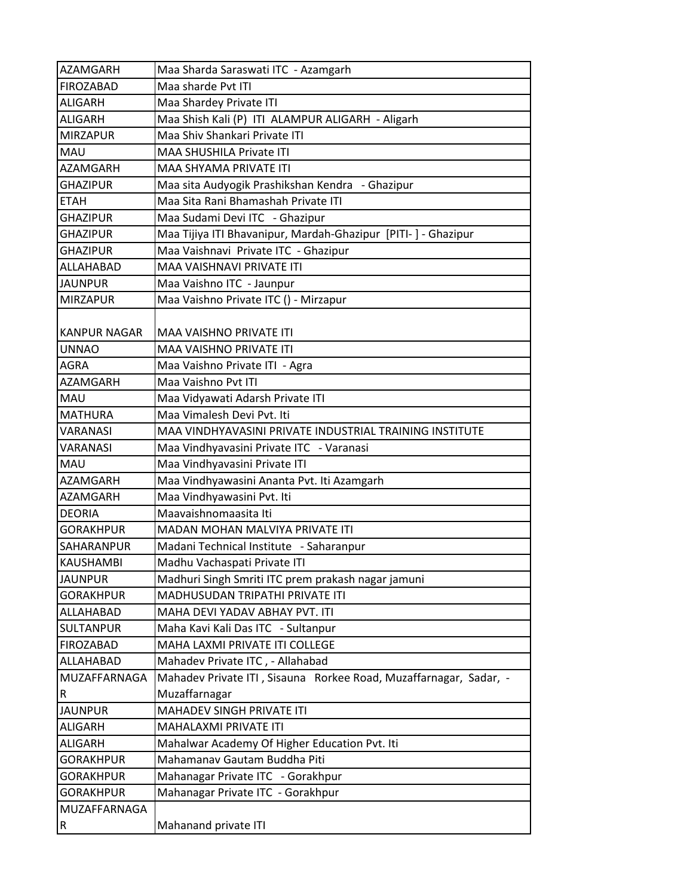| | |
|---|---|
| AZAMGARH | Maa Sharda Saraswati ITC - Azamgarh |
| FIROZABAD | Maa sharde Pvt ITI |
| ALIGARH | Maa Shardey Private ITI |
| ALIGARH | Maa Shish Kali (P) ITI ALAMPUR ALIGARH - Aligarh |
| MIRZAPUR | Maa Shiv Shankari Private ITI |
| MAU | MAA SHUSHILA Private ITI |
| AZAMGARH | MAA SHYAMA PRIVATE ITI |
| GHAZIPUR | Maa sita Audyogik Prashikshan Kendra - Ghazipur |
| ETAH | Maa Sita Rani Bhamashah Private ITI |
| GHAZIPUR | Maa Sudami Devi ITC - Ghazipur |
| GHAZIPUR | Maa Tijiya ITI Bhavanipur, Mardah-Ghazipur [PITI- ] - Ghazipur |
| GHAZIPUR | Maa Vaishnavi Private ITC - Ghazipur |
| ALLAHABAD | MAA VAISHNAVI PRIVATE ITI |
| JAUNPUR | Maa Vaishno ITC - Jaunpur |
| MIRZAPUR | Maa Vaishno Private ITC () - Mirzapur |
| KANPUR NAGAR | MAA VAISHNO PRIVATE ITI |
| UNNAO | MAA VAISHNO PRIVATE ITI |
| AGRA | Maa Vaishno Private ITI - Agra |
| AZAMGARH | Maa Vaishno Pvt ITI |
| MAU | Maa Vidyawati Adarsh Private ITI |
| MATHURA | Maa Vimalesh Devi Pvt. Iti |
| VARANASI | MAA VINDHYAVASINI PRIVATE INDUSTRIAL TRAINING INSTITUTE |
| VARANASI | Maa Vindhyavasini Private ITC - Varanasi |
| MAU | Maa Vindhyavasini Private ITI |
| AZAMGARH | Maa Vindhyawasini Ananta Pvt. Iti Azamgarh |
| AZAMGARH | Maa Vindhyawasini Pvt. Iti |
| DEORIA | Maavaishnomaasita Iti |
| GORAKHPUR | MADAN MOHAN MALVIYA PRIVATE ITI |
| SAHARANPUR | Madani Technical Institute - Saharanpur |
| KAUSHAMBI | Madhu Vachaspati Private ITI |
| JAUNPUR | Madhuri Singh Smriti ITC prem prakash nagar jamuni |
| GORAKHPUR | MADHUSUDAN TRIPATHI PRIVATE ITI |
| ALLAHABAD | MAHA DEVI YADAV ABHAY PVT. ITI |
| SULTANPUR | Maha Kavi Kali Das ITC - Sultanpur |
| FIROZABAD | MAHA LAXMI PRIVATE ITI COLLEGE |
| ALLAHABAD | Mahadev Private ITC , - Allahabad |
| MUZAFFARNAGAR | Mahadev Private ITI , Sisauna Rorkee Road, Muzaffarnagar, Sadar, - Muzaffarnagar |
| JAUNPUR | MAHADEV SINGH PRIVATE ITI |
| ALIGARH | MAHALAXMI PRIVATE ITI |
| ALIGARH | Mahalwar Academy Of Higher Education Pvt. Iti |
| GORAKHPUR | Mahamanav Gautam Buddha Piti |
| GORAKHPUR | Mahanagar Private ITC - Gorakhpur |
| GORAKHPUR | Mahanagar Private ITC - Gorakhpur |
| MUZAFFARNAGAR | Mahanand private ITI |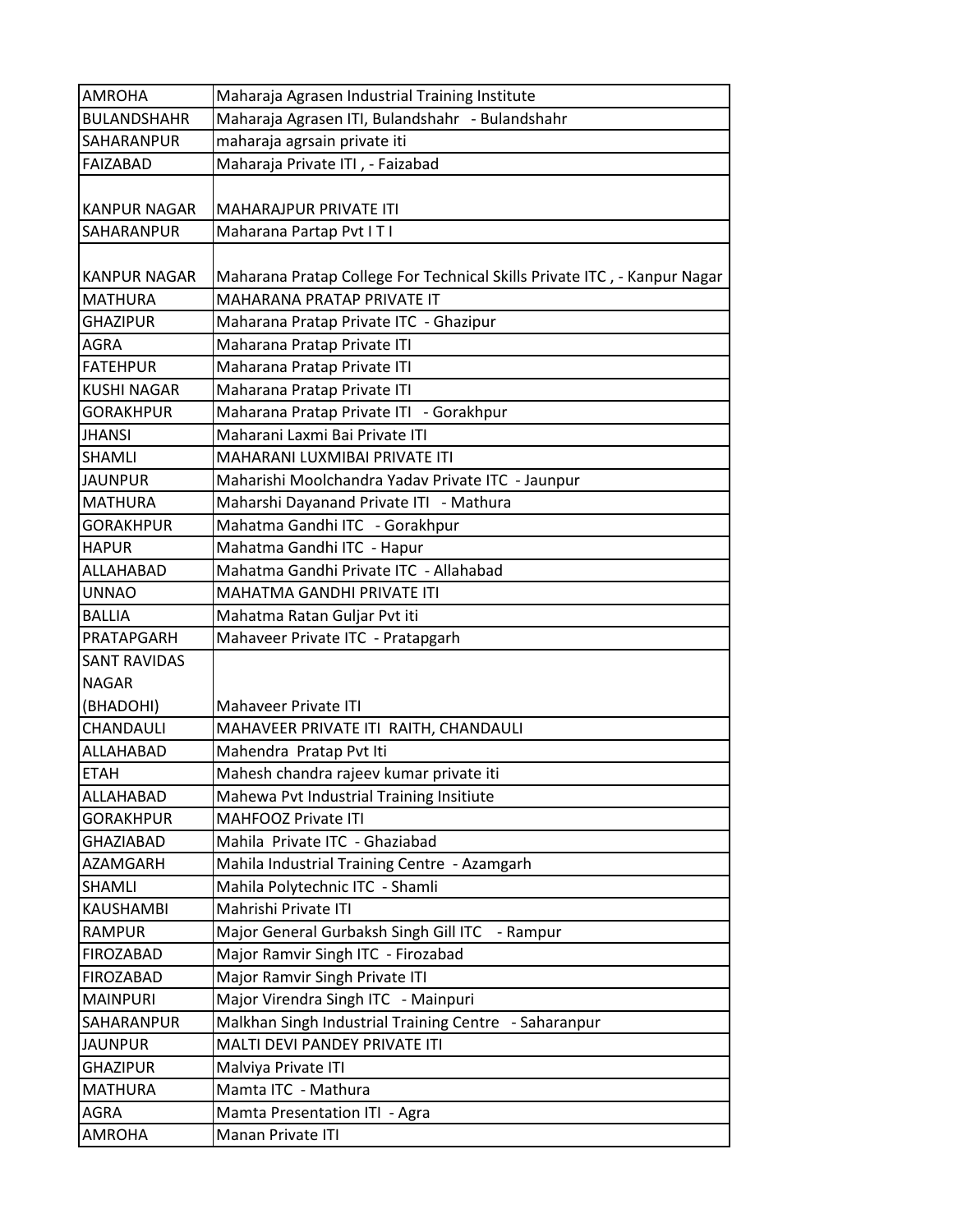| | |
|---|---|
| AMROHA | Maharaja Agrasen Industrial Training Institute |
| BULANDSHAHR | Maharaja Agrasen ITI, Bulandshahr - Bulandshahr |
| SAHARANPUR | maharaja agrsain private iti |
| FAIZABAD | Maharaja Private ITI , - Faizabad |
| KANPUR NAGAR | MAHARAJPUR PRIVATE ITI |
| SAHARANPUR | Maharana Partap Pvt I T I |
| KANPUR NAGAR | Maharana Pratap College For Technical Skills Private ITC , - Kanpur Nagar |
| MATHURA | MAHARANA PRATAP PRIVATE IT |
| GHAZIPUR | Maharana Pratap Private ITC - Ghazipur |
| AGRA | Maharana Pratap Private ITI |
| FATEHPUR | Maharana Pratap Private ITI |
| KUSHI NAGAR | Maharana Pratap Private ITI |
| GORAKHPUR | Maharana Pratap Private ITI - Gorakhpur |
| JHANSI | Maharani Laxmi Bai Private ITI |
| SHAMLI | MAHARANI LUXMIBAI PRIVATE ITI |
| JAUNPUR | Maharishi Moolchandra Yadav Private ITC - Jaunpur |
| MATHURA | Maharshi Dayanand Private ITI - Mathura |
| GORAKHPUR | Mahatma Gandhi ITC - Gorakhpur |
| HAPUR | Mahatma Gandhi ITC - Hapur |
| ALLAHABAD | Mahatma Gandhi Private ITC - Allahabad |
| UNNAO | MAHATMA GANDHI PRIVATE ITI |
| BALLIA | Mahatma Ratan Guljar Pvt iti |
| PRATAPGARH | Mahaveer Private ITC - Pratapgarh |
| SANT RAVIDAS NAGAR (BHADOHI) | Mahaveer Private ITI |
| CHANDAULI | MAHAVEER PRIVATE ITI RAITH, CHANDAULI |
| ALLAHABAD | Mahendra Pratap Pvt Iti |
| ETAH | Mahesh chandra rajeev kumar private iti |
| ALLAHABAD | Mahewa Pvt Industrial Training Insitiute |
| GORAKHPUR | MAHFOOZ Private ITI |
| GHAZIABAD | Mahila Private ITC - Ghaziabad |
| AZAMGARH | Mahila Industrial Training Centre - Azamgarh |
| SHAMLI | Mahila Polytechnic ITC - Shamli |
| KAUSHAMBI | Mahrishi Private ITI |
| RAMPUR | Major General Gurbaksh Singh Gill ITC - Rampur |
| FIROZABAD | Major Ramvir Singh ITC - Firozabad |
| FIROZABAD | Major Ramvir Singh Private ITI |
| MAINPURI | Major Virendra Singh ITC - Mainpuri |
| SAHARANPUR | Malkhan Singh Industrial Training Centre - Saharanpur |
| JAUNPUR | MALTI DEVI PANDEY PRIVATE ITI |
| GHAZIPUR | Malviya Private ITI |
| MATHURA | Mamta ITC - Mathura |
| AGRA | Mamta Presentation ITI - Agra |
| AMROHA | Manan Private ITI |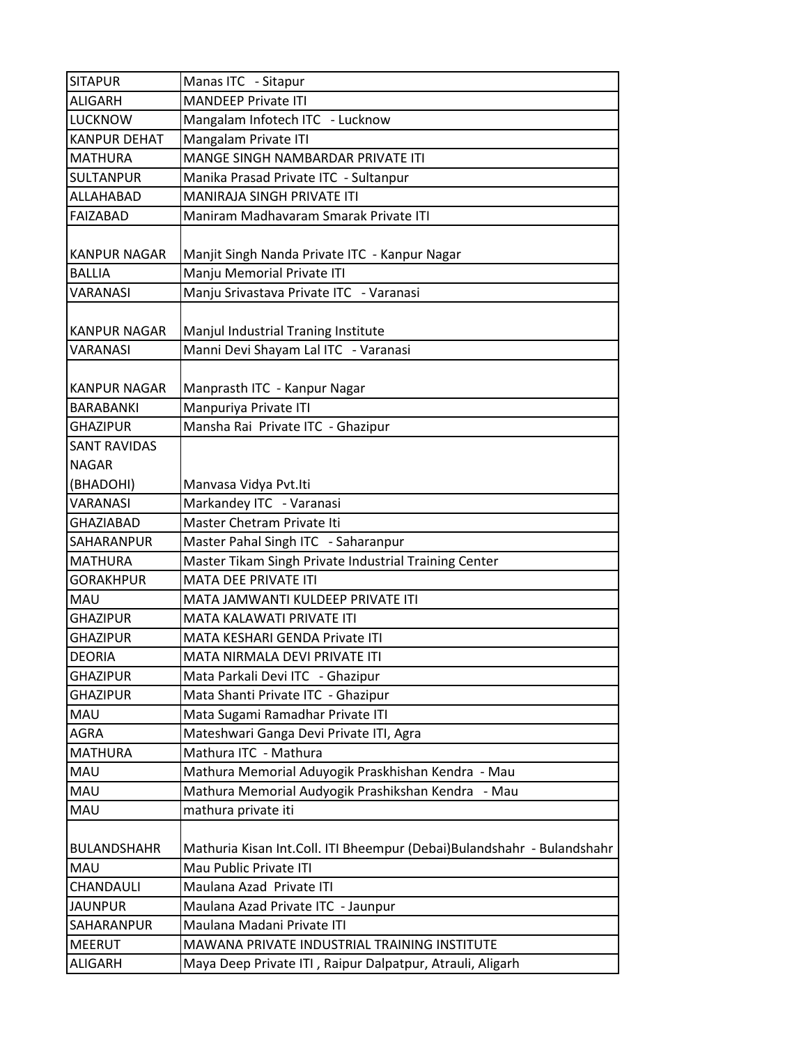| | |
|---|---|
| SITAPUR | Manas ITC - Sitapur |
| ALIGARH | MANDEEP Private ITI |
| LUCKNOW | Mangalam Infotech ITC - Lucknow |
| KANPUR DEHAT | Mangalam Private ITI |
| MATHURA | MANGE SINGH NAMBARDAR PRIVATE ITI |
| SULTANPUR | Manika Prasad Private ITC - Sultanpur |
| ALLAHABAD | MANIRAJA SINGH PRIVATE ITI |
| FAIZABAD | Maniram Madhavaram Smarak Private ITI |
| KANPUR NAGAR | Manjit Singh Nanda Private ITC - Kanpur Nagar |
| BALLIA | Manju Memorial Private ITI |
| VARANASI | Manju Srivastava Private ITC - Varanasi |
| KANPUR NAGAR | Manjul Industrial Traning Institute |
| VARANASI | Manni Devi Shayam Lal ITC - Varanasi |
| KANPUR NAGAR | Manprasth ITC - Kanpur Nagar |
| BARABANKI | Manpuriya Private ITI |
| GHAZIPUR | Mansha Rai Private ITC - Ghazipur |
| SANT RAVIDAS NAGAR (BHADOHI) | Manvasa Vidya Pvt.Iti |
| VARANASI | Markandey ITC - Varanasi |
| GHAZIABAD | Master Chetram Private Iti |
| SAHARANPUR | Master Pahal Singh ITC - Saharanpur |
| MATHURA | Master Tikam Singh Private Industrial Training Center |
| GORAKHPUR | MATA DEE PRIVATE ITI |
| MAU | MATA JAMWANTI KULDEEP PRIVATE ITI |
| GHAZIPUR | MATA KALAWATI PRIVATE ITI |
| GHAZIPUR | MATA KESHARI GENDA Private ITI |
| DEORIA | MATA NIRMALA DEVI PRIVATE ITI |
| GHAZIPUR | Mata Parkali Devi ITC - Ghazipur |
| GHAZIPUR | Mata Shanti Private ITC - Ghazipur |
| MAU | Mata Sugami Ramadhar Private ITI |
| AGRA | Mateshwari Ganga Devi Private ITI, Agra |
| MATHURA | Mathura ITC - Mathura |
| MAU | Mathura Memorial Aduyogik Praskhishan Kendra - Mau |
| MAU | Mathura Memorial Audyogik Prashikshan Kendra - Mau |
| MAU | mathura private iti |
| BULANDSHAHR | Mathuria Kisan Int.Coll. ITI Bheempur (Debai)Bulandshahr - Bulandshahr |
| MAU | Mau Public Private ITI |
| CHANDAULI | Maulana Azad Private ITI |
| JAUNPUR | Maulana Azad Private ITC - Jaunpur |
| SAHARANPUR | Maulana Madani Private ITI |
| MEERUT | MAWANA PRIVATE INDUSTRIAL TRAINING INSTITUTE |
| ALIGARH | Maya Deep Private ITI , Raipur Dalpatpur, Atrauli, Aligarh |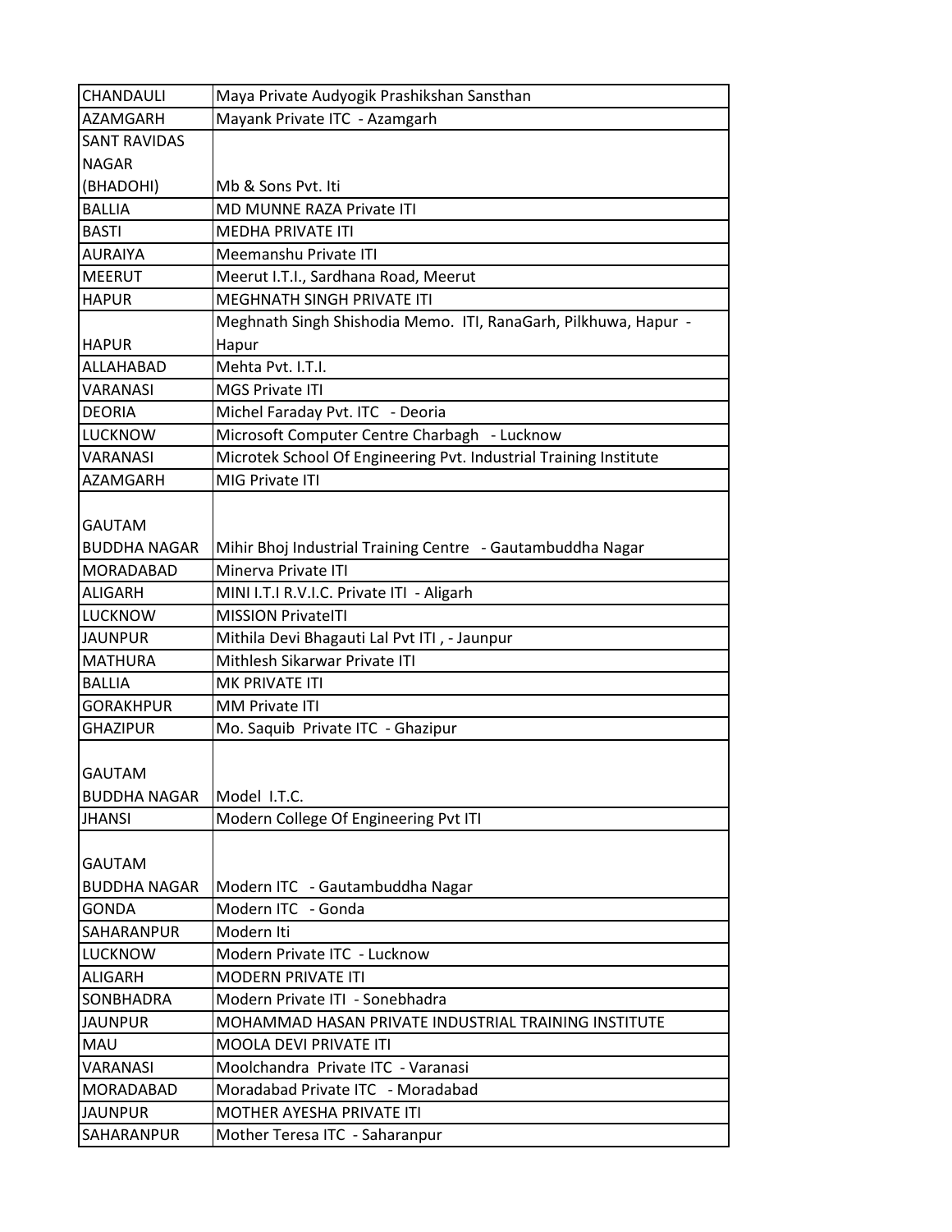| CHANDAULI | Maya Private Audyogik Prashikshan Sansthan |
|---|---|
| AZAMGARH | Mayank Private ITC - Azamgarh |
| SANT RAVIDAS NAGAR (BHADOHI) | Mb & Sons Pvt. Iti |
| BALLIA | MD MUNNE RAZA Private ITI |
| BASTI | MEDHA PRIVATE ITI |
| AURAIYA | Meemanshu Private ITI |
| MEERUT | Meerut I.T.I., Sardhana Road, Meerut |
| HAPUR | MEGHNATH SINGH PRIVATE ITI |
| HAPUR | Meghnath Singh Shishodia Memo. ITI, RanaGarh, Pilkhuwa, Hapur - Hapur |
| ALLAHABAD | Mehta Pvt. I.T.I. |
| VARANASI | MGS Private ITI |
| DEORIA | Michel Faraday Pvt. ITC - Deoria |
| LUCKNOW | Microsoft Computer Centre Charbagh - Lucknow |
| VARANASI | Microtek School Of Engineering Pvt. Industrial Training Institute |
| AZAMGARH | MIG Private ITI |
| GAUTAM BUDDHA NAGAR | Mihir Bhoj Industrial Training Centre - Gautambuddha Nagar |
| MORADABAD | Minerva Private ITI |
| ALIGARH | MINI I.T.I R.V.I.C. Private ITI - Aligarh |
| LUCKNOW | MISSION PrivateITI |
| JAUNPUR | Mithila Devi Bhagauti Lal Pvt ITI , - Jaunpur |
| MATHURA | Mithlesh Sikarwar Private ITI |
| BALLIA | MK PRIVATE ITI |
| GORAKHPUR | MM Private ITI |
| GHAZIPUR | Mo. Saquib Private ITC - Ghazipur |
| GAUTAM BUDDHA NAGAR | Model I.T.C. |
| JHANSI | Modern College Of Engineering Pvt ITI |
| GAUTAM BUDDHA NAGAR | Modern ITC - Gautambuddha Nagar |
| GONDA | Modern ITC - Gonda |
| SAHARANPUR | Modern Iti |
| LUCKNOW | Modern Private ITC - Lucknow |
| ALIGARH | MODERN PRIVATE ITI |
| SONBHADRA | Modern Private ITI - Sonebhadra |
| JAUNPUR | MOHAMMAD HASAN PRIVATE INDUSTRIAL TRAINING INSTITUTE |
| MAU | MOOLA DEVI PRIVATE ITI |
| VARANASI | Moolchandra Private ITC - Varanasi |
| MORADABAD | Moradabad Private ITC - Moradabad |
| JAUNPUR | MOTHER AYESHA PRIVATE ITI |
| SAHARANPUR | Mother Teresa ITC - Saharanpur |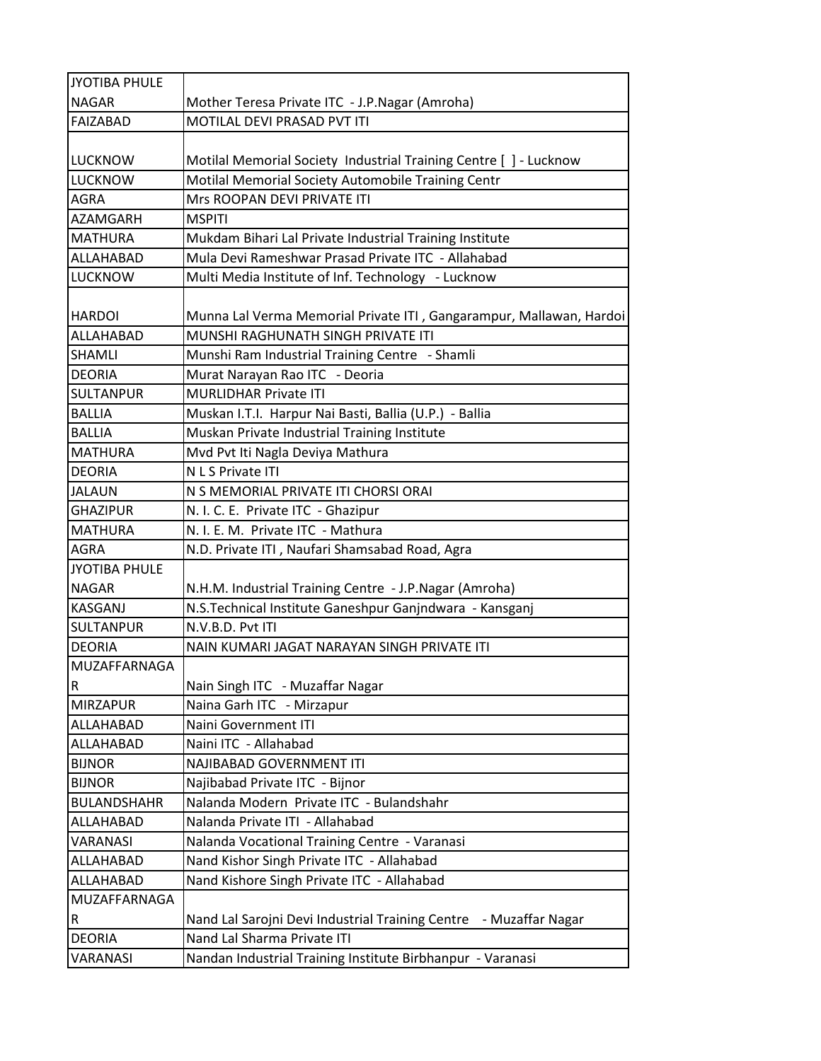| | |
|---|---|
| JYOTIBA PHULE NAGAR | Mother Teresa Private ITC - J.P.Nagar (Amroha) |
| FAIZABAD | MOTILAL DEVI PRASAD PVT ITI |
| LUCKNOW | Motilal Memorial Society Industrial Training Centre [ ] - Lucknow |
| LUCKNOW | Motilal Memorial Society Automobile Training Centr |
| AGRA | Mrs ROOPAN DEVI PRIVATE ITI |
| AZAMGARH | MSPITI |
| MATHURA | Mukdam Bihari Lal Private Industrial Training Institute |
| ALLAHABAD | Mula Devi Rameshwar Prasad Private ITC - Allahabad |
| LUCKNOW | Multi Media Institute of Inf. Technology - Lucknow |
| HARDOI | Munna Lal Verma Memorial Private ITI , Gangarampur, Mallawan, Hardoi |
| ALLAHABAD | MUNSHI RAGHUNATH SINGH PRIVATE ITI |
| SHAMLI | Munshi Ram Industrial Training Centre - Shamli |
| DEORIA | Murat Narayan Rao ITC - Deoria |
| SULTANPUR | MURLIDHAR Private ITI |
| BALLIA | Muskan I.T.I. Harpur Nai Basti, Ballia (U.P.) - Ballia |
| BALLIA | Muskan Private Industrial Training Institute |
| MATHURA | Mvd Pvt Iti Nagla Deviya Mathura |
| DEORIA | N L S Private ITI |
| JALAUN | N S MEMORIAL PRIVATE ITI CHORSI ORAI |
| GHAZIPUR | N. I. C. E. Private ITC - Ghazipur |
| MATHURA | N. I. E. M. Private ITC - Mathura |
| AGRA | N.D. Private ITI , Naufari Shamsabad Road, Agra |
| JYOTIBA PHULE NAGAR | N.H.M. Industrial Training Centre - J.P.Nagar (Amroha) |
| KASGANJ | N.S.Technical Institute Ganeshpur Ganjndwara - Kansganj |
| SULTANPUR | N.V.B.D. Pvt ITI |
| DEORIA | NAIN KUMARI JAGAT NARAYAN SINGH PRIVATE ITI |
| MUZAFFARNAGAR | Nain Singh ITC - Muzaffar Nagar |
| MIRZAPUR | Naina Garh ITC - Mirzapur |
| ALLAHABAD | Naini Government ITI |
| ALLAHABAD | Naini ITC - Allahabad |
| BIJNOR | NAJIBABAD GOVERNMENT ITI |
| BIJNOR | Najibabad Private ITC - Bijnor |
| BULANDSHAHR | Nalanda Modern Private ITC - Bulandshahr |
| ALLAHABAD | Nalanda Private ITI - Allahabad |
| VARANASI | Nalanda Vocational Training Centre - Varanasi |
| ALLAHABAD | Nand Kishor Singh Private ITC - Allahabad |
| ALLAHABAD | Nand Kishore Singh Private ITC - Allahabad |
| MUZAFFARNAGAR | Nand Lal Sarojni Devi Industrial Training Centre - Muzaffar Nagar |
| DEORIA | Nand Lal Sharma Private ITI |
| VARANASI | Nandan Industrial Training Institute Birbhanpur - Varanasi |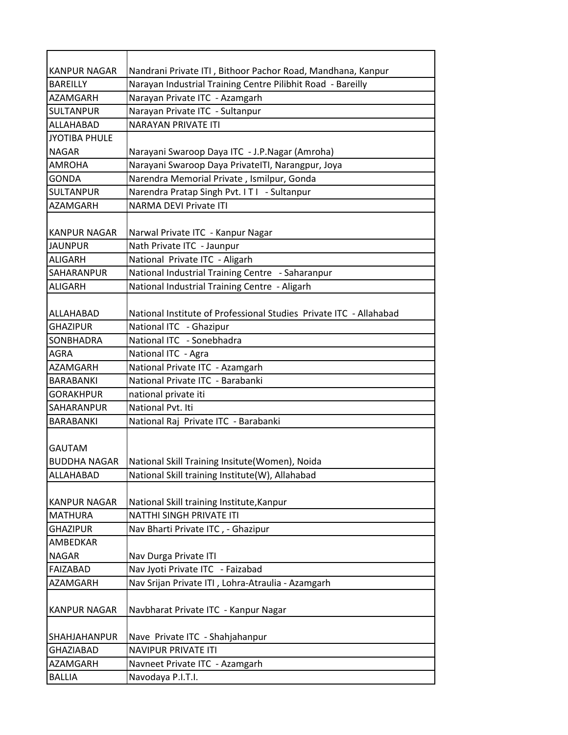| | |
|---|---|
| KANPUR NAGAR | Nandrani Private ITI , Bithoor Pachor Road, Mandhana, Kanpur |
| BAREILLY | Narayan Industrial Training Centre Pilibhit Road - Bareilly |
| AZAMGARH | Narayan Private ITC - Azamgarh |
| SULTANPUR | Narayan Private ITC - Sultanpur |
| ALLAHABAD | NARAYAN PRIVATE ITI |
| JYOTIBA PHULE NAGAR | Narayani Swaroop Daya ITC - J.P.Nagar (Amroha) |
| AMROHA | Narayani Swaroop Daya PrivateITI, Narangpur, Joya |
| GONDA | Narendra Memorial Private , Ismilpur, Gonda |
| SULTANPUR | Narendra Pratap Singh Pvt. I T I - Sultanpur |
| AZAMGARH | NARMA DEVI Private ITI |
| KANPUR NAGAR | Narwal Private ITC - Kanpur Nagar |
| JAUNPUR | Nath Private ITC - Jaunpur |
| ALIGARH | National Private ITC - Aligarh |
| SAHARANPUR | National Industrial Training Centre - Saharanpur |
| ALIGARH | National Industrial Training Centre - Aligarh |
| ALLAHABAD | National Institute of Professional Studies Private ITC - Allahabad |
| GHAZIPUR | National ITC - Ghazipur |
| SONBHADRA | National ITC - Sonebhadra |
| AGRA | National ITC - Agra |
| AZAMGARH | National Private ITC - Azamgarh |
| BARABANKI | National Private ITC - Barabanki |
| GORAKHPUR | national private iti |
| SAHARANPUR | National Pvt. Iti |
| BARABANKI | National Raj Private ITC - Barabanki |
| GAUTAM BUDDHA NAGAR | National Skill Training Insitute(Women), Noida |
| ALLAHABAD | National Skill training Institute(W), Allahabad |
| KANPUR NAGAR | National Skill training Institute,Kanpur |
| MATHURA | NATTHI SINGH PRIVATE ITI |
| GHAZIPUR | Nav Bharti Private ITC , - Ghazipur |
| AMBEDKAR NAGAR | Nav Durga Private ITI |
| FAIZABAD | Nav Jyoti Private ITC - Faizabad |
| AZAMGARH | Nav Srijan Private ITI , Lohra-Atraulia - Azamgarh |
| KANPUR NAGAR | Navbharat Private ITC - Kanpur Nagar |
| SHAHJAHANPUR | Nave Private ITC - Shahjahanpur |
| GHAZIABAD | NAVIPUR PRIVATE ITI |
| AZAMGARH | Navneet Private ITC - Azamgarh |
| BALLIA | Navodaya P.I.T.I. |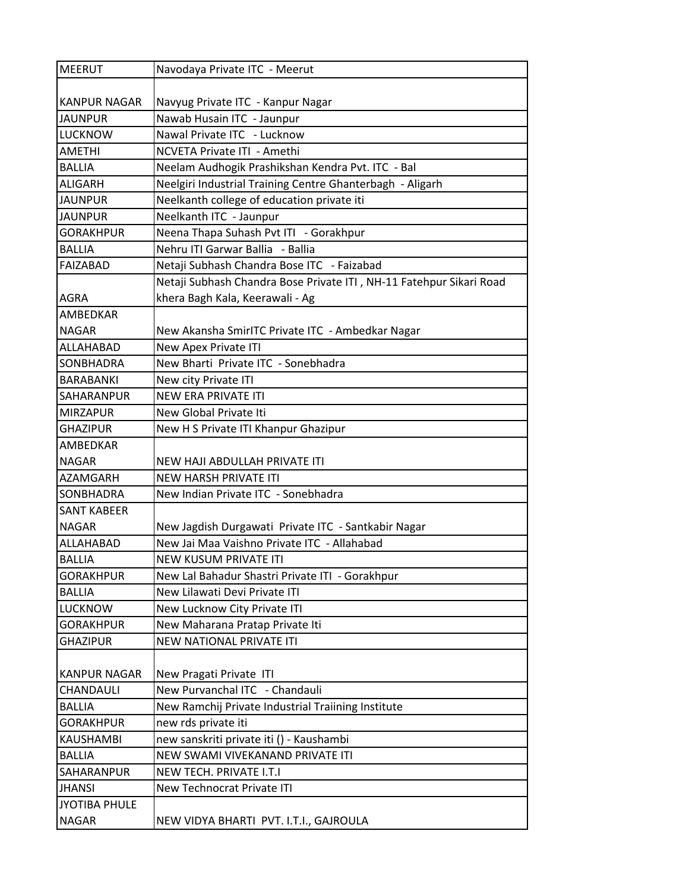| MEERUT | Navodaya Private ITC - Meerut |
|---|---|
| KANPUR NAGAR | Navyug Private ITC - Kanpur Nagar |
| JAUNPUR | Nawab Husain ITC - Jaunpur |
| LUCKNOW | Nawal Private ITC - Lucknow |
| AMETHI | NCVETA Private ITI - Amethi |
| BALLIA | Neelam Audhogik Prashikshan Kendra Pvt. ITC - Bal |
| ALIGARH | Neelgiri Industrial Training Centre Ghanterbagh - Aligarh |
| JAUNPUR | Neelkanth college of education private iti |
| JAUNPUR | Neelkanth ITC - Jaunpur |
| GORAKHPUR | Neena Thapa Suhash Pvt ITI - Gorakhpur |
| BALLIA | Nehru ITI Garwar Ballia - Ballia |
| FAIZABAD | Netaji Subhash Chandra Bose ITC - Faizabad |
| AGRA | Netaji Subhash Chandra Bose Private ITI , NH-11 Fatehpur Sikari Road khera Bagh Kala, Keerawali - Ag |
| AMBEDKAR NAGAR | New Akansha SmirITC Private ITC - Ambedkar Nagar |
| ALLAHABAD | New Apex Private ITI |
| SONBHADRA | New Bharti Private ITC - Sonebhadra |
| BARABANKI | New city Private ITI |
| SAHARANPUR | NEW ERA PRIVATE ITI |
| MIRZAPUR | New Global Private Iti |
| GHAZIPUR | New H S Private ITI Khanpur Ghazipur |
| AMBEDKAR NAGAR | NEW HAJI ABDULLAH PRIVATE ITI |
| AZAMGARH | NEW HARSH PRIVATE ITI |
| SONBHADRA | New Indian Private ITC - Sonebhadra |
| SANT KABEER NAGAR | New Jagdish Durgawati Private ITC - Santkabir Nagar |
| ALLAHABAD | New Jai Maa Vaishno Private ITC - Allahabad |
| BALLIA | NEW KUSUM PRIVATE ITI |
| GORAKHPUR | New Lal Bahadur Shastri Private ITI - Gorakhpur |
| BALLIA | New Lilawati Devi Private ITI |
| LUCKNOW | New Lucknow City Private ITI |
| GORAKHPUR | New Maharana Pratap Private Iti |
| GHAZIPUR | NEW NATIONAL PRIVATE ITI |
| KANPUR NAGAR | New Pragati Private ITI |
| CHANDAULI | New Purvanchal ITC - Chandauli |
| BALLIA | New Ramchij Private Industrial Traiining Institute |
| GORAKHPUR | new rds private iti |
| KAUSHAMBI | new sanskriti private iti () - Kaushambi |
| BALLIA | NEW SWAMI VIVEKANAND PRIVATE ITI |
| SAHARANPUR | NEW TECH. PRIVATE I.T.I |
| JHANSI | New Technocrat Private ITI |
| JYOTIBA PHULE NAGAR | NEW VIDYA BHARTI PVT. I.T.I., GAJROULA |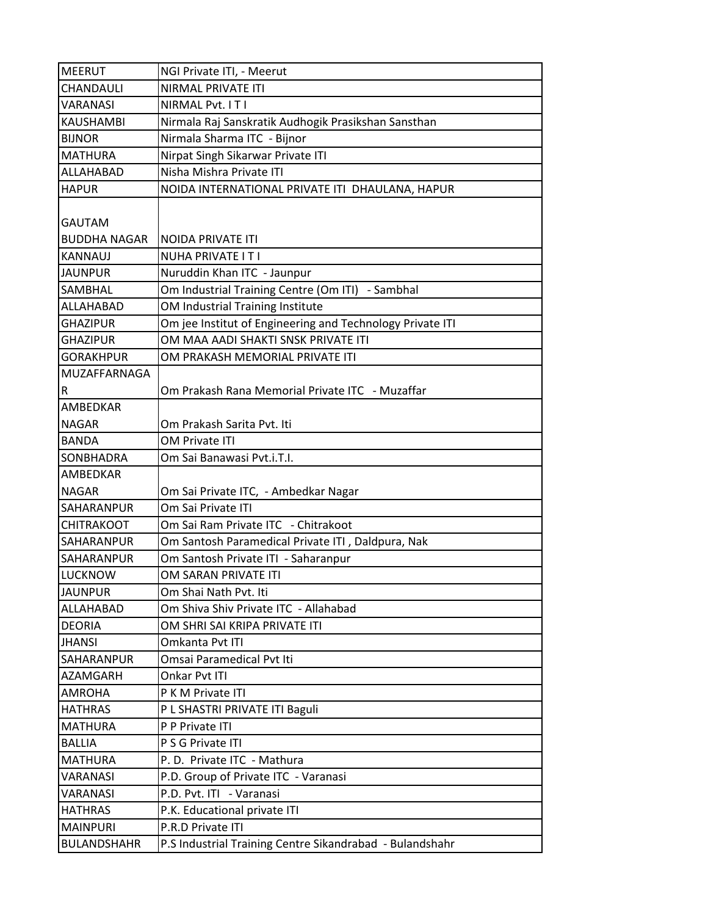| MEERUT | NGI Private ITI, - Meerut |
|---|---|
| CHANDAULI | NIRMAL PRIVATE ITI |
| VARANASI | NIRMAL Pvt. I T I |
| KAUSHAMBI | Nirmala Raj Sanskratik Audhogik Prasikshan Sansthan |
| BIJNOR | Nirmala Sharma ITC - Bijnor |
| MATHURA | Nirpat Singh Sikarwar Private ITI |
| ALLAHABAD | Nisha Mishra Private ITI |
| HAPUR | NOIDA INTERNATIONAL PRIVATE ITI DHAULANA, HAPUR |
| GAUTAM BUDDHA NAGAR | NOIDA PRIVATE ITI |
| KANNAUJ | NUHA PRIVATE I T I |
| JAUNPUR | Nuruddin Khan ITC - Jaunpur |
| SAMBHAL | Om Industrial Training Centre (Om ITI) - Sambhal |
| ALLAHABAD | OM Industrial Training Institute |
| GHAZIPUR | Om jee Institut of Engineering and Technology Private ITI |
| GHAZIPUR | OM MAA AADI SHAKTI SNSK PRIVATE ITI |
| GORAKHPUR | OM PRAKASH MEMORIAL PRIVATE ITI |
| MUZAFFARNAGAR | Om Prakash Rana Memorial Private ITC - Muzaffar |
| AMBEDKAR NAGAR | Om Prakash Sarita Pvt. Iti |
| BANDA | OM Private ITI |
| SONBHADRA | Om Sai Banawasi Pvt.i.T.I. |
| AMBEDKAR NAGAR | Om Sai Private ITC, - Ambedkar Nagar |
| SAHARANPUR | Om Sai Private ITI |
| CHITRAKOOT | Om Sai Ram Private ITC - Chitrakoot |
| SAHARANPUR | Om Santosh Paramedical Private ITI , Daldpura, Nak |
| SAHARANPUR | Om Santosh Private ITI - Saharanpur |
| LUCKNOW | OM SARAN PRIVATE ITI |
| JAUNPUR | Om Shai Nath Pvt. Iti |
| ALLAHABAD | Om Shiva Shiv Private ITC - Allahabad |
| DEORIA | OM SHRI SAI KRIPA PRIVATE ITI |
| JHANSI | Omkanta Pvt ITI |
| SAHARANPUR | Omsai Paramedical Pvt Iti |
| AZAMGARH | Onkar Pvt ITI |
| AMROHA | P K M Private ITI |
| HATHRAS | P L SHASTRI PRIVATE ITI Baguli |
| MATHURA | P P Private ITI |
| BALLIA | P S G Private ITI |
| MATHURA | P. D. Private ITC - Mathura |
| VARANASI | P.D. Group of Private ITC - Varanasi |
| VARANASI | P.D. Pvt. ITI - Varanasi |
| HATHRAS | P.K. Educational private ITI |
| MAINPURI | P.R.D Private ITI |
| BULANDSHAHR | P.S Industrial Training Centre Sikandrabad - Bulandshahr |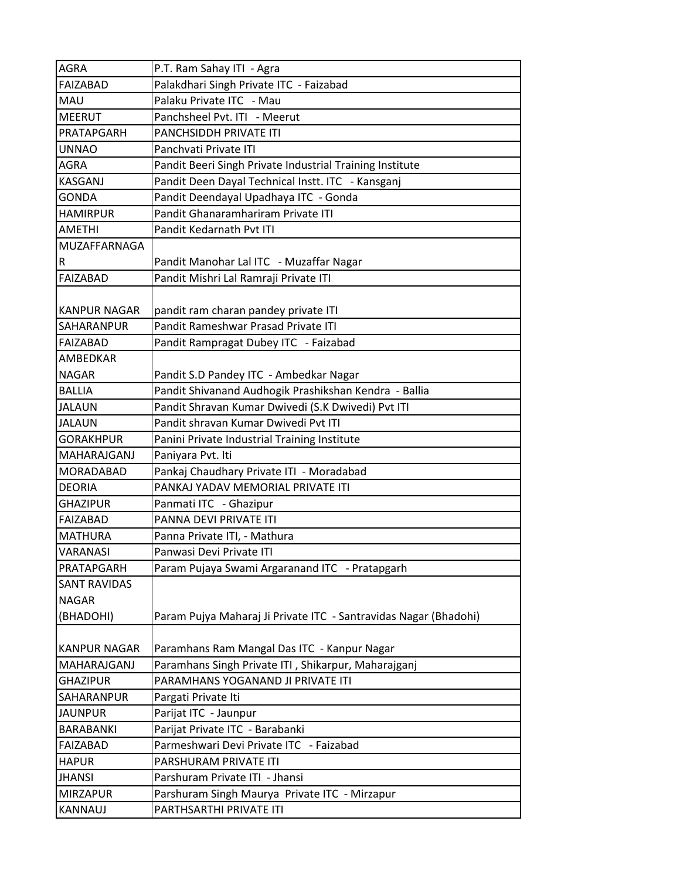| AGRA | P.T. Ram Sahay ITI - Agra |
|---|---|
| FAIZABAD | Palakdhari Singh Private ITC - Faizabad |
| MAU | Palaku Private ITC - Mau |
| MEERUT | Panchsheel Pvt. ITI - Meerut |
| PRATAPGARH | PANCHSIDDH PRIVATE ITI |
| UNNAO | Panchvati Private ITI |
| AGRA | Pandit Beeri Singh Private Industrial Training Institute |
| KASGANJ | Pandit Deen Dayal Technical Instt. ITC - Kansganj |
| GONDA | Pandit Deendayal Upadhaya ITC - Gonda |
| HAMIRPUR | Pandit Ghanaramhariram Private ITI |
| AMETHI | Pandit Kedarnath Pvt ITI |
| MUZAFFARNAGAR | Pandit Manohar Lal ITC - Muzaffar Nagar |
| FAIZABAD | Pandit Mishri Lal Ramraji Private ITI |
| KANPUR NAGAR | pandit ram charan pandey private ITI |
| SAHARANPUR | Pandit Rameshwar Prasad Private ITI |
| FAIZABAD | Pandit Rampragat Dubey ITC - Faizabad |
| AMBEDKAR NAGAR | Pandit S.D Pandey ITC - Ambedkar Nagar |
| BALLIA | Pandit Shivanand Audhogik Prashikshan Kendra - Ballia |
| JALAUN | Pandit Shravan Kumar Dwivedi (S.K Dwivedi) Pvt ITI |
| JALAUN | Pandit shravan Kumar Dwivedi Pvt ITI |
| GORAKHPUR | Panini Private Industrial Training Institute |
| MAHARAJGANJ | Paniyara Pvt. Iti |
| MORADABAD | Pankaj Chaudhary Private ITI - Moradabad |
| DEORIA | PANKAJ YADAV MEMORIAL PRIVATE ITI |
| GHAZIPUR | Panmati ITC - Ghazipur |
| FAIZABAD | PANNA DEVI PRIVATE ITI |
| MATHURA | Panna Private ITI, - Mathura |
| VARANASI | Panwasi Devi Private ITI |
| PRATAPGARH | Param Pujaya Swami Argaranand ITC - Pratapgarh |
| SANT RAVIDAS NAGAR (BHADOHI) | Param Pujya Maharaj Ji Private ITC - Santravidas Nagar (Bhadohi) |
| KANPUR NAGAR | Paramhans Ram Mangal Das ITC - Kanpur Nagar |
| MAHARAJGANJ | Paramhans Singh Private ITI , Shikarpur, Maharajganj |
| GHAZIPUR | PARAMHANS YOGANAND JI PRIVATE ITI |
| SAHARANPUR | Pargati Private Iti |
| JAUNPUR | Parijat ITC - Jaunpur |
| BARABANKI | Parijat Private ITC - Barabanki |
| FAIZABAD | Parmeshwari Devi Private ITC - Faizabad |
| HAPUR | PARSHURAM PRIVATE ITI |
| JHANSI | Parshuram Private ITI - Jhansi |
| MIRZAPUR | Parshuram Singh Maurya Private ITC - Mirzapur |
| KANNAUJ | PARTHSARTHI PRIVATE ITI |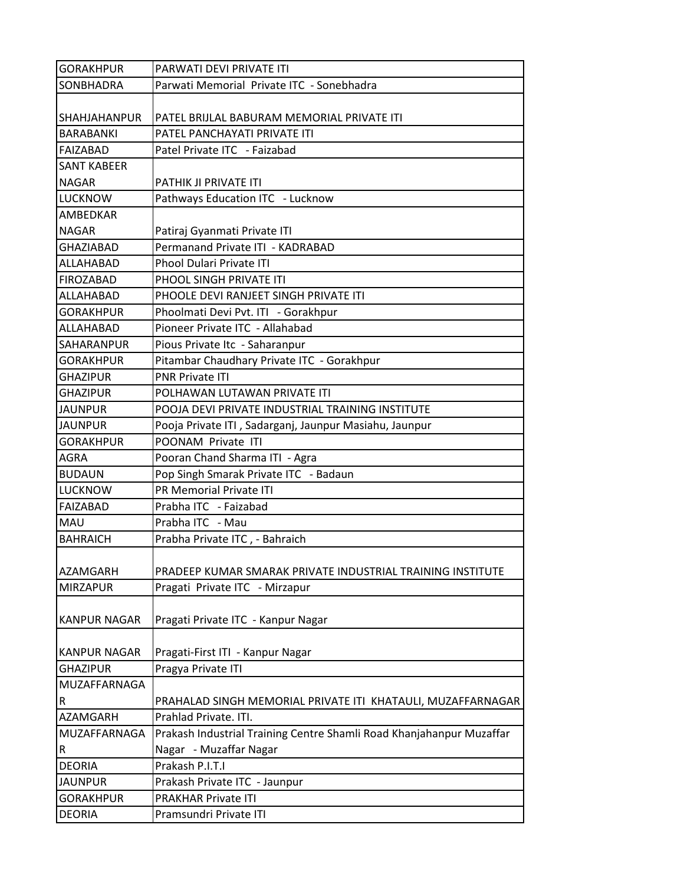| GORAKHPUR | PARWATI DEVI PRIVATE ITI |
|---|---|
| SONBHADRA | Parwati Memorial Private ITC - Sonebhadra |
| SHAHJAHANPUR | PATEL BRIJLAL BABURAM MEMORIAL PRIVATE ITI |
| BARABANKI | PATEL PANCHAYATI PRIVATE ITI |
| FAIZABAD | Patel Private ITC - Faizabad |
| SANT KABEER NAGAR | PATHIK JI PRIVATE ITI |
| LUCKNOW | Pathways Education ITC - Lucknow |
| AMBEDKAR NAGAR | Patiraj Gyanmati Private ITI |
| GHAZIABAD | Permanand Private ITI - KADRABAD |
| ALLAHABAD | Phool Dulari Private ITI |
| FIROZABAD | PHOOL SINGH PRIVATE ITI |
| ALLAHABAD | PHOOLE DEVI RANJEET SINGH PRIVATE ITI |
| GORAKHPUR | Phoolmati Devi Pvt. ITI - Gorakhpur |
| ALLAHABAD | Pioneer Private ITC - Allahabad |
| SAHARANPUR | Pious Private Itc - Saharanpur |
| GORAKHPUR | Pitambar Chaudhary Private ITC - Gorakhpur |
| GHAZIPUR | PNR Private ITI |
| GHAZIPUR | POLHAWAN LUTAWAN PRIVATE ITI |
| JAUNPUR | POOJA DEVI PRIVATE INDUSTRIAL TRAINING INSTITUTE |
| JAUNPUR | Pooja Private ITI , Sadarganj, Jaunpur Masiahu, Jaunpur |
| GORAKHPUR | POONAM Private ITI |
| AGRA | Pooran Chand Sharma ITI - Agra |
| BUDAUN | Pop Singh Smarak Private ITC - Badaun |
| LUCKNOW | PR Memorial Private ITI |
| FAIZABAD | Prabha ITC - Faizabad |
| MAU | Prabha ITC - Mau |
| BAHRAICH | Prabha Private ITC , - Bahraich |
| AZAMGARH | PRADEEP KUMAR SMARAK PRIVATE INDUSTRIAL TRAINING INSTITUTE |
| MIRZAPUR | Pragati Private ITC - Mirzapur |
| KANPUR NAGAR | Pragati Private ITC - Kanpur Nagar |
| KANPUR NAGAR | Pragati-First ITI - Kanpur Nagar |
| GHAZIPUR | Pragya Private ITI |
| MUZAFFARNAGAR | PRAHALAD SINGH MEMORIAL PRIVATE ITI KHATAULI, MUZAFFARNAGAR |
| AZAMGARH | Prahlad Private. ITI. |
| MUZAFFARNAGAR | Prakash Industrial Training Centre Shamli Road Khanjahanpur Muzaffar Nagar - Muzaffar Nagar |
| DEORIA | Prakash P.I.T.I |
| JAUNPUR | Prakash Private ITC - Jaunpur |
| GORAKHPUR | PRAKHAR Private ITI |
| DEORIA | Pramsundri Private ITI |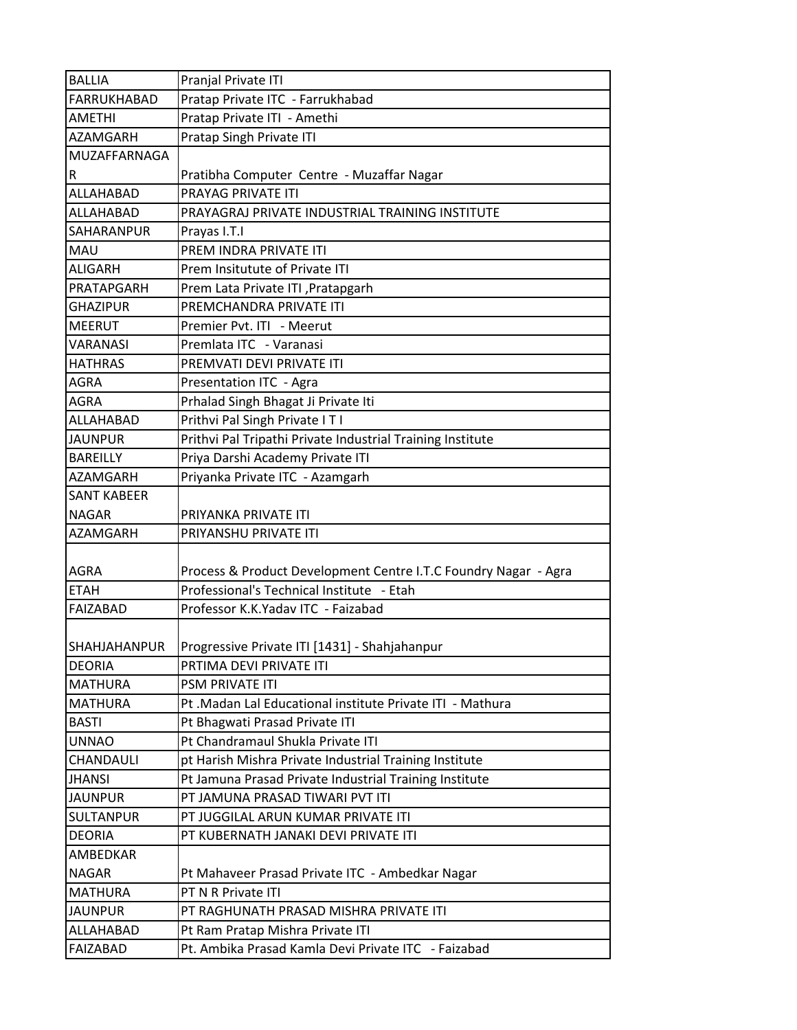| | |
|---|---|
| BALLIA | Pranjal Private ITI |
| FARRUKHABAD | Pratap Private ITC - Farrukhabad |
| AMETHI | Pratap Private ITI - Amethi |
| AZAMGARH | Pratap Singh Private ITI |
| MUZAFFARNAGAR | Pratibha Computer Centre - Muzaffar Nagar |
| ALLAHABAD | PRAYAG PRIVATE ITI |
| ALLAHABAD | PRAYAGRAJ PRIVATE INDUSTRIAL TRAINING INSTITUTE |
| SAHARANPUR | Prayas I.T.I |
| MAU | PREM INDRA PRIVATE ITI |
| ALIGARH | Prem Insitutute of Private ITI |
| PRATAPGARH | Prem Lata Private ITI ,Pratapgarh |
| GHAZIPUR | PREMCHANDRA PRIVATE ITI |
| MEERUT | Premier Pvt. ITI - Meerut |
| VARANASI | Premlata ITC - Varanasi |
| HATHRAS | PREMVATI DEVI PRIVATE ITI |
| AGRA | Presentation ITC - Agra |
| AGRA | Prhalad Singh Bhagat Ji Private Iti |
| ALLAHABAD | Prithvi Pal Singh Private I T I |
| JAUNPUR | Prithvi Pal Tripathi Private Industrial Training Institute |
| BAREILLY | Priya Darshi Academy Private ITI |
| AZAMGARH | Priyanka Private ITC - Azamgarh |
| SANT KABEER NAGAR | PRIYANKA PRIVATE ITI |
| AZAMGARH | PRIYANSHU PRIVATE ITI |
| AGRA | Process & Product Development Centre I.T.C Foundry Nagar - Agra |
| ETAH | Professional's Technical Institute - Etah |
| FAIZABAD | Professor K.K.Yadav ITC - Faizabad |
| SHAHJAHANPUR | Progressive Private ITI [1431] - Shahjahanpur |
| DEORIA | PRTIMA DEVI PRIVATE ITI |
| MATHURA | PSM PRIVATE ITI |
| MATHURA | Pt .Madan Lal Educational institute Private ITI - Mathura |
| BASTI | Pt Bhagwati Prasad Private ITI |
| UNNAO | Pt Chandramaul Shukla Private ITI |
| CHANDAULI | pt Harish Mishra Private Industrial Training Institute |
| JHANSI | Pt Jamuna Prasad Private Industrial Training Institute |
| JAUNPUR | PT JAMUNA PRASAD TIWARI PVT ITI |
| SULTANPUR | PT JUGGILAL ARUN KUMAR PRIVATE ITI |
| DEORIA | PT KUBERNATH JANAKI DEVI PRIVATE ITI |
| AMBEDKAR NAGAR | Pt Mahaveer Prasad Private ITC - Ambedkar Nagar |
| MATHURA | PT N R Private ITI |
| JAUNPUR | PT RAGHUNATH PRASAD MISHRA PRIVATE ITI |
| ALLAHABAD | Pt Ram Pratap Mishra Private ITI |
| FAIZABAD | Pt. Ambika Prasad Kamla Devi Private ITC - Faizabad |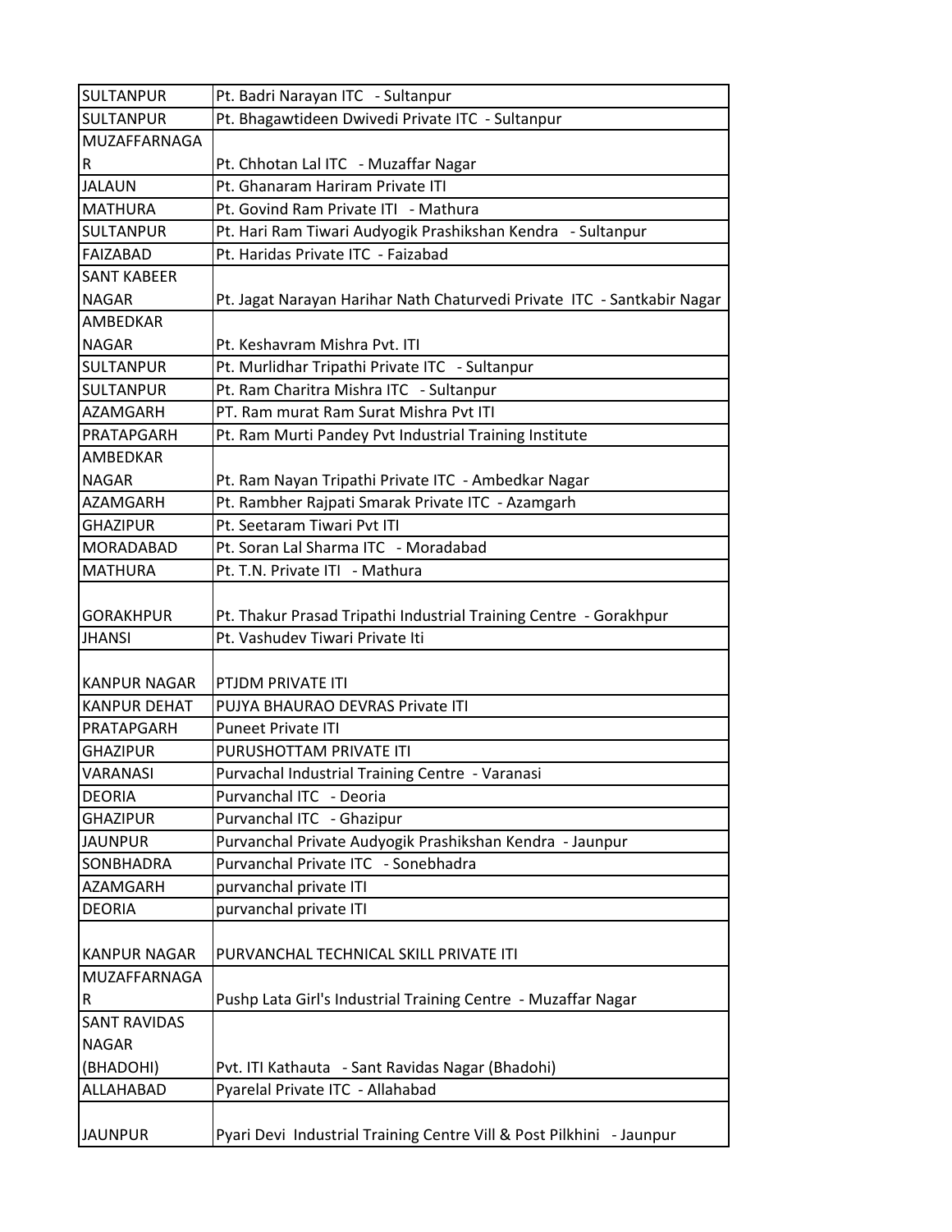| | |
|---|---|
| SULTANPUR | Pt. Badri Narayan ITC - Sultanpur |
| SULTANPUR | Pt. Bhagawtideen Dwivedi Private ITC - Sultanpur |
| MUZAFFARNAGAR | Pt. Chhotan Lal ITC - Muzaffar Nagar |
| JALAUN | Pt. Ghanaram Hariram Private ITI |
| MATHURA | Pt. Govind Ram Private ITI - Mathura |
| SULTANPUR | Pt. Hari Ram Tiwari Audyogik Prashikshan Kendra - Sultanpur |
| FAIZABAD | Pt. Haridas Private ITC - Faizabad |
| SANT KABEER NAGAR | Pt. Jagat Narayan Harihar Nath Chaturvedi Private ITC - Santkabir Nagar |
| AMBEDKAR NAGAR | Pt. Keshavram Mishra Pvt. ITI |
| SULTANPUR | Pt. Murlidhar Tripathi Private ITC - Sultanpur |
| SULTANPUR | Pt. Ram Charitra Mishra ITC - Sultanpur |
| AZAMGARH | PT. Ram murat Ram Surat Mishra Pvt ITI |
| PRATAPGARH | Pt. Ram Murti Pandey Pvt Industrial Training Institute |
| AMBEDKAR NAGAR | Pt. Ram Nayan Tripathi Private ITC - Ambedkar Nagar |
| AZAMGARH | Pt. Rambher Rajpati Smarak Private ITC - Azamgarh |
| GHAZIPUR | Pt. Seetaram Tiwari Pvt ITI |
| MORADABAD | Pt. Soran Lal Sharma ITC - Moradabad |
| MATHURA | Pt. T.N. Private ITI - Mathura |
| GORAKHPUR | Pt. Thakur Prasad Tripathi Industrial Training Centre - Gorakhpur |
| JHANSI | Pt. Vashudev Tiwari Private Iti |
| KANPUR NAGAR | PTJDM PRIVATE ITI |
| KANPUR DEHAT | PUJYA BHAURAO DEVRAS Private ITI |
| PRATAPGARH | Puneet Private ITI |
| GHAZIPUR | PURUSHOTTAM PRIVATE ITI |
| VARANASI | Purvachal Industrial Training Centre - Varanasi |
| DEORIA | Purvanchal ITC - Deoria |
| GHAZIPUR | Purvanchal ITC - Ghazipur |
| JAUNPUR | Purvanchal Private Audyogik Prashikshan Kendra - Jaunpur |
| SONBHADRA | Purvanchal Private ITC - Sonebhadra |
| AZAMGARH | purvanchal private ITI |
| DEORIA | purvanchal private ITI |
| KANPUR NAGAR | PURVANCHAL TECHNICAL SKILL PRIVATE ITI |
| MUZAFFARNAGAR | Pushp Lata Girl's Industrial Training Centre - Muzaffar Nagar |
| SANT RAVIDAS NAGAR (BHADOHI) | Pvt. ITI Kathauta - Sant Ravidas Nagar (Bhadohi) |
| ALLAHABAD | Pyarelal Private ITC - Allahabad |
| JAUNPUR | Pyari Devi Industrial Training Centre Vill & Post Pilkhini - Jaunpur |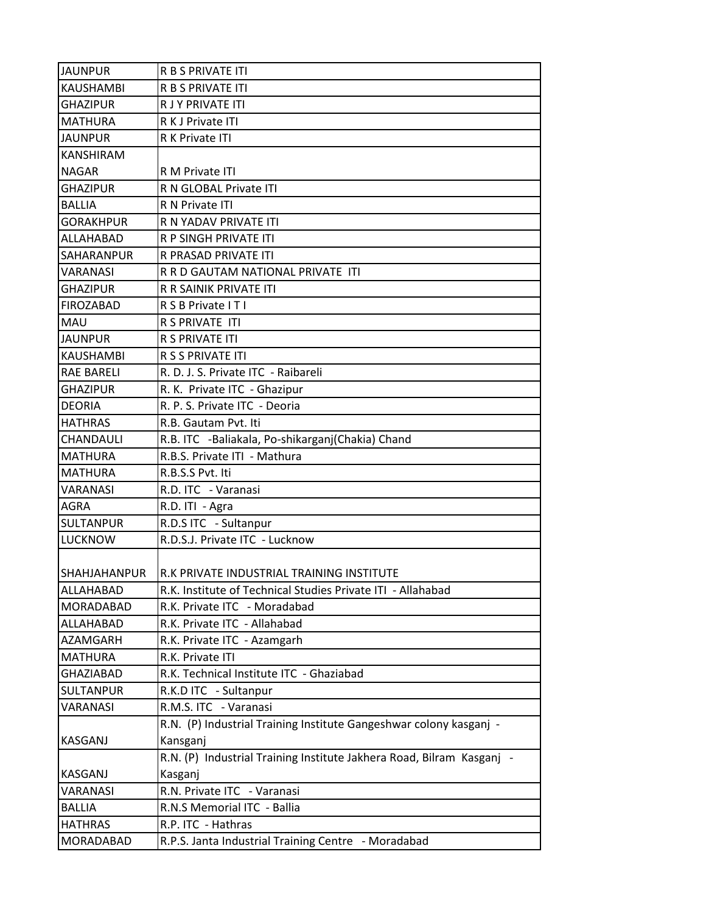| JAUNPUR | R B S PRIVATE ITI |
|---|---|
| KAUSHAMBI | R B S PRIVATE ITI |
| GHAZIPUR | R J Y PRIVATE ITI |
| MATHURA | R K J Private ITI |
| JAUNPUR | R K Private ITI |
| KANSHIRAM NAGAR | R M Private ITI |
| GHAZIPUR | R N GLOBAL Private ITI |
| BALLIA | R N Private ITI |
| GORAKHPUR | R N YADAV PRIVATE ITI |
| ALLAHABAD | R P SINGH PRIVATE ITI |
| SAHARANPUR | R PRASAD PRIVATE ITI |
| VARANASI | R R D GAUTAM NATIONAL PRIVATE ITI |
| GHAZIPUR | R R SAINIK PRIVATE ITI |
| FIROZABAD | R S B Private I T I |
| MAU | R S PRIVATE ITI |
| JAUNPUR | R S PRIVATE ITI |
| KAUSHAMBI | R S S PRIVATE ITI |
| RAE BARELI | R. D. J. S. Private ITC - Raibareli |
| GHAZIPUR | R. K. Private ITC - Ghazipur |
| DEORIA | R. P. S. Private ITC - Deoria |
| HATHRAS | R.B. Gautam Pvt. Iti |
| CHANDAULI | R.B. ITC -Baliakala, Po-shikarganj(Chakia) Chand |
| MATHURA | R.B.S. Private ITI - Mathura |
| MATHURA | R.B.S.S Pvt. Iti |
| VARANASI | R.D. ITC - Varanasi |
| AGRA | R.D. ITI - Agra |
| SULTANPUR | R.D.S ITC - Sultanpur |
| LUCKNOW | R.D.S.J. Private ITC - Lucknow |
| SHAHJAHANPUR | R.K PRIVATE INDUSTRIAL TRAINING INSTITUTE |
| ALLAHABAD | R.K. Institute of Technical Studies Private ITI - Allahabad |
| MORADABAD | R.K. Private ITC - Moradabad |
| ALLAHABAD | R.K. Private ITC - Allahabad |
| AZAMGARH | R.K. Private ITC - Azamgarh |
| MATHURA | R.K. Private ITI |
| GHAZIABAD | R.K. Technical Institute ITC - Ghaziabad |
| SULTANPUR | R.K.D ITC - Sultanpur |
| VARANASI | R.M.S. ITC - Varanasi |
| KASGANJ | R.N. (P) Industrial Training Institute Gangeshwar colony kasganj - Kansganj |
| KASGANJ | R.N. (P) Industrial Training Institute Jakhera Road, Bilram Kasganj - Kasganj |
| VARANASI | R.N. Private ITC - Varanasi |
| BALLIA | R.N.S Memorial ITC - Ballia |
| HATHRAS | R.P. ITC - Hathras |
| MORADABAD | R.P.S. Janta Industrial Training Centre - Moradabad |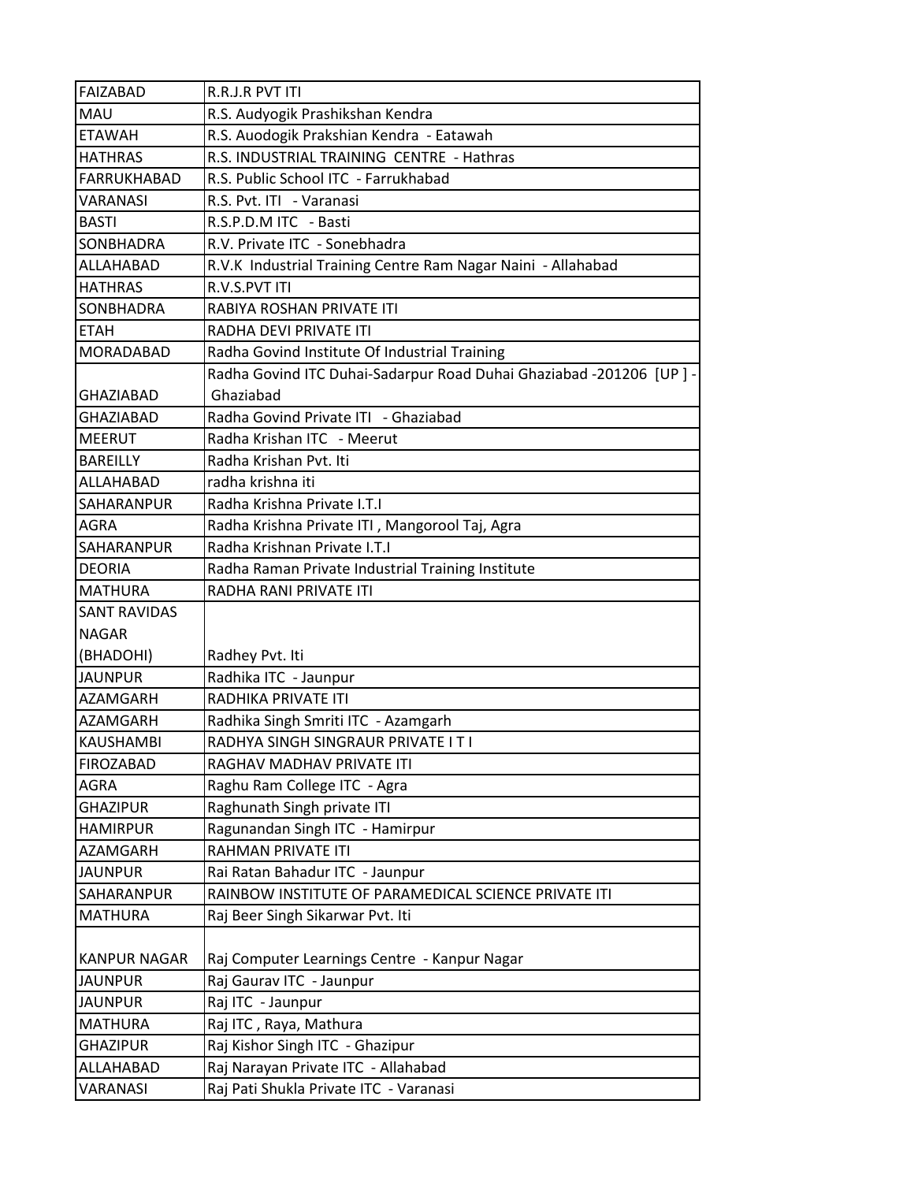| | |
|---|---|
| FAIZABAD | R.R.J.R PVT ITI |
| MAU | R.S. Audyogik Prashikshan Kendra |
| ETAWAH | R.S. Auodogik Prakshian Kendra - Eatawah |
| HATHRAS | R.S. INDUSTRIAL TRAINING CENTRE - Hathras |
| FARRUKHABAD | R.S. Public School ITC - Farrukhabad |
| VARANASI | R.S. Pvt. ITI - Varanasi |
| BASTI | R.S.P.D.M ITC - Basti |
| SONBHADRA | R.V. Private ITC - Sonebhadra |
| ALLAHABAD | R.V.K Industrial Training Centre Ram Nagar Naini - Allahabad |
| HATHRAS | R.V.S.PVT ITI |
| SONBHADRA | RABIYA ROSHAN PRIVATE ITI |
| ETAH | RADHA DEVI PRIVATE ITI |
| MORADABAD | Radha Govind Institute Of Industrial Training |
| GHAZIABAD | Radha Govind ITC Duhai-Sadarpur Road Duhai Ghaziabad -201206 [UP ] - Ghaziabad |
| GHAZIABAD | Radha Govind Private ITI - Ghaziabad |
| MEERUT | Radha Krishan ITC - Meerut |
| BAREILLY | Radha Krishan Pvt. Iti |
| ALLAHABAD | radha krishna iti |
| SAHARANPUR | Radha Krishna Private I.T.I |
| AGRA | Radha Krishna Private ITI , Mangorool Taj, Agra |
| SAHARANPUR | Radha Krishnan Private I.T.I |
| DEORIA | Radha Raman Private Industrial Training Institute |
| MATHURA | RADHA RANI PRIVATE ITI |
| SANT RAVIDAS NAGAR (BHADOHI) | Radhey Pvt. Iti |
| JAUNPUR | Radhika ITC - Jaunpur |
| AZAMGARH | RADHIKA PRIVATE ITI |
| AZAMGARH | Radhika Singh Smriti ITC - Azamgarh |
| KAUSHAMBI | RADHYA SINGH SINGRAUR PRIVATE I T I |
| FIROZABAD | RAGHAV MADHAV PRIVATE ITI |
| AGRA | Raghu Ram College ITC - Agra |
| GHAZIPUR | Raghunath Singh private ITI |
| HAMIRPUR | Ragunandan Singh ITC - Hamirpur |
| AZAMGARH | RAHMAN PRIVATE ITI |
| JAUNPUR | Rai Ratan Bahadur ITC - Jaunpur |
| SAHARANPUR | RAINBOW INSTITUTE OF PARAMEDICAL SCIENCE PRIVATE ITI |
| MATHURA | Raj Beer Singh Sikarwar Pvt. Iti |
| KANPUR NAGAR | Raj Computer Learnings Centre - Kanpur Nagar |
| JAUNPUR | Raj Gaurav ITC - Jaunpur |
| JAUNPUR | Raj ITC - Jaunpur |
| MATHURA | Raj ITC , Raya, Mathura |
| GHAZIPUR | Raj Kishor Singh ITC - Ghazipur |
| ALLAHABAD | Raj Narayan Private ITC - Allahabad |
| VARANASI | Raj Pati Shukla Private ITC - Varanasi |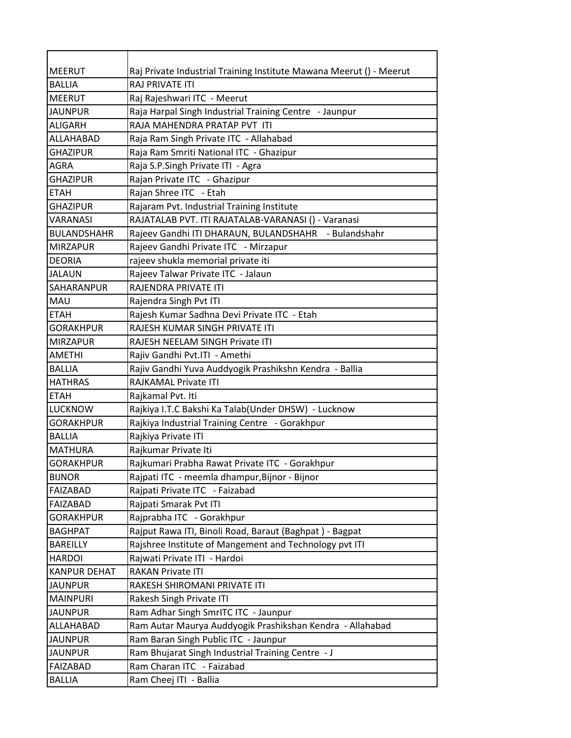| | |
|---|---|
| MEERUT | Raj Private Industrial Training Institute Mawana Meerut () - Meerut |
| BALLIA | RAJ PRIVATE ITI |
| MEERUT | Raj Rajeshwari ITC - Meerut |
| JAUNPUR | Raja Harpal Singh Industrial Training Centre - Jaunpur |
| ALIGARH | RAJA MAHENDRA PRATAP PVT ITI |
| ALLAHABAD | Raja Ram Singh Private ITC - Allahabad |
| GHAZIPUR | Raja Ram Smriti National ITC - Ghazipur |
| AGRA | Raja S.P.Singh Private ITI - Agra |
| GHAZIPUR | Rajan Private ITC - Ghazipur |
| ETAH | Rajan Shree ITC - Etah |
| GHAZIPUR | Rajaram Pvt. Industrial Training Institute |
| VARANASI | RAJATALAB PVT. ITI RAJATALAB-VARANASI () - Varanasi |
| BULANDSHAHR | Rajeev Gandhi ITI DHARAUN, BULANDSHAHR - Bulandshahr |
| MIRZAPUR | Rajeev Gandhi Private ITC - Mirzapur |
| DEORIA | rajeev shukla memorial private iti |
| JALAUN | Rajeev Talwar Private ITC - Jalaun |
| SAHARANPUR | RAJENDRA PRIVATE ITI |
| MAU | Rajendra Singh Pvt ITI |
| ETAH | Rajesh Kumar Sadhna Devi Private ITC - Etah |
| GORAKHPUR | RAJESH KUMAR SINGH PRIVATE ITI |
| MIRZAPUR | RAJESH NEELAM SINGH Private ITI |
| AMETHI | Rajiv Gandhi Pvt.ITI - Amethi |
| BALLIA | Rajiv Gandhi Yuva Auddyogik Prashikshn Kendra - Ballia |
| HATHRAS | RAJKAMAL Private ITI |
| ETAH | Rajkamal Pvt. Iti |
| LUCKNOW | Rajkiya I.T.C Bakshi Ka Talab(Under DHSW) - Lucknow |
| GORAKHPUR | Rajkiya Industrial Training Centre - Gorakhpur |
| BALLIA | Rajkiya Private ITI |
| MATHURA | Rajkumar Private Iti |
| GORAKHPUR | Rajkumari Prabha Rawat Private ITC - Gorakhpur |
| BIJNOR | Rajpati ITC - meemla dhampur,Bijnor - Bijnor |
| FAIZABAD | Rajpati Private ITC - Faizabad |
| FAIZABAD | Rajpati Smarak Pvt ITI |
| GORAKHPUR | Rajprabha ITC - Gorakhpur |
| BAGHPAT | Rajput Rawa ITI, Binoli Road, Baraut (Baghpat ) - Bagpat |
| BAREILLY | Rajshree Institute of Mangement and Technology pvt ITI |
| HARDOI | Rajwati Private ITI - Hardoi |
| KANPUR DEHAT | RAKAN Private ITI |
| JAUNPUR | RAKESH SHIROMANI PRIVATE ITI |
| MAINPURI | Rakesh Singh Private ITI |
| JAUNPUR | Ram Adhar Singh SmrITC ITC - Jaunpur |
| ALLAHABAD | Ram Autar Maurya Auddyogik Prashikshan Kendra - Allahabad |
| JAUNPUR | Ram Baran Singh Public ITC - Jaunpur |
| JAUNPUR | Ram Bhujarat Singh Industrial Training Centre - J |
| FAIZABAD | Ram Charan ITC - Faizabad |
| BALLIA | Ram Cheej ITI - Ballia |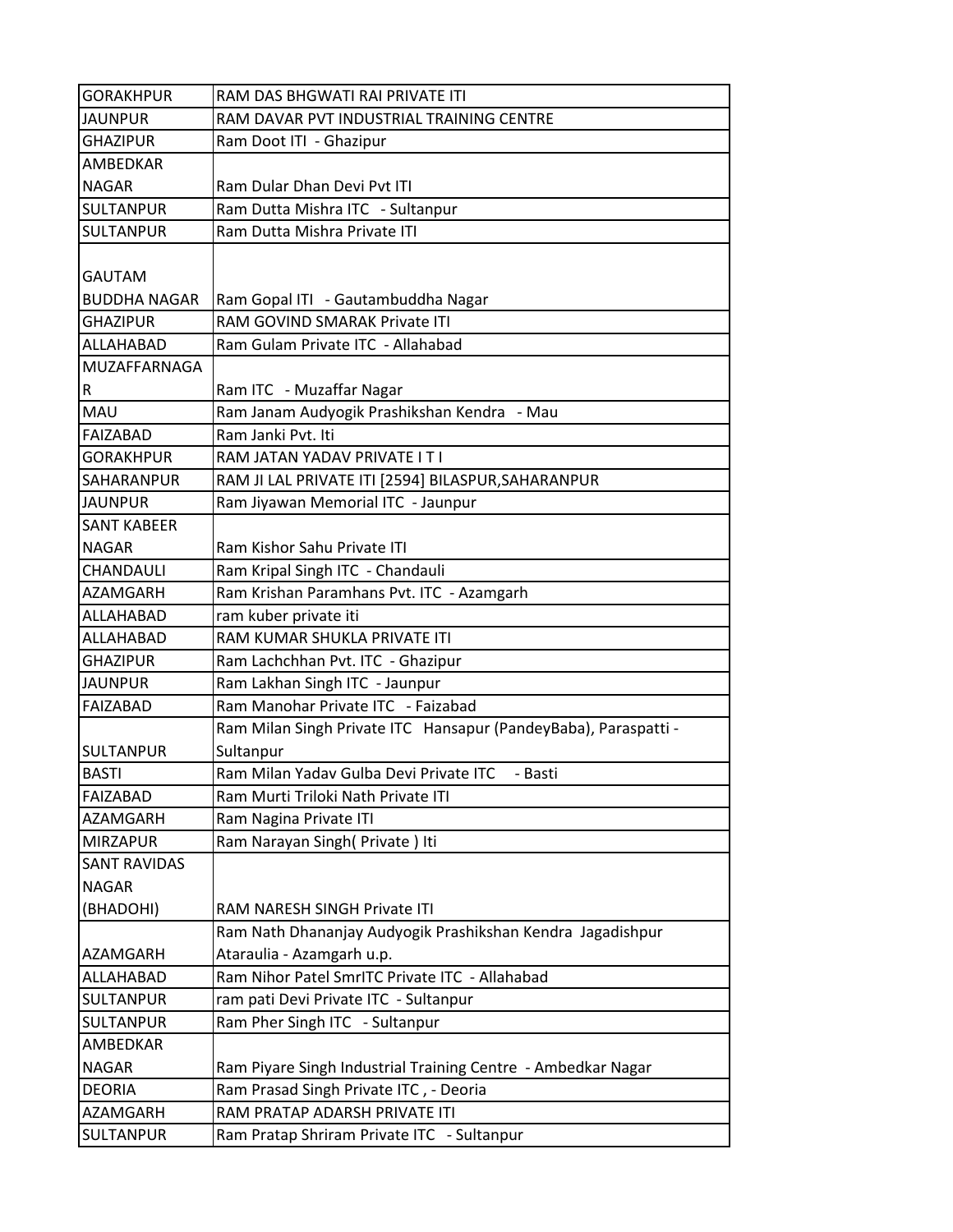| | |
|---|---|
| GORAKHPUR | RAM DAS BHGWATI RAI PRIVATE ITI |
| JAUNPUR | RAM DAVAR PVT INDUSTRIAL TRAINING CENTRE |
| GHAZIPUR | Ram Doot ITI - Ghazipur |
| AMBEDKAR NAGAR | Ram Dular Dhan Devi Pvt ITI |
| SULTANPUR | Ram Dutta Mishra ITC - Sultanpur |
| SULTANPUR | Ram Dutta Mishra Private ITI |
| GAUTAM BUDDHA NAGAR | Ram Gopal ITI - Gautambuddha Nagar |
| GHAZIPUR | RAM GOVIND SMARAK Private ITI |
| ALLAHABAD | Ram Gulam Private ITC - Allahabad |
| MUZAFFARNAGAR | Ram ITC - Muzaffar Nagar |
| MAU | Ram Janam Audyogik Prashikshan Kendra - Mau |
| FAIZABAD | Ram Janki Pvt. Iti |
| GORAKHPUR | RAM JATAN YADAV PRIVATE I T I |
| SAHARANPUR | RAM JI LAL PRIVATE ITI [2594] BILASPUR,SAHARANPUR |
| JAUNPUR | Ram Jiyawan Memorial ITC - Jaunpur |
| SANT KABEER NAGAR | Ram Kishor Sahu Private ITI |
| CHANDAULI | Ram Kripal Singh ITC - Chandauli |
| AZAMGARH | Ram Krishan Paramhans Pvt. ITC - Azamgarh |
| ALLAHABAD | ram kuber private iti |
| ALLAHABAD | RAM KUMAR SHUKLA PRIVATE ITI |
| GHAZIPUR | Ram Lachchhan Pvt. ITC - Ghazipur |
| JAUNPUR | Ram Lakhan Singh ITC - Jaunpur |
| FAIZABAD | Ram Manohar Private ITC - Faizabad |
| SULTANPUR | Ram Milan Singh Private ITC Hansapur (PandeyBaba), Paraspatti - Sultanpur |
| BASTI | Ram Milan Yadav Gulba Devi Private ITC - Basti |
| FAIZABAD | Ram Murti Triloki Nath Private ITI |
| AZAMGARH | Ram Nagina Private ITI |
| MIRZAPUR | Ram Narayan Singh( Private ) Iti |
| SANT RAVIDAS NAGAR (BHADOHI) | RAM NARESH SINGH Private ITI |
| AZAMGARH | Ram Nath Dhananjay Audyogik Prashikshan Kendra Jagadishpur Ataraulia - Azamgarh u.p. |
| ALLAHABAD | Ram Nihor Patel SmrITC Private ITC - Allahabad |
| SULTANPUR | ram pati Devi Private ITC - Sultanpur |
| SULTANPUR | Ram Pher Singh ITC - Sultanpur |
| AMBEDKAR NAGAR | Ram Piyare Singh Industrial Training Centre - Ambedkar Nagar |
| DEORIA | Ram Prasad Singh Private ITC , - Deoria |
| AZAMGARH | RAM PRATAP ADARSH PRIVATE ITI |
| SULTANPUR | Ram Pratap Shriram Private ITC - Sultanpur |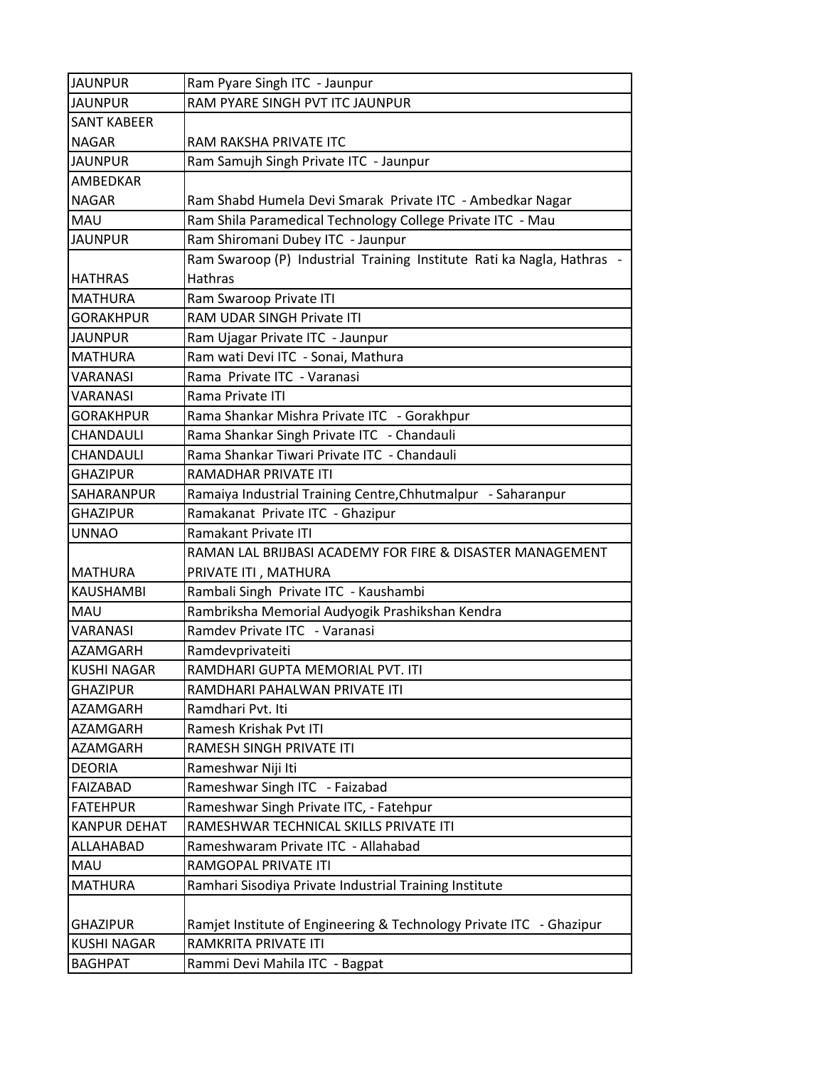| JAUNPUR | Ram Pyare Singh ITC - Jaunpur |
|---|---|
| JAUNPUR | RAM PYARE SINGH PVT ITC JAUNPUR |
| SANT KABEER NAGAR | RAM RAKSHA PRIVATE ITC |
| JAUNPUR | Ram Samujh Singh Private ITC - Jaunpur |
| AMBEDKAR NAGAR | Ram Shabd Humela Devi Smarak Private ITC - Ambedkar Nagar |
| MAU | Ram Shila Paramedical Technology College Private ITC - Mau |
| JAUNPUR | Ram Shiromani Dubey ITC - Jaunpur |
| HATHRAS | Ram Swaroop (P) Industrial Training Institute Rati ka Nagla, Hathras - Hathras |
| MATHURA | Ram Swaroop Private ITI |
| GORAKHPUR | RAM UDAR SINGH Private ITI |
| JAUNPUR | Ram Ujagar Private ITC - Jaunpur |
| MATHURA | Ram wati Devi ITC - Sonai, Mathura |
| VARANASI | Rama Private ITC - Varanasi |
| VARANASI | Rama Private ITI |
| GORAKHPUR | Rama Shankar Mishra Private ITC - Gorakhpur |
| CHANDAULI | Rama Shankar Singh Private ITC - Chandauli |
| CHANDAULI | Rama Shankar Tiwari Private ITC - Chandauli |
| GHAZIPUR | RAMADHAR PRIVATE ITI |
| SAHARANPUR | Ramaiya Industrial Training Centre,Chhutmalpur - Saharanpur |
| GHAZIPUR | Ramakanat Private ITC - Ghazipur |
| UNNAO | Ramakant Private ITI |
| MATHURA | RAMAN LAL BRIJBASI ACADEMY FOR FIRE & DISASTER MANAGEMENT PRIVATE ITI , MATHURA |
| KAUSHAMBI | Rambali Singh Private ITC - Kaushambi |
| MAU | Rambriksha Memorial Audyogik Prashikshan Kendra |
| VARANASI | Ramdev Private ITC - Varanasi |
| AZAMGARH | Ramdevprivateiti |
| KUSHI NAGAR | RAMDHARI GUPTA MEMORIAL PVT. ITI |
| GHAZIPUR | RAMDHARI PAHALWAN PRIVATE ITI |
| AZAMGARH | Ramdhari Pvt. Iti |
| AZAMGARH | Ramesh Krishak Pvt ITI |
| AZAMGARH | RAMESH SINGH PRIVATE ITI |
| DEORIA | Rameshwar Niji Iti |
| FAIZABAD | Rameshwar Singh ITC - Faizabad |
| FATEHPUR | Rameshwar Singh Private ITC, - Fatehpur |
| KANPUR DEHAT | RAMESHWAR TECHNICAL SKILLS PRIVATE ITI |
| ALLAHABAD | Rameshwaram Private ITC - Allahabad |
| MAU | RAMGOPAL PRIVATE ITI |
| MATHURA | Ramhari Sisodiya Private Industrial Training Institute |
| GHAZIPUR | Ramjet Institute of Engineering & Technology Private ITC - Ghazipur |
| KUSHI NAGAR | RAMKRITA PRIVATE ITI |
| BAGHPAT | Rammi Devi Mahila ITC - Bagpat |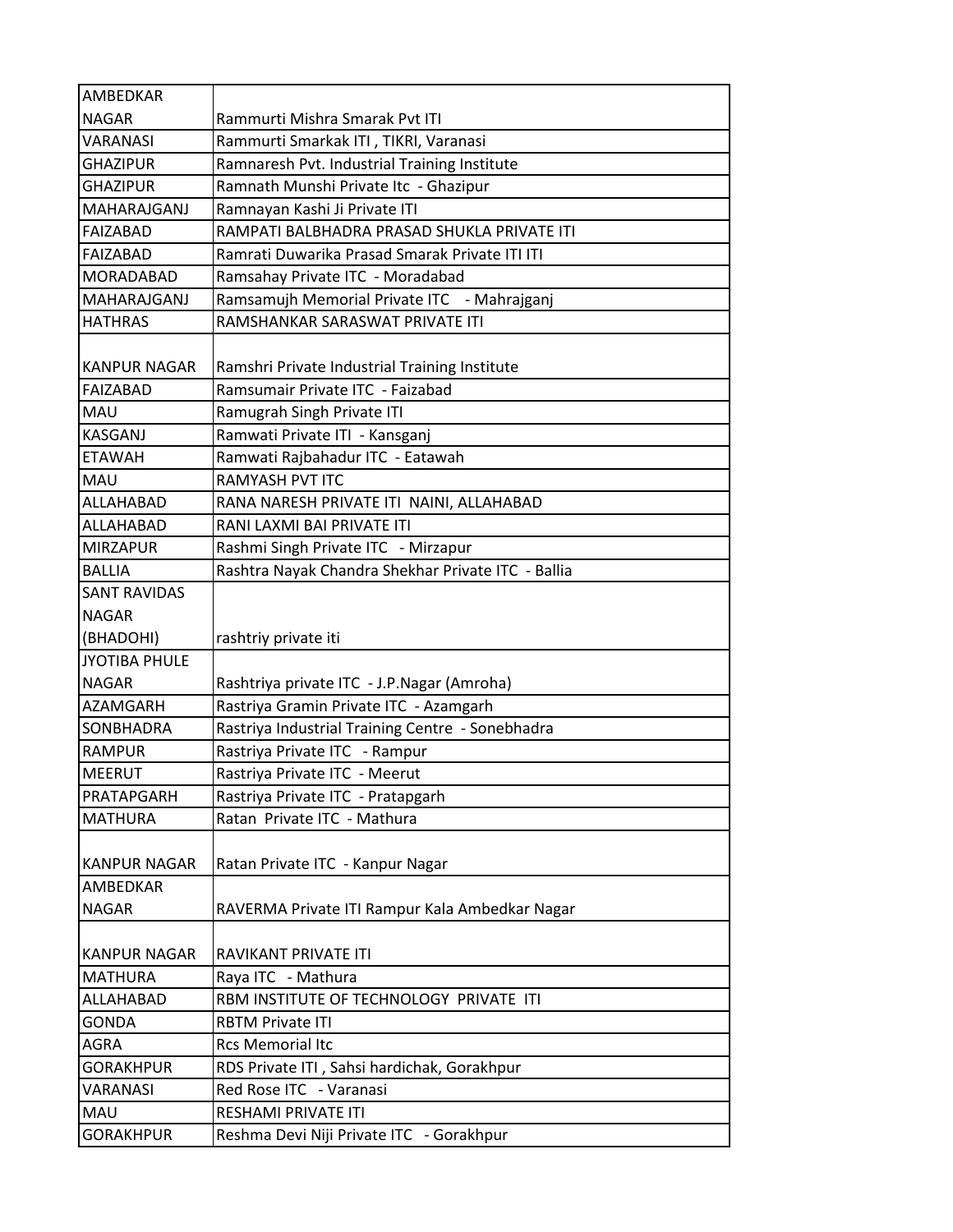| | |
|---|---|
| AMBEDKAR NAGAR | Rammurti Mishra Smarak Pvt ITI |
| VARANASI | Rammurti Smarkak ITI , TIKRI, Varanasi |
| GHAZIPUR | Ramnaresh Pvt. Industrial Training Institute |
| GHAZIPUR | Ramnath Munshi Private Itc - Ghazipur |
| MAHARAJGANJ | Ramnayan Kashi Ji Private ITI |
| FAIZABAD | RAMPATI BALBHADRA PRASAD SHUKLA PRIVATE ITI |
| FAIZABAD | Ramrati Duwarika Prasad Smarak Private ITI ITI |
| MORADABAD | Ramsahay Private ITC - Moradabad |
| MAHARAJGANJ | Ramsamujh Memorial Private ITC - Mahrajganj |
| HATHRAS | RAMSHANKAR SARASWAT PRIVATE ITI |
| KANPUR NAGAR | Ramshri Private Industrial Training Institute |
| FAIZABAD | Ramsumair Private ITC - Faizabad |
| MAU | Ramugrah Singh Private ITI |
| KASGANJ | Ramwati Private ITI - Kansganj |
| ETAWAH | Ramwati Rajbahadur ITC - Eatawah |
| MAU | RAMYASH PVT ITC |
| ALLAHABAD | RANA NARESH PRIVATE ITI NAINI, ALLAHABAD |
| ALLAHABAD | RANI LAXMI BAI PRIVATE ITI |
| MIRZAPUR | Rashmi Singh Private ITC - Mirzapur |
| BALLIA | Rashtra Nayak Chandra Shekhar Private ITC - Ballia |
| SANT RAVIDAS NAGAR (BHADOHI) | rashtriy private iti |
| JYOTIBA PHULE NAGAR | Rashtriya private ITC - J.P.Nagar (Amroha) |
| AZAMGARH | Rastriya Gramin Private ITC - Azamgarh |
| SONBHADRA | Rastriya Industrial Training Centre - Sonebhadra |
| RAMPUR | Rastriya Private ITC - Rampur |
| MEERUT | Rastriya Private ITC - Meerut |
| PRATAPGARH | Rastriya Private ITC - Pratapgarh |
| MATHURA | Ratan Private ITC - Mathura |
| KANPUR NAGAR | Ratan Private ITC - Kanpur Nagar |
| AMBEDKAR NAGAR | RAVERMA Private ITI Rampur Kala Ambedkar Nagar |
| KANPUR NAGAR | RAVIKANT PRIVATE ITI |
| MATHURA | Raya ITC - Mathura |
| ALLAHABAD | RBM INSTITUTE OF TECHNOLOGY PRIVATE ITI |
| GONDA | RBTM Private ITI |
| AGRA | Rcs Memorial Itc |
| GORAKHPUR | RDS Private ITI , Sahsi hardichak, Gorakhpur |
| VARANASI | Red Rose ITC - Varanasi |
| MAU | RESHAMI PRIVATE ITI |
| GORAKHPUR | Reshma Devi Niji Private ITC - Gorakhpur |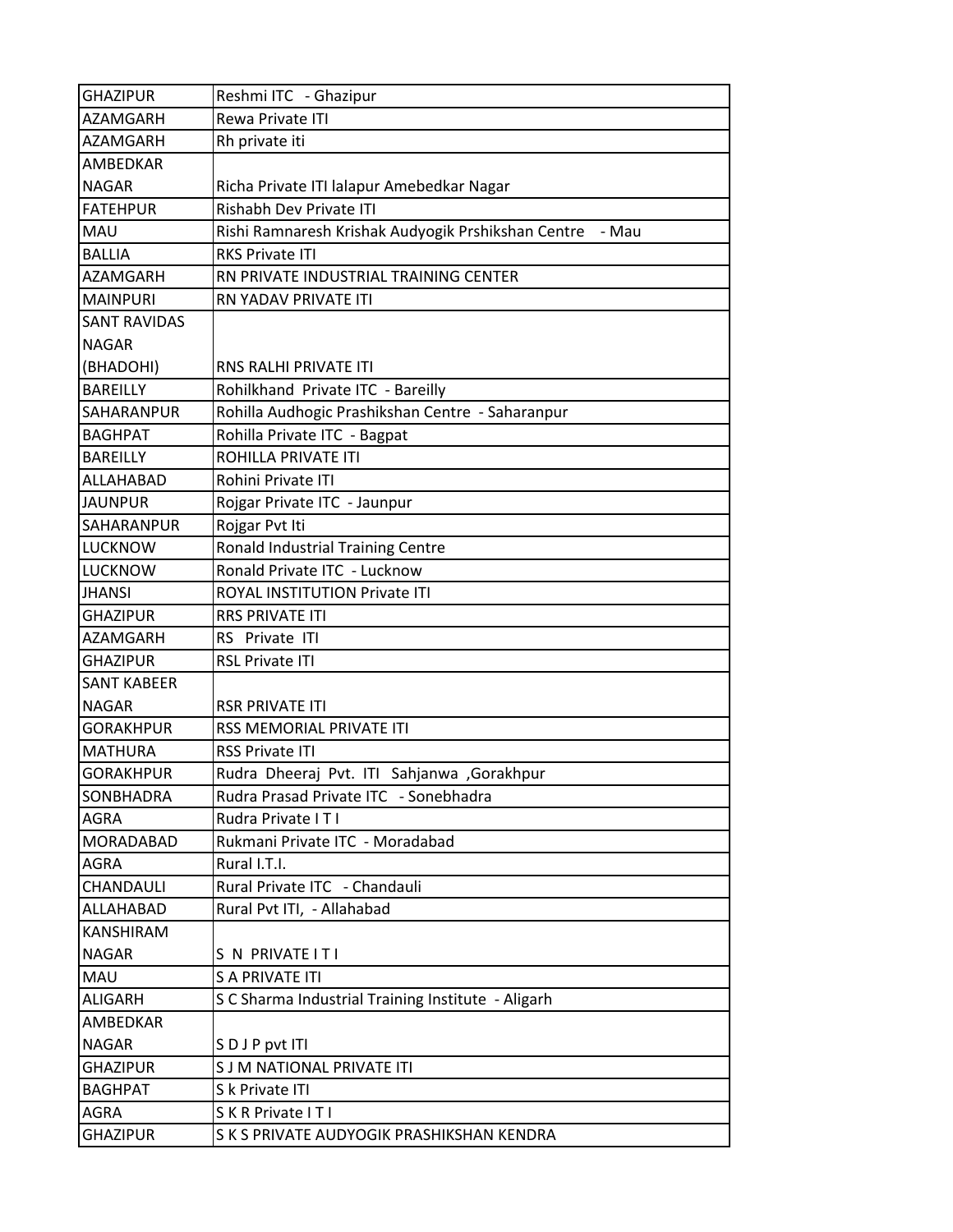| GHAZIPUR | Reshmi ITC - Ghazipur |
|---|---|
| AZAMGARH | Rewa Private ITI |
| AZAMGARH | Rh private iti |
| AMBEDKAR NAGAR | Richa Private ITI lalapur Amebedkar Nagar |
| FATEHPUR | Rishabh Dev Private ITI |
| MAU | Rishi Ramnaresh Krishak Audyogik Prshikshan Centre - Mau |
| BALLIA | RKS Private ITI |
| AZAMGARH | RN PRIVATE INDUSTRIAL TRAINING CENTER |
| MAINPURI | RN YADAV PRIVATE ITI |
| SANT RAVIDAS NAGAR (BHADOHI) | RNS RALHI PRIVATE ITI |
| BAREILLY | Rohilkhand Private ITC - Bareilly |
| SAHARANPUR | Rohilla Audhogic Prashikshan Centre - Saharanpur |
| BAGHPAT | Rohilla Private ITC - Bagpat |
| BAREILLY | ROHILLA PRIVATE ITI |
| ALLAHABAD | Rohini Private ITI |
| JAUNPUR | Rojgar Private ITC - Jaunpur |
| SAHARANPUR | Rojgar Pvt Iti |
| LUCKNOW | Ronald Industrial Training Centre |
| LUCKNOW | Ronald Private ITC - Lucknow |
| JHANSI | ROYAL INSTITUTION Private ITI |
| GHAZIPUR | RRS PRIVATE ITI |
| AZAMGARH | RS Private ITI |
| GHAZIPUR | RSL Private ITI |
| SANT KABEER NAGAR | RSR PRIVATE ITI |
| GORAKHPUR | RSS MEMORIAL PRIVATE ITI |
| MATHURA | RSS Private ITI |
| GORAKHPUR | Rudra Dheeraj Pvt. ITI Sahjanwa ,Gorakhpur |
| SONBHADRA | Rudra Prasad Private ITC - Sonebhadra |
| AGRA | Rudra Private I T I |
| MORADABAD | Rukmani Private ITC - Moradabad |
| AGRA | Rural I.T.I. |
| CHANDAULI | Rural Private ITC - Chandauli |
| ALLAHABAD | Rural Pvt ITI, - Allahabad |
| KANSHIRAM NAGAR | S N PRIVATE I T I |
| MAU | S A PRIVATE ITI |
| ALIGARH | S C Sharma Industrial Training Institute - Aligarh |
| AMBEDKAR NAGAR | S D J P pvt ITI |
| GHAZIPUR | S J M NATIONAL PRIVATE ITI |
| BAGHPAT | S k Private ITI |
| AGRA | S K R Private I T I |
| GHAZIPUR | S K S PRIVATE AUDYOGIK PRASHIKSHAN KENDRA |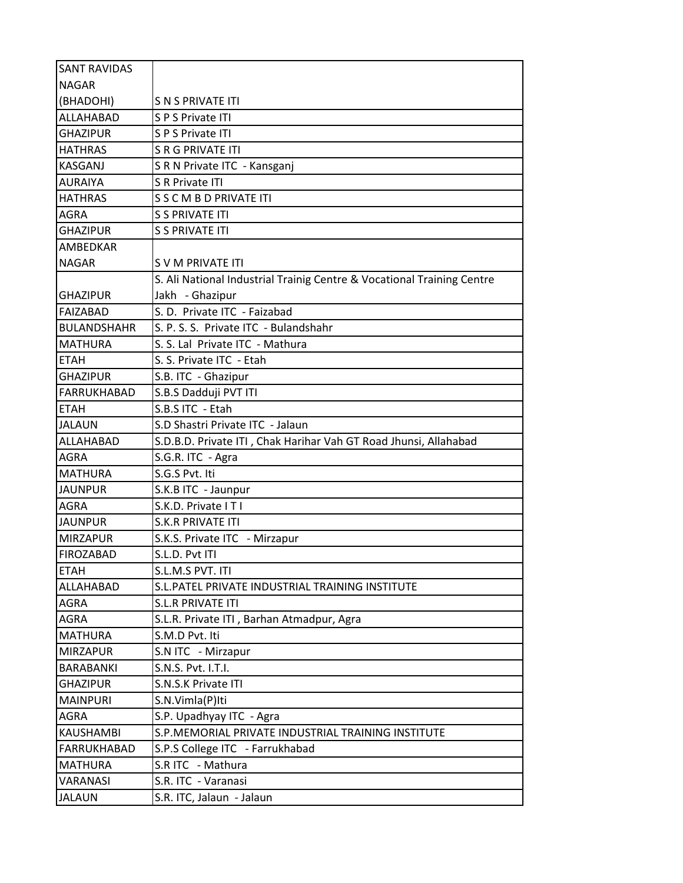| | |
|---|---|
| SANT RAVIDAS NAGAR (BHADOHI) | S N S PRIVATE ITI |
| ALLAHABAD | S P S Private ITI |
| GHAZIPUR | S P S Private ITI |
| HATHRAS | S R G PRIVATE ITI |
| KASGANJ | S R N Private ITC - Kansganj |
| AURAIYA | S R Private ITI |
| HATHRAS | S S C M B D PRIVATE ITI |
| AGRA | S S PRIVATE ITI |
| GHAZIPUR | S S PRIVATE ITI |
| AMBEDKAR NAGAR | S V M PRIVATE ITI |
| GHAZIPUR | S. Ali National Industrial Trainig Centre & Vocational Training Centre Jakh - Ghazipur |
| FAIZABAD | S. D. Private ITC - Faizabad |
| BULANDSHAHR | S. P. S. S. Private ITC - Bulandshahr |
| MATHURA | S. S. Lal Private ITC - Mathura |
| ETAH | S. S. Private ITC - Etah |
| GHAZIPUR | S.B. ITC - Ghazipur |
| FARRUKHABAD | S.B.S Dadduji PVT ITI |
| ETAH | S.B.S ITC - Etah |
| JALAUN | S.D Shastri Private ITC - Jalaun |
| ALLAHABAD | S.D.B.D. Private ITI , Chak Harihar Vah GT Road Jhunsi, Allahabad |
| AGRA | S.G.R. ITC - Agra |
| MATHURA | S.G.S Pvt. Iti |
| JAUNPUR | S.K.B ITC - Jaunpur |
| AGRA | S.K.D. Private I T I |
| JAUNPUR | S.K.R PRIVATE ITI |
| MIRZAPUR | S.K.S. Private ITC - Mirzapur |
| FIROZABAD | S.L.D. Pvt ITI |
| ETAH | S.L.M.S PVT. ITI |
| ALLAHABAD | S.L.PATEL PRIVATE INDUSTRIAL TRAINING INSTITUTE |
| AGRA | S.L.R PRIVATE ITI |
| AGRA | S.L.R. Private ITI , Barhan Atmadpur, Agra |
| MATHURA | S.M.D Pvt. Iti |
| MIRZAPUR | S.N ITC - Mirzapur |
| BARABANKI | S.N.S. Pvt. I.T.I. |
| GHAZIPUR | S.N.S.K Private ITI |
| MAINPURI | S.N.Vimla(P)Iti |
| AGRA | S.P. Upadhyay ITC - Agra |
| KAUSHAMBI | S.P.MEMORIAL PRIVATE INDUSTRIAL TRAINING INSTITUTE |
| FARRUKHABAD | S.P.S College ITC - Farrukhabad |
| MATHURA | S.R ITC - Mathura |
| VARANASI | S.R. ITC - Varanasi |
| JALAUN | S.R. ITC, Jalaun - Jalaun |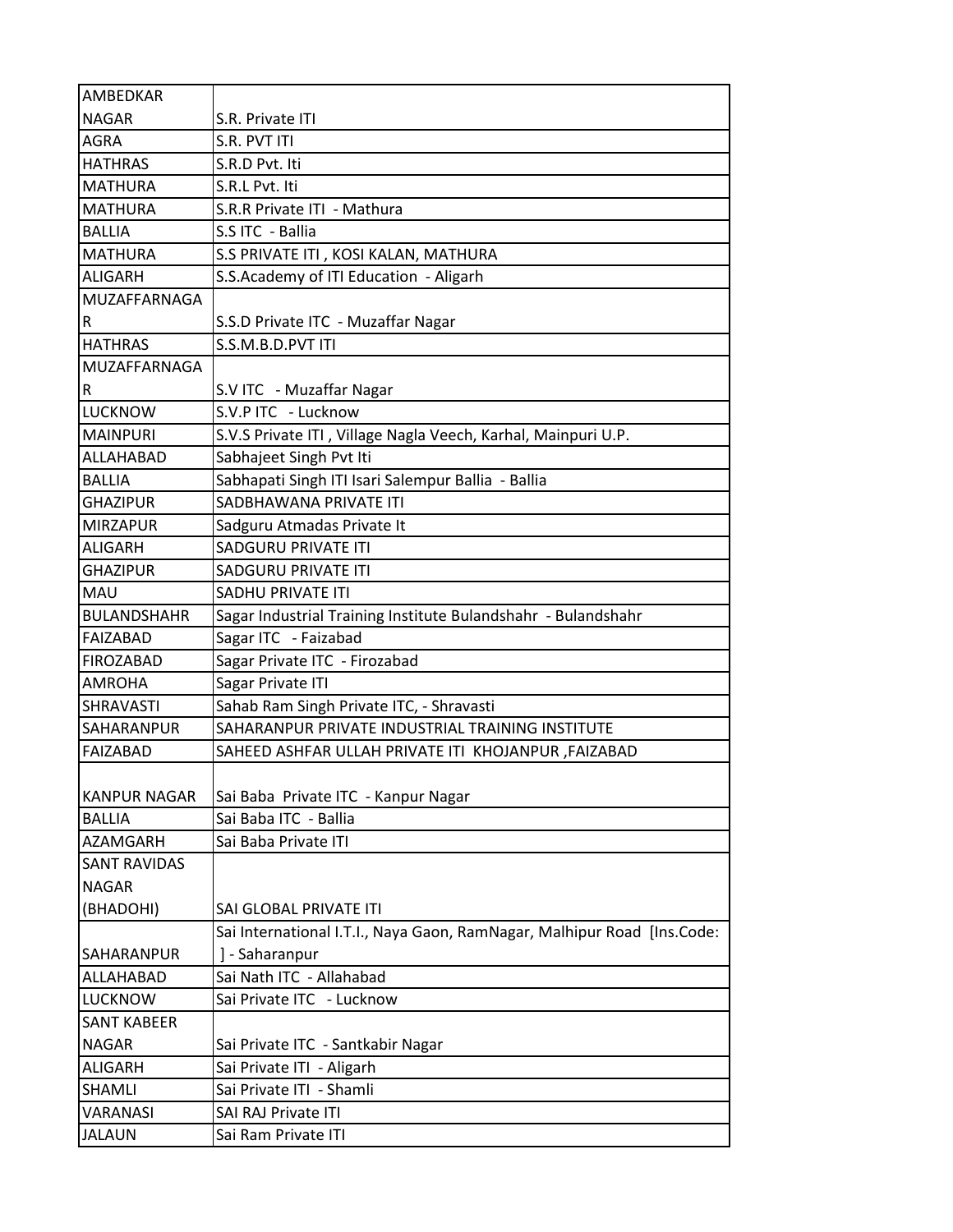| | |
|---|---|
| AMBEDKAR NAGAR | S.R. Private ITI |
| AGRA | S.R. PVT ITI |
| HATHRAS | S.R.D Pvt. Iti |
| MATHURA | S.R.L Pvt. Iti |
| MATHURA | S.R.R Private ITI - Mathura |
| BALLIA | S.S ITC - Ballia |
| MATHURA | S.S PRIVATE ITI , KOSI KALAN, MATHURA |
| ALIGARH | S.S.Academy of ITI Education - Aligarh |
| MUZAFFARNAGAR | S.S.D Private ITC - Muzaffar Nagar |
| HATHRAS | S.S.M.B.D.PVT ITI |
| MUZAFFARNAGAR | S.V ITC - Muzaffar Nagar |
| LUCKNOW | S.V.P ITC - Lucknow |
| MAINPURI | S.V.S Private ITI , Village Nagla Veech, Karhal, Mainpuri U.P. |
| ALLAHABAD | Sabhajeet Singh Pvt Iti |
| BALLIA | Sabhapati Singh ITI Isari Salempur Ballia - Ballia |
| GHAZIPUR | SADBHAWANA PRIVATE ITI |
| MIRZAPUR | Sadguru Atmadas Private It |
| ALIGARH | SADGURU PRIVATE ITI |
| GHAZIPUR | SADGURU PRIVATE ITI |
| MAU | SADHU PRIVATE ITI |
| BULANDSHAHR | Sagar Industrial Training Institute Bulandshahr - Bulandshahr |
| FAIZABAD | Sagar ITC - Faizabad |
| FIROZABAD | Sagar Private ITC - Firozabad |
| AMROHA | Sagar Private ITI |
| SHRAVASTI | Sahab Ram Singh Private ITC, - Shravasti |
| SAHARANPUR | SAHARANPUR PRIVATE INDUSTRIAL TRAINING INSTITUTE |
| FAIZABAD | SAHEED ASHFAR ULLAH PRIVATE ITI KHOJANPUR ,FAIZABAD |
| KANPUR NAGAR | Sai Baba Private ITC - Kanpur Nagar |
| BALLIA | Sai Baba ITC - Ballia |
| AZAMGARH | Sai Baba Private ITI |
| SANT RAVIDAS NAGAR (BHADOHI) | SAI GLOBAL PRIVATE ITI |
| SAHARANPUR | Sai International I.T.I., Naya Gaon, RamNagar, Malhipur Road [Ins.Code: ] - Saharanpur |
| ALLAHABAD | Sai Nath ITC - Allahabad |
| LUCKNOW | Sai Private ITC - Lucknow |
| SANT KABEER NAGAR | Sai Private ITC - Santkabir Nagar |
| ALIGARH | Sai Private ITI - Aligarh |
| SHAMLI | Sai Private ITI - Shamli |
| VARANASI | SAI RAJ Private ITI |
| JALAUN | Sai Ram Private ITI |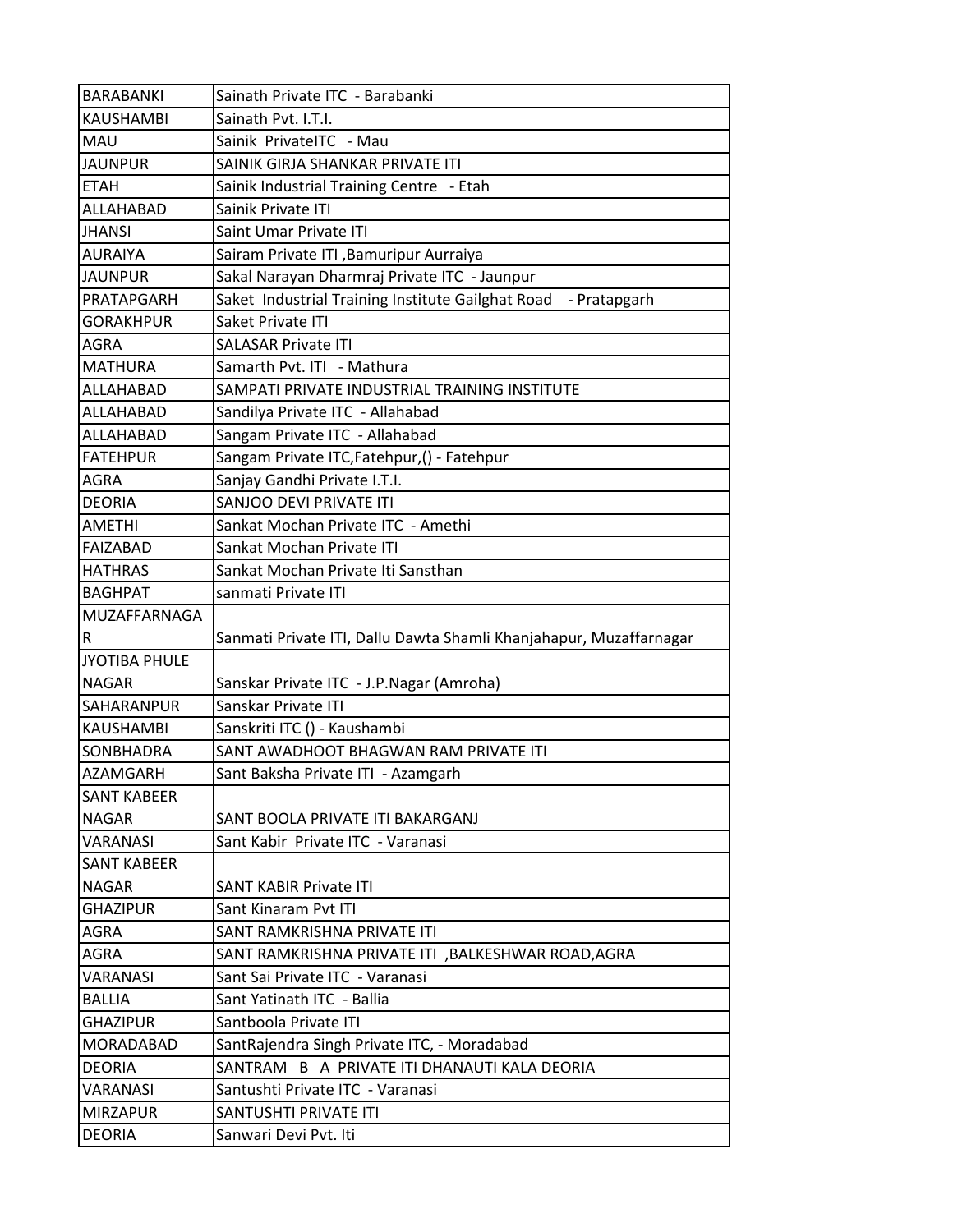| BARABANKI | Sainath Private ITC - Barabanki |
|---|---|
| KAUSHAMBI | Sainath Pvt. I.T.I. |
| MAU | Sainik PrivateITC - Mau |
| JAUNPUR | SAINIK GIRJA SHANKAR PRIVATE ITI |
| ETAH | Sainik Industrial Training Centre - Etah |
| ALLAHABAD | Sainik Private ITI |
| JHANSI | Saint Umar Private ITI |
| AURAIYA | Sairam Private ITI ,Bamuripur Aurraiya |
| JAUNPUR | Sakal Narayan Dharmraj Private ITC - Jaunpur |
| PRATAPGARH | Saket Industrial Training Institute Gailghat Road - Pratapgarh |
| GORAKHPUR | Saket Private ITI |
| AGRA | SALASAR Private ITI |
| MATHURA | Samarth Pvt. ITI - Mathura |
| ALLAHABAD | SAMPATI PRIVATE INDUSTRIAL TRAINING INSTITUTE |
| ALLAHABAD | Sandilya Private ITC - Allahabad |
| ALLAHABAD | Sangam Private ITC - Allahabad |
| FATEHPUR | Sangam Private ITC,Fatehpur,() - Fatehpur |
| AGRA | Sanjay Gandhi Private I.T.I. |
| DEORIA | SANJOO DEVI PRIVATE ITI |
| AMETHI | Sankat Mochan Private ITC - Amethi |
| FAIZABAD | Sankat Mochan Private ITI |
| HATHRAS | Sankat Mochan Private Iti Sansthan |
| BAGHPAT | sanmati Private ITI |
| MUZAFFARNAGAR | Sanmati Private ITI, Dallu Dawta Shamli Khanjahapur, Muzaffarnagar |
| JYOTIBA PHULE NAGAR | Sanskar Private ITC - J.P.Nagar (Amroha) |
| SAHARANPUR | Sanskar Private ITI |
| KAUSHAMBI | Sanskriti ITC () - Kaushambi |
| SONBHADRA | SANT AWADHOOT BHAGWAN RAM PRIVATE ITI |
| AZAMGARH | Sant Baksha Private ITI - Azamgarh |
| SANT KABEER NAGAR | SANT BOOLA PRIVATE ITI BAKARGANJ |
| VARANASI | Sant Kabir Private ITC - Varanasi |
| SANT KABEER NAGAR | SANT KABIR Private ITI |
| GHAZIPUR | Sant Kinaram Pvt ITI |
| AGRA | SANT RAMKRISHNA PRIVATE ITI |
| AGRA | SANT RAMKRISHNA PRIVATE ITI ,BALKESHWAR ROAD,AGRA |
| VARANASI | Sant Sai Private ITC - Varanasi |
| BALLIA | Sant Yatinath ITC - Ballia |
| GHAZIPUR | Santboola Private ITI |
| MORADABAD | SantRajendra Singh Private ITC, - Moradabad |
| DEORIA | SANTRAM B A PRIVATE ITI DHANAUTI KALA DEORIA |
| VARANASI | Santushti Private ITC - Varanasi |
| MIRZAPUR | SANTUSHTI PRIVATE ITI |
| DEORIA | Sanwari Devi Pvt. Iti |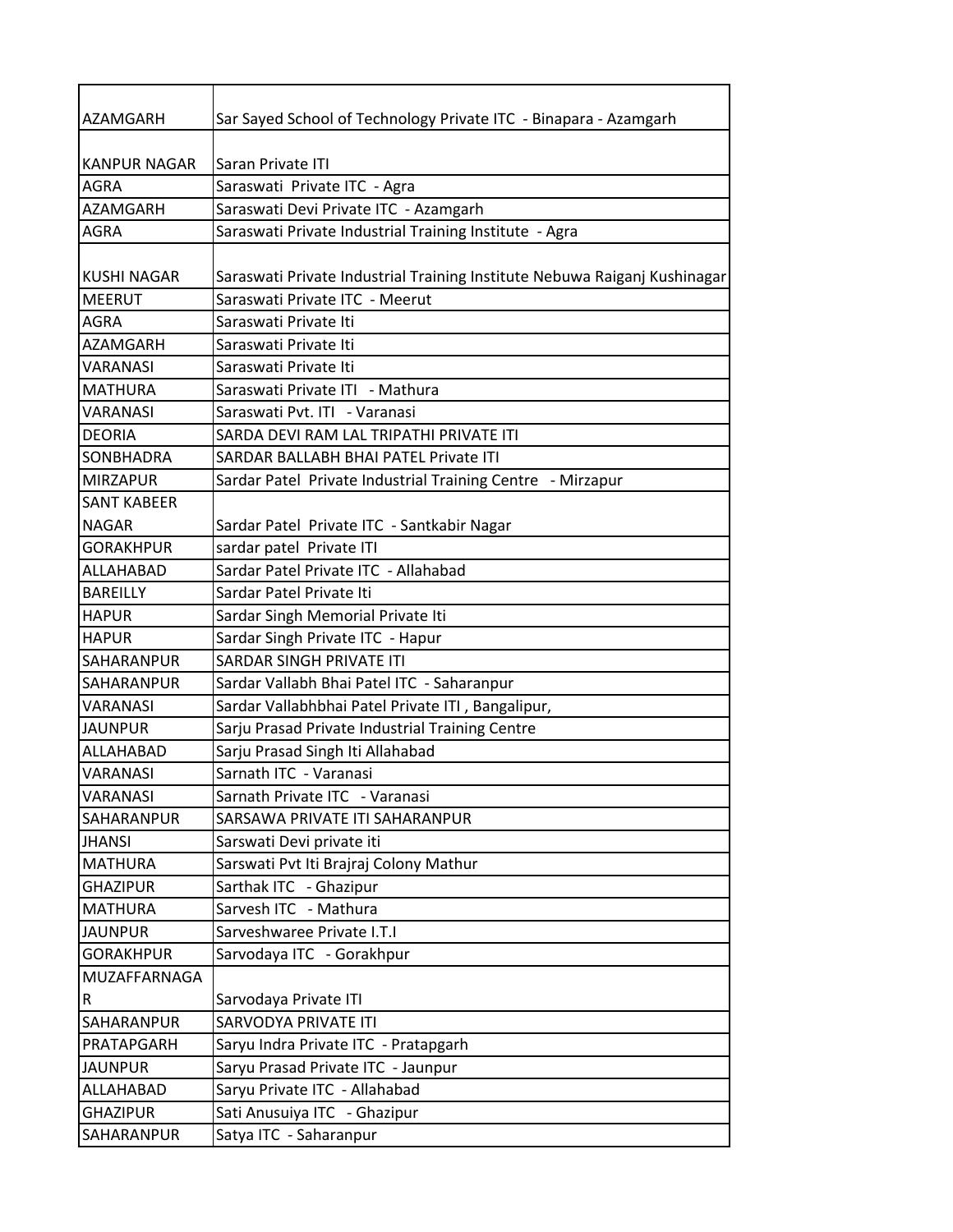| | |
|---|---|
| AZAMGARH | Sar Sayed School of Technology Private ITC - Binapara - Azamgarh |
| KANPUR NAGAR | Saran Private ITI |
| AGRA | Saraswati Private ITC - Agra |
| AZAMGARH | Saraswati Devi Private ITC - Azamgarh |
| AGRA | Saraswati Private Industrial Training Institute - Agra |
| KUSHI NAGAR | Saraswati Private Industrial Training Institute Nebuwa Raiganj Kushinagar |
| MEERUT | Saraswati Private ITC - Meerut |
| AGRA | Saraswati Private Iti |
| AZAMGARH | Saraswati Private Iti |
| VARANASI | Saraswati Private Iti |
| MATHURA | Saraswati Private ITI - Mathura |
| VARANASI | Saraswati Pvt. ITI - Varanasi |
| DEORIA | SARDA DEVI RAM LAL TRIPATHI PRIVATE ITI |
| SONBHADRA | SARDAR BALLABH BHAI PATEL Private ITI |
| MIRZAPUR | Sardar Patel Private Industrial Training Centre - Mirzapur |
| SANT KABEER NAGAR | Sardar Patel Private ITC - Santkabir Nagar |
| GORAKHPUR | sardar patel Private ITI |
| ALLAHABAD | Sardar Patel Private ITC - Allahabad |
| BAREILLY | Sardar Patel Private Iti |
| HAPUR | Sardar Singh Memorial Private Iti |
| HAPUR | Sardar Singh Private ITC - Hapur |
| SAHARANPUR | SARDAR SINGH PRIVATE ITI |
| SAHARANPUR | Sardar Vallabh Bhai Patel ITC - Saharanpur |
| VARANASI | Sardar Vallabhbhai Patel Private ITI , Bangalipur, |
| JAUNPUR | Sarju Prasad Private Industrial Training Centre |
| ALLAHABAD | Sarju Prasad Singh Iti Allahabad |
| VARANASI | Sarnath ITC - Varanasi |
| VARANASI | Sarnath Private ITC - Varanasi |
| SAHARANPUR | SARSAWA PRIVATE ITI SAHARANPUR |
| JHANSI | Sarswati Devi private iti |
| MATHURA | Sarswati Pvt Iti Brajraj Colony Mathur |
| GHAZIPUR | Sarthak ITC - Ghazipur |
| MATHURA | Sarvesh ITC - Mathura |
| JAUNPUR | Sarveshwaree Private I.T.I |
| GORAKHPUR | Sarvodaya ITC - Gorakhpur |
| MUZAFFARNAGAR | Sarvodaya Private ITI |
| SAHARANPUR | SARVODYA PRIVATE ITI |
| PRATAPGARH | Saryu Indra Private ITC - Pratapgarh |
| JAUNPUR | Saryu Prasad Private ITC - Jaunpur |
| ALLAHABAD | Saryu Private ITC - Allahabad |
| GHAZIPUR | Sati Anusuiya ITC - Ghazipur |
| SAHARANPUR | Satya ITC - Saharanpur |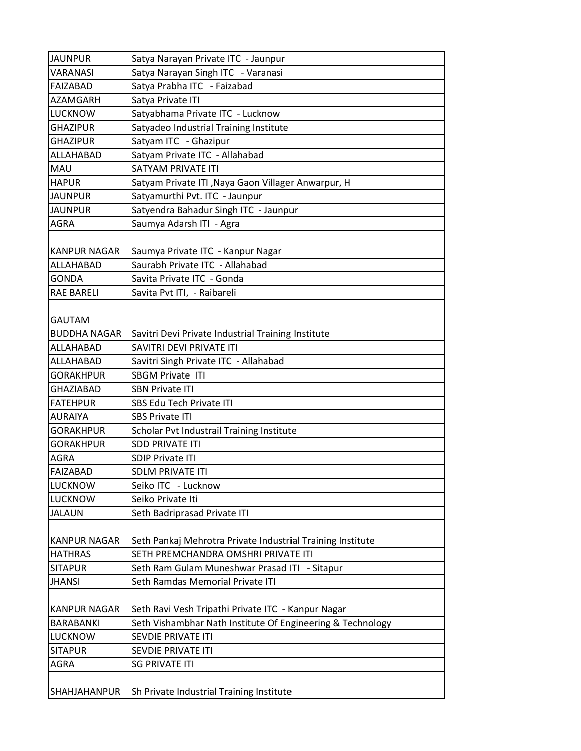| JAUNPUR | Satya Narayan Private ITC - Jaunpur |
|---|---|
| VARANASI | Satya Narayan Singh ITC - Varanasi |
| FAIZABAD | Satya Prabha ITC - Faizabad |
| AZAMGARH | Satya Private ITI |
| LUCKNOW | Satyabhama Private ITC - Lucknow |
| GHAZIPUR | Satyadeo Industrial Training Institute |
| GHAZIPUR | Satyam ITC - Ghazipur |
| ALLAHABAD | Satyam Private ITC - Allahabad |
| MAU | SATYAM PRIVATE ITI |
| HAPUR | Satyam Private ITI ,Naya Gaon Villager Anwarpur, H |
| JAUNPUR | Satyamurthi Pvt. ITC - Jaunpur |
| JAUNPUR | Satyendra Bahadur Singh ITC - Jaunpur |
| AGRA | Saumya Adarsh ITI - Agra |
| KANPUR NAGAR | Saumya Private ITC - Kanpur Nagar |
| ALLAHABAD | Saurabh Private ITC - Allahabad |
| GONDA | Savita Private ITC - Gonda |
| RAE BARELI | Savita Pvt ITI, - Raibareli |
| GAUTAM BUDDHA NAGAR | Savitri Devi Private Industrial Training Institute |
| ALLAHABAD | SAVITRI DEVI PRIVATE ITI |
| ALLAHABAD | Savitri Singh Private ITC - Allahabad |
| GORAKHPUR | SBGM Private ITI |
| GHAZIABAD | SBN Private ITI |
| FATEHPUR | SBS Edu Tech Private ITI |
| AURAIYA | SBS Private ITI |
| GORAKHPUR | Scholar Pvt Industrail Training Institute |
| GORAKHPUR | SDD PRIVATE ITI |
| AGRA | SDIP Private ITI |
| FAIZABAD | SDLM PRIVATE ITI |
| LUCKNOW | Seiko ITC - Lucknow |
| LUCKNOW | Seiko Private Iti |
| JALAUN | Seth Badriprasad Private ITI |
| KANPUR NAGAR | Seth Pankaj Mehrotra Private Industrial Training Institute |
| HATHRAS | SETH PREMCHANDRA OMSHRI PRIVATE ITI |
| SITAPUR | Seth Ram Gulam Muneshwar Prasad ITI - Sitapur |
| JHANSI | Seth Ramdas Memorial Private ITI |
| KANPUR NAGAR | Seth Ravi Vesh Tripathi Private ITC - Kanpur Nagar |
| BARABANKI | Seth Vishambhar Nath Institute Of Engineering & Technology |
| LUCKNOW | SEVDIE PRIVATE ITI |
| SITAPUR | SEVDIE PRIVATE ITI |
| AGRA | SG PRIVATE ITI |
| SHAHJAHANPUR | Sh Private Industrial Training Institute |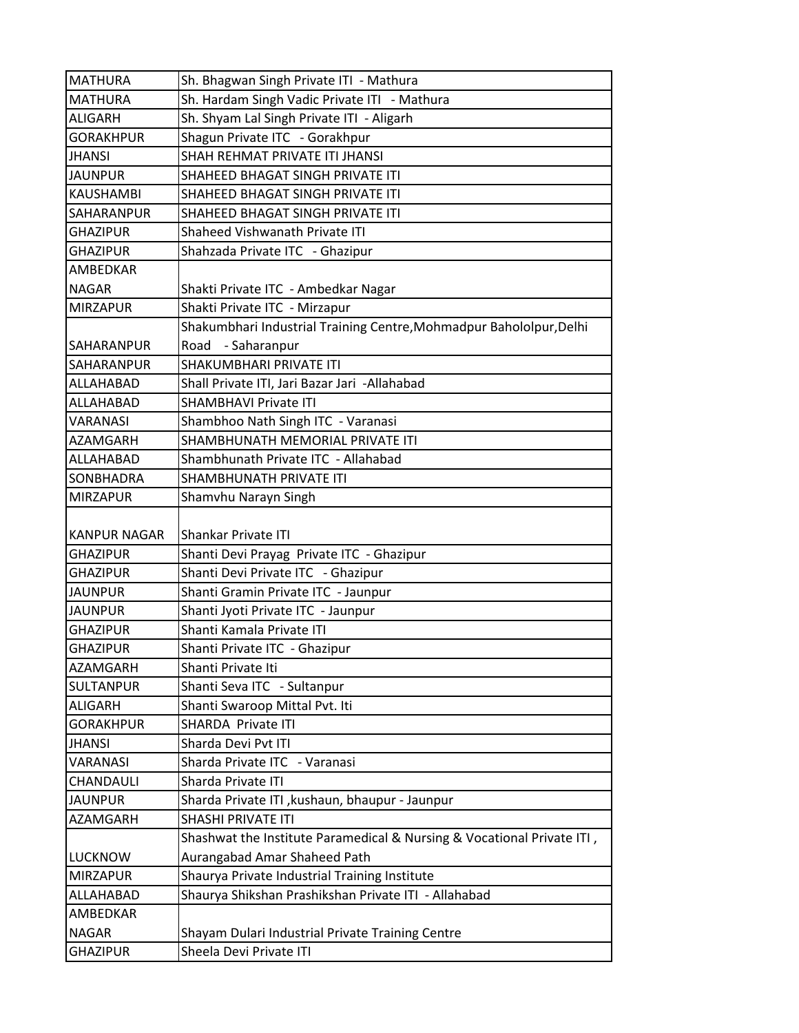| | |
|---|---|
| MATHURA | Sh. Bhagwan Singh Private ITI - Mathura |
| MATHURA | Sh. Hardam Singh Vadic Private ITI - Mathura |
| ALIGARH | Sh. Shyam Lal Singh Private ITI - Aligarh |
| GORAKHPUR | Shagun Private ITC - Gorakhpur |
| JHANSI | SHAH REHMAT PRIVATE ITI JHANSI |
| JAUNPUR | SHAHEED BHAGAT SINGH PRIVATE ITI |
| KAUSHAMBI | SHAHEED BHAGAT SINGH PRIVATE ITI |
| SAHARANPUR | SHAHEED BHAGAT SINGH PRIVATE ITI |
| GHAZIPUR | Shaheed Vishwanath Private ITI |
| GHAZIPUR | Shahzada Private ITC - Ghazipur |
| AMBEDKAR NAGAR | Shakti Private ITC - Ambedkar Nagar |
| MIRZAPUR | Shakti Private ITC - Mirzapur |
| SAHARANPUR | Shakumbhari Industrial Training Centre,Mohmadpur Bahololpur,Delhi Road - Saharanpur |
| SAHARANPUR | SHAKUMBHARI PRIVATE ITI |
| ALLAHABAD | Shall Private ITI, Jari Bazar Jari -Allahabad |
| ALLAHABAD | SHAMBHAVI Private ITI |
| VARANASI | Shambhoo Nath Singh ITC - Varanasi |
| AZAMGARH | SHAMBHUNATH MEMORIAL PRIVATE ITI |
| ALLAHABAD | Shambhunath Private ITC - Allahabad |
| SONBHADRA | SHAMBHUNATH PRIVATE ITI |
| MIRZAPUR | Shamvhu Narayn Singh |
| KANPUR NAGAR | Shankar Private ITI |
| GHAZIPUR | Shanti Devi Prayag Private ITC - Ghazipur |
| GHAZIPUR | Shanti Devi Private ITC - Ghazipur |
| JAUNPUR | Shanti Gramin Private ITC - Jaunpur |
| JAUNPUR | Shanti Jyoti Private ITC - Jaunpur |
| GHAZIPUR | Shanti Kamala Private ITI |
| GHAZIPUR | Shanti Private ITC - Ghazipur |
| AZAMGARH | Shanti Private Iti |
| SULTANPUR | Shanti Seva ITC - Sultanpur |
| ALIGARH | Shanti Swaroop Mittal Pvt. Iti |
| GORAKHPUR | SHARDA Private ITI |
| JHANSI | Sharda Devi Pvt ITI |
| VARANASI | Sharda Private ITC - Varanasi |
| CHANDAULI | Sharda Private ITI |
| JAUNPUR | Sharda Private ITI ,kushaun, bhaupur - Jaunpur |
| AZAMGARH | SHASHI PRIVATE ITI |
| LUCKNOW | Shashwat the Institute Paramedical & Nursing & Vocational Private ITI , Aurangabad Amar Shaheed Path |
| MIRZAPUR | Shaurya Private Industrial Training Institute |
| ALLAHABAD | Shaurya Shikshan Prashikshan Private ITI - Allahabad |
| AMBEDKAR NAGAR | Shayam Dulari Industrial Private Training Centre |
| GHAZIPUR | Sheela Devi Private ITI |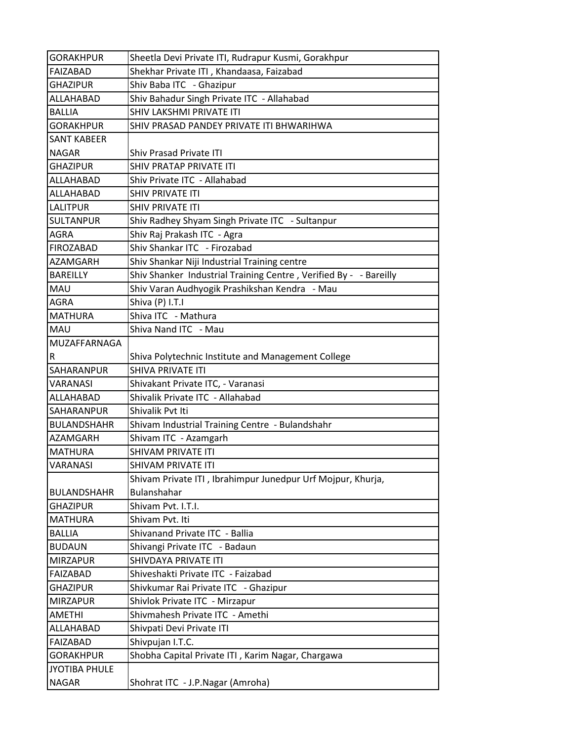| GORAKHPUR | Sheetla Devi Private ITI, Rudrapur Kusmi, Gorakhpur |
|---|---|
| FAIZABAD | Shekhar Private ITI , Khandaasa, Faizabad |
| GHAZIPUR | Shiv Baba ITC - Ghazipur |
| ALLAHABAD | Shiv Bahadur Singh Private ITC - Allahabad |
| BALLIA | SHIV LAKSHMI PRIVATE ITI |
| GORAKHPUR | SHIV PRASAD PANDEY PRIVATE ITI BHWARIHWA |
| SANT KABEER NAGAR | Shiv Prasad Private ITI |
| GHAZIPUR | SHIV PRATAP PRIVATE ITI |
| ALLAHABAD | Shiv Private ITC - Allahabad |
| ALLAHABAD | SHIV PRIVATE ITI |
| LALITPUR | SHIV PRIVATE ITI |
| SULTANPUR | Shiv Radhey Shyam Singh Private ITC - Sultanpur |
| AGRA | Shiv Raj Prakash ITC - Agra |
| FIROZABAD | Shiv Shankar ITC - Firozabad |
| AZAMGARH | Shiv Shankar Niji Industrial Training centre |
| BAREILLY | Shiv Shanker Industrial Training Centre , Verified By - - Bareilly |
| MAU | Shiv Varan Audhyogik Prashikshan Kendra - Mau |
| AGRA | Shiva (P) I.T.I |
| MATHURA | Shiva ITC - Mathura |
| MAU | Shiva Nand ITC - Mau |
| MUZAFFARNAGAR | Shiva Polytechnic Institute and Management College |
| SAHARANPUR | SHIVA PRIVATE ITI |
| VARANASI | Shivakant Private ITC, - Varanasi |
| ALLAHABAD | Shivalik Private ITC - Allahabad |
| SAHARANPUR | Shivalik Pvt Iti |
| BULANDSHAHR | Shivam Industrial Training Centre - Bulandshahr |
| AZAMGARH | Shivam ITC - Azamgarh |
| MATHURA | SHIVAM PRIVATE ITI |
| VARANASI | SHIVAM PRIVATE ITI |
| BULANDSHAHR | Shivam Private ITI , Ibrahimpur Junedpur Urf Mojpur, Khurja, Bulanshahar |
| GHAZIPUR | Shivam Pvt. I.T.I. |
| MATHURA | Shivam Pvt. Iti |
| BALLIA | Shivanand Private ITC - Ballia |
| BUDAUN | Shivangi Private ITC - Badaun |
| MIRZAPUR | SHIVDAYA PRIVATE ITI |
| FAIZABAD | Shiveshakti Private ITC - Faizabad |
| GHAZIPUR | Shivkumar Rai Private ITC - Ghazipur |
| MIRZAPUR | Shivlok Private ITC - Mirzapur |
| AMETHI | Shivmahesh Private ITC - Amethi |
| ALLAHABAD | Shivpati Devi Private ITI |
| FAIZABAD | Shivpujan I.T.C. |
| GORAKHPUR | Shobha Capital Private ITI , Karim Nagar, Chargawa |
| JYOTIBA PHULE NAGAR | Shohrat ITC - J.P.Nagar (Amroha) |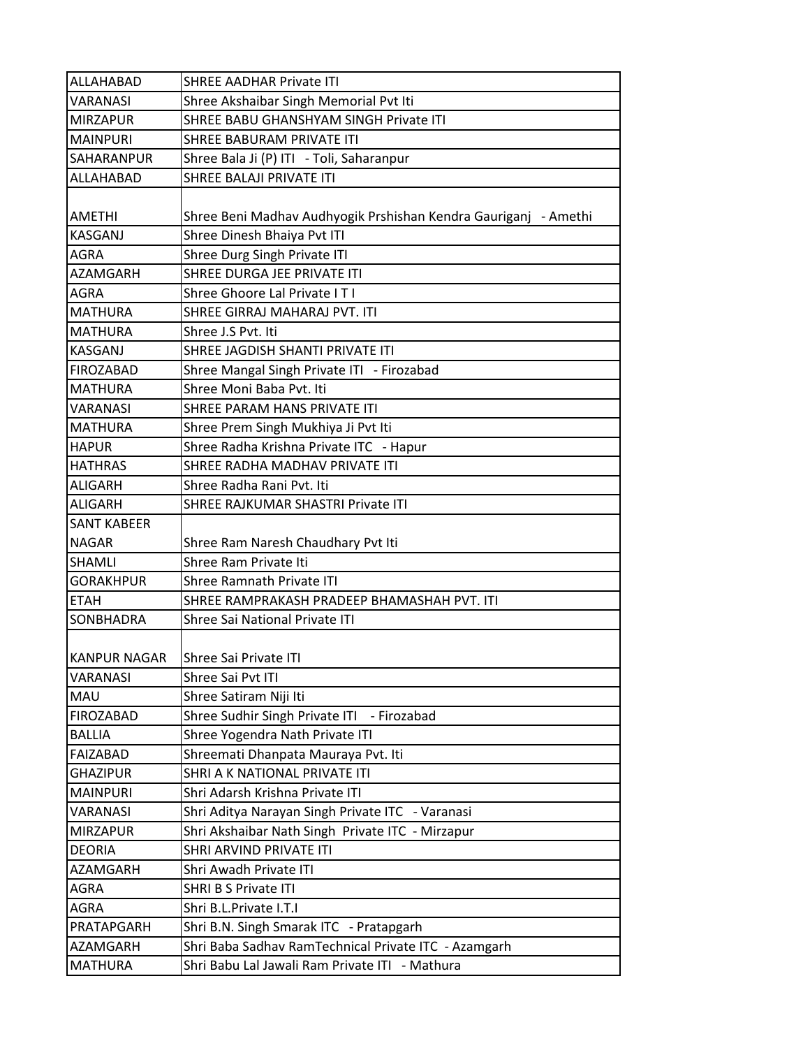| ALLAHABAD | SHREE AADHAR Private ITI |
|---|---|
| VARANASI | Shree Akshaibar Singh Memorial Pvt Iti |
| MIRZAPUR | SHREE BABU GHANSHYAM SINGH Private ITI |
| MAINPURI | SHREE BABURAM PRIVATE ITI |
| SAHARANPUR | Shree Bala Ji (P) ITI - Toli, Saharanpur |
| ALLAHABAD | SHREE BALAJI PRIVATE ITI |
| AMETHI | Shree Beni Madhav Audhyogik Prshishan Kendra Gauriganj - Amethi |
| KASGANJ | Shree Dinesh Bhaiya Pvt ITI |
| AGRA | Shree Durg Singh Private ITI |
| AZAMGARH | SHREE DURGA JEE PRIVATE ITI |
| AGRA | Shree Ghoore Lal Private I T I |
| MATHURA | SHREE GIRRAJ MAHARAJ PVT. ITI |
| MATHURA | Shree J.S Pvt. Iti |
| KASGANJ | SHREE JAGDISH SHANTI PRIVATE ITI |
| FIROZABAD | Shree Mangal Singh Private ITI - Firozabad |
| MATHURA | Shree Moni Baba Pvt. Iti |
| VARANASI | SHREE PARAM HANS PRIVATE ITI |
| MATHURA | Shree Prem Singh Mukhiya Ji Pvt Iti |
| HAPUR | Shree Radha Krishna Private ITC - Hapur |
| HATHRAS | SHREE RADHA MADHAV PRIVATE ITI |
| ALIGARH | Shree Radha Rani Pvt. Iti |
| ALIGARH | SHREE RAJKUMAR SHASTRI Private ITI |
| SANT KABEER NAGAR | Shree Ram Naresh Chaudhary Pvt Iti |
| SHAMLI | Shree Ram Private Iti |
| GORAKHPUR | Shree Ramnath Private ITI |
| ETAH | SHREE RAMPRAKASH PRADEEP BHAMASHAH PVT. ITI |
| SONBHADRA | Shree Sai National Private ITI |
| KANPUR NAGAR | Shree Sai Private ITI |
| VARANASI | Shree Sai Pvt ITI |
| MAU | Shree Satiram Niji Iti |
| FIROZABAD | Shree Sudhir Singh Private ITI - Firozabad |
| BALLIA | Shree Yogendra Nath Private ITI |
| FAIZABAD | Shreemati Dhanpata Mauraya Pvt. Iti |
| GHAZIPUR | SHRI A K NATIONAL PRIVATE ITI |
| MAINPURI | Shri Adarsh Krishna Private ITI |
| VARANASI | Shri Aditya Narayan Singh Private ITC - Varanasi |
| MIRZAPUR | Shri Akshaibar Nath Singh Private ITC - Mirzapur |
| DEORIA | SHRI ARVIND PRIVATE ITI |
| AZAMGARH | Shri Awadh Private ITI |
| AGRA | SHRI B S Private ITI |
| AGRA | Shri B.L.Private I.T.I |
| PRATAPGARH | Shri B.N. Singh Smarak ITC - Pratapgarh |
| AZAMGARH | Shri Baba Sadhav RamTechnical Private ITC - Azamgarh |
| MATHURA | Shri Babu Lal Jawali Ram Private ITI - Mathura |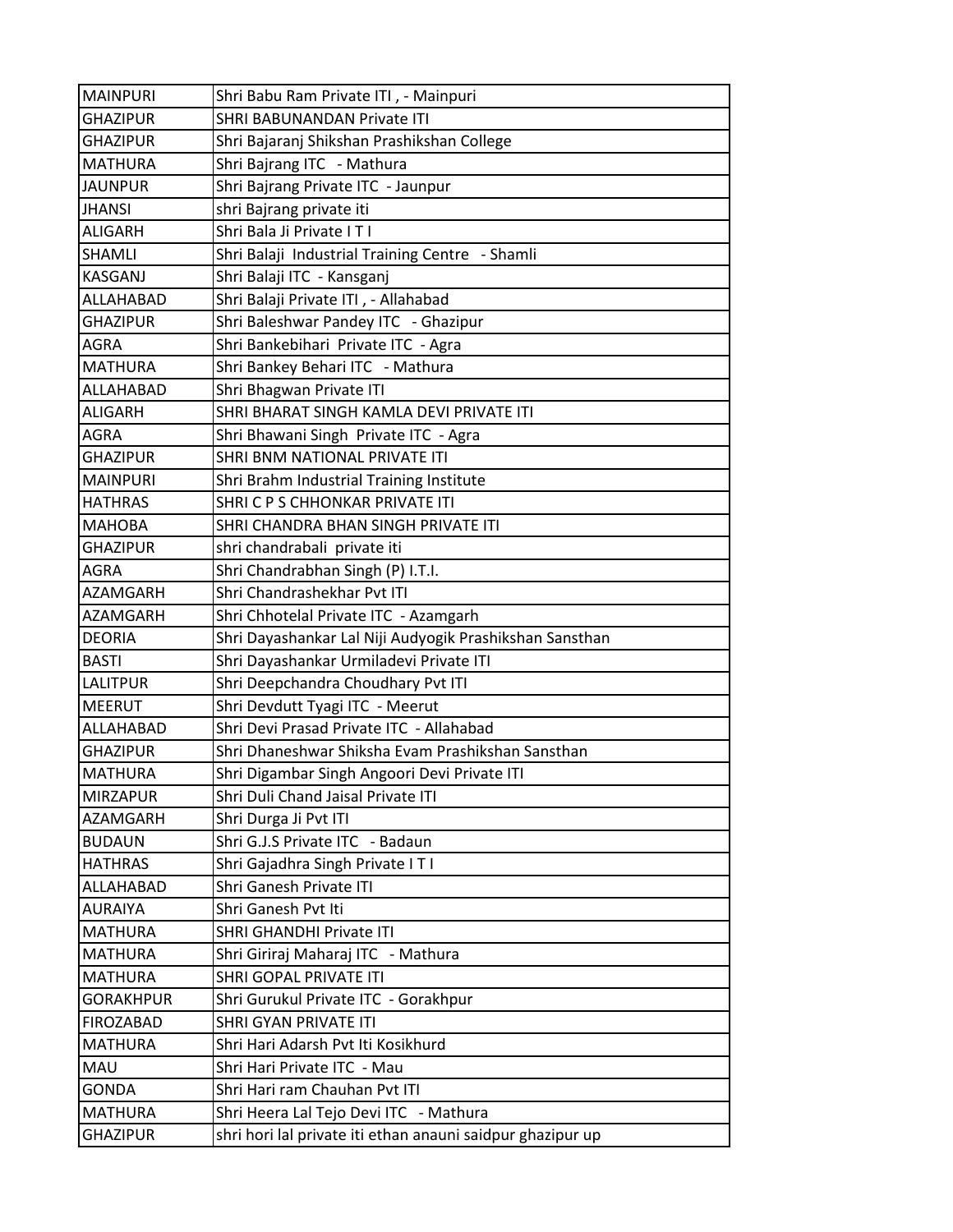| MAINPURI | Shri Babu Ram Private ITI , - Mainpuri |
|---|---|
| GHAZIPUR | SHRI BABUNANDAN Private ITI |
| GHAZIPUR | Shri Bajaranj Shikshan Prashikshan College |
| MATHURA | Shri Bajrang ITC - Mathura |
| JAUNPUR | Shri Bajrang Private ITC - Jaunpur |
| JHANSI | shri Bajrang private iti |
| ALIGARH | Shri Bala Ji Private I T I |
| SHAMLI | Shri Balaji Industrial Training Centre - Shamli |
| KASGANJ | Shri Balaji ITC - Kansganj |
| ALLAHABAD | Shri Balaji Private ITI , - Allahabad |
| GHAZIPUR | Shri Baleshwar Pandey ITC - Ghazipur |
| AGRA | Shri Bankebihari Private ITC - Agra |
| MATHURA | Shri Bankey Behari ITC - Mathura |
| ALLAHABAD | Shri Bhagwan Private ITI |
| ALIGARH | SHRI BHARAT SINGH KAMLA DEVI PRIVATE ITI |
| AGRA | Shri Bhawani Singh Private ITC - Agra |
| GHAZIPUR | SHRI BNM NATIONAL PRIVATE ITI |
| MAINPURI | Shri Brahm Industrial Training Institute |
| HATHRAS | SHRI C P S CHHONKAR PRIVATE ITI |
| MAHOBA | SHRI CHANDRA BHAN SINGH PRIVATE ITI |
| GHAZIPUR | shri chandrabali private iti |
| AGRA | Shri Chandrabhan Singh (P) I.T.I. |
| AZAMGARH | Shri Chandrashekhar Pvt ITI |
| AZAMGARH | Shri Chhotelal Private ITC - Azamgarh |
| DEORIA | Shri Dayashankar Lal Niji Audyogik Prashikshan Sansthan |
| BASTI | Shri Dayashankar Urmiladevi Private ITI |
| LALITPUR | Shri Deepchandra Choudhary Pvt ITI |
| MEERUT | Shri Devdutt Tyagi ITC - Meerut |
| ALLAHABAD | Shri Devi Prasad Private ITC - Allahabad |
| GHAZIPUR | Shri Dhaneshwar Shiksha Evam Prashikshan Sansthan |
| MATHURA | Shri Digambar Singh Angoori Devi Private ITI |
| MIRZAPUR | Shri Duli Chand Jaisal Private ITI |
| AZAMGARH | Shri Durga Ji Pvt ITI |
| BUDAUN | Shri G.J.S Private ITC - Badaun |
| HATHRAS | Shri Gajadhra Singh Private I T I |
| ALLAHABAD | Shri Ganesh Private ITI |
| AURAIYA | Shri Ganesh Pvt Iti |
| MATHURA | SHRI GHANDHI Private ITI |
| MATHURA | Shri Giriraj Maharaj ITC - Mathura |
| MATHURA | SHRI GOPAL PRIVATE ITI |
| GORAKHPUR | Shri Gurukul Private ITC - Gorakhpur |
| FIROZABAD | SHRI GYAN PRIVATE ITI |
| MATHURA | Shri Hari Adarsh Pvt Iti Kosikhurd |
| MAU | Shri Hari Private ITC - Mau |
| GONDA | Shri Hari ram Chauhan Pvt ITI |
| MATHURA | Shri Heera Lal Tejo Devi ITC - Mathura |
| GHAZIPUR | shri hori lal private iti ethan anauni saidpur ghazipur up |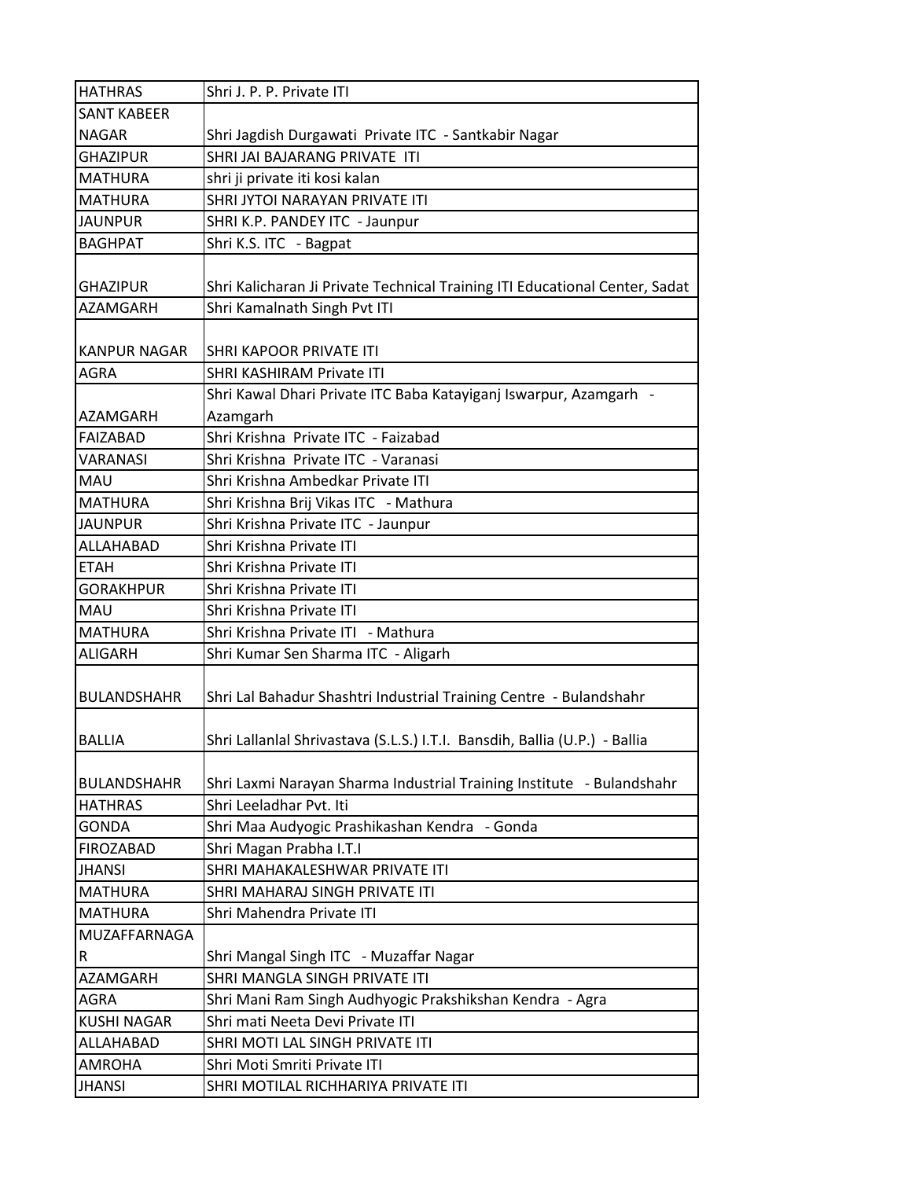| | |
|---|---|
| HATHRAS | Shri J. P. P. Private ITI |
| SANT KABEER NAGAR | Shri Jagdish Durgawati  Private ITC  - Santkabir Nagar |
| GHAZIPUR | SHRI JAI BAJARANG PRIVATE  ITI |
| MATHURA | shri ji private iti kosi kalan |
| MATHURA | SHRI JYTOI NARAYAN PRIVATE ITI |
| JAUNPUR | SHRI K.P. PANDEY ITC  - Jaunpur |
| BAGHPAT | Shri K.S. ITC   - Bagpat |
| GHAZIPUR | Shri Kalicharan Ji Private Technical Training ITI Educational Center, Sadat |
| AZAMGARH | Shri Kamalnath Singh Pvt ITI |
| KANPUR NAGAR | SHRI KAPOOR PRIVATE ITI |
| AGRA | SHRI KASHIRAM Private ITI |
| AZAMGARH | Shri Kawal Dhari Private ITC Baba Katayiganj Iswarpur, Azamgarh  - Azamgarh |
| FAIZABAD | Shri Krishna  Private ITC  - Faizabad |
| VARANASI | Shri Krishna  Private ITC  - Varanasi |
| MAU | Shri Krishna Ambedkar Private ITI |
| MATHURA | Shri Krishna Brij Vikas ITC   - Mathura |
| JAUNPUR | Shri Krishna Private ITC  - Jaunpur |
| ALLAHABAD | Shri Krishna Private ITI |
| ETAH | Shri Krishna Private ITI |
| GORAKHPUR | Shri Krishna Private ITI |
| MAU | Shri Krishna Private ITI |
| MATHURA | Shri Krishna Private ITI   - Mathura |
| ALIGARH | Shri Kumar Sen Sharma ITC  - Aligarh |
| BULANDSHAHR | Shri Lal Bahadur Shashtri Industrial Training Centre  - Bulandshahr |
| BALLIA | Shri Lallanlal Shrivastava (S.L.S.) I.T.I.  Bansdih, Ballia (U.P.)  - Ballia |
| BULANDSHAHR | Shri Laxmi Narayan Sharma Industrial Training Institute   - Bulandshahr |
| HATHRAS | Shri Leeladhar Pvt. Iti |
| GONDA | Shri Maa Audyogic Prashikashan Kendra   - Gonda |
| FIROZABAD | Shri Magan Prabha I.T.I |
| JHANSI | SHRI MAHAKALESHWAR PRIVATE ITI |
| MATHURA | SHRI MAHARAJ SINGH PRIVATE ITI |
| MATHURA | Shri Mahendra Private ITI |
| MUZAFFARNAGAR | Shri Mangal Singh ITC   - Muzaffar Nagar |
| AZAMGARH | SHRI MANGLA SINGH PRIVATE ITI |
| AGRA | Shri Mani Ram Singh Audhyogic Prakshikshan Kendra  - Agra |
| KUSHI NAGAR | Shri mati Neeta Devi Private ITI |
| ALLAHABAD | SHRI MOTI LAL SINGH PRIVATE ITI |
| AMROHA | Shri Moti Smriti Private ITI |
| JHANSI | SHRI MOTILAL RICHHARIYA PRIVATE ITI |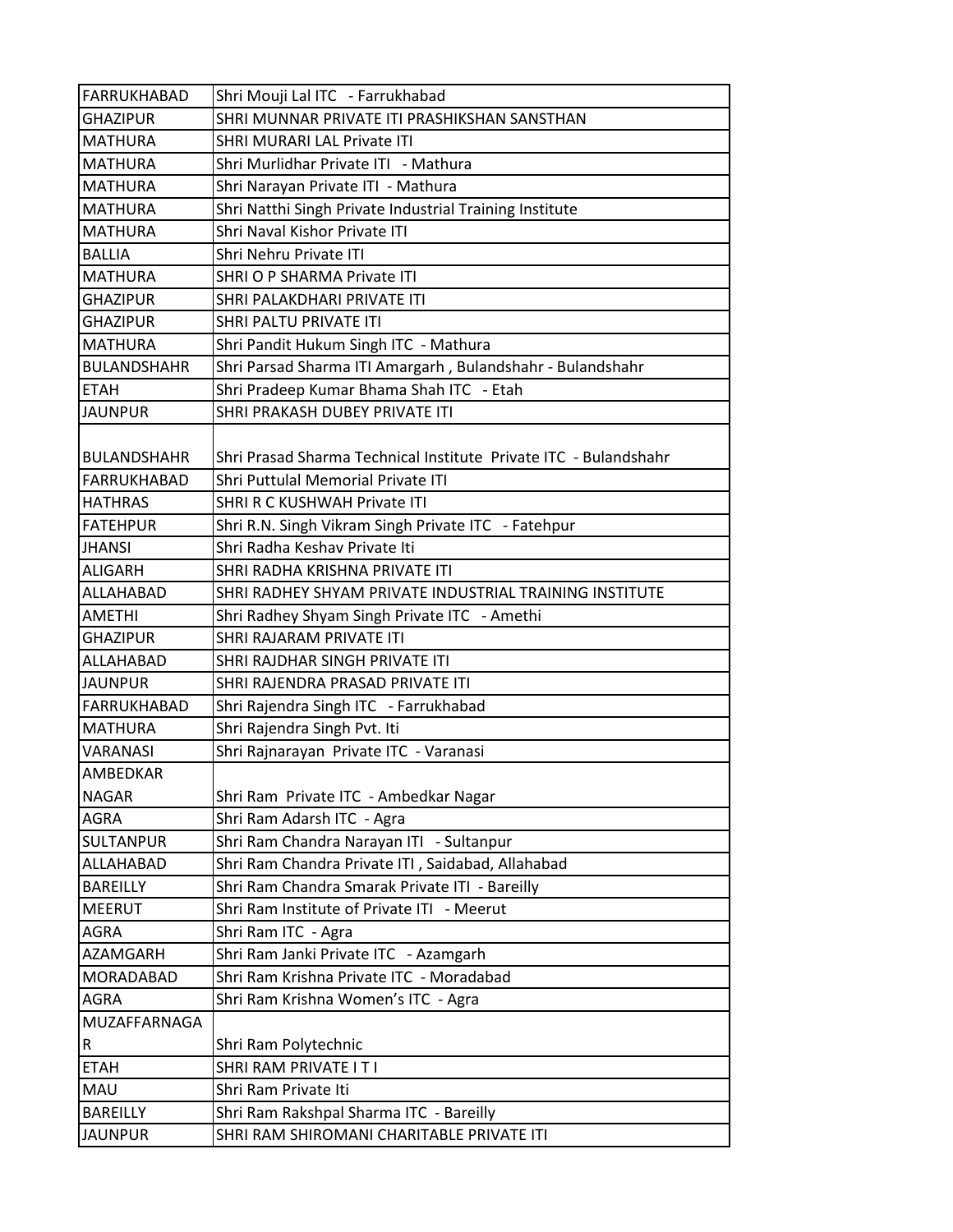| FARRUKHABAD | Shri Mouji Lal ITC - Farrukhabad |
|---|---|
| GHAZIPUR | SHRI MUNNAR PRIVATE ITI PRASHIKSHAN SANSTHAN |
| MATHURA | SHRI MURARI LAL Private ITI |
| MATHURA | Shri Murlidhar Private ITI - Mathura |
| MATHURA | Shri Narayan Private ITI - Mathura |
| MATHURA | Shri Natthi Singh Private Industrial Training Institute |
| MATHURA | Shri Naval Kishor Private ITI |
| BALLIA | Shri Nehru Private ITI |
| MATHURA | SHRI O P SHARMA Private ITI |
| GHAZIPUR | SHRI PALAKDHARI PRIVATE ITI |
| GHAZIPUR | SHRI PALTU PRIVATE ITI |
| MATHURA | Shri Pandit Hukum Singh ITC - Mathura |
| BULANDSHAHR | Shri Parsad Sharma ITI Amargarh , Bulandshahr - Bulandshahr |
| ETAH | Shri Pradeep Kumar Bhama Shah ITC - Etah |
| JAUNPUR | SHRI PRAKASH DUBEY PRIVATE ITI |
| BULANDSHAHR | Shri Prasad Sharma Technical Institute Private ITC - Bulandshahr |
| FARRUKHABAD | Shri Puttulal Memorial Private ITI |
| HATHRAS | SHRI R C KUSHWAH Private ITI |
| FATEHPUR | Shri R.N. Singh Vikram Singh Private ITC - Fatehpur |
| JHANSI | Shri Radha Keshav Private Iti |
| ALIGARH | SHRI RADHA KRISHNA PRIVATE ITI |
| ALLAHABAD | SHRI RADHEY SHYAM PRIVATE INDUSTRIAL TRAINING INSTITUTE |
| AMETHI | Shri Radhey Shyam Singh Private ITC - Amethi |
| GHAZIPUR | SHRI RAJARAM PRIVATE ITI |
| ALLAHABAD | SHRI RAJDHAR SINGH PRIVATE ITI |
| JAUNPUR | SHRI RAJENDRA PRASAD PRIVATE ITI |
| FARRUKHABAD | Shri Rajendra Singh ITC - Farrukhabad |
| MATHURA | Shri Rajendra Singh Pvt. Iti |
| VARANASI | Shri Rajnarayan Private ITC - Varanasi |
| AMBEDKAR NAGAR | Shri Ram Private ITC - Ambedkar Nagar |
| AGRA | Shri Ram Adarsh ITC - Agra |
| SULTANPUR | Shri Ram Chandra Narayan ITI - Sultanpur |
| ALLAHABAD | Shri Ram Chandra Private ITI , Saidabad, Allahabad |
| BAREILLY | Shri Ram Chandra Smarak Private ITI - Bareilly |
| MEERUT | Shri Ram Institute of Private ITI - Meerut |
| AGRA | Shri Ram ITC - Agra |
| AZAMGARH | Shri Ram Janki Private ITC - Azamgarh |
| MORADABAD | Shri Ram Krishna Private ITC - Moradabad |
| AGRA | Shri Ram Krishna Women's ITC - Agra |
| MUZAFFARNAGAR | Shri Ram Polytechnic |
| ETAH | SHRI RAM PRIVATE I T I |
| MAU | Shri Ram Private Iti |
| BAREILLY | Shri Ram Rakshpal Sharma ITC - Bareilly |
| JAUNPUR | SHRI RAM SHIROMANI CHARITABLE PRIVATE ITI |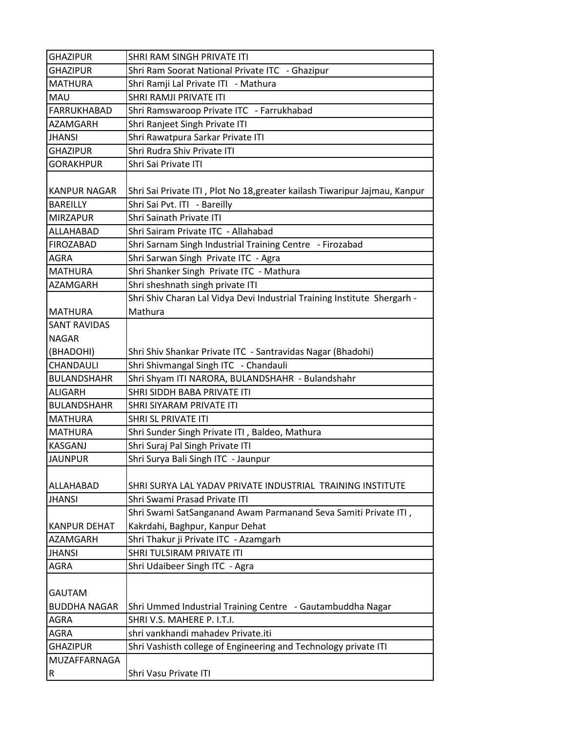| | |
|---|---|
| GHAZIPUR | SHRI RAM SINGH PRIVATE ITI |
| GHAZIPUR | Shri Ram Soorat National Private ITC - Ghazipur |
| MATHURA | Shri Ramji Lal Private ITI - Mathura |
| MAU | SHRI RAMJI PRIVATE ITI |
| FARRUKHABAD | Shri Ramswaroop Private ITC - Farrukhabad |
| AZAMGARH | Shri Ranjeet Singh Private ITI |
| JHANSI | Shri Rawatpura Sarkar Private ITI |
| GHAZIPUR | Shri Rudra Shiv Private ITI |
| GORAKHPUR | Shri Sai Private ITI |
| KANPUR NAGAR | Shri Sai Private ITI , Plot No 18,greater kailash Tiwaripur Jajmau, Kanpur |
| BAREILLY | Shri Sai Pvt. ITI - Bareilly |
| MIRZAPUR | Shri Sainath Private ITI |
| ALLAHABAD | Shri Sairam Private ITC - Allahabad |
| FIROZABAD | Shri Sarnam Singh Industrial Training Centre - Firozabad |
| AGRA | Shri Sarwan Singh Private ITC - Agra |
| MATHURA | Shri Shanker Singh Private ITC - Mathura |
| AZAMGARH | Shri sheshnath singh private ITI |
| MATHURA | Shri Shiv Charan Lal Vidya Devi Industrial Training Institute Shergarh - Mathura |
| SANT RAVIDAS NAGAR (BHADOHI) | Shri Shiv Shankar Private ITC - Santravidas Nagar (Bhadohi) |
| CHANDAULI | Shri Shivmangal Singh ITC - Chandauli |
| BULANDSHAHR | Shri Shyam ITI NARORA, BULANDSHAHR - Bulandshahr |
| ALIGARH | SHRI SIDDH BABA PRIVATE ITI |
| BULANDSHAHR | SHRI SIYARAM PRIVATE ITI |
| MATHURA | SHRI SL PRIVATE ITI |
| MATHURA | Shri Sunder Singh Private ITI , Baldeo, Mathura |
| KASGANJ | Shri Suraj Pal Singh Private ITI |
| JAUNPUR | Shri Surya Bali Singh ITC - Jaunpur |
| ALLAHABAD | SHRI SURYA LAL YADAV PRIVATE INDUSTRIAL TRAINING INSTITUTE |
| JHANSI | Shri Swami Prasad Private ITI |
| KANPUR DEHAT | Shri Swami SatSanganand Awam Parmanand Seva Samiti Private ITI , Kakrdahi, Baghpur, Kanpur Dehat |
| AZAMGARH | Shri Thakur ji Private ITC - Azamgarh |
| JHANSI | SHRI TULSIRAM PRIVATE ITI |
| AGRA | Shri Udaibeer Singh ITC - Agra |
| GAUTAM BUDDHA NAGAR | Shri Ummed Industrial Training Centre - Gautambuddha Nagar |
| AGRA | SHRI V.S. MAHERE P. I.T.I. |
| AGRA | shri vankhandi mahadev Private.iti |
| GHAZIPUR | Shri Vashisth college of Engineering and Technology private ITI |
| MUZAFFARNAGAR | Shri Vasu Private ITI |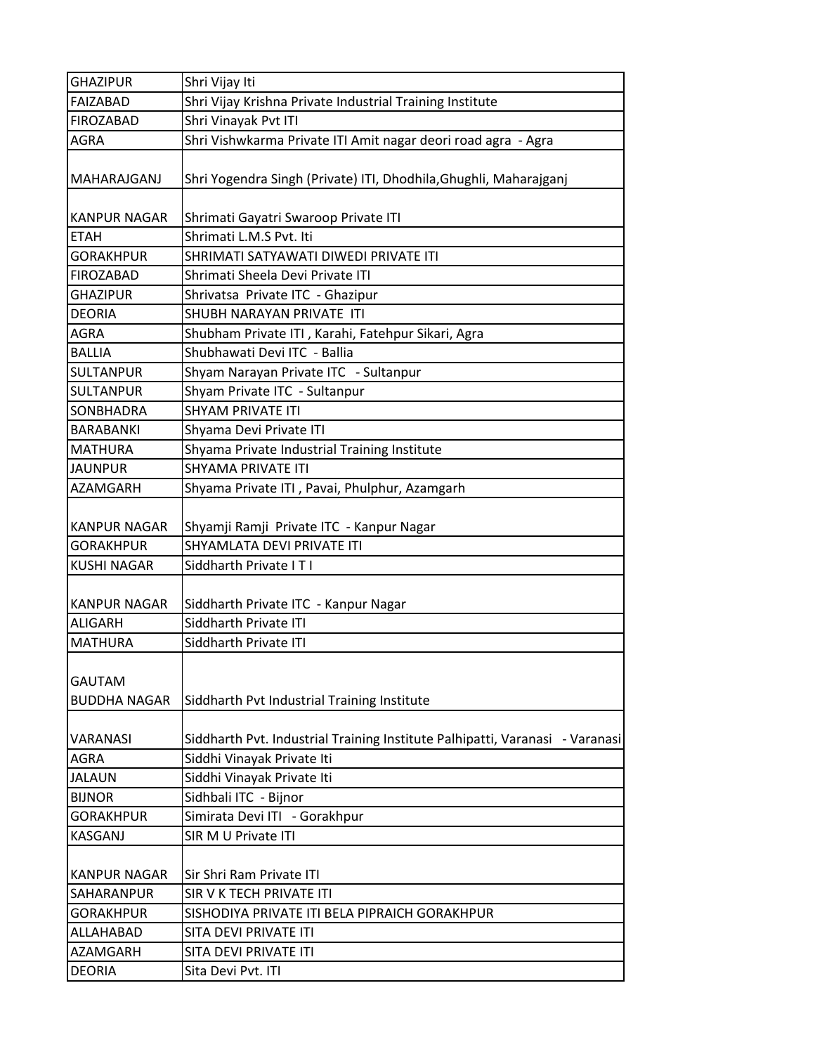| GHAZIPUR | Shri Vijay Iti |
|---|---|
| FAIZABAD | Shri Vijay Krishna Private Industrial Training Institute |
| FIROZABAD | Shri Vinayak Pvt ITI |
| AGRA | Shri Vishwkarma Private ITI Amit nagar deori road agra - Agra |
| MAHARAJGANJ | Shri Yogendra Singh (Private) ITI, Dhodhila,Ghughli, Maharajganj |
| KANPUR NAGAR | Shrimati Gayatri Swaroop Private ITI |
| ETAH | Shrimati L.M.S Pvt. Iti |
| GORAKHPUR | SHRIMATI SATYAWATI DIWEDI PRIVATE ITI |
| FIROZABAD | Shrimati Sheela Devi Private ITI |
| GHAZIPUR | Shrivatsa Private ITC - Ghazipur |
| DEORIA | SHUBH NARAYAN PRIVATE ITI |
| AGRA | Shubham Private ITI , Karahi, Fatehpur Sikari, Agra |
| BALLIA | Shubhawati Devi ITC - Ballia |
| SULTANPUR | Shyam Narayan Private ITC - Sultanpur |
| SULTANPUR | Shyam Private ITC - Sultanpur |
| SONBHADRA | SHYAM PRIVATE ITI |
| BARABANKI | Shyama Devi Private ITI |
| MATHURA | Shyama Private Industrial Training Institute |
| JAUNPUR | SHYAMA PRIVATE ITI |
| AZAMGARH | Shyama Private ITI , Pavai, Phulphur, Azamgarh |
| KANPUR NAGAR | Shyamji Ramji Private ITC - Kanpur Nagar |
| GORAKHPUR | SHYAMLATA DEVI PRIVATE ITI |
| KUSHI NAGAR | Siddharth Private I T I |
| KANPUR NAGAR | Siddharth Private ITC - Kanpur Nagar |
| ALIGARH | Siddharth Private ITI |
| MATHURA | Siddharth Private ITI |
| GAUTAM BUDDHA NAGAR | Siddharth Pvt Industrial Training Institute |
| VARANASI | Siddharth Pvt. Industrial Training Institute Palhipatti, Varanasi - Varanasi |
| AGRA | Siddhi Vinayak Private Iti |
| JALAUN | Siddhi Vinayak Private Iti |
| BIJNOR | Sidhbali ITC - Bijnor |
| GORAKHPUR | Simirata Devi ITI - Gorakhpur |
| KASGANJ | SIR M U Private ITI |
| KANPUR NAGAR | Sir Shri Ram Private ITI |
| SAHARANPUR | SIR V K TECH PRIVATE ITI |
| GORAKHPUR | SISHODIYA PRIVATE ITI BELA PIPRAICH GORAKHPUR |
| ALLAHABAD | SITA DEVI PRIVATE ITI |
| AZAMGARH | SITA DEVI PRIVATE ITI |
| DEORIA | Sita Devi Pvt. ITI |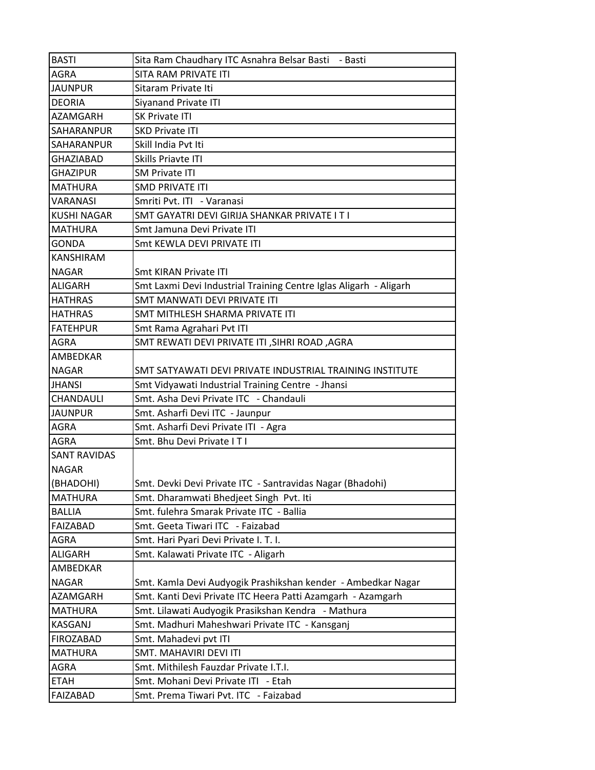| BASTI | Sita Ram Chaudhary ITC Asnahra Belsar Basti - Basti |
|---|---|
| AGRA | SITA RAM PRIVATE ITI |
| JAUNPUR | Sitaram Private Iti |
| DEORIA | Siyanand Private ITI |
| AZAMGARH | SK Private ITI |
| SAHARANPUR | SKD Private ITI |
| SAHARANPUR | Skill India Pvt Iti |
| GHAZIABAD | Skills Priavte ITI |
| GHAZIPUR | SM Private ITI |
| MATHURA | SMD PRIVATE ITI |
| VARANASI | Smriti Pvt. ITI - Varanasi |
| KUSHI NAGAR | SMT GAYATRI DEVI GIRIJA SHANKAR PRIVATE I T I |
| MATHURA | Smt Jamuna Devi Private ITI |
| GONDA | Smt KEWLA DEVI PRIVATE ITI |
| KANSHIRAM NAGAR | Smt KIRAN Private ITI |
| ALIGARH | Smt Laxmi Devi Industrial Training Centre Iglas Aligarh - Aligarh |
| HATHRAS | SMT MANWATI DEVI PRIVATE ITI |
| HATHRAS | SMT MITHLESH SHARMA PRIVATE ITI |
| FATEHPUR | Smt Rama Agrahari Pvt ITI |
| AGRA | SMT REWATI DEVI PRIVATE ITI ,SIHRI ROAD ,AGRA |
| AMBEDKAR NAGAR | SMT SATYAWATI DEVI PRIVATE INDUSTRIAL TRAINING INSTITUTE |
| JHANSI | Smt Vidyawati Industrial Training Centre - Jhansi |
| CHANDAULI | Smt. Asha Devi Private ITC - Chandauli |
| JAUNPUR | Smt. Asharfi Devi ITC - Jaunpur |
| AGRA | Smt. Asharfi Devi Private ITI - Agra |
| AGRA | Smt. Bhu Devi Private I T I |
| SANT RAVIDAS NAGAR (BHADOHI) | Smt. Devki Devi Private ITC - Santravidas Nagar (Bhadohi) |
| MATHURA | Smt. Dharamwati Bhedjeet Singh Pvt. Iti |
| BALLIA | Smt. fulehra Smarak Private ITC - Ballia |
| FAIZABAD | Smt. Geeta Tiwari ITC - Faizabad |
| AGRA | Smt. Hari Pyari Devi Private I. T. I. |
| ALIGARH | Smt. Kalawati Private ITC - Aligarh |
| AMBEDKAR NAGAR | Smt. Kamla Devi Audyogik Prashikshan kender - Ambedkar Nagar |
| AZAMGARH | Smt. Kanti Devi Private ITC Heera Patti Azamgarh - Azamgarh |
| MATHURA | Smt. Lilawati Audyogik Prasikshan Kendra - Mathura |
| KASGANJ | Smt. Madhuri Maheshwari Private ITC - Kansganj |
| FIROZABAD | Smt. Mahadevi pvt ITI |
| MATHURA | SMT. MAHAVIRI DEVI ITI |
| AGRA | Smt. Mithilesh Fauzdar Private I.T.I. |
| ETAH | Smt. Mohani Devi Private ITI - Etah |
| FAIZABAD | Smt. Prema Tiwari Pvt. ITC - Faizabad |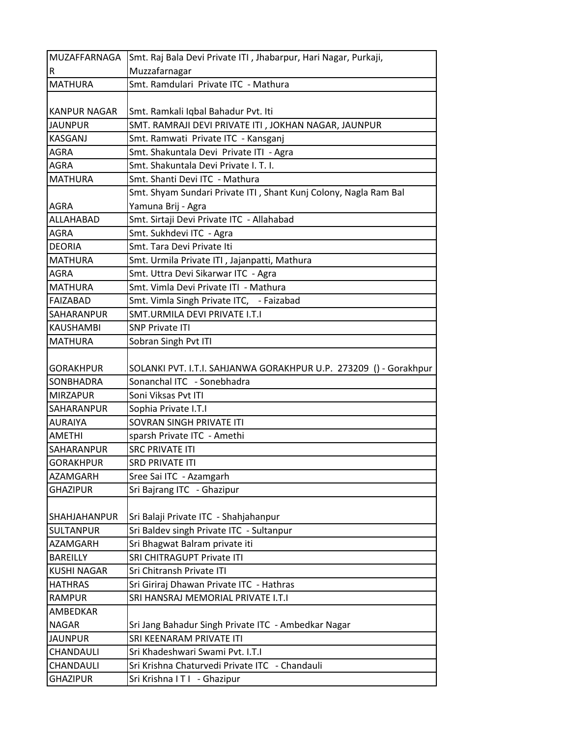| MUZAFFARNAGAR | Smt. Raj Bala Devi Private ITI , Jhabarpur, Hari Nagar, Purkaji, Muzzafarnagar |
|---|---|
| MATHURA | Smt. Ramdulari Private ITC - Mathura |
| KANPUR NAGAR | Smt. Ramkali Iqbal Bahadur Pvt. Iti |
| JAUNPUR | SMT. RAMRAJI DEVI PRIVATE ITI , JOKHAN NAGAR, JAUNPUR |
| KASGANJ | Smt. Ramwati Private ITC - Kansganj |
| AGRA | Smt. Shakuntala Devi Private ITI - Agra |
| AGRA | Smt. Shakuntala Devi Private I. T. I. |
| MATHURA | Smt. Shanti Devi ITC - Mathura |
| AGRA | Smt. Shyam Sundari Private ITI , Shant Kunj Colony, Nagla Ram Bal Yamuna Brij - Agra |
| ALLAHABAD | Smt. Sirtaji Devi Private ITC - Allahabad |
| AGRA | Smt. Sukhdevi ITC - Agra |
| DEORIA | Smt. Tara Devi Private Iti |
| MATHURA | Smt. Urmila Private ITI , Jajanpatti, Mathura |
| AGRA | Smt. Uttra Devi Sikarwar ITC - Agra |
| MATHURA | Smt. Vimla Devi Private ITI - Mathura |
| FAIZABAD | Smt. Vimla Singh Private ITC, - Faizabad |
| SAHARANPUR | SMT.URMILA DEVI PRIVATE I.T.I |
| KAUSHAMBI | SNP Private ITI |
| MATHURA | Sobran Singh Pvt ITI |
| GORAKHPUR | SOLANKI PVT. I.T.I. SAHJANWA GORAKHPUR U.P. 273209 () - Gorakhpur |
| SONBHADRA | Sonanchal ITC - Sonebhadra |
| MIRZAPUR | Soni Viksas Pvt ITI |
| SAHARANPUR | Sophia Private I.T.I |
| AURAIYA | SOVRAN SINGH PRIVATE ITI |
| AMETHI | sparsh Private ITC - Amethi |
| SAHARANPUR | SRC PRIVATE ITI |
| GORAKHPUR | SRD PRIVATE ITI |
| AZAMGARH | Sree Sai ITC - Azamgarh |
| GHAZIPUR | Sri Bajrang ITC - Ghazipur |
| SHAHJAHANPUR | Sri Balaji Private ITC - Shahjahanpur |
| SULTANPUR | Sri Baldev singh Private ITC - Sultanpur |
| AZAMGARH | Sri Bhagwat Balram private iti |
| BAREILLY | SRI CHITRAGUPT Private ITI |
| KUSHI NAGAR | Sri Chitransh Private ITI |
| HATHRAS | Sri Giriraj Dhawan Private ITC - Hathras |
| RAMPUR | SRI HANSRAJ MEMORIAL PRIVATE I.T.I |
| AMBEDKAR NAGAR | Sri Jang Bahadur Singh Private ITC - Ambedkar Nagar |
| JAUNPUR | SRI KEENARAM PRIVATE ITI |
| CHANDAULI | Sri Khadeshwari Swami Pvt. I.T.I |
| CHANDAULI | Sri Krishna Chaturvedi Private ITC - Chandauli |
| GHAZIPUR | Sri Krishna I T I - Ghazipur |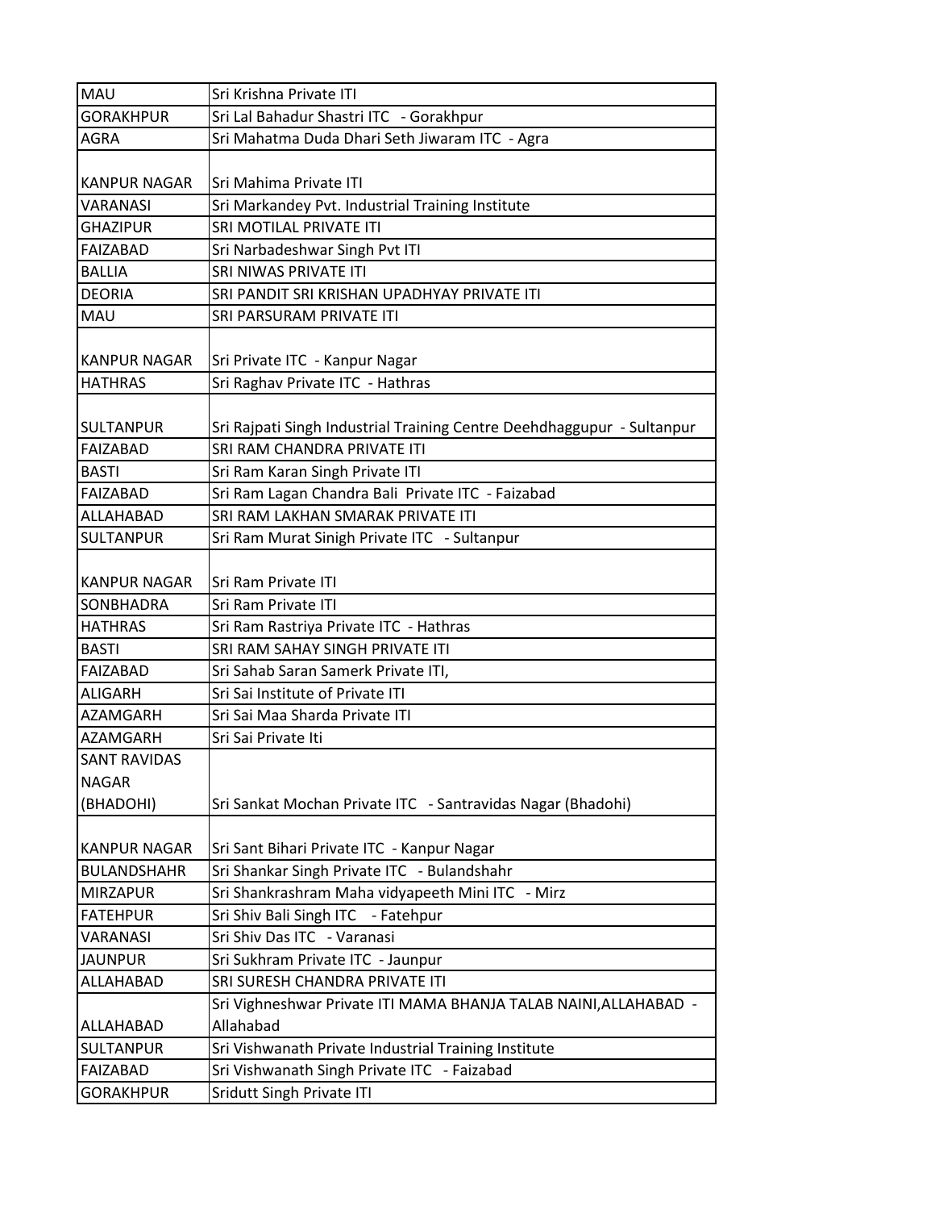| | |
|---|---|
| MAU | Sri Krishna Private ITI |
| GORAKHPUR | Sri Lal Bahadur Shastri ITC - Gorakhpur |
| AGRA | Sri Mahatma Duda Dhari Seth Jiwaram ITC - Agra |
| KANPUR NAGAR | Sri Mahima Private ITI |
| VARANASI | Sri Markandey Pvt. Industrial Training Institute |
| GHAZIPUR | SRI MOTILAL PRIVATE ITI |
| FAIZABAD | Sri Narbadeshwar Singh Pvt ITI |
| BALLIA | SRI NIWAS PRIVATE ITI |
| DEORIA | SRI PANDIT SRI KRISHAN UPADHYAY PRIVATE ITI |
| MAU | SRI PARSURAM PRIVATE ITI |
| KANPUR NAGAR | Sri Private ITC - Kanpur Nagar |
| HATHRAS | Sri Raghav Private ITC - Hathras |
| SULTANPUR | Sri Rajpati Singh Industrial Training Centre Deehdhaggupur - Sultanpur |
| FAIZABAD | SRI RAM CHANDRA PRIVATE ITI |
| BASTI | Sri Ram Karan Singh Private ITI |
| FAIZABAD | Sri Ram Lagan Chandra Bali Private ITC - Faizabad |
| ALLAHABAD | SRI RAM LAKHAN SMARAK PRIVATE ITI |
| SULTANPUR | Sri Ram Murat Sinigh Private ITC - Sultanpur |
| KANPUR NAGAR | Sri Ram Private ITI |
| SONBHADRA | Sri Ram Private ITI |
| HATHRAS | Sri Ram Rastriya Private ITC - Hathras |
| BASTI | SRI RAM SAHAY SINGH PRIVATE ITI |
| FAIZABAD | Sri Sahab Saran Samerk Private ITI, |
| ALIGARH | Sri Sai Institute of Private ITI |
| AZAMGARH | Sri Sai Maa Sharda Private ITI |
| AZAMGARH | Sri Sai Private Iti |
| SANT RAVIDAS NAGAR (BHADOHI) | Sri Sankat Mochan Private ITC - Santravidas Nagar (Bhadohi) |
| KANPUR NAGAR | Sri Sant Bihari Private ITC - Kanpur Nagar |
| BULANDSHAHR | Sri Shankar Singh Private ITC - Bulandshahr |
| MIRZAPUR | Sri Shankrashram Maha vidyapeeth Mini ITC - Mirz |
| FATEHPUR | Sri Shiv Bali Singh ITC - Fatehpur |
| VARANASI | Sri Shiv Das ITC - Varanasi |
| JAUNPUR | Sri Sukhram Private ITC - Jaunpur |
| ALLAHABAD | SRI SURESH CHANDRA PRIVATE ITI |
| ALLAHABAD | Sri Vighneshwar Private ITI MAMA BHANJA TALAB NAINI,ALLAHABAD - Allahabad |
| SULTANPUR | Sri Vishwanath Private Industrial Training Institute |
| FAIZABAD | Sri Vishwanath Singh Private ITC - Faizabad |
| GORAKHPUR | Sridutt Singh Private ITI |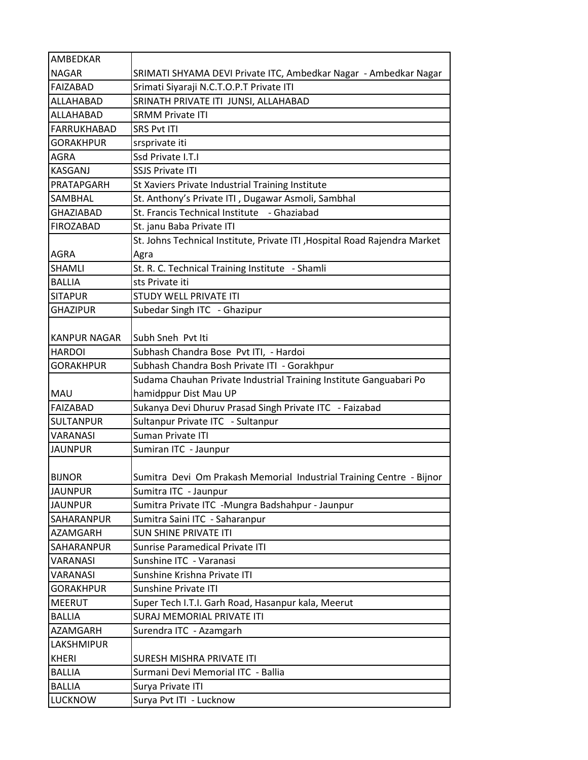| AMBEDKAR NAGAR | SRIMATI SHYAMA DEVI Private ITC, Ambedkar Nagar - Ambedkar Nagar |
|---|---|
| FAIZABAD | Srimati Siyaraji N.C.T.O.P.T Private ITI |
| ALLAHABAD | SRINATH PRIVATE ITI JUNSI, ALLAHABAD |
| ALLAHABAD | SRMM Private ITI |
| FARRUKHABAD | SRS Pvt ITI |
| GORAKHPUR | srsprivate iti |
| AGRA | Ssd Private I.T.I |
| KASGANJ | SSJS Private ITI |
| PRATAPGARH | St Xaviers Private Industrial Training Institute |
| SAMBHAL | St. Anthony's Private ITI , Dugawar Asmoli, Sambhal |
| GHAZIABAD | St. Francis Technical Institute - Ghaziabad |
| FIROZABAD | St. janu Baba Private ITI |
| AGRA | St. Johns Technical Institute, Private ITI ,Hospital Road Rajendra Market Agra |
| SHAMLI | St. R. C. Technical Training Institute - Shamli |
| BALLIA | sts Private iti |
| SITAPUR | STUDY WELL PRIVATE ITI |
| GHAZIPUR | Subedar Singh ITC - Ghazipur |
| KANPUR NAGAR | Subh Sneh Pvt Iti |
| HARDOI | Subhash Chandra Bose Pvt ITI, - Hardoi |
| GORAKHPUR | Subhash Chandra Bosh Private ITI - Gorakhpur |
| MAU | Sudama Chauhan Private Industrial Training Institute Ganguabari Po hamidppur Dist Mau UP |
| FAIZABAD | Sukanya Devi Dhuruv Prasad Singh Private ITC - Faizabad |
| SULTANPUR | Sultanpur Private ITC - Sultanpur |
| VARANASI | Suman Private ITI |
| JAUNPUR | Sumiran ITC - Jaunpur |
| BIJNOR | Sumitra Devi Om Prakash Memorial Industrial Training Centre - Bijnor |
| JAUNPUR | Sumitra ITC - Jaunpur |
| JAUNPUR | Sumitra Private ITC -Mungra Badshahpur - Jaunpur |
| SAHARANPUR | Sumitra Saini ITC - Saharanpur |
| AZAMGARH | SUN SHINE PRIVATE ITI |
| SAHARANPUR | Sunrise Paramedical Private ITI |
| VARANASI | Sunshine ITC - Varanasi |
| VARANASI | Sunshine Krishna Private ITI |
| GORAKHPUR | Sunshine Private ITI |
| MEERUT | Super Tech I.T.I. Garh Road, Hasanpur kala, Meerut |
| BALLIA | SURAJ MEMORIAL PRIVATE ITI |
| AZAMGARH | Surendra ITC - Azamgarh |
| LAKSHMIPUR KHERI | SURESH MISHRA PRIVATE ITI |
| BALLIA | Surmani Devi Memorial ITC - Ballia |
| BALLIA | Surya Private ITI |
| LUCKNOW | Surya Pvt ITI - Lucknow |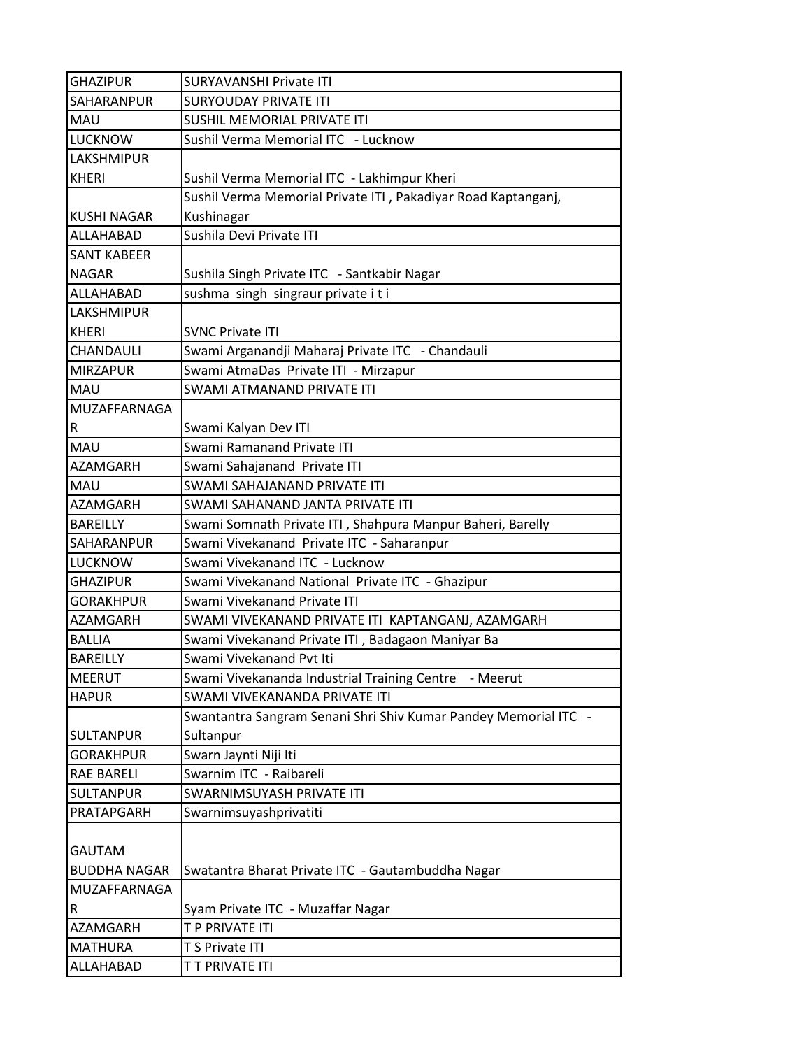| GHAZIPUR | SURYAVANSHI Private ITI |
| --- | --- |
| SAHARANPUR | SURYOUDAY PRIVATE ITI |
| MAU | SUSHIL MEMORIAL PRIVATE ITI |
| LUCKNOW | Sushil Verma Memorial ITC - Lucknow |
| LAKSHMIPUR KHERI | Sushil Verma Memorial ITC - Lakhimpur Kheri |
| KUSHI NAGAR | Sushil Verma Memorial Private ITI , Pakadiyar Road Kaptanganj, Kushinagar |
| ALLAHABAD | Sushila Devi Private ITI |
| SANT KABEER NAGAR | Sushila Singh Private ITC - Santkabir Nagar |
| ALLAHABAD | sushma singh singraur private i t i |
| LAKSHMIPUR KHERI | SVNC Private ITI |
| CHANDAULI | Swami Arganandji Maharaj Private ITC - Chandauli |
| MIRZAPUR | Swami AtmaDas Private ITI - Mirzapur |
| MAU | SWAMI ATMANAND PRIVATE ITI |
| MUZAFFARNAGAR | Swami Kalyan Dev ITI |
| MAU | Swami Ramanand Private ITI |
| AZAMGARH | Swami Sahajanand Private ITI |
| MAU | SWAMI SAHAJANAND PRIVATE ITI |
| AZAMGARH | SWAMI SAHANAND JANTA PRIVATE ITI |
| BAREILLY | Swami Somnath Private ITI , Shahpura Manpur Baheri, Barelly |
| SAHARANPUR | Swami Vivekanand Private ITC - Saharanpur |
| LUCKNOW | Swami Vivekanand ITC - Lucknow |
| GHAZIPUR | Swami Vivekanand National Private ITC - Ghazipur |
| GORAKHPUR | Swami Vivekanand Private ITI |
| AZAMGARH | SWAMI VIVEKANAND PRIVATE ITI KAPTANGANJ, AZAMGARH |
| BALLIA | Swami Vivekanand Private ITI , Badagaon Maniyar Ba |
| BAREILLY | Swami Vivekanand Pvt Iti |
| MEERUT | Swami Vivekananda Industrial Training Centre - Meerut |
| HAPUR | SWAMI VIVEKANANDA PRIVATE ITI |
| SULTANPUR | Swantantra Sangram Senani Shri Shiv Kumar Pandey Memorial ITC - Sultanpur |
| GORAKHPUR | Swarn Jaynti Niji Iti |
| RAE BARELI | Swarnim ITC - Raibareli |
| SULTANPUR | SWARNIMSUYASH PRIVATE ITI |
| PRATAPGARH | Swarnimsuyashprivatiti |
| GAUTAM BUDDHA NAGAR | Swatantra Bharat Private ITC - Gautambuddha Nagar |
| MUZAFFARNAGAR | Syam Private ITC - Muzaffar Nagar |
| AZAMGARH | T P PRIVATE ITI |
| MATHURA | T S Private ITI |
| ALLAHABAD | T T PRIVATE ITI |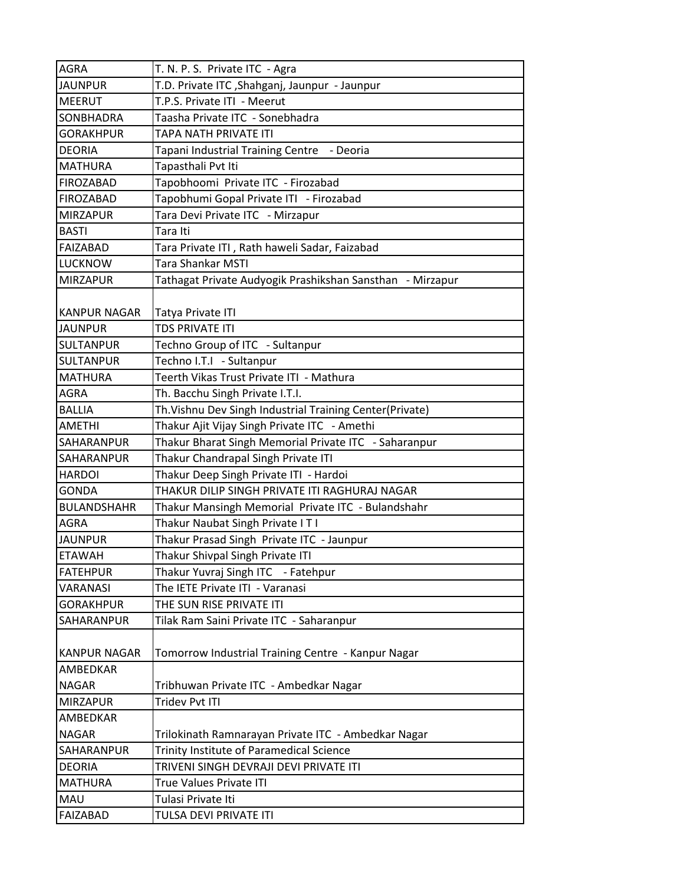| AGRA | T. N. P. S. Private ITC - Agra |
|---|---|
| JAUNPUR | T.D. Private ITC ,Shahganj, Jaunpur - Jaunpur |
| MEERUT | T.P.S. Private ITI - Meerut |
| SONBHADRA | Taasha Private ITC - Sonebhadra |
| GORAKHPUR | TAPA NATH PRIVATE ITI |
| DEORIA | Tapani Industrial Training Centre - Deoria |
| MATHURA | Tapasthali Pvt Iti |
| FIROZABAD | Tapobhoomi Private ITC - Firozabad |
| FIROZABAD | Tapobhumi Gopal Private ITI - Firozabad |
| MIRZAPUR | Tara Devi Private ITC - Mirzapur |
| BASTI | Tara Iti |
| FAIZABAD | Tara Private ITI , Rath haweli Sadar, Faizabad |
| LUCKNOW | Tara Shankar MSTI |
| MIRZAPUR | Tathagat Private Audyogik Prashikshan Sansthan - Mirzapur |
| KANPUR NAGAR | Tatya Private ITI |
| JAUNPUR | TDS PRIVATE ITI |
| SULTANPUR | Techno Group of ITC - Sultanpur |
| SULTANPUR | Techno I.T.I - Sultanpur |
| MATHURA | Teerth Vikas Trust Private ITI - Mathura |
| AGRA | Th. Bacchu Singh Private I.T.I. |
| BALLIA | Th.Vishnu Dev Singh Industrial Training Center(Private) |
| AMETHI | Thakur Ajit Vijay Singh Private ITC - Amethi |
| SAHARANPUR | Thakur Bharat Singh Memorial Private ITC - Saharanpur |
| SAHARANPUR | Thakur Chandrapal Singh Private ITI |
| HARDOI | Thakur Deep Singh Private ITI - Hardoi |
| GONDA | THAKUR DILIP SINGH PRIVATE ITI RAGHURAJ NAGAR |
| BULANDSHAHR | Thakur Mansingh Memorial Private ITC - Bulandshahr |
| AGRA | Thakur Naubat Singh Private I T I |
| JAUNPUR | Thakur Prasad Singh Private ITC - Jaunpur |
| ETAWAH | Thakur Shivpal Singh Private ITI |
| FATEHPUR | Thakur Yuvraj Singh ITC - Fatehpur |
| VARANASI | The IETE Private ITI - Varanasi |
| GORAKHPUR | THE SUN RISE PRIVATE ITI |
| SAHARANPUR | Tilak Ram Saini Private ITC - Saharanpur |
| KANPUR NAGAR | Tomorrow Industrial Training Centre - Kanpur Nagar |
| AMBEDKAR NAGAR | Tribhuwan Private ITC - Ambedkar Nagar |
| MIRZAPUR | Tridev Pvt ITI |
| AMBEDKAR NAGAR | Trilokinath Ramnarayan Private ITC - Ambedkar Nagar |
| SAHARANPUR | Trinity Institute of Paramedical Science |
| DEORIA | TRIVENI SINGH DEVRAJI DEVI PRIVATE ITI |
| MATHURA | True Values Private ITI |
| MAU | Tulasi Private Iti |
| FAIZABAD | TULSA DEVI PRIVATE ITI |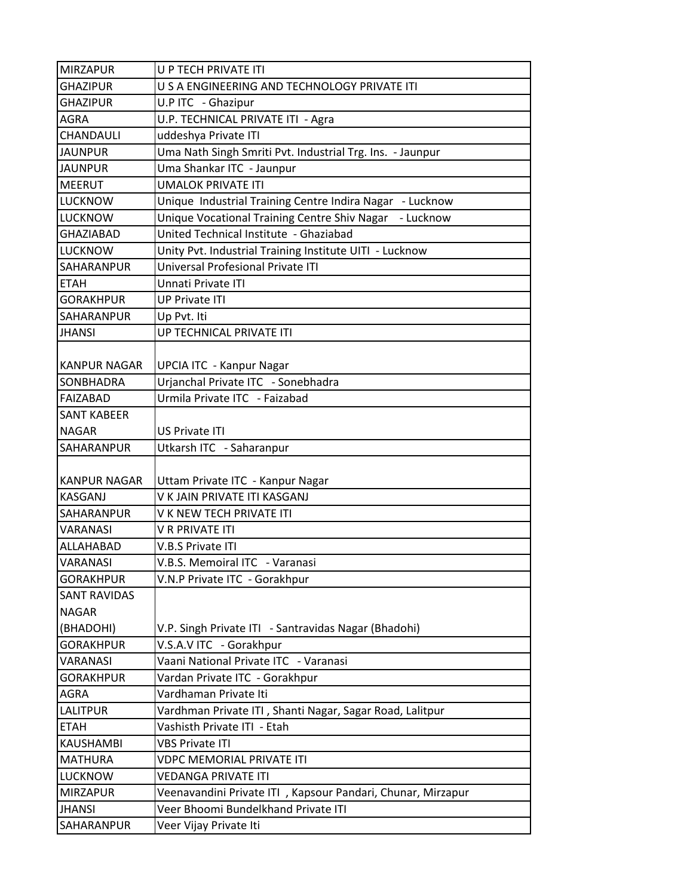| | |
|---|---|
| MIRZAPUR | U P TECH PRIVATE ITI |
| GHAZIPUR | U S A ENGINEERING AND TECHNOLOGY PRIVATE ITI |
| GHAZIPUR | U.P ITC - Ghazipur |
| AGRA | U.P. TECHNICAL PRIVATE ITI - Agra |
| CHANDAULI | uddeshya Private ITI |
| JAUNPUR | Uma Nath Singh Smriti Pvt. Industrial Trg. Ins. - Jaunpur |
| JAUNPUR | Uma Shankar ITC - Jaunpur |
| MEERUT | UMALOK PRIVATE ITI |
| LUCKNOW | Unique Industrial Training Centre Indira Nagar - Lucknow |
| LUCKNOW | Unique Vocational Training Centre Shiv Nagar - Lucknow |
| GHAZIABAD | United Technical Institute - Ghaziabad |
| LUCKNOW | Unity Pvt. Industrial Training Institute UITI - Lucknow |
| SAHARANPUR | Universal Profesional Private ITI |
| ETAH | Unnati Private ITI |
| GORAKHPUR | UP Private ITI |
| SAHARANPUR | Up Pvt. Iti |
| JHANSI | UP TECHNICAL PRIVATE ITI |
| KANPUR NAGAR | UPCIA ITC - Kanpur Nagar |
| SONBHADRA | Urjanchal Private ITC - Sonebhadra |
| FAIZABAD | Urmila Private ITC - Faizabad |
| SANT KABEER NAGAR | US Private ITI |
| SAHARANPUR | Utkarsh ITC - Saharanpur |
| KANPUR NAGAR | Uttam Private ITC - Kanpur Nagar |
| KASGANJ | V K JAIN PRIVATE ITI KASGANJ |
| SAHARANPUR | V K NEW TECH PRIVATE ITI |
| VARANASI | V R PRIVATE ITI |
| ALLAHABAD | V.B.S Private ITI |
| VARANASI | V.B.S. Memoiral ITC - Varanasi |
| GORAKHPUR | V.N.P Private ITC - Gorakhpur |
| SANT RAVIDAS NAGAR (BHADOHI) | V.P. Singh Private ITI - Santravidas Nagar (Bhadohi) |
| GORAKHPUR | V.S.A.V ITC - Gorakhpur |
| VARANASI | Vaani National Private ITC - Varanasi |
| GORAKHPUR | Vardan Private ITC - Gorakhpur |
| AGRA | Vardhaman Private Iti |
| LALITPUR | Vardhman Private ITI , Shanti Nagar, Sagar Road, Lalitpur |
| ETAH | Vashisth Private ITI - Etah |
| KAUSHAMBI | VBS Private ITI |
| MATHURA | VDPC MEMORIAL PRIVATE ITI |
| LUCKNOW | VEDANGA PRIVATE ITI |
| MIRZAPUR | Veenavandini Private ITI , Kapsour Pandari, Chunar, Mirzapur |
| JHANSI | Veer Bhoomi Bundelkhand Private ITI |
| SAHARANPUR | Veer Vijay Private Iti |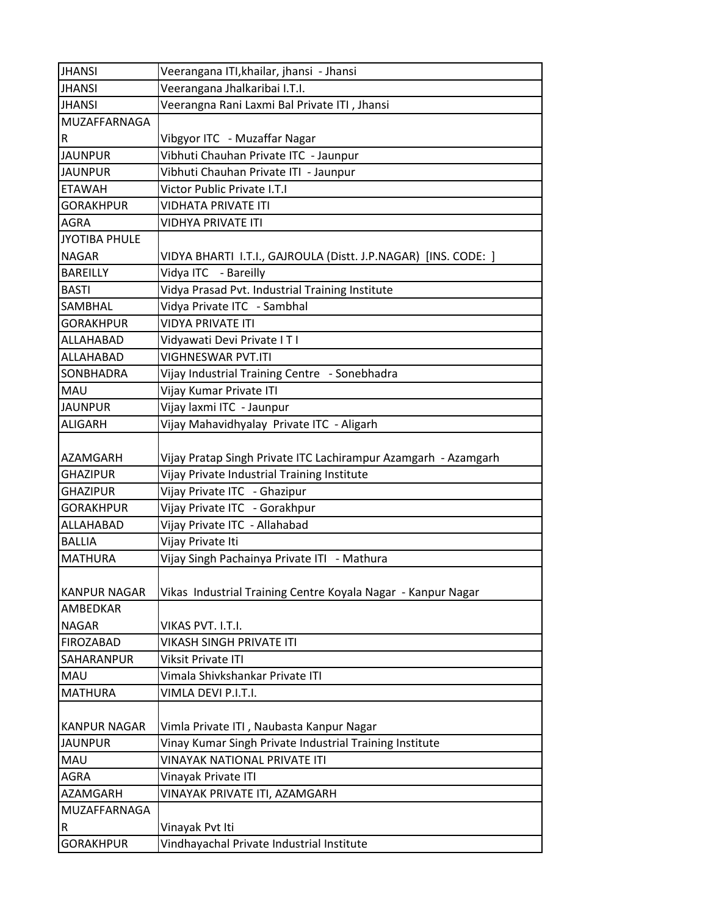| | |
|---|---|
| JHANSI | Veerangana ITI,khailar, jhansi - Jhansi |
| JHANSI | Veerangana Jhalkaribai I.T.I. |
| JHANSI | Veerangna Rani Laxmi Bal Private ITI , Jhansi |
| MUZAFFARNAGAR | Vibgyor ITC - Muzaffar Nagar |
| JAUNPUR | Vibhuti Chauhan Private ITC - Jaunpur |
| JAUNPUR | Vibhuti Chauhan Private ITI - Jaunpur |
| ETAWAH | Victor Public Private I.T.I |
| GORAKHPUR | VIDHATA PRIVATE ITI |
| AGRA | VIDHYA PRIVATE ITI |
| JYOTIBA PHULE NAGAR | VIDYA BHARTI I.T.I., GAJROULA (Distt. J.P.NAGAR) [INS. CODE: ] |
| BAREILLY | Vidya ITC - Bareilly |
| BASTI | Vidya Prasad Pvt. Industrial Training Institute |
| SAMBHAL | Vidya Private ITC - Sambhal |
| GORAKHPUR | VIDYA PRIVATE ITI |
| ALLAHABAD | Vidyawati Devi Private I T I |
| ALLAHABAD | VIGHNESWAR PVT.ITI |
| SONBHADRA | Vijay Industrial Training Centre - Sonebhadra |
| MAU | Vijay Kumar Private ITI |
| JAUNPUR | Vijay laxmi ITC - Jaunpur |
| ALIGARH | Vijay Mahavidhyalay Private ITC - Aligarh |
| AZAMGARH | Vijay Pratap Singh Private ITC Lachirampur Azamgarh - Azamgarh |
| GHAZIPUR | Vijay Private Industrial Training Institute |
| GHAZIPUR | Vijay Private ITC - Ghazipur |
| GORAKHPUR | Vijay Private ITC - Gorakhpur |
| ALLAHABAD | Vijay Private ITC - Allahabad |
| BALLIA | Vijay Private Iti |
| MATHURA | Vijay Singh Pachainya Private ITI - Mathura |
| KANPUR NAGAR | Vikas Industrial Training Centre Koyala Nagar - Kanpur Nagar |
| AMBEDKAR NAGAR | VIKAS PVT. I.T.I. |
| FIROZABAD | VIKASH SINGH PRIVATE ITI |
| SAHARANPUR | Viksit Private ITI |
| MAU | Vimala Shivkshankar Private ITI |
| MATHURA | VIMLA DEVI P.I.T.I. |
| KANPUR NAGAR | Vimla Private ITI , Naubasta Kanpur Nagar |
| JAUNPUR | Vinay Kumar Singh Private Industrial Training Institute |
| MAU | VINAYAK NATIONAL PRIVATE ITI |
| AGRA | Vinayak Private ITI |
| AZAMGARH | VINAYAK PRIVATE ITI, AZAMGARH |
| MUZAFFARNAGAR | Vinayak Pvt Iti |
| GORAKHPUR | Vindhayachal Private Industrial Institute |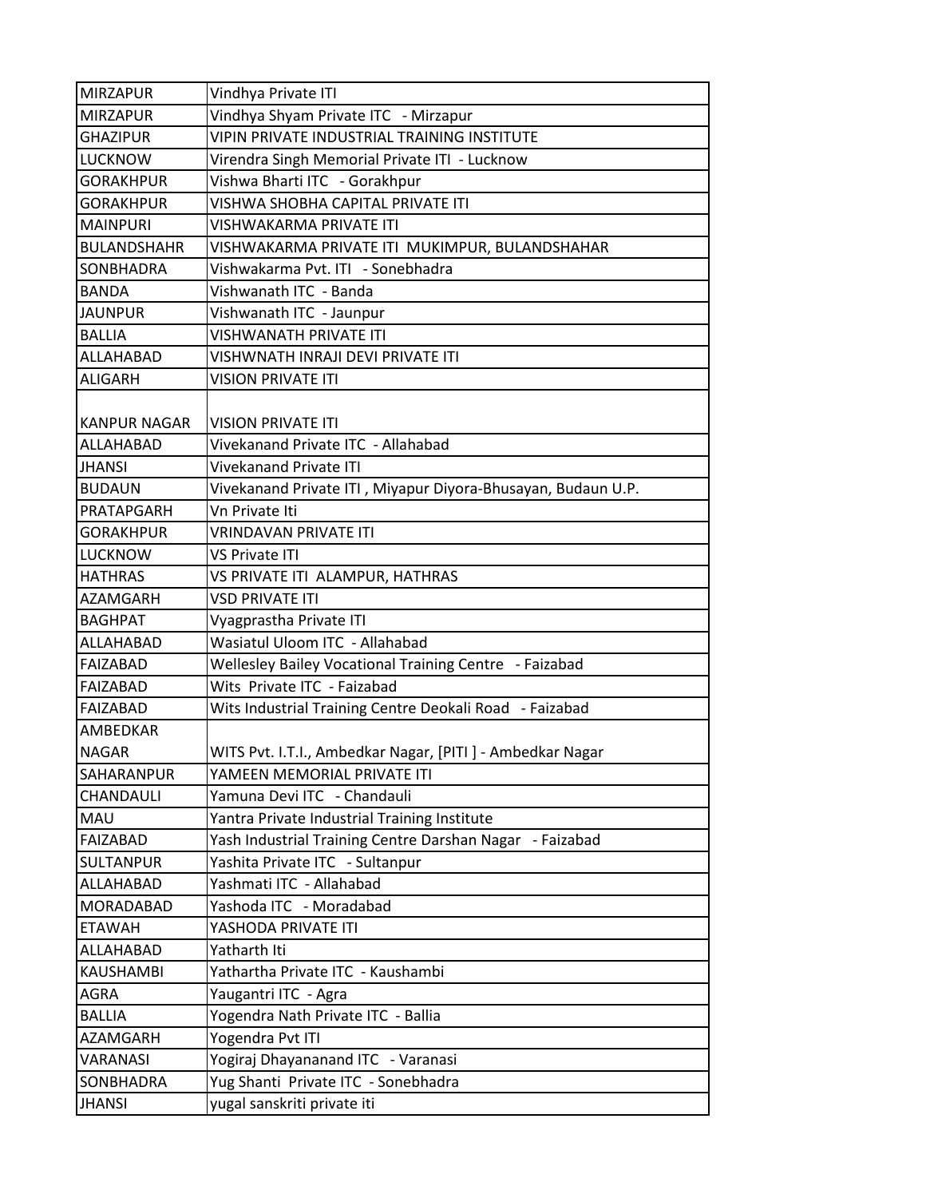| MIRZAPUR | Vindhya Private ITI |
|---|---|
| MIRZAPUR | Vindhya Shyam Private ITC - Mirzapur |
| GHAZIPUR | VIPIN PRIVATE INDUSTRIAL TRAINING INSTITUTE |
| LUCKNOW | Virendra Singh Memorial Private ITI - Lucknow |
| GORAKHPUR | Vishwa Bharti ITC - Gorakhpur |
| GORAKHPUR | VISHWA SHOBHA CAPITAL PRIVATE ITI |
| MAINPURI | VISHWAKARMA PRIVATE ITI |
| BULANDSHAHR | VISHWAKARMA PRIVATE ITI MUKIMPUR, BULANDSHAHAR |
| SONBHADRA | Vishwakarma Pvt. ITI - Sonebhadra |
| BANDA | Vishwanath ITC - Banda |
| JAUNPUR | Vishwanath ITC - Jaunpur |
| BALLIA | VISHWANATH PRIVATE ITI |
| ALLAHABAD | VISHWNATH INRAJI DEVI PRIVATE ITI |
| ALIGARH | VISION PRIVATE ITI |
| KANPUR NAGAR | VISION PRIVATE ITI |
| ALLAHABAD | Vivekanand Private ITC - Allahabad |
| JHANSI | Vivekanand Private ITI |
| BUDAUN | Vivekanand Private ITI , Miyapur Diyora-Bhusayan, Budaun U.P. |
| PRATAPGARH | Vn Private Iti |
| GORAKHPUR | VRINDAVAN PRIVATE ITI |
| LUCKNOW | VS Private ITI |
| HATHRAS | VS PRIVATE ITI ALAMPUR, HATHRAS |
| AZAMGARH | VSD PRIVATE ITI |
| BAGHPAT | Vyagprastha Private ITI |
| ALLAHABAD | Wasiatul Uloom ITC - Allahabad |
| FAIZABAD | Wellesley Bailey Vocational Training Centre - Faizabad |
| FAIZABAD | Wits Private ITC - Faizabad |
| FAIZABAD | Wits Industrial Training Centre Deokali Road - Faizabad |
| AMBEDKAR NAGAR | WITS Pvt. I.T.I., Ambedkar Nagar, [PITI ] - Ambedkar Nagar |
| SAHARANPUR | YAMEEN MEMORIAL PRIVATE ITI |
| CHANDAULI | Yamuna Devi ITC - Chandauli |
| MAU | Yantra Private Industrial Training Institute |
| FAIZABAD | Yash Industrial Training Centre Darshan Nagar - Faizabad |
| SULTANPUR | Yashita Private ITC - Sultanpur |
| ALLAHABAD | Yashmati ITC - Allahabad |
| MORADABAD | Yashoda ITC - Moradabad |
| ETAWAH | YASHODA PRIVATE ITI |
| ALLAHABAD | Yatharth Iti |
| KAUSHAMBI | Yathartha Private ITC - Kaushambi |
| AGRA | Yaugantri ITC - Agra |
| BALLIA | Yogendra Nath Private ITC - Ballia |
| AZAMGARH | Yogendra Pvt ITI |
| VARANASI | Yogiraj Dhayananand ITC - Varanasi |
| SONBHADRA | Yug Shanti Private ITC - Sonebhadra |
| JHANSI | yugal sanskriti private iti |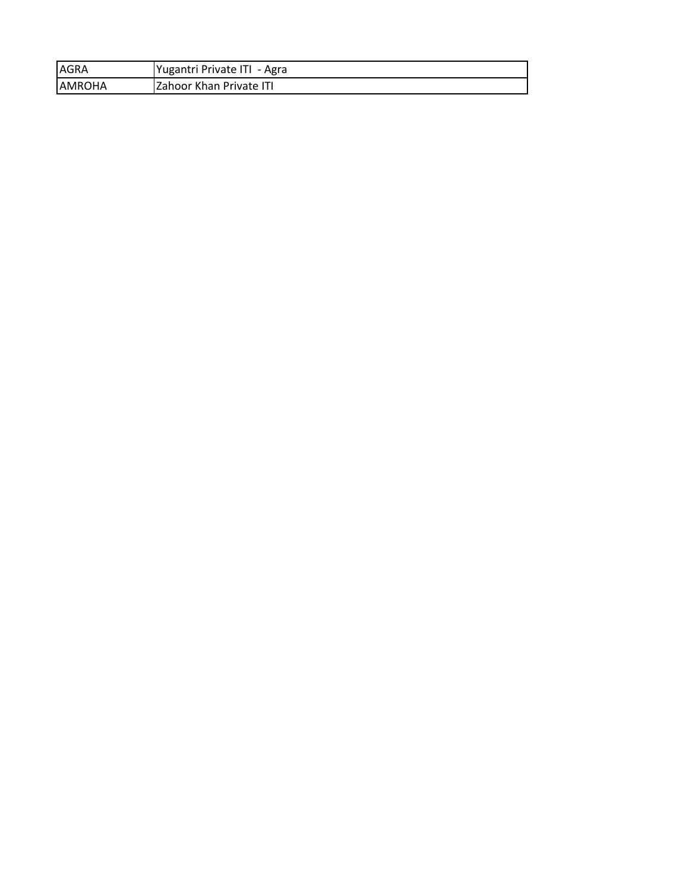| | |
|---|---|
| AGRA | Yugantri Private ITI - Agra |
| AMROHA | Zahoor Khan Private ITI |